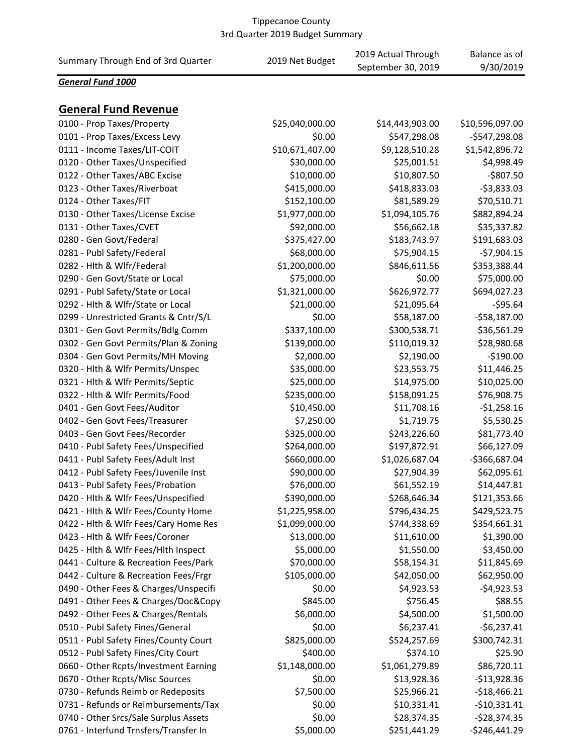Tippecanoe County
3rd Quarter 2019 Budget Summary

| Summary Through End of 3rd Quarter | 2019 Net Budget | 2019 Actual Through September 30, 2019 | Balance as of 9/30/2019 |
|---|---|---|---|
| ***General Fund 1000*** | | | |
| **General Fund Revenue** | | | |
| 0100 - Prop Taxes/Property | $25,040,000.00 | $14,443,903.00 | $10,596,097.00 |
| 0101 - Prop Taxes/Excess Levy | $0.00 | $547,298.08 | -$547,298.08 |
| 0111 - Income Taxes/LIT-COIT | $10,671,407.00 | $9,128,510.28 | $1,542,896.72 |
| 0120 - Other Taxes/Unspecified | $30,000.00 | $25,001.51 | $4,998.49 |
| 0122 - Other Taxes/ABC Excise | $10,000.00 | $10,807.50 | -$807.50 |
| 0123 - Other Taxes/Riverboat | $415,000.00 | $418,833.03 | -$3,833.03 |
| 0124 - Other Taxes/FIT | $152,100.00 | $81,589.29 | $70,510.71 |
| 0130 - Other Taxes/License Excise | $1,977,000.00 | $1,094,105.76 | $882,894.24 |
| 0131 - Other Taxes/CVET | $92,000.00 | $56,662.18 | $35,337.82 |
| 0280 - Gen Govt/Federal | $375,427.00 | $183,743.97 | $191,683.03 |
| 0281 - Publ Safety/Federal | $68,000.00 | $75,904.15 | -$7,904.15 |
| 0282 - Hlth & Wlfr/Federal | $1,200,000.00 | $846,611.56 | $353,388.44 |
| 0290 - Gen Govt/State or Local | $75,000.00 | $0.00 | $75,000.00 |
| 0291 - Publ Safety/State or Local | $1,321,000.00 | $626,972.77 | $694,027.23 |
| 0292 - Hlth & Wlfr/State or Local | $21,000.00 | $21,095.64 | -$95.64 |
| 0299 - Unrestricted Grants & Cntr/S/L | $0.00 | $58,187.00 | -$58,187.00 |
| 0301 - Gen Govt Permits/Bdlg Comm | $337,100.00 | $300,538.71 | $36,561.29 |
| 0302 - Gen Govt Permits/Plan & Zoning | $139,000.00 | $110,019.32 | $28,980.68 |
| 0304 - Gen Govt Permits/MH Moving | $2,000.00 | $2,190.00 | -$190.00 |
| 0320 - Hlth & Wlfr Permits/Unspec | $35,000.00 | $23,553.75 | $11,446.25 |
| 0321 - Hlth & Wlfr Permits/Septic | $25,000.00 | $14,975.00 | $10,025.00 |
| 0322 - Hlth & Wlfr Permits/Food | $235,000.00 | $158,091.25 | $76,908.75 |
| 0401 - Gen Govt Fees/Auditor | $10,450.00 | $11,708.16 | -$1,258.16 |
| 0402 - Gen Govt Fees/Treasurer | $7,250.00 | $1,719.75 | $5,530.25 |
| 0403 - Gen Govt Fees/Recorder | $325,000.00 | $243,226.60 | $81,773.40 |
| 0410 - Publ Safety Fees/Unspecified | $264,000.00 | $197,872.91 | $66,127.09 |
| 0411 - Publ Safety Fees/Adult Inst | $660,000.00 | $1,026,687.04 | -$366,687.04 |
| 0412 - Publ Safety Fees/Juvenile Inst | $90,000.00 | $27,904.39 | $62,095.61 |
| 0413 - Publ Safety Fees/Probation | $76,000.00 | $61,552.19 | $14,447.81 |
| 0420 - Hlth & Wlfr Fees/Unspecified | $390,000.00 | $268,646.34 | $121,353.66 |
| 0421 - Hlth & Wlfr Fees/County Home | $1,225,958.00 | $796,434.25 | $429,523.75 |
| 0422 - Hlth & Wlfr Fees/Cary Home Res | $1,099,000.00 | $744,338.69 | $354,661.31 |
| 0423 - Hlth & Wlfr Fees/Coroner | $13,000.00 | $11,610.00 | $1,390.00 |
| 0425 - Hlth & Wlfr Fees/Hlth Inspect | $5,000.00 | $1,550.00 | $3,450.00 |
| 0441 - Culture & Recreation Fees/Park | $70,000.00 | $58,154.31 | $11,845.69 |
| 0442 - Culture & Recreation Fees/Frgr | $105,000.00 | $42,050.00 | $62,950.00 |
| 0490 - Other Fees & Charges/Unspecifi | $0.00 | $4,923.53 | -$4,923.53 |
| 0491 - Other Fees & Charges/Doc&Copy | $845.00 | $756.45 | $88.55 |
| 0492 - Other Fees & Charges/Rentals | $6,000.00 | $4,500.00 | $1,500.00 |
| 0510 - Publ Safety Fines/General | $0.00 | $6,237.41 | -$6,237.41 |
| 0511 - Publ Safety Fines/County Court | $825,000.00 | $524,257.69 | $300,742.31 |
| 0512 - Publ Safety Fines/City Court | $400.00 | $374.10 | $25.90 |
| 0660 - Other Rcpts/Investment Earning | $1,148,000.00 | $1,061,279.89 | $86,720.11 |
| 0670 - Other Rcpts/Misc Sources | $0.00 | $13,928.36 | -$13,928.36 |
| 0730 - Refunds Reimb or Redeposits | $7,500.00 | $25,966.21 | -$18,466.21 |
| 0731 - Refunds or Reimbursements/Tax | $0.00 | $10,331.41 | -$10,331.41 |
| 0740 - Other Srcs/Sale Surplus Assets | $0.00 | $28,374.35 | -$28,374.35 |
| 0761 - Interfund Trnsfers/Transfer In | $5,000.00 | $251,441.29 | -$246,441.29 |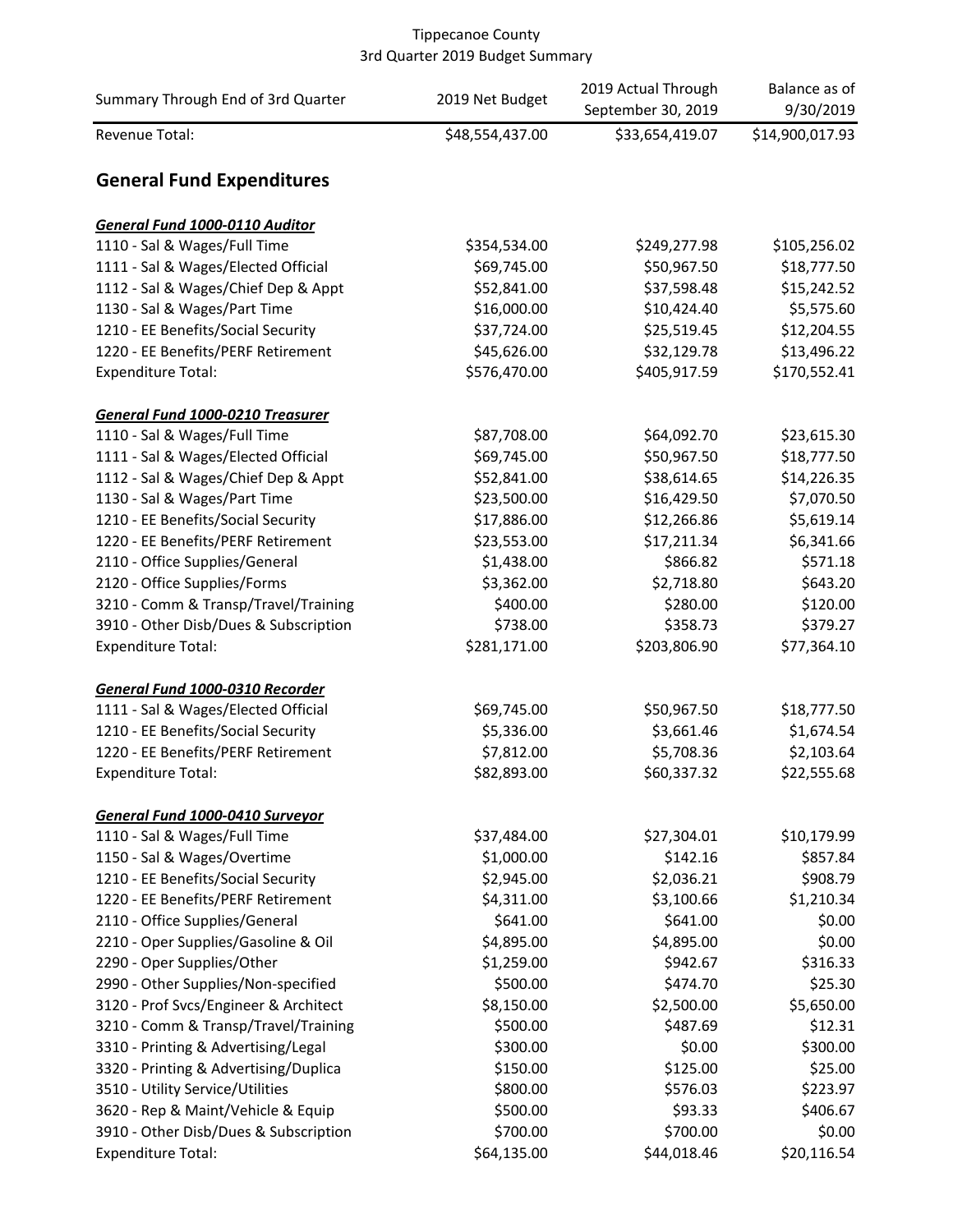Tippecanoe County
3rd Quarter 2019 Budget Summary

| Summary Through End of 3rd Quarter | 2019 Net Budget | 2019 Actual Through September 30, 2019 | Balance as of 9/30/2019 |
|---|---|---|---|
| Revenue Total: | $48,554,437.00 | $33,654,419.07 | $14,900,017.93 |

## General Fund Expenditures

| ***General Fund 1000-0110 Auditor*** | | | |
|---|---|---|---|
| 1110 - Sal & Wages/Full Time | $354,534.00 | $249,277.98 | $105,256.02 |
| 1111 - Sal & Wages/Elected Official | $69,745.00 | $50,967.50 | $18,777.50 |
| 1112 - Sal & Wages/Chief Dep & Appt | $52,841.00 | $37,598.48 | $15,242.52 |
| 1130 - Sal & Wages/Part Time | $16,000.00 | $10,424.40 | $5,575.60 |
| 1210 - EE Benefits/Social Security | $37,724.00 | $25,519.45 | $12,204.55 |
| 1220 - EE Benefits/PERF Retirement | $45,626.00 | $32,129.78 | $13,496.22 |
| Expenditure Total: | $576,470.00 | $405,917.59 | $170,552.41 |

| ***General Fund 1000-0210 Treasurer*** | | | |
|---|---|---|---|
| 1110 - Sal & Wages/Full Time | $87,708.00 | $64,092.70 | $23,615.30 |
| 1111 - Sal & Wages/Elected Official | $69,745.00 | $50,967.50 | $18,777.50 |
| 1112 - Sal & Wages/Chief Dep & Appt | $52,841.00 | $38,614.65 | $14,226.35 |
| 1130 - Sal & Wages/Part Time | $23,500.00 | $16,429.50 | $7,070.50 |
| 1210 - EE Benefits/Social Security | $17,886.00 | $12,266.86 | $5,619.14 |
| 1220 - EE Benefits/PERF Retirement | $23,553.00 | $17,211.34 | $6,341.66 |
| 2110 - Office Supplies/General | $1,438.00 | $866.82 | $571.18 |
| 2120 - Office Supplies/Forms | $3,362.00 | $2,718.80 | $643.20 |
| 3210 - Comm & Transp/Travel/Training | $400.00 | $280.00 | $120.00 |
| 3910 - Other Disb/Dues & Subscription | $738.00 | $358.73 | $379.27 |
| Expenditure Total: | $281,171.00 | $203,806.90 | $77,364.10 |

| ***General Fund 1000-0310 Recorder*** | | | |
|---|---|---|---|
| 1111 - Sal & Wages/Elected Official | $69,745.00 | $50,967.50 | $18,777.50 |
| 1210 - EE Benefits/Social Security | $5,336.00 | $3,661.46 | $1,674.54 |
| 1220 - EE Benefits/PERF Retirement | $7,812.00 | $5,708.36 | $2,103.64 |
| Expenditure Total: | $82,893.00 | $60,337.32 | $22,555.68 |

| ***General Fund 1000-0410 Surveyor*** | | | |
|---|---|---|---|
| 1110 - Sal & Wages/Full Time | $37,484.00 | $27,304.01 | $10,179.99 |
| 1150 - Sal & Wages/Overtime | $1,000.00 | $142.16 | $857.84 |
| 1210 - EE Benefits/Social Security | $2,945.00 | $2,036.21 | $908.79 |
| 1220 - EE Benefits/PERF Retirement | $4,311.00 | $3,100.66 | $1,210.34 |
| 2110 - Office Supplies/General | $641.00 | $641.00 | $0.00 |
| 2210 - Oper Supplies/Gasoline & Oil | $4,895.00 | $4,895.00 | $0.00 |
| 2290 - Oper Supplies/Other | $1,259.00 | $942.67 | $316.33 |
| 2990 - Other Supplies/Non-specified | $500.00 | $474.70 | $25.30 |
| 3120 - Prof Svcs/Engineer & Architect | $8,150.00 | $2,500.00 | $5,650.00 |
| 3210 - Comm & Transp/Travel/Training | $500.00 | $487.69 | $12.31 |
| 3310 - Printing & Advertising/Legal | $300.00 | $0.00 | $300.00 |
| 3320 - Printing & Advertising/Duplica | $150.00 | $125.00 | $25.00 |
| 3510 - Utility Service/Utilities | $800.00 | $576.03 | $223.97 |
| 3620 - Rep & Maint/Vehicle & Equip | $500.00 | $93.33 | $406.67 |
| 3910 - Other Disb/Dues & Subscription | $700.00 | $700.00 | $0.00 |
| Expenditure Total: | $64,135.00 | $44,018.46 | $20,116.54 |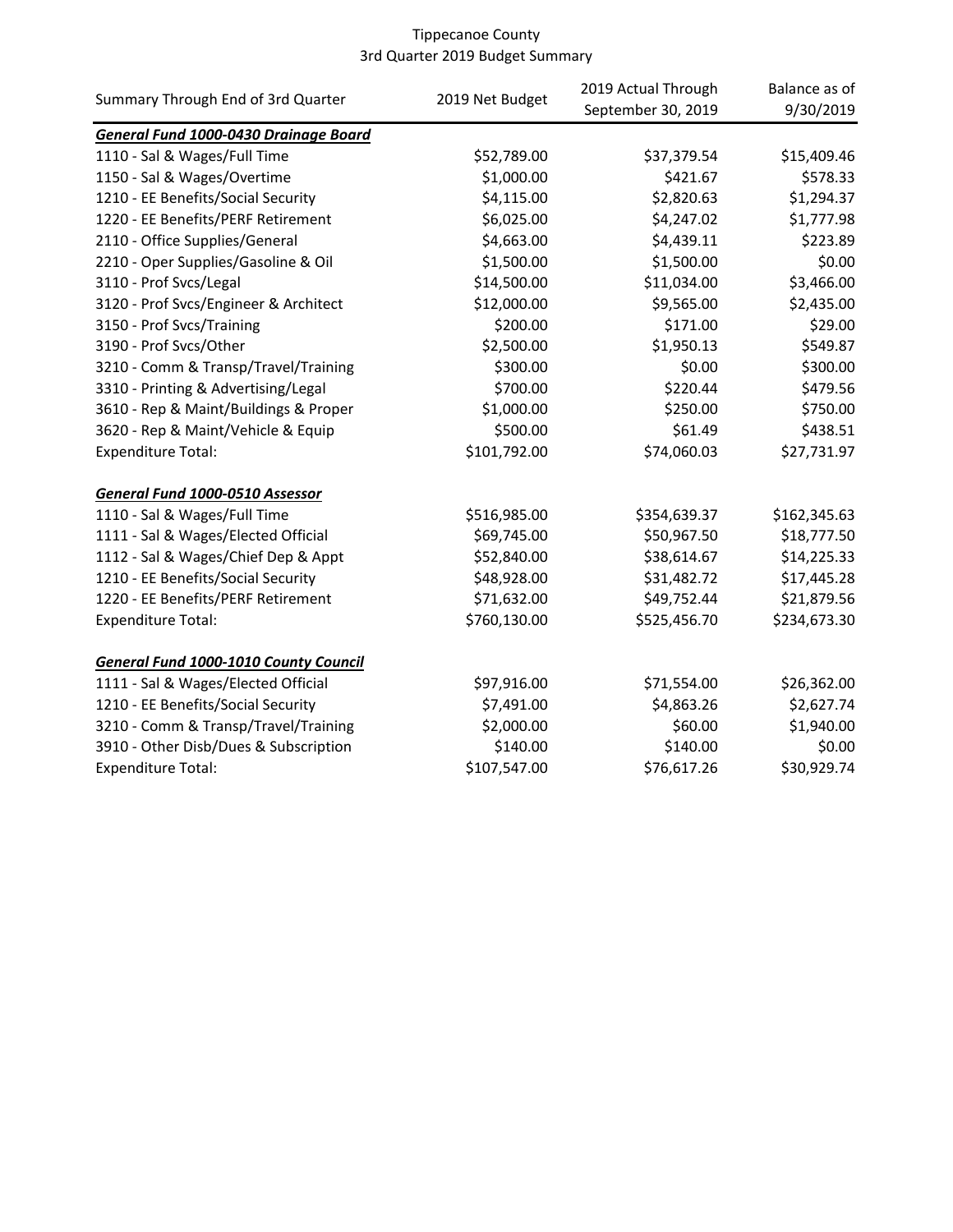# Tippecanoe County
## 3rd Quarter 2019 Budget Summary

| Summary Through End of 3rd Quarter | 2019 Net Budget | 2019 Actual Through September 30, 2019 | Balance as of 9/30/2019 |
|---|---|---|---|
| ***General Fund 1000-0430 Drainage Board*** | | | |
| 1110 - Sal & Wages/Full Time | $52,789.00 | $37,379.54 | $15,409.46 |
| 1150 - Sal & Wages/Overtime | $1,000.00 | $421.67 | $578.33 |
| 1210 - EE Benefits/Social Security | $4,115.00 | $2,820.63 | $1,294.37 |
| 1220 - EE Benefits/PERF Retirement | $6,025.00 | $4,247.02 | $1,777.98 |
| 2110 - Office Supplies/General | $4,663.00 | $4,439.11 | $223.89 |
| 2210 - Oper Supplies/Gasoline & Oil | $1,500.00 | $1,500.00 | $0.00 |
| 3110 - Prof Svcs/Legal | $14,500.00 | $11,034.00 | $3,466.00 |
| 3120 - Prof Svcs/Engineer & Architect | $12,000.00 | $9,565.00 | $2,435.00 |
| 3150 - Prof Svcs/Training | $200.00 | $171.00 | $29.00 |
| 3190 - Prof Svcs/Other | $2,500.00 | $1,950.13 | $549.87 |
| 3210 - Comm & Transp/Travel/Training | $300.00 | $0.00 | $300.00 |
| 3310 - Printing & Advertising/Legal | $700.00 | $220.44 | $479.56 |
| 3610 - Rep & Maint/Buildings & Proper | $1,000.00 | $250.00 | $750.00 |
| 3620 - Rep & Maint/Vehicle & Equip | $500.00 | $61.49 | $438.51 |
| Expenditure Total: | $101,792.00 | $74,060.03 | $27,731.97 |
| | | | |
| ***General Fund 1000-0510 Assessor*** | | | |
| 1110 - Sal & Wages/Full Time | $516,985.00 | $354,639.37 | $162,345.63 |
| 1111 - Sal & Wages/Elected Official | $69,745.00 | $50,967.50 | $18,777.50 |
| 1112 - Sal & Wages/Chief Dep & Appt | $52,840.00 | $38,614.67 | $14,225.33 |
| 1210 - EE Benefits/Social Security | $48,928.00 | $31,482.72 | $17,445.28 |
| 1220 - EE Benefits/PERF Retirement | $71,632.00 | $49,752.44 | $21,879.56 |
| Expenditure Total: | $760,130.00 | $525,456.70 | $234,673.30 |
| | | | |
| ***General Fund 1000-1010 County Council*** | | | |
| 1111 - Sal & Wages/Elected Official | $97,916.00 | $71,554.00 | $26,362.00 |
| 1210 - EE Benefits/Social Security | $7,491.00 | $4,863.26 | $2,627.74 |
| 3210 - Comm & Transp/Travel/Training | $2,000.00 | $60.00 | $1,940.00 |
| 3910 - Other Disb/Dues & Subscription | $140.00 | $140.00 | $0.00 |
| Expenditure Total: | $107,547.00 | $76,617.26 | $30,929.74 |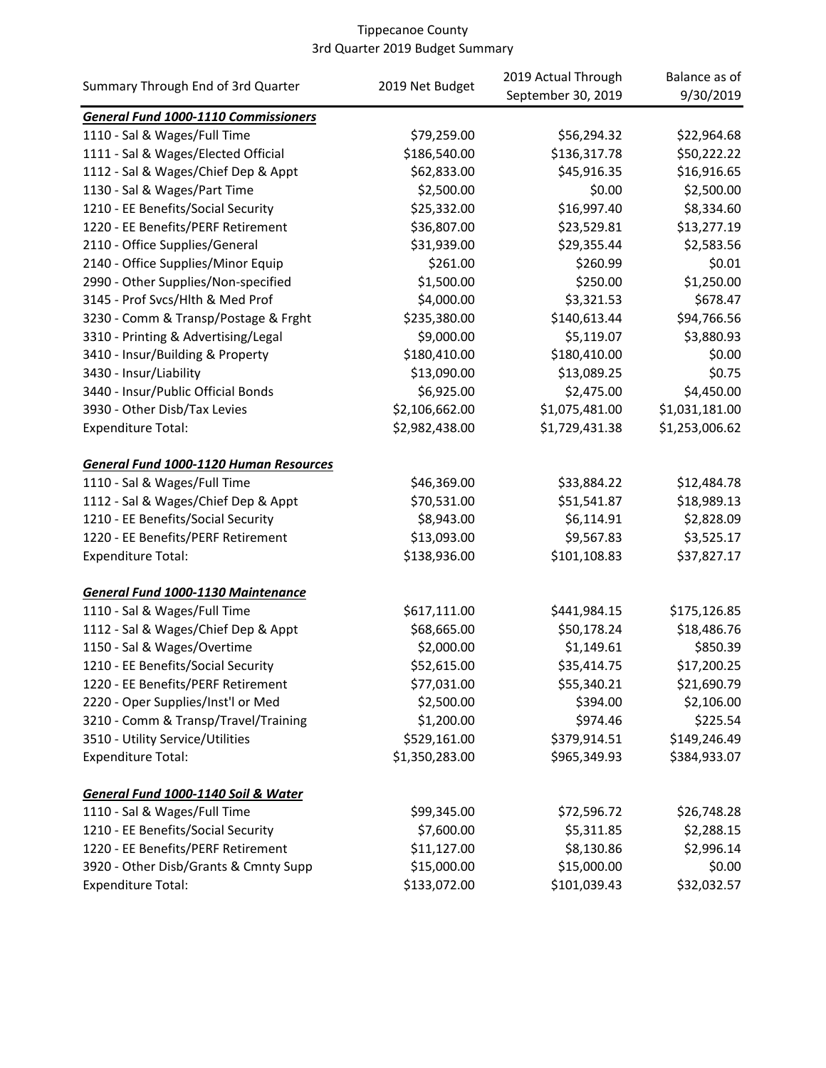Tippecanoe County
3rd Quarter 2019 Budget Summary

| Summary Through End of 3rd Quarter | 2019 Net Budget | 2019 Actual Through September 30, 2019 | Balance as of 9/30/2019 |
|---|---|---|---|
| ***General Fund 1000-1110 Commissioners*** | | | |
| 1110 - Sal & Wages/Full Time | $79,259.00 | $56,294.32 | $22,964.68 |
| 1111 - Sal & Wages/Elected Official | $186,540.00 | $136,317.78 | $50,222.22 |
| 1112 - Sal & Wages/Chief Dep & Appt | $62,833.00 | $45,916.35 | $16,916.65 |
| 1130 - Sal & Wages/Part Time | $2,500.00 | $0.00 | $2,500.00 |
| 1210 - EE Benefits/Social Security | $25,332.00 | $16,997.40 | $8,334.60 |
| 1220 - EE Benefits/PERF Retirement | $36,807.00 | $23,529.81 | $13,277.19 |
| 2110 - Office Supplies/General | $31,939.00 | $29,355.44 | $2,583.56 |
| 2140 - Office Supplies/Minor Equip | $261.00 | $260.99 | $0.01 |
| 2990 - Other Supplies/Non-specified | $1,500.00 | $250.00 | $1,250.00 |
| 3145 - Prof Svcs/Hlth & Med Prof | $4,000.00 | $3,321.53 | $678.47 |
| 3230 - Comm & Transp/Postage & Frght | $235,380.00 | $140,613.44 | $94,766.56 |
| 3310 - Printing & Advertising/Legal | $9,000.00 | $5,119.07 | $3,880.93 |
| 3410 - Insur/Building & Property | $180,410.00 | $180,410.00 | $0.00 |
| 3430 - Insur/Liability | $13,090.00 | $13,089.25 | $0.75 |
| 3440 - Insur/Public Official Bonds | $6,925.00 | $2,475.00 | $4,450.00 |
| 3930 - Other Disb/Tax Levies | $2,106,662.00 | $1,075,481.00 | $1,031,181.00 |
| Expenditure Total: | $2,982,438.00 | $1,729,431.38 | $1,253,006.62 |
| | | | |
| ***General Fund 1000-1120 Human Resources*** | | | |
| 1110 - Sal & Wages/Full Time | $46,369.00 | $33,884.22 | $12,484.78 |
| 1112 - Sal & Wages/Chief Dep & Appt | $70,531.00 | $51,541.87 | $18,989.13 |
| 1210 - EE Benefits/Social Security | $8,943.00 | $6,114.91 | $2,828.09 |
| 1220 - EE Benefits/PERF Retirement | $13,093.00 | $9,567.83 | $3,525.17 |
| Expenditure Total: | $138,936.00 | $101,108.83 | $37,827.17 |
| | | | |
| ***General Fund 1000-1130 Maintenance*** | | | |
| 1110 - Sal & Wages/Full Time | $617,111.00 | $441,984.15 | $175,126.85 |
| 1112 - Sal & Wages/Chief Dep & Appt | $68,665.00 | $50,178.24 | $18,486.76 |
| 1150 - Sal & Wages/Overtime | $2,000.00 | $1,149.61 | $850.39 |
| 1210 - EE Benefits/Social Security | $52,615.00 | $35,414.75 | $17,200.25 |
| 1220 - EE Benefits/PERF Retirement | $77,031.00 | $55,340.21 | $21,690.79 |
| 2220 - Oper Supplies/Inst'l or Med | $2,500.00 | $394.00 | $2,106.00 |
| 3210 - Comm & Transp/Travel/Training | $1,200.00 | $974.46 | $225.54 |
| 3510 - Utility Service/Utilities | $529,161.00 | $379,914.51 | $149,246.49 |
| Expenditure Total: | $1,350,283.00 | $965,349.93 | $384,933.07 |
| | | | |
| ***General Fund 1000-1140 Soil & Water*** | | | |
| 1110 - Sal & Wages/Full Time | $99,345.00 | $72,596.72 | $26,748.28 |
| 1210 - EE Benefits/Social Security | $7,600.00 | $5,311.85 | $2,288.15 |
| 1220 - EE Benefits/PERF Retirement | $11,127.00 | $8,130.86 | $2,996.14 |
| 3920 - Other Disb/Grants & Cmnty Supp | $15,000.00 | $15,000.00 | $0.00 |
| Expenditure Total: | $133,072.00 | $101,039.43 | $32,032.57 |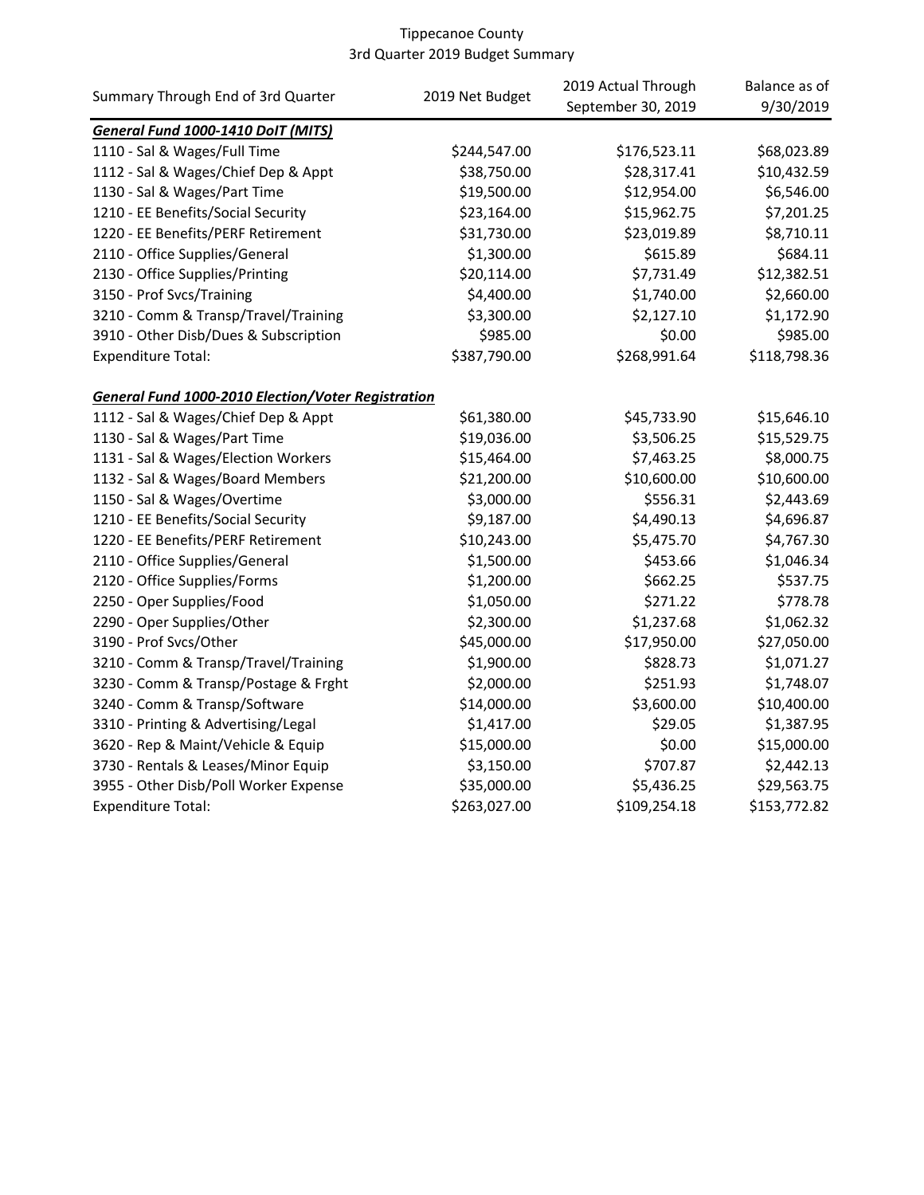Tippecanoe County
3rd Quarter 2019 Budget Summary

| Summary Through End of 3rd Quarter | 2019 Net Budget | 2019 Actual Through September 30, 2019 | Balance as of 9/30/2019 |
|---|---|---|---|
| ***General Fund 1000-1410 DoIT (MITS)*** | | | |
| 1110 - Sal & Wages/Full Time | $244,547.00 | $176,523.11 | $68,023.89 |
| 1112 - Sal & Wages/Chief Dep & Appt | $38,750.00 | $28,317.41 | $10,432.59 |
| 1130 - Sal & Wages/Part Time | $19,500.00 | $12,954.00 | $6,546.00 |
| 1210 - EE Benefits/Social Security | $23,164.00 | $15,962.75 | $7,201.25 |
| 1220 - EE Benefits/PERF Retirement | $31,730.00 | $23,019.89 | $8,710.11 |
| 2110 - Office Supplies/General | $1,300.00 | $615.89 | $684.11 |
| 2130 - Office Supplies/Printing | $20,114.00 | $7,731.49 | $12,382.51 |
| 3150 - Prof Svcs/Training | $4,400.00 | $1,740.00 | $2,660.00 |
| 3210 - Comm & Transp/Travel/Training | $3,300.00 | $2,127.10 | $1,172.90 |
| 3910 - Other Disb/Dues & Subscription | $985.00 | $0.00 | $985.00 |
| Expenditure Total: | $387,790.00 | $268,991.64 | $118,798.36 |
| | | | |
| ***General Fund 1000-2010 Election/Voter Registration*** | | | |
| 1112 - Sal & Wages/Chief Dep & Appt | $61,380.00 | $45,733.90 | $15,646.10 |
| 1130 - Sal & Wages/Part Time | $19,036.00 | $3,506.25 | $15,529.75 |
| 1131 - Sal & Wages/Election Workers | $15,464.00 | $7,463.25 | $8,000.75 |
| 1132 - Sal & Wages/Board Members | $21,200.00 | $10,600.00 | $10,600.00 |
| 1150 - Sal & Wages/Overtime | $3,000.00 | $556.31 | $2,443.69 |
| 1210 - EE Benefits/Social Security | $9,187.00 | $4,490.13 | $4,696.87 |
| 1220 - EE Benefits/PERF Retirement | $10,243.00 | $5,475.70 | $4,767.30 |
| 2110 - Office Supplies/General | $1,500.00 | $453.66 | $1,046.34 |
| 2120 - Office Supplies/Forms | $1,200.00 | $662.25 | $537.75 |
| 2250 - Oper Supplies/Food | $1,050.00 | $271.22 | $778.78 |
| 2290 - Oper Supplies/Other | $2,300.00 | $1,237.68 | $1,062.32 |
| 3190 - Prof Svcs/Other | $45,000.00 | $17,950.00 | $27,050.00 |
| 3210 - Comm & Transp/Travel/Training | $1,900.00 | $828.73 | $1,071.27 |
| 3230 - Comm & Transp/Postage & Frght | $2,000.00 | $251.93 | $1,748.07 |
| 3240 - Comm & Transp/Software | $14,000.00 | $3,600.00 | $10,400.00 |
| 3310 - Printing & Advertising/Legal | $1,417.00 | $29.05 | $1,387.95 |
| 3620 - Rep & Maint/Vehicle & Equip | $15,000.00 | $0.00 | $15,000.00 |
| 3730 - Rentals & Leases/Minor Equip | $3,150.00 | $707.87 | $2,442.13 |
| 3955 - Other Disb/Poll Worker Expense | $35,000.00 | $5,436.25 | $29,563.75 |
| Expenditure Total: | $263,027.00 | $109,254.18 | $153,772.82 |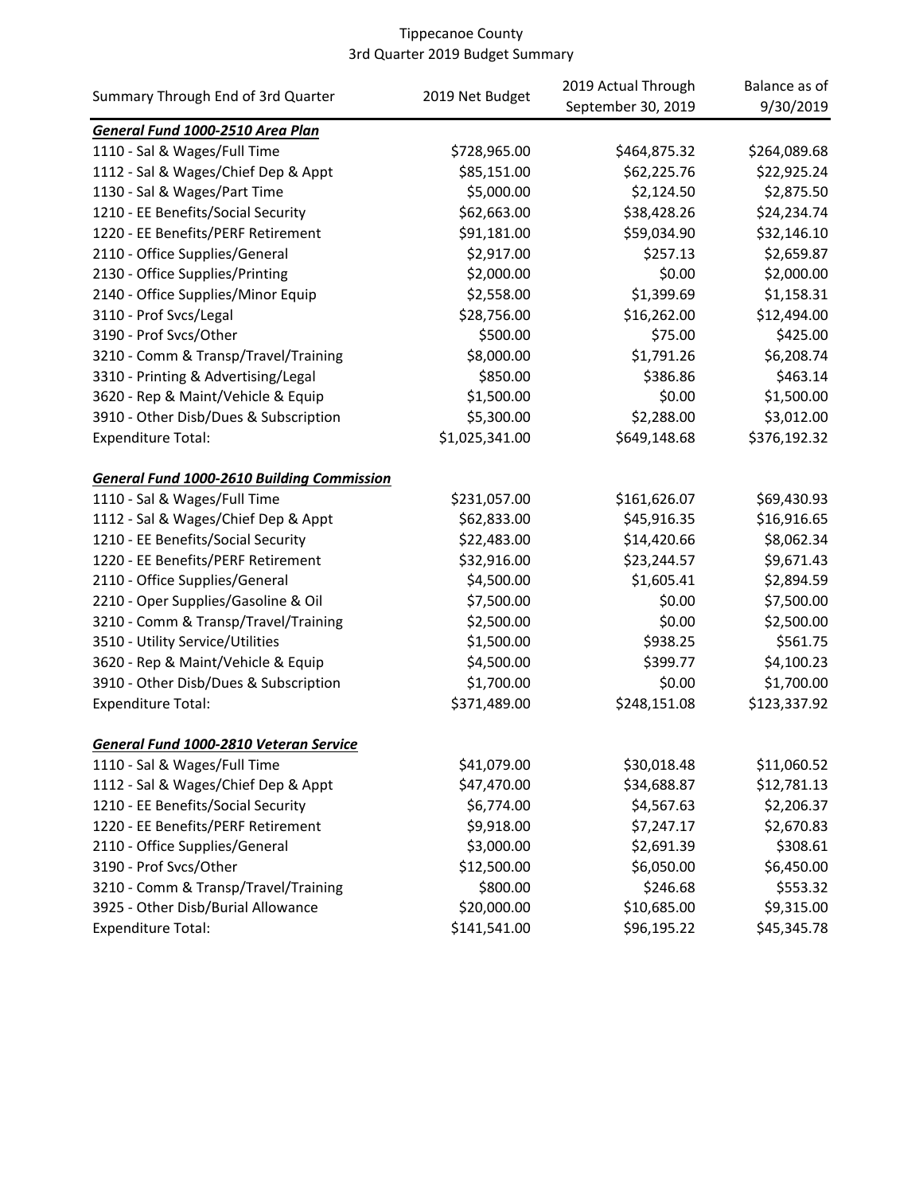Tippecanoe County
3rd Quarter 2019 Budget Summary

| Summary Through End of 3rd Quarter | 2019 Net Budget | 2019 Actual Through September 30, 2019 | Balance as of 9/30/2019 |
|---|---|---|---|
| ***General Fund 1000-2510 Area Plan*** | | | |
| 1110 - Sal & Wages/Full Time | $728,965.00 | $464,875.32 | $264,089.68 |
| 1112 - Sal & Wages/Chief Dep & Appt | $85,151.00 | $62,225.76 | $22,925.24 |
| 1130 - Sal & Wages/Part Time | $5,000.00 | $2,124.50 | $2,875.50 |
| 1210 - EE Benefits/Social Security | $62,663.00 | $38,428.26 | $24,234.74 |
| 1220 - EE Benefits/PERF Retirement | $91,181.00 | $59,034.90 | $32,146.10 |
| 2110 - Office Supplies/General | $2,917.00 | $257.13 | $2,659.87 |
| 2130 - Office Supplies/Printing | $2,000.00 | $0.00 | $2,000.00 |
| 2140 - Office Supplies/Minor Equip | $2,558.00 | $1,399.69 | $1,158.31 |
| 3110 - Prof Svcs/Legal | $28,756.00 | $16,262.00 | $12,494.00 |
| 3190 - Prof Svcs/Other | $500.00 | $75.00 | $425.00 |
| 3210 - Comm & Transp/Travel/Training | $8,000.00 | $1,791.26 | $6,208.74 |
| 3310 - Printing & Advertising/Legal | $850.00 | $386.86 | $463.14 |
| 3620 - Rep & Maint/Vehicle & Equip | $1,500.00 | $0.00 | $1,500.00 |
| 3910 - Other Disb/Dues & Subscription | $5,300.00 | $2,288.00 | $3,012.00 |
| Expenditure Total: | $1,025,341.00 | $649,148.68 | $376,192.32 |
| | | | |
| ***General Fund 1000-2610 Building Commission*** | | | |
| 1110 - Sal & Wages/Full Time | $231,057.00 | $161,626.07 | $69,430.93 |
| 1112 - Sal & Wages/Chief Dep & Appt | $62,833.00 | $45,916.35 | $16,916.65 |
| 1210 - EE Benefits/Social Security | $22,483.00 | $14,420.66 | $8,062.34 |
| 1220 - EE Benefits/PERF Retirement | $32,916.00 | $23,244.57 | $9,671.43 |
| 2110 - Office Supplies/General | $4,500.00 | $1,605.41 | $2,894.59 |
| 2210 - Oper Supplies/Gasoline & Oil | $7,500.00 | $0.00 | $7,500.00 |
| 3210 - Comm & Transp/Travel/Training | $2,500.00 | $0.00 | $2,500.00 |
| 3510 - Utility Service/Utilities | $1,500.00 | $938.25 | $561.75 |
| 3620 - Rep & Maint/Vehicle & Equip | $4,500.00 | $399.77 | $4,100.23 |
| 3910 - Other Disb/Dues & Subscription | $1,700.00 | $0.00 | $1,700.00 |
| Expenditure Total: | $371,489.00 | $248,151.08 | $123,337.92 |
| | | | |
| ***General Fund 1000-2810 Veteran Service*** | | | |
| 1110 - Sal & Wages/Full Time | $41,079.00 | $30,018.48 | $11,060.52 |
| 1112 - Sal & Wages/Chief Dep & Appt | $47,470.00 | $34,688.87 | $12,781.13 |
| 1210 - EE Benefits/Social Security | $6,774.00 | $4,567.63 | $2,206.37 |
| 1220 - EE Benefits/PERF Retirement | $9,918.00 | $7,247.17 | $2,670.83 |
| 2110 - Office Supplies/General | $3,000.00 | $2,691.39 | $308.61 |
| 3190 - Prof Svcs/Other | $12,500.00 | $6,050.00 | $6,450.00 |
| 3210 - Comm & Transp/Travel/Training | $800.00 | $246.68 | $553.32 |
| 3925 - Other Disb/Burial Allowance | $20,000.00 | $10,685.00 | $9,315.00 |
| Expenditure Total: | $141,541.00 | $96,195.22 | $45,345.78 |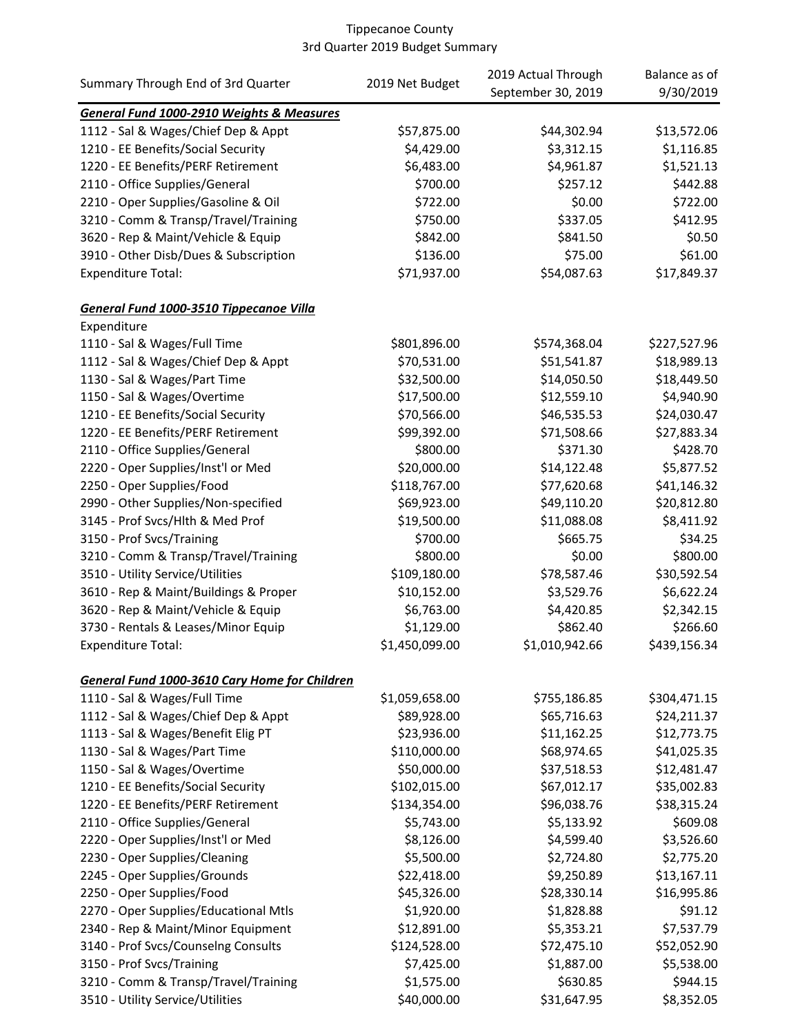Tippecanoe County
3rd Quarter 2019 Budget Summary

| Summary Through End of 3rd Quarter | 2019 Net Budget | 2019 Actual Through September 30, 2019 | Balance as of 9/30/2019 |
|---|---|---|---|
| ***General Fund 1000-2910 Weights & Measures*** | | | |
| 1112 - Sal & Wages/Chief Dep & Appt | $57,875.00 | $44,302.94 | $13,572.06 |
| 1210 - EE Benefits/Social Security | $4,429.00 | $3,312.15 | $1,116.85 |
| 1220 - EE Benefits/PERF Retirement | $6,483.00 | $4,961.87 | $1,521.13 |
| 2110 - Office Supplies/General | $700.00 | $257.12 | $442.88 |
| 2210 - Oper Supplies/Gasoline & Oil | $722.00 | $0.00 | $722.00 |
| 3210 - Comm & Transp/Travel/Training | $750.00 | $337.05 | $412.95 |
| 3620 - Rep & Maint/Vehicle & Equip | $842.00 | $841.50 | $0.50 |
| 3910 - Other Disb/Dues & Subscription | $136.00 | $75.00 | $61.00 |
| Expenditure Total: | $71,937.00 | $54,087.63 | $17,849.37 |
| | | | |
| ***General Fund 1000-3510 Tippecanoe Villa*** | | | |
| Expenditure | | | |
| 1110 - Sal & Wages/Full Time | $801,896.00 | $574,368.04 | $227,527.96 |
| 1112 - Sal & Wages/Chief Dep & Appt | $70,531.00 | $51,541.87 | $18,989.13 |
| 1130 - Sal & Wages/Part Time | $32,500.00 | $14,050.50 | $18,449.50 |
| 1150 - Sal & Wages/Overtime | $17,500.00 | $12,559.10 | $4,940.90 |
| 1210 - EE Benefits/Social Security | $70,566.00 | $46,535.53 | $24,030.47 |
| 1220 - EE Benefits/PERF Retirement | $99,392.00 | $71,508.66 | $27,883.34 |
| 2110 - Office Supplies/General | $800.00 | $371.30 | $428.70 |
| 2220 - Oper Supplies/Inst'l or Med | $20,000.00 | $14,122.48 | $5,877.52 |
| 2250 - Oper Supplies/Food | $118,767.00 | $77,620.68 | $41,146.32 |
| 2990 - Other Supplies/Non-specified | $69,923.00 | $49,110.20 | $20,812.80 |
| 3145 - Prof Svcs/Hlth & Med Prof | $19,500.00 | $11,088.08 | $8,411.92 |
| 3150 - Prof Svcs/Training | $700.00 | $665.75 | $34.25 |
| 3210 - Comm & Transp/Travel/Training | $800.00 | $0.00 | $800.00 |
| 3510 - Utility Service/Utilities | $109,180.00 | $78,587.46 | $30,592.54 |
| 3610 - Rep & Maint/Buildings & Proper | $10,152.00 | $3,529.76 | $6,622.24 |
| 3620 - Rep & Maint/Vehicle & Equip | $6,763.00 | $4,420.85 | $2,342.15 |
| 3730 - Rentals & Leases/Minor Equip | $1,129.00 | $862.40 | $266.60 |
| Expenditure Total: | $1,450,099.00 | $1,010,942.66 | $439,156.34 |
| | | | |
| ***General Fund 1000-3610 Cary Home for Children*** | | | |
| 1110 - Sal & Wages/Full Time | $1,059,658.00 | $755,186.85 | $304,471.15 |
| 1112 - Sal & Wages/Chief Dep & Appt | $89,928.00 | $65,716.63 | $24,211.37 |
| 1113 - Sal & Wages/Benefit Elig PT | $23,936.00 | $11,162.25 | $12,773.75 |
| 1130 - Sal & Wages/Part Time | $110,000.00 | $68,974.65 | $41,025.35 |
| 1150 - Sal & Wages/Overtime | $50,000.00 | $37,518.53 | $12,481.47 |
| 1210 - EE Benefits/Social Security | $102,015.00 | $67,012.17 | $35,002.83 |
| 1220 - EE Benefits/PERF Retirement | $134,354.00 | $96,038.76 | $38,315.24 |
| 2110 - Office Supplies/General | $5,743.00 | $5,133.92 | $609.08 |
| 2220 - Oper Supplies/Inst'l or Med | $8,126.00 | $4,599.40 | $3,526.60 |
| 2230 - Oper Supplies/Cleaning | $5,500.00 | $2,724.80 | $2,775.20 |
| 2245 - Oper Supplies/Grounds | $22,418.00 | $9,250.89 | $13,167.11 |
| 2250 - Oper Supplies/Food | $45,326.00 | $28,330.14 | $16,995.86 |
| 2270 - Oper Supplies/Educational Mtls | $1,920.00 | $1,828.88 | $91.12 |
| 2340 - Rep & Maint/Minor Equipment | $12,891.00 | $5,353.21 | $7,537.79 |
| 3140 - Prof Svcs/Counselng Consults | $124,528.00 | $72,475.10 | $52,052.90 |
| 3150 - Prof Svcs/Training | $7,425.00 | $1,887.00 | $5,538.00 |
| 3210 - Comm & Transp/Travel/Training | $1,575.00 | $630.85 | $944.15 |
| 3510 - Utility Service/Utilities | $40,000.00 | $31,647.95 | $8,352.05 |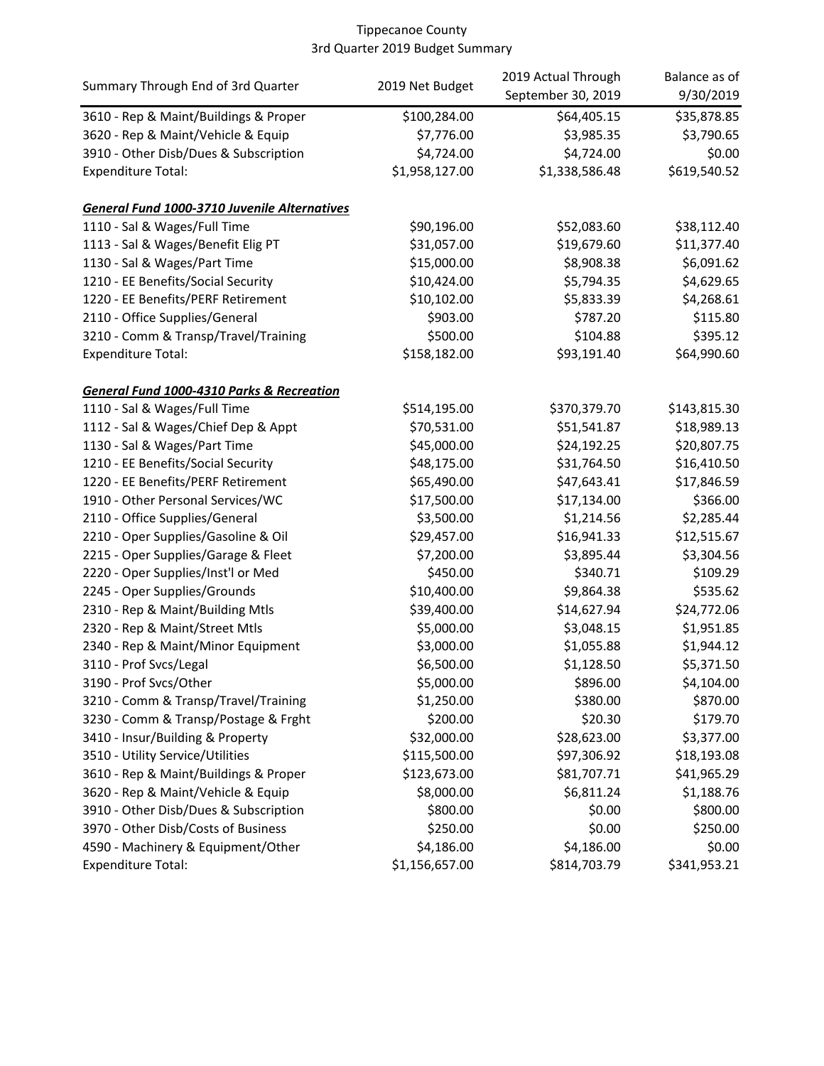Tippecanoe County
3rd Quarter 2019 Budget Summary

| Summary Through End of 3rd Quarter | 2019 Net Budget | 2019 Actual Through September 30, 2019 | Balance as of 9/30/2019 |
|---|---|---|---|
| 3610 - Rep & Maint/Buildings & Proper | $100,284.00 | $64,405.15 | $35,878.85 |
| 3620 - Rep & Maint/Vehicle & Equip | $7,776.00 | $3,985.35 | $3,790.65 |
| 3910 - Other Disb/Dues & Subscription | $4,724.00 | $4,724.00 | $0.00 |
| Expenditure Total: | $1,958,127.00 | $1,338,586.48 | $619,540.52 |
| | | | |
| ***General Fund 1000-3710 Juvenile Alternatives*** | | | |
| 1110 - Sal & Wages/Full Time | $90,196.00 | $52,083.60 | $38,112.40 |
| 1113 - Sal & Wages/Benefit Elig PT | $31,057.00 | $19,679.60 | $11,377.40 |
| 1130 - Sal & Wages/Part Time | $15,000.00 | $8,908.38 | $6,091.62 |
| 1210 - EE Benefits/Social Security | $10,424.00 | $5,794.35 | $4,629.65 |
| 1220 - EE Benefits/PERF Retirement | $10,102.00 | $5,833.39 | $4,268.61 |
| 2110 - Office Supplies/General | $903.00 | $787.20 | $115.80 |
| 3210 - Comm & Transp/Travel/Training | $500.00 | $104.88 | $395.12 |
| Expenditure Total: | $158,182.00 | $93,191.40 | $64,990.60 |
| | | | |
| ***General Fund 1000-4310 Parks & Recreation*** | | | |
| 1110 - Sal & Wages/Full Time | $514,195.00 | $370,379.70 | $143,815.30 |
| 1112 - Sal & Wages/Chief Dep & Appt | $70,531.00 | $51,541.87 | $18,989.13 |
| 1130 - Sal & Wages/Part Time | $45,000.00 | $24,192.25 | $20,807.75 |
| 1210 - EE Benefits/Social Security | $48,175.00 | $31,764.50 | $16,410.50 |
| 1220 - EE Benefits/PERF Retirement | $65,490.00 | $47,643.41 | $17,846.59 |
| 1910 - Other Personal Services/WC | $17,500.00 | $17,134.00 | $366.00 |
| 2110 - Office Supplies/General | $3,500.00 | $1,214.56 | $2,285.44 |
| 2210 - Oper Supplies/Gasoline & Oil | $29,457.00 | $16,941.33 | $12,515.67 |
| 2215 - Oper Supplies/Garage & Fleet | $7,200.00 | $3,895.44 | $3,304.56 |
| 2220 - Oper Supplies/Inst'l or Med | $450.00 | $340.71 | $109.29 |
| 2245 - Oper Supplies/Grounds | $10,400.00 | $9,864.38 | $535.62 |
| 2310 - Rep & Maint/Building Mtls | $39,400.00 | $14,627.94 | $24,772.06 |
| 2320 - Rep & Maint/Street Mtls | $5,000.00 | $3,048.15 | $1,951.85 |
| 2340 - Rep & Maint/Minor Equipment | $3,000.00 | $1,055.88 | $1,944.12 |
| 3110 - Prof Svcs/Legal | $6,500.00 | $1,128.50 | $5,371.50 |
| 3190 - Prof Svcs/Other | $5,000.00 | $896.00 | $4,104.00 |
| 3210 - Comm & Transp/Travel/Training | $1,250.00 | $380.00 | $870.00 |
| 3230 - Comm & Transp/Postage & Frght | $200.00 | $20.30 | $179.70 |
| 3410 - Insur/Building & Property | $32,000.00 | $28,623.00 | $3,377.00 |
| 3510 - Utility Service/Utilities | $115,500.00 | $97,306.92 | $18,193.08 |
| 3610 - Rep & Maint/Buildings & Proper | $123,673.00 | $81,707.71 | $41,965.29 |
| 3620 - Rep & Maint/Vehicle & Equip | $8,000.00 | $6,811.24 | $1,188.76 |
| 3910 - Other Disb/Dues & Subscription | $800.00 | $0.00 | $800.00 |
| 3970 - Other Disb/Costs of Business | $250.00 | $0.00 | $250.00 |
| 4590 - Machinery & Equipment/Other | $4,186.00 | $4,186.00 | $0.00 |
| Expenditure Total: | $1,156,657.00 | $814,703.79 | $341,953.21 |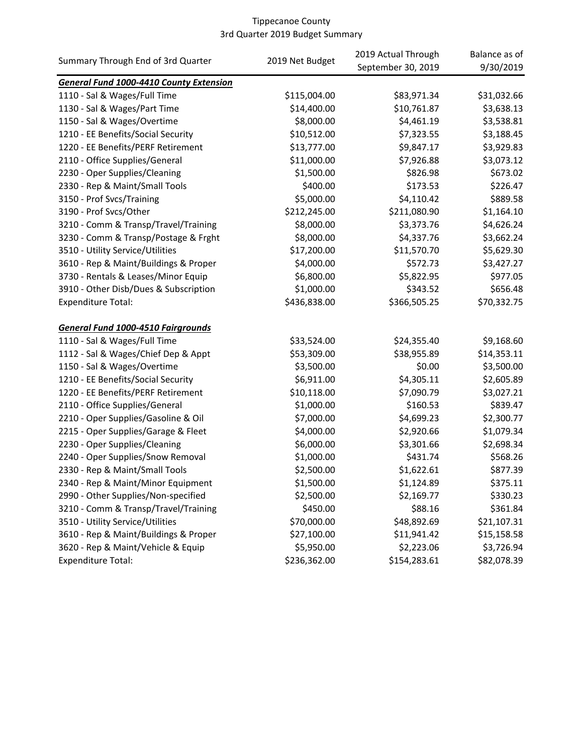# Tippecanoe County
## 3rd Quarter 2019 Budget Summary

| Summary Through End of 3rd Quarter | 2019 Net Budget | 2019 Actual Through September 30, 2019 | Balance as of 9/30/2019 |
|---|---|---|---|
| ***General Fund 1000-4410 County Extension*** | | | |
| 1110 - Sal & Wages/Full Time | $115,004.00 | $83,971.34 | $31,032.66 |
| 1130 - Sal & Wages/Part Time | $14,400.00 | $10,761.87 | $3,638.13 |
| 1150 - Sal & Wages/Overtime | $8,000.00 | $4,461.19 | $3,538.81 |
| 1210 - EE Benefits/Social Security | $10,512.00 | $7,323.55 | $3,188.45 |
| 1220 - EE Benefits/PERF Retirement | $13,777.00 | $9,847.17 | $3,929.83 |
| 2110 - Office Supplies/General | $11,000.00 | $7,926.88 | $3,073.12 |
| 2230 - Oper Supplies/Cleaning | $1,500.00 | $826.98 | $673.02 |
| 2330 - Rep & Maint/Small Tools | $400.00 | $173.53 | $226.47 |
| 3150 - Prof Svcs/Training | $5,000.00 | $4,110.42 | $889.58 |
| 3190 - Prof Svcs/Other | $212,245.00 | $211,080.90 | $1,164.10 |
| 3210 - Comm & Transp/Travel/Training | $8,000.00 | $3,373.76 | $4,626.24 |
| 3230 - Comm & Transp/Postage & Frght | $8,000.00 | $4,337.76 | $3,662.24 |
| 3510 - Utility Service/Utilities | $17,200.00 | $11,570.70 | $5,629.30 |
| 3610 - Rep & Maint/Buildings & Proper | $4,000.00 | $572.73 | $3,427.27 |
| 3730 - Rentals & Leases/Minor Equip | $6,800.00 | $5,822.95 | $977.05 |
| 3910 - Other Disb/Dues & Subscription | $1,000.00 | $343.52 | $656.48 |
| Expenditure Total: | $436,838.00 | $366,505.25 | $70,332.75 |
| | | | |
| ***General Fund 1000-4510 Fairgrounds*** | | | |
| 1110 - Sal & Wages/Full Time | $33,524.00 | $24,355.40 | $9,168.60 |
| 1112 - Sal & Wages/Chief Dep & Appt | $53,309.00 | $38,955.89 | $14,353.11 |
| 1150 - Sal & Wages/Overtime | $3,500.00 | $0.00 | $3,500.00 |
| 1210 - EE Benefits/Social Security | $6,911.00 | $4,305.11 | $2,605.89 |
| 1220 - EE Benefits/PERF Retirement | $10,118.00 | $7,090.79 | $3,027.21 |
| 2110 - Office Supplies/General | $1,000.00 | $160.53 | $839.47 |
| 2210 - Oper Supplies/Gasoline & Oil | $7,000.00 | $4,699.23 | $2,300.77 |
| 2215 - Oper Supplies/Garage & Fleet | $4,000.00 | $2,920.66 | $1,079.34 |
| 2230 - Oper Supplies/Cleaning | $6,000.00 | $3,301.66 | $2,698.34 |
| 2240 - Oper Supplies/Snow Removal | $1,000.00 | $431.74 | $568.26 |
| 2330 - Rep & Maint/Small Tools | $2,500.00 | $1,622.61 | $877.39 |
| 2340 - Rep & Maint/Minor Equipment | $1,500.00 | $1,124.89 | $375.11 |
| 2990 - Other Supplies/Non-specified | $2,500.00 | $2,169.77 | $330.23 |
| 3210 - Comm & Transp/Travel/Training | $450.00 | $88.16 | $361.84 |
| 3510 - Utility Service/Utilities | $70,000.00 | $48,892.69 | $21,107.31 |
| 3610 - Rep & Maint/Buildings & Proper | $27,100.00 | $11,941.42 | $15,158.58 |
| 3620 - Rep & Maint/Vehicle & Equip | $5,950.00 | $2,223.06 | $3,726.94 |
| Expenditure Total: | $236,362.00 | $154,283.61 | $82,078.39 |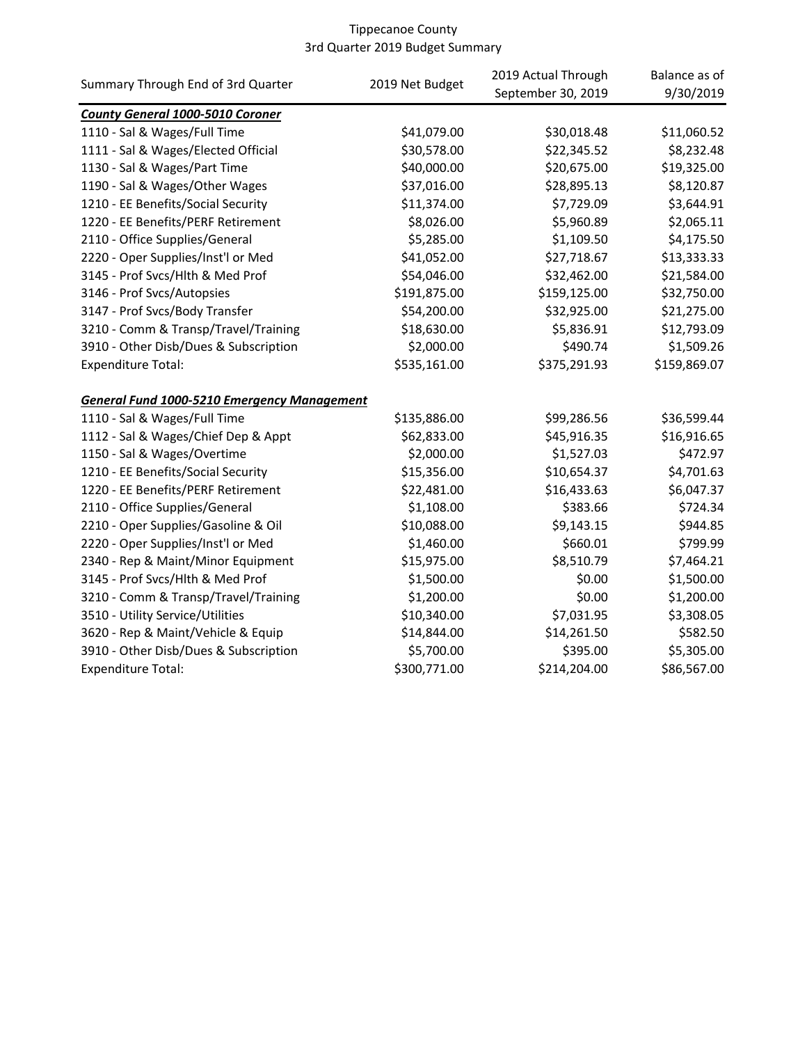Tippecanoe County
3rd Quarter 2019 Budget Summary

| Summary Through End of 3rd Quarter | 2019 Net Budget | 2019 Actual Through September 30, 2019 | Balance as of 9/30/2019 |
|---|---|---|---|
| ***County General 1000-5010 Coroner*** | | | |
| 1110 - Sal & Wages/Full Time | $41,079.00 | $30,018.48 | $11,060.52 |
| 1111 - Sal & Wages/Elected Official | $30,578.00 | $22,345.52 | $8,232.48 |
| 1130 - Sal & Wages/Part Time | $40,000.00 | $20,675.00 | $19,325.00 |
| 1190 - Sal & Wages/Other Wages | $37,016.00 | $28,895.13 | $8,120.87 |
| 1210 - EE Benefits/Social Security | $11,374.00 | $7,729.09 | $3,644.91 |
| 1220 - EE Benefits/PERF Retirement | $8,026.00 | $5,960.89 | $2,065.11 |
| 2110 - Office Supplies/General | $5,285.00 | $1,109.50 | $4,175.50 |
| 2220 - Oper Supplies/Inst'l or Med | $41,052.00 | $27,718.67 | $13,333.33 |
| 3145 - Prof Svcs/Hlth & Med Prof | $54,046.00 | $32,462.00 | $21,584.00 |
| 3146 - Prof Svcs/Autopsies | $191,875.00 | $159,125.00 | $32,750.00 |
| 3147 - Prof Svcs/Body Transfer | $54,200.00 | $32,925.00 | $21,275.00 |
| 3210 - Comm & Transp/Travel/Training | $18,630.00 | $5,836.91 | $12,793.09 |
| 3910 - Other Disb/Dues & Subscription | $2,000.00 | $490.74 | $1,509.26 |
| Expenditure Total: | $535,161.00 | $375,291.93 | $159,869.07 |
| | | | |
| ***General Fund 1000-5210 Emergency Management*** | | | |
| 1110 - Sal & Wages/Full Time | $135,886.00 | $99,286.56 | $36,599.44 |
| 1112 - Sal & Wages/Chief Dep & Appt | $62,833.00 | $45,916.35 | $16,916.65 |
| 1150 - Sal & Wages/Overtime | $2,000.00 | $1,527.03 | $472.97 |
| 1210 - EE Benefits/Social Security | $15,356.00 | $10,654.37 | $4,701.63 |
| 1220 - EE Benefits/PERF Retirement | $22,481.00 | $16,433.63 | $6,047.37 |
| 2110 - Office Supplies/General | $1,108.00 | $383.66 | $724.34 |
| 2210 - Oper Supplies/Gasoline & Oil | $10,088.00 | $9,143.15 | $944.85 |
| 2220 - Oper Supplies/Inst'l or Med | $1,460.00 | $660.01 | $799.99 |
| 2340 - Rep & Maint/Minor Equipment | $15,975.00 | $8,510.79 | $7,464.21 |
| 3145 - Prof Svcs/Hlth & Med Prof | $1,500.00 | $0.00 | $1,500.00 |
| 3210 - Comm & Transp/Travel/Training | $1,200.00 | $0.00 | $1,200.00 |
| 3510 - Utility Service/Utilities | $10,340.00 | $7,031.95 | $3,308.05 |
| 3620 - Rep & Maint/Vehicle & Equip | $14,844.00 | $14,261.50 | $582.50 |
| 3910 - Other Disb/Dues & Subscription | $5,700.00 | $395.00 | $5,305.00 |
| Expenditure Total: | $300,771.00 | $214,204.00 | $86,567.00 |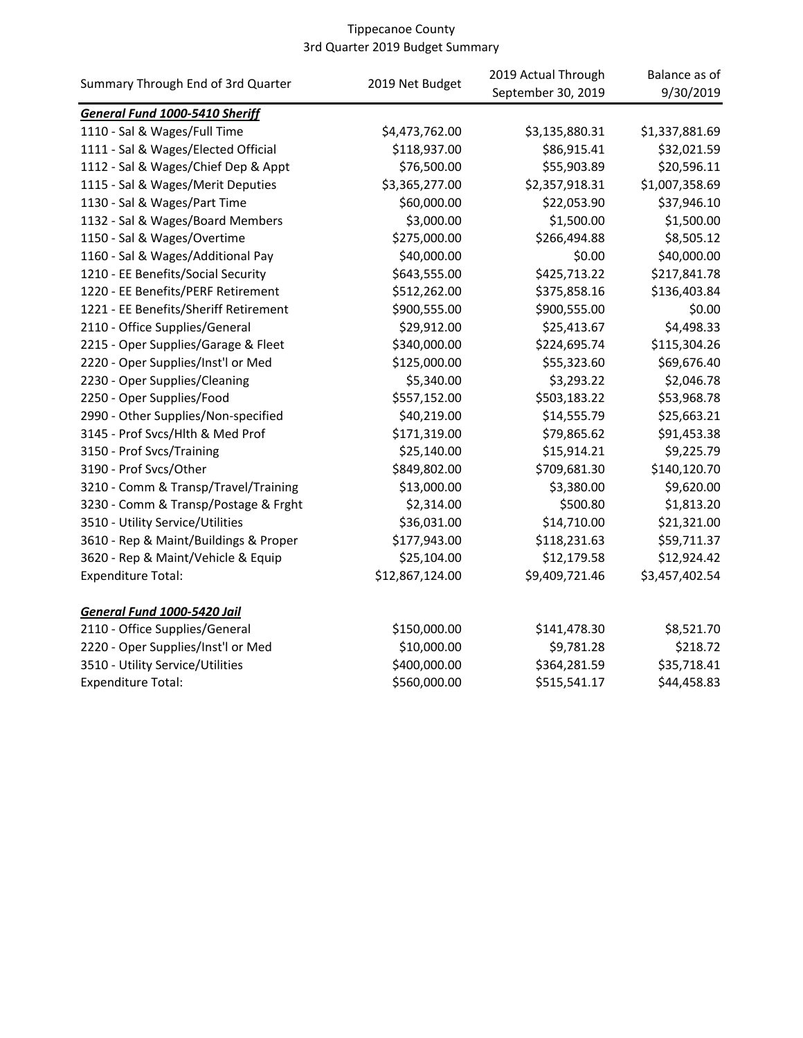Tippecanoe County
3rd Quarter 2019 Budget Summary

| Summary Through End of 3rd Quarter | 2019 Net Budget | 2019 Actual Through September 30, 2019 | Balance as of 9/30/2019 |
|---|---|---|---|
| ***General Fund 1000-5410 Sheriff*** | | | |
| 1110 - Sal & Wages/Full Time | $4,473,762.00 | $3,135,880.31 | $1,337,881.69 |
| 1111 - Sal & Wages/Elected Official | $118,937.00 | $86,915.41 | $32,021.59 |
| 1112 - Sal & Wages/Chief Dep & Appt | $76,500.00 | $55,903.89 | $20,596.11 |
| 1115 - Sal & Wages/Merit Deputies | $3,365,277.00 | $2,357,918.31 | $1,007,358.69 |
| 1130 - Sal & Wages/Part Time | $60,000.00 | $22,053.90 | $37,946.10 |
| 1132 - Sal & Wages/Board Members | $3,000.00 | $1,500.00 | $1,500.00 |
| 1150 - Sal & Wages/Overtime | $275,000.00 | $266,494.88 | $8,505.12 |
| 1160 - Sal & Wages/Additional Pay | $40,000.00 | $0.00 | $40,000.00 |
| 1210 - EE Benefits/Social Security | $643,555.00 | $425,713.22 | $217,841.78 |
| 1220 - EE Benefits/PERF Retirement | $512,262.00 | $375,858.16 | $136,403.84 |
| 1221 - EE Benefits/Sheriff Retirement | $900,555.00 | $900,555.00 | $0.00 |
| 2110 - Office Supplies/General | $29,912.00 | $25,413.67 | $4,498.33 |
| 2215 - Oper Supplies/Garage & Fleet | $340,000.00 | $224,695.74 | $115,304.26 |
| 2220 - Oper Supplies/Inst'l or Med | $125,000.00 | $55,323.60 | $69,676.40 |
| 2230 - Oper Supplies/Cleaning | $5,340.00 | $3,293.22 | $2,046.78 |
| 2250 - Oper Supplies/Food | $557,152.00 | $503,183.22 | $53,968.78 |
| 2990 - Other Supplies/Non-specified | $40,219.00 | $14,555.79 | $25,663.21 |
| 3145 - Prof Svcs/Hlth & Med Prof | $171,319.00 | $79,865.62 | $91,453.38 |
| 3150 - Prof Svcs/Training | $25,140.00 | $15,914.21 | $9,225.79 |
| 3190 - Prof Svcs/Other | $849,802.00 | $709,681.30 | $140,120.70 |
| 3210 - Comm & Transp/Travel/Training | $13,000.00 | $3,380.00 | $9,620.00 |
| 3230 - Comm & Transp/Postage & Frght | $2,314.00 | $500.80 | $1,813.20 |
| 3510 - Utility Service/Utilities | $36,031.00 | $14,710.00 | $21,321.00 |
| 3610 - Rep & Maint/Buildings & Proper | $177,943.00 | $118,231.63 | $59,711.37 |
| 3620 - Rep & Maint/Vehicle & Equip | $25,104.00 | $12,179.58 | $12,924.42 |
| Expenditure Total: | $12,867,124.00 | $9,409,721.46 | $3,457,402.54 |
| | | | |
| ***General Fund 1000-5420 Jail*** | | | |
| 2110 - Office Supplies/General | $150,000.00 | $141,478.30 | $8,521.70 |
| 2220 - Oper Supplies/Inst'l or Med | $10,000.00 | $9,781.28 | $218.72 |
| 3510 - Utility Service/Utilities | $400,000.00 | $364,281.59 | $35,718.41 |
| Expenditure Total: | $560,000.00 | $515,541.17 | $44,458.83 |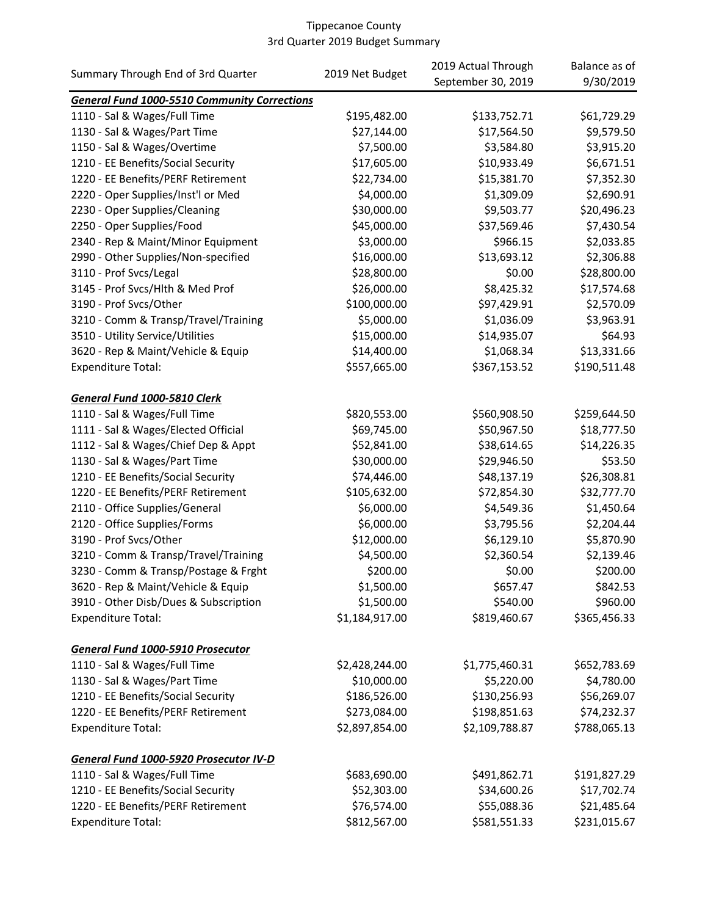Tippecanoe County
3rd Quarter 2019 Budget Summary

| Summary Through End of 3rd Quarter | 2019 Net Budget | 2019 Actual Through September 30, 2019 | Balance as of 9/30/2019 |
|---|---|---|---|
| ***General Fund 1000-5510 Community Corrections*** | | | |
| 1110 - Sal & Wages/Full Time | $195,482.00 | $133,752.71 | $61,729.29 |
| 1130 - Sal & Wages/Part Time | $27,144.00 | $17,564.50 | $9,579.50 |
| 1150 - Sal & Wages/Overtime | $7,500.00 | $3,584.80 | $3,915.20 |
| 1210 - EE Benefits/Social Security | $17,605.00 | $10,933.49 | $6,671.51 |
| 1220 - EE Benefits/PERF Retirement | $22,734.00 | $15,381.70 | $7,352.30 |
| 2220 - Oper Supplies/Inst'l or Med | $4,000.00 | $1,309.09 | $2,690.91 |
| 2230 - Oper Supplies/Cleaning | $30,000.00 | $9,503.77 | $20,496.23 |
| 2250 - Oper Supplies/Food | $45,000.00 | $37,569.46 | $7,430.54 |
| 2340 - Rep & Maint/Minor Equipment | $3,000.00 | $966.15 | $2,033.85 |
| 2990 - Other Supplies/Non-specified | $16,000.00 | $13,693.12 | $2,306.88 |
| 3110 - Prof Svcs/Legal | $28,800.00 | $0.00 | $28,800.00 |
| 3145 - Prof Svcs/Hlth & Med Prof | $26,000.00 | $8,425.32 | $17,574.68 |
| 3190 - Prof Svcs/Other | $100,000.00 | $97,429.91 | $2,570.09 |
| 3210 - Comm & Transp/Travel/Training | $5,000.00 | $1,036.09 | $3,963.91 |
| 3510 - Utility Service/Utilities | $15,000.00 | $14,935.07 | $64.93 |
| 3620 - Rep & Maint/Vehicle & Equip | $14,400.00 | $1,068.34 | $13,331.66 |
| Expenditure Total: | $557,665.00 | $367,153.52 | $190,511.48 |
| | | | |
| ***General Fund 1000-5810 Clerk*** | | | |
| 1110 - Sal & Wages/Full Time | $820,553.00 | $560,908.50 | $259,644.50 |
| 1111 - Sal & Wages/Elected Official | $69,745.00 | $50,967.50 | $18,777.50 |
| 1112 - Sal & Wages/Chief Dep & Appt | $52,841.00 | $38,614.65 | $14,226.35 |
| 1130 - Sal & Wages/Part Time | $30,000.00 | $29,946.50 | $53.50 |
| 1210 - EE Benefits/Social Security | $74,446.00 | $48,137.19 | $26,308.81 |
| 1220 - EE Benefits/PERF Retirement | $105,632.00 | $72,854.30 | $32,777.70 |
| 2110 - Office Supplies/General | $6,000.00 | $4,549.36 | $1,450.64 |
| 2120 - Office Supplies/Forms | $6,000.00 | $3,795.56 | $2,204.44 |
| 3190 - Prof Svcs/Other | $12,000.00 | $6,129.10 | $5,870.90 |
| 3210 - Comm & Transp/Travel/Training | $4,500.00 | $2,360.54 | $2,139.46 |
| 3230 - Comm & Transp/Postage & Frght | $200.00 | $0.00 | $200.00 |
| 3620 - Rep & Maint/Vehicle & Equip | $1,500.00 | $657.47 | $842.53 |
| 3910 - Other Disb/Dues & Subscription | $1,500.00 | $540.00 | $960.00 |
| Expenditure Total: | $1,184,917.00 | $819,460.67 | $365,456.33 |
| | | | |
| ***General Fund 1000-5910 Prosecutor*** | | | |
| 1110 - Sal & Wages/Full Time | $2,428,244.00 | $1,775,460.31 | $652,783.69 |
| 1130 - Sal & Wages/Part Time | $10,000.00 | $5,220.00 | $4,780.00 |
| 1210 - EE Benefits/Social Security | $186,526.00 | $130,256.93 | $56,269.07 |
| 1220 - EE Benefits/PERF Retirement | $273,084.00 | $198,851.63 | $74,232.37 |
| Expenditure Total: | $2,897,854.00 | $2,109,788.87 | $788,065.13 |
| | | | |
| ***General Fund 1000-5920 Prosecutor IV-D*** | | | |
| 1110 - Sal & Wages/Full Time | $683,690.00 | $491,862.71 | $191,827.29 |
| 1210 - EE Benefits/Social Security | $52,303.00 | $34,600.26 | $17,702.74 |
| 1220 - EE Benefits/PERF Retirement | $76,574.00 | $55,088.36 | $21,485.64 |
| Expenditure Total: | $812,567.00 | $581,551.33 | $231,015.67 |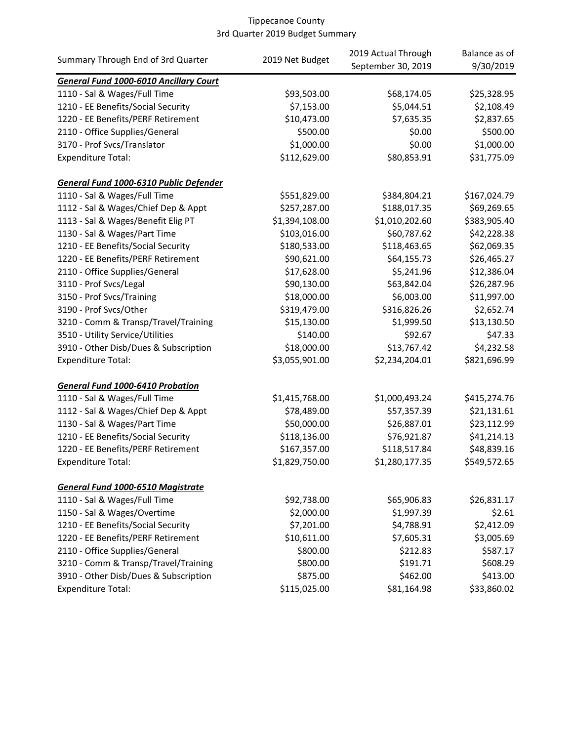Tippecanoe County
3rd Quarter 2019 Budget Summary

| Summary Through End of 3rd Quarter | 2019 Net Budget | 2019 Actual Through September 30, 2019 | Balance as of 9/30/2019 |
|---|---|---|---|
| ***General Fund 1000-6010 Ancillary Court*** | | | |
| 1110 - Sal & Wages/Full Time | $93,503.00 | $68,174.05 | $25,328.95 |
| 1210 - EE Benefits/Social Security | $7,153.00 | $5,044.51 | $2,108.49 |
| 1220 - EE Benefits/PERF Retirement | $10,473.00 | $7,635.35 | $2,837.65 |
| 2110 - Office Supplies/General | $500.00 | $0.00 | $500.00 |
| 3170 - Prof Svcs/Translator | $1,000.00 | $0.00 | $1,000.00 |
| Expenditure Total: | $112,629.00 | $80,853.91 | $31,775.09 |
| | | | |
| ***General Fund 1000-6310 Public Defender*** | | | |
| 1110 - Sal & Wages/Full Time | $551,829.00 | $384,804.21 | $167,024.79 |
| 1112 - Sal & Wages/Chief Dep & Appt | $257,287.00 | $188,017.35 | $69,269.65 |
| 1113 - Sal & Wages/Benefit Elig PT | $1,394,108.00 | $1,010,202.60 | $383,905.40 |
| 1130 - Sal & Wages/Part Time | $103,016.00 | $60,787.62 | $42,228.38 |
| 1210 - EE Benefits/Social Security | $180,533.00 | $118,463.65 | $62,069.35 |
| 1220 - EE Benefits/PERF Retirement | $90,621.00 | $64,155.73 | $26,465.27 |
| 2110 - Office Supplies/General | $17,628.00 | $5,241.96 | $12,386.04 |
| 3110 - Prof Svcs/Legal | $90,130.00 | $63,842.04 | $26,287.96 |
| 3150 - Prof Svcs/Training | $18,000.00 | $6,003.00 | $11,997.00 |
| 3190 - Prof Svcs/Other | $319,479.00 | $316,826.26 | $2,652.74 |
| 3210 - Comm & Transp/Travel/Training | $15,130.00 | $1,999.50 | $13,130.50 |
| 3510 - Utility Service/Utilities | $140.00 | $92.67 | $47.33 |
| 3910 - Other Disb/Dues & Subscription | $18,000.00 | $13,767.42 | $4,232.58 |
| Expenditure Total: | $3,055,901.00 | $2,234,204.01 | $821,696.99 |
| | | | |
| ***General Fund 1000-6410 Probation*** | | | |
| 1110 - Sal & Wages/Full Time | $1,415,768.00 | $1,000,493.24 | $415,274.76 |
| 1112 - Sal & Wages/Chief Dep & Appt | $78,489.00 | $57,357.39 | $21,131.61 |
| 1130 - Sal & Wages/Part Time | $50,000.00 | $26,887.01 | $23,112.99 |
| 1210 - EE Benefits/Social Security | $118,136.00 | $76,921.87 | $41,214.13 |
| 1220 - EE Benefits/PERF Retirement | $167,357.00 | $118,517.84 | $48,839.16 |
| Expenditure Total: | $1,829,750.00 | $1,280,177.35 | $549,572.65 |
| | | | |
| ***General Fund 1000-6510 Magistrate*** | | | |
| 1110 - Sal & Wages/Full Time | $92,738.00 | $65,906.83 | $26,831.17 |
| 1150 - Sal & Wages/Overtime | $2,000.00 | $1,997.39 | $2.61 |
| 1210 - EE Benefits/Social Security | $7,201.00 | $4,788.91 | $2,412.09 |
| 1220 - EE Benefits/PERF Retirement | $10,611.00 | $7,605.31 | $3,005.69 |
| 2110 - Office Supplies/General | $800.00 | $212.83 | $587.17 |
| 3210 - Comm & Transp/Travel/Training | $800.00 | $191.71 | $608.29 |
| 3910 - Other Disb/Dues & Subscription | $875.00 | $462.00 | $413.00 |
| Expenditure Total: | $115,025.00 | $81,164.98 | $33,860.02 |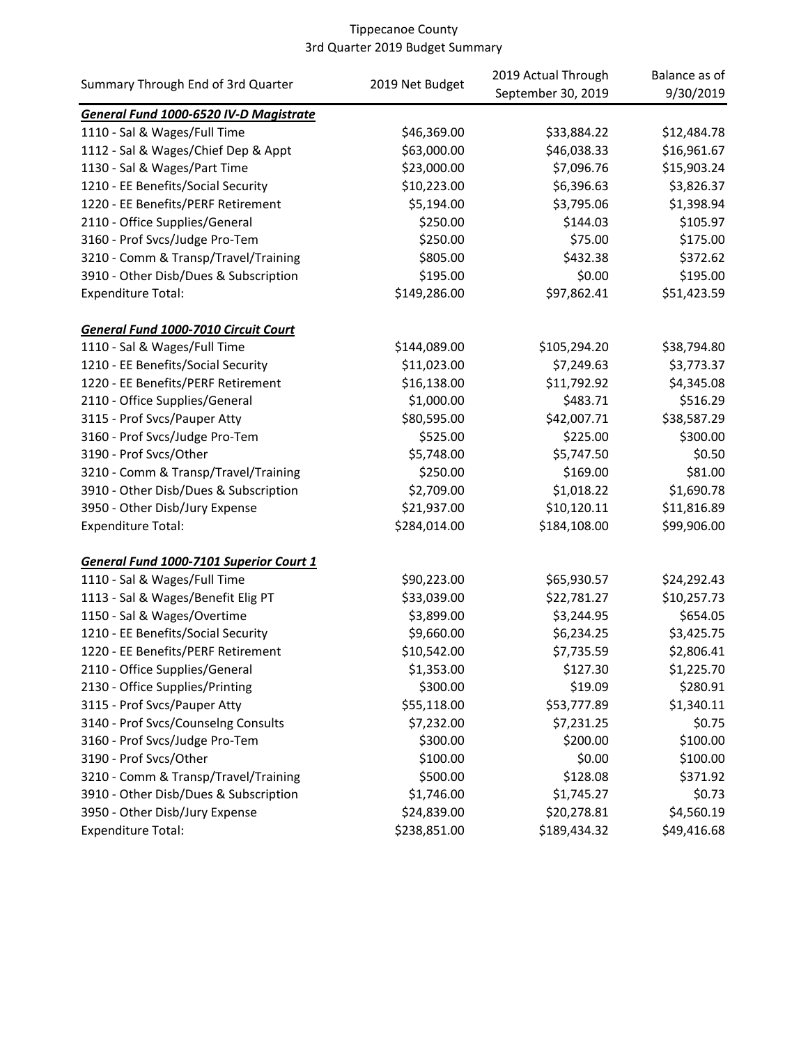Tippecanoe County
3rd Quarter 2019 Budget Summary

| Summary Through End of 3rd Quarter | 2019 Net Budget | 2019 Actual Through September 30, 2019 | Balance as of 9/30/2019 |
|---|---|---|---|
| ***General Fund 1000-6520 IV-D Magistrate*** | | | |
| 1110 - Sal & Wages/Full Time | $46,369.00 | $33,884.22 | $12,484.78 |
| 1112 - Sal & Wages/Chief Dep & Appt | $63,000.00 | $46,038.33 | $16,961.67 |
| 1130 - Sal & Wages/Part Time | $23,000.00 | $7,096.76 | $15,903.24 |
| 1210 - EE Benefits/Social Security | $10,223.00 | $6,396.63 | $3,826.37 |
| 1220 - EE Benefits/PERF Retirement | $5,194.00 | $3,795.06 | $1,398.94 |
| 2110 - Office Supplies/General | $250.00 | $144.03 | $105.97 |
| 3160 - Prof Svcs/Judge Pro-Tem | $250.00 | $75.00 | $175.00 |
| 3210 - Comm & Transp/Travel/Training | $805.00 | $432.38 | $372.62 |
| 3910 - Other Disb/Dues & Subscription | $195.00 | $0.00 | $195.00 |
| Expenditure Total: | $149,286.00 | $97,862.41 | $51,423.59 |
| | | | |
| ***General Fund 1000-7010 Circuit Court*** | | | |
| 1110 - Sal & Wages/Full Time | $144,089.00 | $105,294.20 | $38,794.80 |
| 1210 - EE Benefits/Social Security | $11,023.00 | $7,249.63 | $3,773.37 |
| 1220 - EE Benefits/PERF Retirement | $16,138.00 | $11,792.92 | $4,345.08 |
| 2110 - Office Supplies/General | $1,000.00 | $483.71 | $516.29 |
| 3115 - Prof Svcs/Pauper Atty | $80,595.00 | $42,007.71 | $38,587.29 |
| 3160 - Prof Svcs/Judge Pro-Tem | $525.00 | $225.00 | $300.00 |
| 3190 - Prof Svcs/Other | $5,748.00 | $5,747.50 | $0.50 |
| 3210 - Comm & Transp/Travel/Training | $250.00 | $169.00 | $81.00 |
| 3910 - Other Disb/Dues & Subscription | $2,709.00 | $1,018.22 | $1,690.78 |
| 3950 - Other Disb/Jury Expense | $21,937.00 | $10,120.11 | $11,816.89 |
| Expenditure Total: | $284,014.00 | $184,108.00 | $99,906.00 |
| | | | |
| ***General Fund 1000-7101 Superior Court 1*** | | | |
| 1110 - Sal & Wages/Full Time | $90,223.00 | $65,930.57 | $24,292.43 |
| 1113 - Sal & Wages/Benefit Elig PT | $33,039.00 | $22,781.27 | $10,257.73 |
| 1150 - Sal & Wages/Overtime | $3,899.00 | $3,244.95 | $654.05 |
| 1210 - EE Benefits/Social Security | $9,660.00 | $6,234.25 | $3,425.75 |
| 1220 - EE Benefits/PERF Retirement | $10,542.00 | $7,735.59 | $2,806.41 |
| 2110 - Office Supplies/General | $1,353.00 | $127.30 | $1,225.70 |
| 2130 - Office Supplies/Printing | $300.00 | $19.09 | $280.91 |
| 3115 - Prof Svcs/Pauper Atty | $55,118.00 | $53,777.89 | $1,340.11 |
| 3140 - Prof Svcs/Counselng Consults | $7,232.00 | $7,231.25 | $0.75 |
| 3160 - Prof Svcs/Judge Pro-Tem | $300.00 | $200.00 | $100.00 |
| 3190 - Prof Svcs/Other | $100.00 | $0.00 | $100.00 |
| 3210 - Comm & Transp/Travel/Training | $500.00 | $128.08 | $371.92 |
| 3910 - Other Disb/Dues & Subscription | $1,746.00 | $1,745.27 | $0.73 |
| 3950 - Other Disb/Jury Expense | $24,839.00 | $20,278.81 | $4,560.19 |
| Expenditure Total: | $238,851.00 | $189,434.32 | $49,416.68 |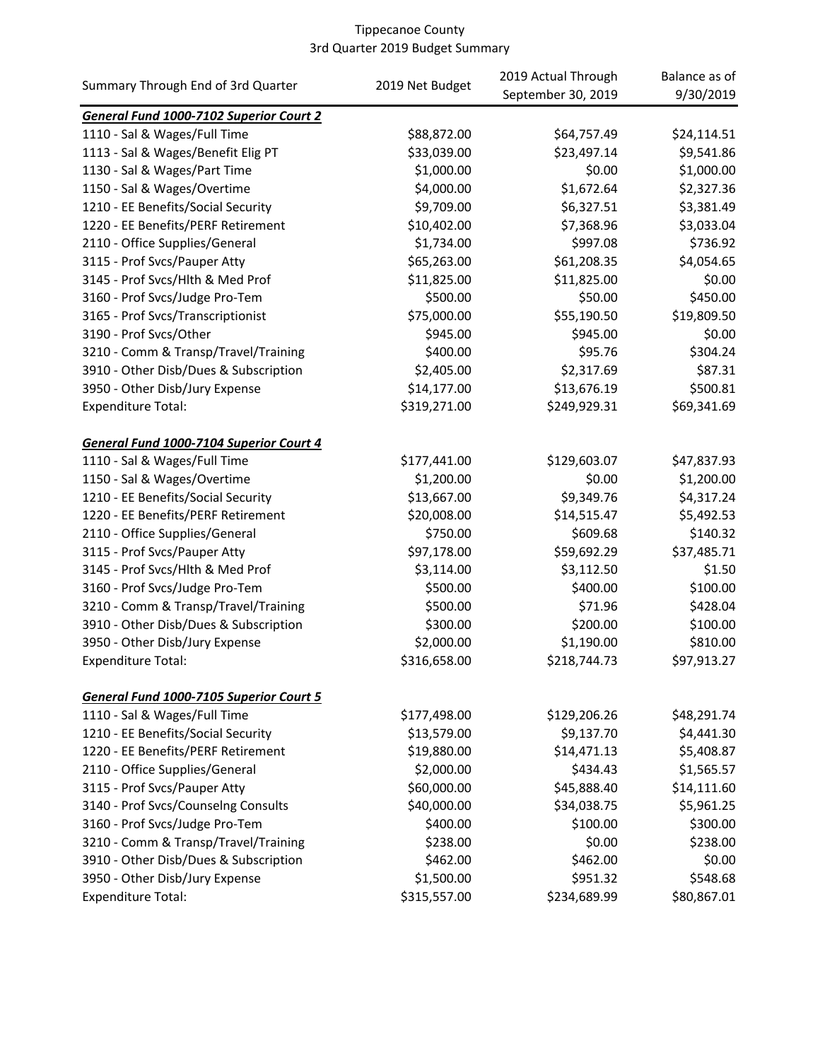# Tippecanoe County
## 3rd Quarter 2019 Budget Summary

| Summary Through End of 3rd Quarter | 2019 Net Budget | 2019 Actual Through September 30, 2019 | Balance as of 9/30/2019 |
|---|---|---|---|
| ***General Fund 1000-7102 Superior Court 2*** | | | |
| 1110 - Sal & Wages/Full Time | $88,872.00 | $64,757.49 | $24,114.51 |
| 1113 - Sal & Wages/Benefit Elig PT | $33,039.00 | $23,497.14 | $9,541.86 |
| 1130 - Sal & Wages/Part Time | $1,000.00 | $0.00 | $1,000.00 |
| 1150 - Sal & Wages/Overtime | $4,000.00 | $1,672.64 | $2,327.36 |
| 1210 - EE Benefits/Social Security | $9,709.00 | $6,327.51 | $3,381.49 |
| 1220 - EE Benefits/PERF Retirement | $10,402.00 | $7,368.96 | $3,033.04 |
| 2110 - Office Supplies/General | $1,734.00 | $997.08 | $736.92 |
| 3115 - Prof Svcs/Pauper Atty | $65,263.00 | $61,208.35 | $4,054.65 |
| 3145 - Prof Svcs/Hlth & Med Prof | $11,825.00 | $11,825.00 | $0.00 |
| 3160 - Prof Svcs/Judge Pro-Tem | $500.00 | $50.00 | $450.00 |
| 3165 - Prof Svcs/Transcriptionist | $75,000.00 | $55,190.50 | $19,809.50 |
| 3190 - Prof Svcs/Other | $945.00 | $945.00 | $0.00 |
| 3210 - Comm & Transp/Travel/Training | $400.00 | $95.76 | $304.24 |
| 3910 - Other Disb/Dues & Subscription | $2,405.00 | $2,317.69 | $87.31 |
| 3950 - Other Disb/Jury Expense | $14,177.00 | $13,676.19 | $500.81 |
| Expenditure Total: | $319,271.00 | $249,929.31 | $69,341.69 |
| | | | |
| ***General Fund 1000-7104 Superior Court 4*** | | | |
| 1110 - Sal & Wages/Full Time | $177,441.00 | $129,603.07 | $47,837.93 |
| 1150 - Sal & Wages/Overtime | $1,200.00 | $0.00 | $1,200.00 |
| 1210 - EE Benefits/Social Security | $13,667.00 | $9,349.76 | $4,317.24 |
| 1220 - EE Benefits/PERF Retirement | $20,008.00 | $14,515.47 | $5,492.53 |
| 2110 - Office Supplies/General | $750.00 | $609.68 | $140.32 |
| 3115 - Prof Svcs/Pauper Atty | $97,178.00 | $59,692.29 | $37,485.71 |
| 3145 - Prof Svcs/Hlth & Med Prof | $3,114.00 | $3,112.50 | $1.50 |
| 3160 - Prof Svcs/Judge Pro-Tem | $500.00 | $400.00 | $100.00 |
| 3210 - Comm & Transp/Travel/Training | $500.00 | $71.96 | $428.04 |
| 3910 - Other Disb/Dues & Subscription | $300.00 | $200.00 | $100.00 |
| 3950 - Other Disb/Jury Expense | $2,000.00 | $1,190.00 | $810.00 |
| Expenditure Total: | $316,658.00 | $218,744.73 | $97,913.27 |
| | | | |
| ***General Fund 1000-7105 Superior Court 5*** | | | |
| 1110 - Sal & Wages/Full Time | $177,498.00 | $129,206.26 | $48,291.74 |
| 1210 - EE Benefits/Social Security | $13,579.00 | $9,137.70 | $4,441.30 |
| 1220 - EE Benefits/PERF Retirement | $19,880.00 | $14,471.13 | $5,408.87 |
| 2110 - Office Supplies/General | $2,000.00 | $434.43 | $1,565.57 |
| 3115 - Prof Svcs/Pauper Atty | $60,000.00 | $45,888.40 | $14,111.60 |
| 3140 - Prof Svcs/Counselng Consults | $40,000.00 | $34,038.75 | $5,961.25 |
| 3160 - Prof Svcs/Judge Pro-Tem | $400.00 | $100.00 | $300.00 |
| 3210 - Comm & Transp/Travel/Training | $238.00 | $0.00 | $238.00 |
| 3910 - Other Disb/Dues & Subscription | $462.00 | $462.00 | $0.00 |
| 3950 - Other Disb/Jury Expense | $1,500.00 | $951.32 | $548.68 |
| Expenditure Total: | $315,557.00 | $234,689.99 | $80,867.01 |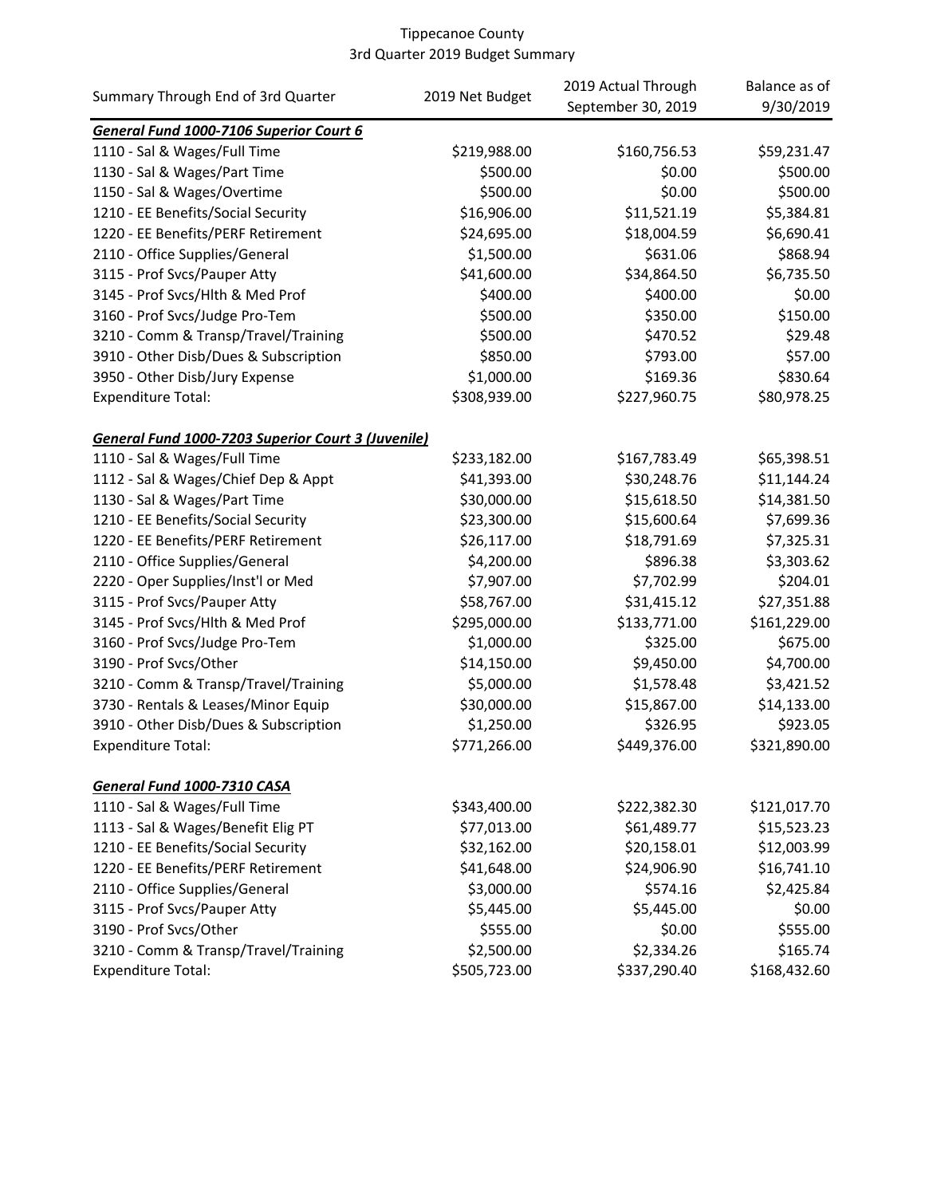Tippecanoe County
3rd Quarter 2019 Budget Summary

| Summary Through End of 3rd Quarter | 2019 Net Budget | 2019 Actual Through September 30, 2019 | Balance as of 9/30/2019 |
|---|---|---|---|
| ***General Fund 1000-7106 Superior Court 6*** | | | |
| 1110 - Sal & Wages/Full Time | $219,988.00 | $160,756.53 | $59,231.47 |
| 1130 - Sal & Wages/Part Time | $500.00 | $0.00 | $500.00 |
| 1150 - Sal & Wages/Overtime | $500.00 | $0.00 | $500.00 |
| 1210 - EE Benefits/Social Security | $16,906.00 | $11,521.19 | $5,384.81 |
| 1220 - EE Benefits/PERF Retirement | $24,695.00 | $18,004.59 | $6,690.41 |
| 2110 - Office Supplies/General | $1,500.00 | $631.06 | $868.94 |
| 3115 - Prof Svcs/Pauper Atty | $41,600.00 | $34,864.50 | $6,735.50 |
| 3145 - Prof Svcs/Hlth & Med Prof | $400.00 | $400.00 | $0.00 |
| 3160 - Prof Svcs/Judge Pro-Tem | $500.00 | $350.00 | $150.00 |
| 3210 - Comm & Transp/Travel/Training | $500.00 | $470.52 | $29.48 |
| 3910 - Other Disb/Dues & Subscription | $850.00 | $793.00 | $57.00 |
| 3950 - Other Disb/Jury Expense | $1,000.00 | $169.36 | $830.64 |
| Expenditure Total: | $308,939.00 | $227,960.75 | $80,978.25 |
| | | | |
| ***General Fund 1000-7203 Superior Court 3 (Juvenile)*** | | | |
| 1110 - Sal & Wages/Full Time | $233,182.00 | $167,783.49 | $65,398.51 |
| 1112 - Sal & Wages/Chief Dep & Appt | $41,393.00 | $30,248.76 | $11,144.24 |
| 1130 - Sal & Wages/Part Time | $30,000.00 | $15,618.50 | $14,381.50 |
| 1210 - EE Benefits/Social Security | $23,300.00 | $15,600.64 | $7,699.36 |
| 1220 - EE Benefits/PERF Retirement | $26,117.00 | $18,791.69 | $7,325.31 |
| 2110 - Office Supplies/General | $4,200.00 | $896.38 | $3,303.62 |
| 2220 - Oper Supplies/Inst'l or Med | $7,907.00 | $7,702.99 | $204.01 |
| 3115 - Prof Svcs/Pauper Atty | $58,767.00 | $31,415.12 | $27,351.88 |
| 3145 - Prof Svcs/Hlth & Med Prof | $295,000.00 | $133,771.00 | $161,229.00 |
| 3160 - Prof Svcs/Judge Pro-Tem | $1,000.00 | $325.00 | $675.00 |
| 3190 - Prof Svcs/Other | $14,150.00 | $9,450.00 | $4,700.00 |
| 3210 - Comm & Transp/Travel/Training | $5,000.00 | $1,578.48 | $3,421.52 |
| 3730 - Rentals & Leases/Minor Equip | $30,000.00 | $15,867.00 | $14,133.00 |
| 3910 - Other Disb/Dues & Subscription | $1,250.00 | $326.95 | $923.05 |
| Expenditure Total: | $771,266.00 | $449,376.00 | $321,890.00 |
| | | | |
| ***General Fund 1000-7310 CASA*** | | | |
| 1110 - Sal & Wages/Full Time | $343,400.00 | $222,382.30 | $121,017.70 |
| 1113 - Sal & Wages/Benefit Elig PT | $77,013.00 | $61,489.77 | $15,523.23 |
| 1210 - EE Benefits/Social Security | $32,162.00 | $20,158.01 | $12,003.99 |
| 1220 - EE Benefits/PERF Retirement | $41,648.00 | $24,906.90 | $16,741.10 |
| 2110 - Office Supplies/General | $3,000.00 | $574.16 | $2,425.84 |
| 3115 - Prof Svcs/Pauper Atty | $5,445.00 | $5,445.00 | $0.00 |
| 3190 - Prof Svcs/Other | $555.00 | $0.00 | $555.00 |
| 3210 - Comm & Transp/Travel/Training | $2,500.00 | $2,334.26 | $165.74 |
| Expenditure Total: | $505,723.00 | $337,290.40 | $168,432.60 |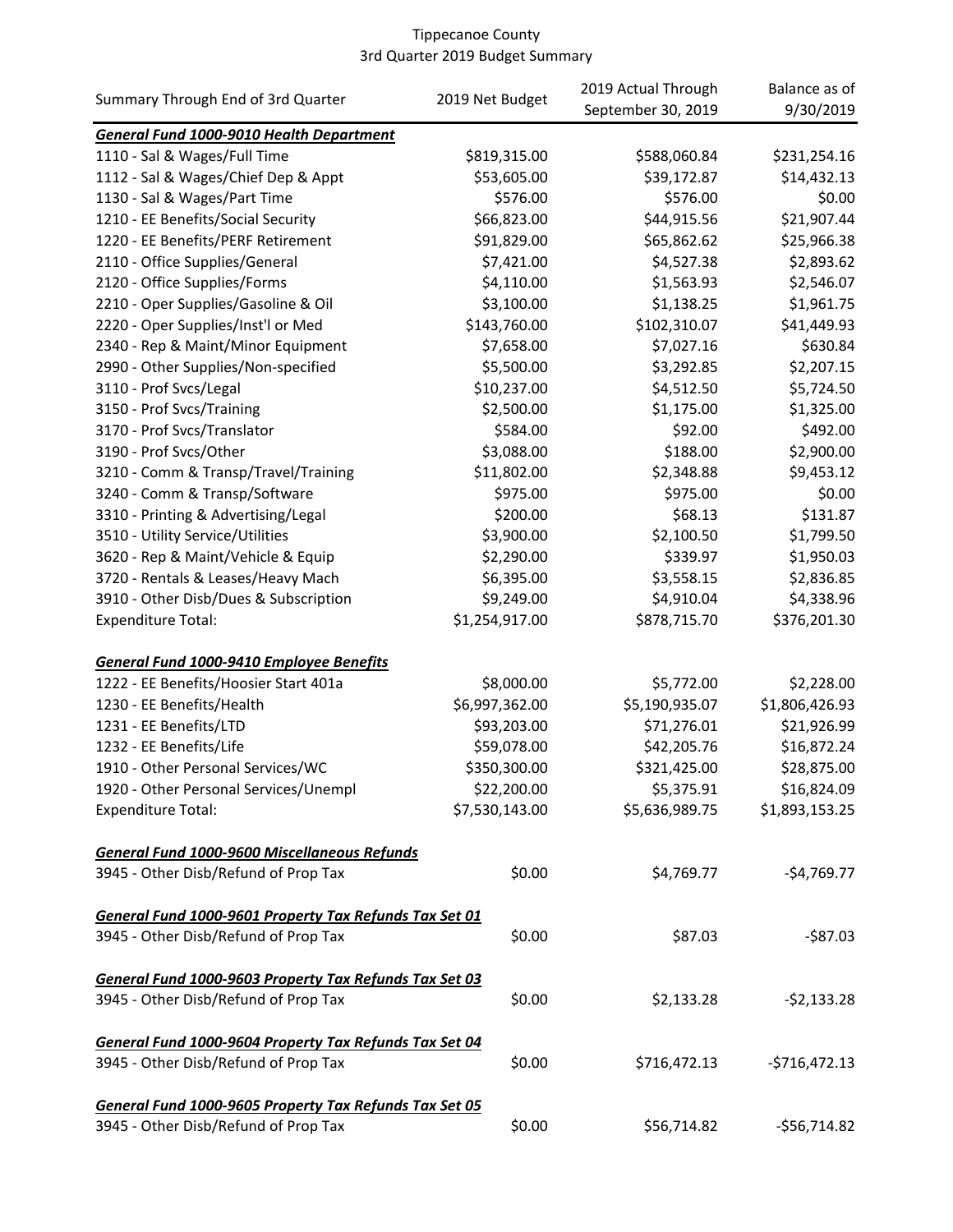Tippecanoe County
3rd Quarter 2019 Budget Summary

| Summary Through End of 3rd Quarter | 2019 Net Budget | 2019 Actual Through September 30, 2019 | Balance as of 9/30/2019 |
|---|---|---|---|
| ***General Fund 1000-9010 Health Department*** | | | |
| 1110 - Sal & Wages/Full Time | $819,315.00 | $588,060.84 | $231,254.16 |
| 1112 - Sal & Wages/Chief Dep & Appt | $53,605.00 | $39,172.87 | $14,432.13 |
| 1130 - Sal & Wages/Part Time | $576.00 | $576.00 | $0.00 |
| 1210 - EE Benefits/Social Security | $66,823.00 | $44,915.56 | $21,907.44 |
| 1220 - EE Benefits/PERF Retirement | $91,829.00 | $65,862.62 | $25,966.38 |
| 2110 - Office Supplies/General | $7,421.00 | $4,527.38 | $2,893.62 |
| 2120 - Office Supplies/Forms | $4,110.00 | $1,563.93 | $2,546.07 |
| 2210 - Oper Supplies/Gasoline & Oil | $3,100.00 | $1,138.25 | $1,961.75 |
| 2220 - Oper Supplies/Inst'l or Med | $143,760.00 | $102,310.07 | $41,449.93 |
| 2340 - Rep & Maint/Minor Equipment | $7,658.00 | $7,027.16 | $630.84 |
| 2990 - Other Supplies/Non-specified | $5,500.00 | $3,292.85 | $2,207.15 |
| 3110 - Prof Svcs/Legal | $10,237.00 | $4,512.50 | $5,724.50 |
| 3150 - Prof Svcs/Training | $2,500.00 | $1,175.00 | $1,325.00 |
| 3170 - Prof Svcs/Translator | $584.00 | $92.00 | $492.00 |
| 3190 - Prof Svcs/Other | $3,088.00 | $188.00 | $2,900.00 |
| 3210 - Comm & Transp/Travel/Training | $11,802.00 | $2,348.88 | $9,453.12 |
| 3240 - Comm & Transp/Software | $975.00 | $975.00 | $0.00 |
| 3310 - Printing & Advertising/Legal | $200.00 | $68.13 | $131.87 |
| 3510 - Utility Service/Utilities | $3,900.00 | $2,100.50 | $1,799.50 |
| 3620 - Rep & Maint/Vehicle & Equip | $2,290.00 | $339.97 | $1,950.03 |
| 3720 - Rentals & Leases/Heavy Mach | $6,395.00 | $3,558.15 | $2,836.85 |
| 3910 - Other Disb/Dues & Subscription | $9,249.00 | $4,910.04 | $4,338.96 |
| Expenditure Total: | $1,254,917.00 | $878,715.70 | $376,201.30 |
| | | | |
| ***General Fund 1000-9410 Employee Benefits*** | | | |
| 1222 - EE Benefits/Hoosier Start 401a | $8,000.00 | $5,772.00 | $2,228.00 |
| 1230 - EE Benefits/Health | $6,997,362.00 | $5,190,935.07 | $1,806,426.93 |
| 1231 - EE Benefits/LTD | $93,203.00 | $71,276.01 | $21,926.99 |
| 1232 - EE Benefits/Life | $59,078.00 | $42,205.76 | $16,872.24 |
| 1910 - Other Personal Services/WC | $350,300.00 | $321,425.00 | $28,875.00 |
| 1920 - Other Personal Services/Unempl | $22,200.00 | $5,375.91 | $16,824.09 |
| Expenditure Total: | $7,530,143.00 | $5,636,989.75 | $1,893,153.25 |
| | | | |
| ***General Fund 1000-9600 Miscellaneous Refunds*** | | | |
| 3945 - Other Disb/Refund of Prop Tax | $0.00 | $4,769.77 | -$4,769.77 |
| | | | |
| ***General Fund 1000-9601 Property Tax Refunds Tax Set 01*** | | | |
| 3945 - Other Disb/Refund of Prop Tax | $0.00 | $87.03 | -$87.03 |
| | | | |
| ***General Fund 1000-9603 Property Tax Refunds Tax Set 03*** | | | |
| 3945 - Other Disb/Refund of Prop Tax | $0.00 | $2,133.28 | -$2,133.28 |
| | | | |
| ***General Fund 1000-9604 Property Tax Refunds Tax Set 04*** | | | |
| 3945 - Other Disb/Refund of Prop Tax | $0.00 | $716,472.13 | -$716,472.13 |
| | | | |
| ***General Fund 1000-9605 Property Tax Refunds Tax Set 05*** | | | |
| 3945 - Other Disb/Refund of Prop Tax | $0.00 | $56,714.82 | -$56,714.82 |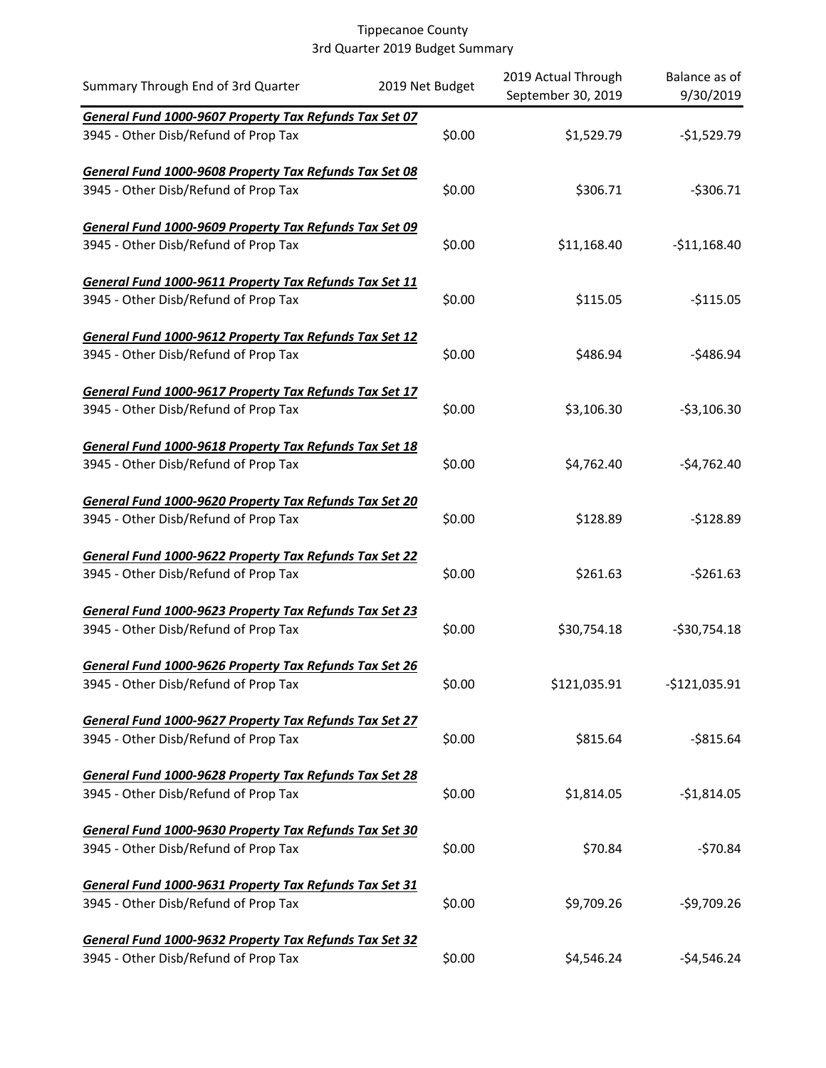Tippecanoe County
3rd Quarter 2019 Budget Summary

| Summary Through End of 3rd Quarter | 2019 Net Budget | 2019 Actual Through September 30, 2019 | Balance as of 9/30/2019 |
|---|---|---|---|
| ***General Fund 1000-9607 Property Tax Refunds Tax Set 07*** | | | |
| 3945 - Other Disb/Refund of Prop Tax | $0.00 | $1,529.79 | -$1,529.79 |
| ***General Fund 1000-9608 Property Tax Refunds Tax Set 08*** | | | |
| 3945 - Other Disb/Refund of Prop Tax | $0.00 | $306.71 | -$306.71 |
| ***General Fund 1000-9609 Property Tax Refunds Tax Set 09*** | | | |
| 3945 - Other Disb/Refund of Prop Tax | $0.00 | $11,168.40 | -$11,168.40 |
| ***General Fund 1000-9611 Property Tax Refunds Tax Set 11*** | | | |
| 3945 - Other Disb/Refund of Prop Tax | $0.00 | $115.05 | -$115.05 |
| ***General Fund 1000-9612 Property Tax Refunds Tax Set 12*** | | | |
| 3945 - Other Disb/Refund of Prop Tax | $0.00 | $486.94 | -$486.94 |
| ***General Fund 1000-9617 Property Tax Refunds Tax Set 17*** | | | |
| 3945 - Other Disb/Refund of Prop Tax | $0.00 | $3,106.30 | -$3,106.30 |
| ***General Fund 1000-9618 Property Tax Refunds Tax Set 18*** | | | |
| 3945 - Other Disb/Refund of Prop Tax | $0.00 | $4,762.40 | -$4,762.40 |
| ***General Fund 1000-9620 Property Tax Refunds Tax Set 20*** | | | |
| 3945 - Other Disb/Refund of Prop Tax | $0.00 | $128.89 | -$128.89 |
| ***General Fund 1000-9622 Property Tax Refunds Tax Set 22*** | | | |
| 3945 - Other Disb/Refund of Prop Tax | $0.00 | $261.63 | -$261.63 |
| ***General Fund 1000-9623 Property Tax Refunds Tax Set 23*** | | | |
| 3945 - Other Disb/Refund of Prop Tax | $0.00 | $30,754.18 | -$30,754.18 |
| ***General Fund 1000-9626 Property Tax Refunds Tax Set 26*** | | | |
| 3945 - Other Disb/Refund of Prop Tax | $0.00 | $121,035.91 | -$121,035.91 |
| ***General Fund 1000-9627 Property Tax Refunds Tax Set 27*** | | | |
| 3945 - Other Disb/Refund of Prop Tax | $0.00 | $815.64 | -$815.64 |
| ***General Fund 1000-9628 Property Tax Refunds Tax Set 28*** | | | |
| 3945 - Other Disb/Refund of Prop Tax | $0.00 | $1,814.05 | -$1,814.05 |
| ***General Fund 1000-9630 Property Tax Refunds Tax Set 30*** | | | |
| 3945 - Other Disb/Refund of Prop Tax | $0.00 | $70.84 | -$70.84 |
| ***General Fund 1000-9631 Property Tax Refunds Tax Set 31*** | | | |
| 3945 - Other Disb/Refund of Prop Tax | $0.00 | $9,709.26 | -$9,709.26 |
| ***General Fund 1000-9632 Property Tax Refunds Tax Set 32*** | | | |
| 3945 - Other Disb/Refund of Prop Tax | $0.00 | $4,546.24 | -$4,546.24 |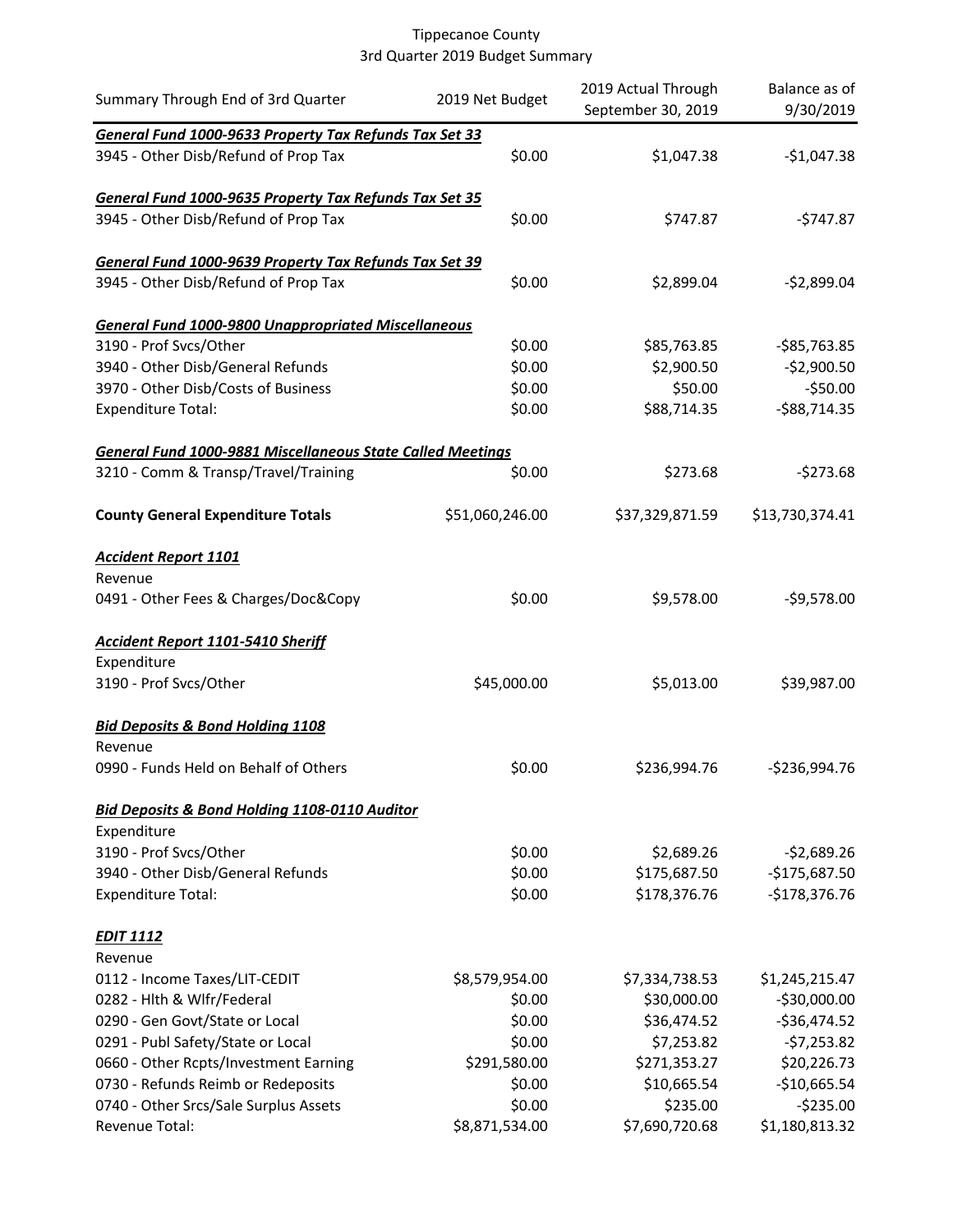Tippecanoe County
3rd Quarter 2019 Budget Summary

| Summary Through End of 3rd Quarter | 2019 Net Budget | 2019 Actual Through September 30, 2019 | Balance as of 9/30/2019 |
|---|---|---|---|
| ***General Fund 1000-9633 Property Tax Refunds Tax Set 33*** | | | |
| 3945 - Other Disb/Refund of Prop Tax | $0.00 | $1,047.38 | -$1,047.38 |
| ***General Fund 1000-9635 Property Tax Refunds Tax Set 35*** | | | |
| 3945 - Other Disb/Refund of Prop Tax | $0.00 | $747.87 | -$747.87 |
| ***General Fund 1000-9639 Property Tax Refunds Tax Set 39*** | | | |
| 3945 - Other Disb/Refund of Prop Tax | $0.00 | $2,899.04 | -$2,899.04 |
| ***General Fund 1000-9800 Unappropriated Miscellaneous*** | | | |
| 3190 - Prof Svcs/Other | $0.00 | $85,763.85 | -$85,763.85 |
| 3940 - Other Disb/General Refunds | $0.00 | $2,900.50 | -$2,900.50 |
| 3970 - Other Disb/Costs of Business | $0.00 | $50.00 | -$50.00 |
| Expenditure Total: | $0.00 | $88,714.35 | -$88,714.35 |
| ***General Fund 1000-9881 Miscellaneous State Called Meetings*** | | | |
| 3210 - Comm & Transp/Travel/Training | $0.00 | $273.68 | -$273.68 |
| **County General Expenditure Totals** | $51,060,246.00 | $37,329,871.59 | $13,730,374.41 |
| ***Accident Report 1101*** | | | |
| Revenue | | | |
| 0491 - Other Fees & Charges/Doc&Copy | $0.00 | $9,578.00 | -$9,578.00 |
| ***Accident Report 1101-5410 Sheriff*** | | | |
| Expenditure | | | |
| 3190 - Prof Svcs/Other | $45,000.00 | $5,013.00 | $39,987.00 |
| ***Bid Deposits & Bond Holding 1108*** | | | |
| Revenue | | | |
| 0990 - Funds Held on Behalf of Others | $0.00 | $236,994.76 | -$236,994.76 |
| ***Bid Deposits & Bond Holding 1108-0110 Auditor*** | | | |
| Expenditure | | | |
| 3190 - Prof Svcs/Other | $0.00 | $2,689.26 | -$2,689.26 |
| 3940 - Other Disb/General Refunds | $0.00 | $175,687.50 | -$175,687.50 |
| Expenditure Total: | $0.00 | $178,376.76 | -$178,376.76 |
| ***EDIT 1112*** | | | |
| Revenue | | | |
| 0112 - Income Taxes/LIT-CEDIT | $8,579,954.00 | $7,334,738.53 | $1,245,215.47 |
| 0282 - Hlth & Wlfr/Federal | $0.00 | $30,000.00 | -$30,000.00 |
| 0290 - Gen Govt/State or Local | $0.00 | $36,474.52 | -$36,474.52 |
| 0291 - Publ Safety/State or Local | $0.00 | $7,253.82 | -$7,253.82 |
| 0660 - Other Rcpts/Investment Earning | $291,580.00 | $271,353.27 | $20,226.73 |
| 0730 - Refunds Reimb or Redeposits | $0.00 | $10,665.54 | -$10,665.54 |
| 0740 - Other Srcs/Sale Surplus Assets | $0.00 | $235.00 | -$235.00 |
| Revenue Total: | $8,871,534.00 | $7,690,720.68 | $1,180,813.32 |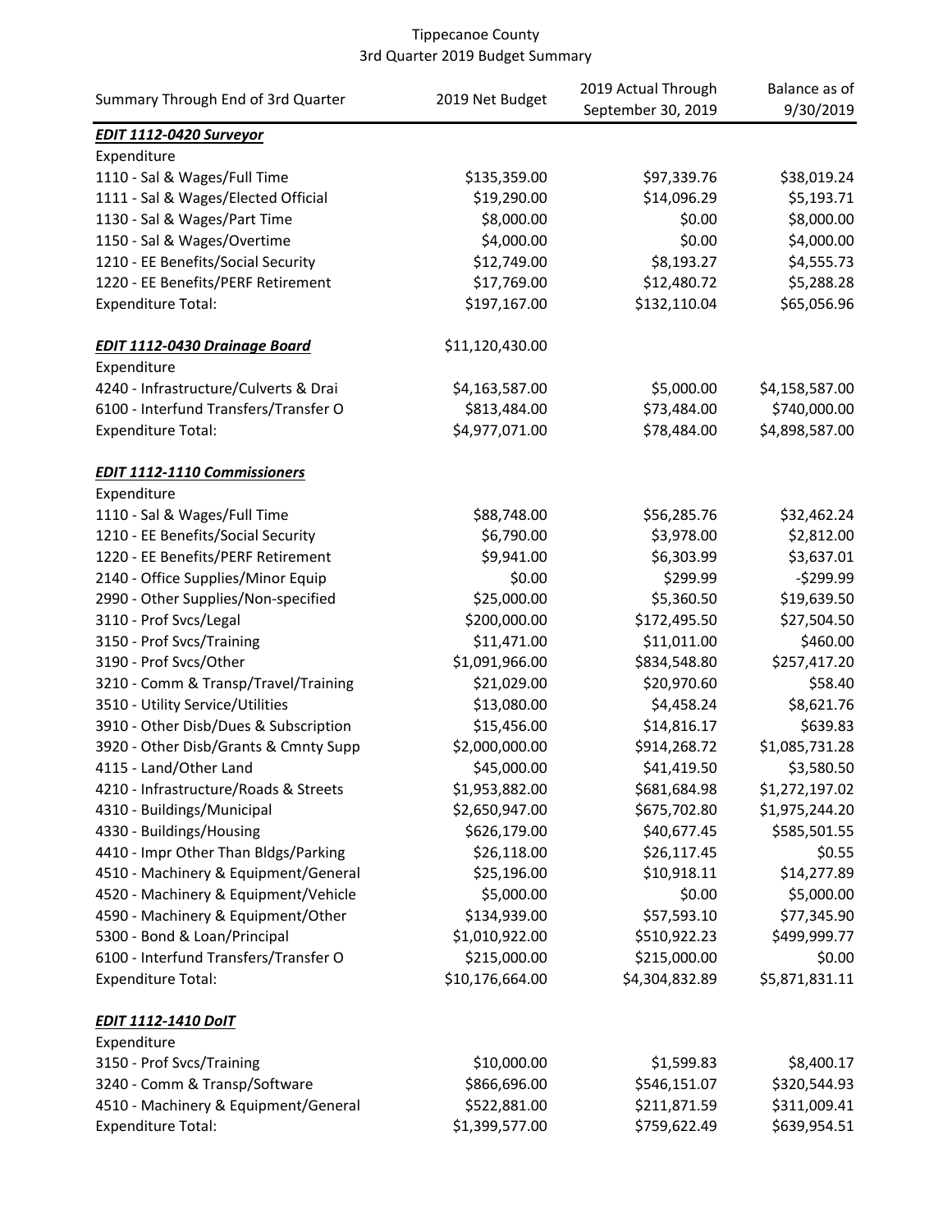Tippecanoe County
3rd Quarter 2019 Budget Summary

| Summary Through End of 3rd Quarter | 2019 Net Budget | 2019 Actual Through September 30, 2019 | Balance as of 9/30/2019 |
|---|---|---|---|
| ***EDIT 1112-0420 Surveyor*** | | | |
| Expenditure | | | |
| 1110 - Sal & Wages/Full Time | $135,359.00 | $97,339.76 | $38,019.24 |
| 1111 - Sal & Wages/Elected Official | $19,290.00 | $14,096.29 | $5,193.71 |
| 1130 - Sal & Wages/Part Time | $8,000.00 | $0.00 | $8,000.00 |
| 1150 - Sal & Wages/Overtime | $4,000.00 | $0.00 | $4,000.00 |
| 1210 - EE Benefits/Social Security | $12,749.00 | $8,193.27 | $4,555.73 |
| 1220 - EE Benefits/PERF Retirement | $17,769.00 | $12,480.72 | $5,288.28 |
| Expenditure Total: | $197,167.00 | $132,110.04 | $65,056.96 |
| ***EDIT 1112-0430 Drainage Board*** | $11,120,430.00 | | |
| Expenditure | | | |
| 4240 - Infrastructure/Culverts & Drai | $4,163,587.00 | $5,000.00 | $4,158,587.00 |
| 6100 - Interfund Transfers/Transfer O | $813,484.00 | $73,484.00 | $740,000.00 |
| Expenditure Total: | $4,977,071.00 | $78,484.00 | $4,898,587.00 |
| ***EDIT 1112-1110 Commissioners*** | | | |
| Expenditure | | | |
| 1110 - Sal & Wages/Full Time | $88,748.00 | $56,285.76 | $32,462.24 |
| 1210 - EE Benefits/Social Security | $6,790.00 | $3,978.00 | $2,812.00 |
| 1220 - EE Benefits/PERF Retirement | $9,941.00 | $6,303.99 | $3,637.01 |
| 2140 - Office Supplies/Minor Equip | $0.00 | $299.99 | -$299.99 |
| 2990 - Other Supplies/Non-specified | $25,000.00 | $5,360.50 | $19,639.50 |
| 3110 - Prof Svcs/Legal | $200,000.00 | $172,495.50 | $27,504.50 |
| 3150 - Prof Svcs/Training | $11,471.00 | $11,011.00 | $460.00 |
| 3190 - Prof Svcs/Other | $1,091,966.00 | $834,548.80 | $257,417.20 |
| 3210 - Comm & Transp/Travel/Training | $21,029.00 | $20,970.60 | $58.40 |
| 3510 - Utility Service/Utilities | $13,080.00 | $4,458.24 | $8,621.76 |
| 3910 - Other Disb/Dues & Subscription | $15,456.00 | $14,816.17 | $639.83 |
| 3920 - Other Disb/Grants & Cmnty Supp | $2,000,000.00 | $914,268.72 | $1,085,731.28 |
| 4115 - Land/Other Land | $45,000.00 | $41,419.50 | $3,580.50 |
| 4210 - Infrastructure/Roads & Streets | $1,953,882.00 | $681,684.98 | $1,272,197.02 |
| 4310 - Buildings/Municipal | $2,650,947.00 | $675,702.80 | $1,975,244.20 |
| 4330 - Buildings/Housing | $626,179.00 | $40,677.45 | $585,501.55 |
| 4410 - Impr Other Than Bldgs/Parking | $26,118.00 | $26,117.45 | $0.55 |
| 4510 - Machinery & Equipment/General | $25,196.00 | $10,918.11 | $14,277.89 |
| 4520 - Machinery & Equipment/Vehicle | $5,000.00 | $0.00 | $5,000.00 |
| 4590 - Machinery & Equipment/Other | $134,939.00 | $57,593.10 | $77,345.90 |
| 5300 - Bond & Loan/Principal | $1,010,922.00 | $510,922.23 | $499,999.77 |
| 6100 - Interfund Transfers/Transfer O | $215,000.00 | $215,000.00 | $0.00 |
| Expenditure Total: | $10,176,664.00 | $4,304,832.89 | $5,871,831.11 |
| ***EDIT 1112-1410 DoIT*** | | | |
| Expenditure | | | |
| 3150 - Prof Svcs/Training | $10,000.00 | $1,599.83 | $8,400.17 |
| 3240 - Comm & Transp/Software | $866,696.00 | $546,151.07 | $320,544.93 |
| 4510 - Machinery & Equipment/General | $522,881.00 | $211,871.59 | $311,009.41 |
| Expenditure Total: | $1,399,577.00 | $759,622.49 | $639,954.51 |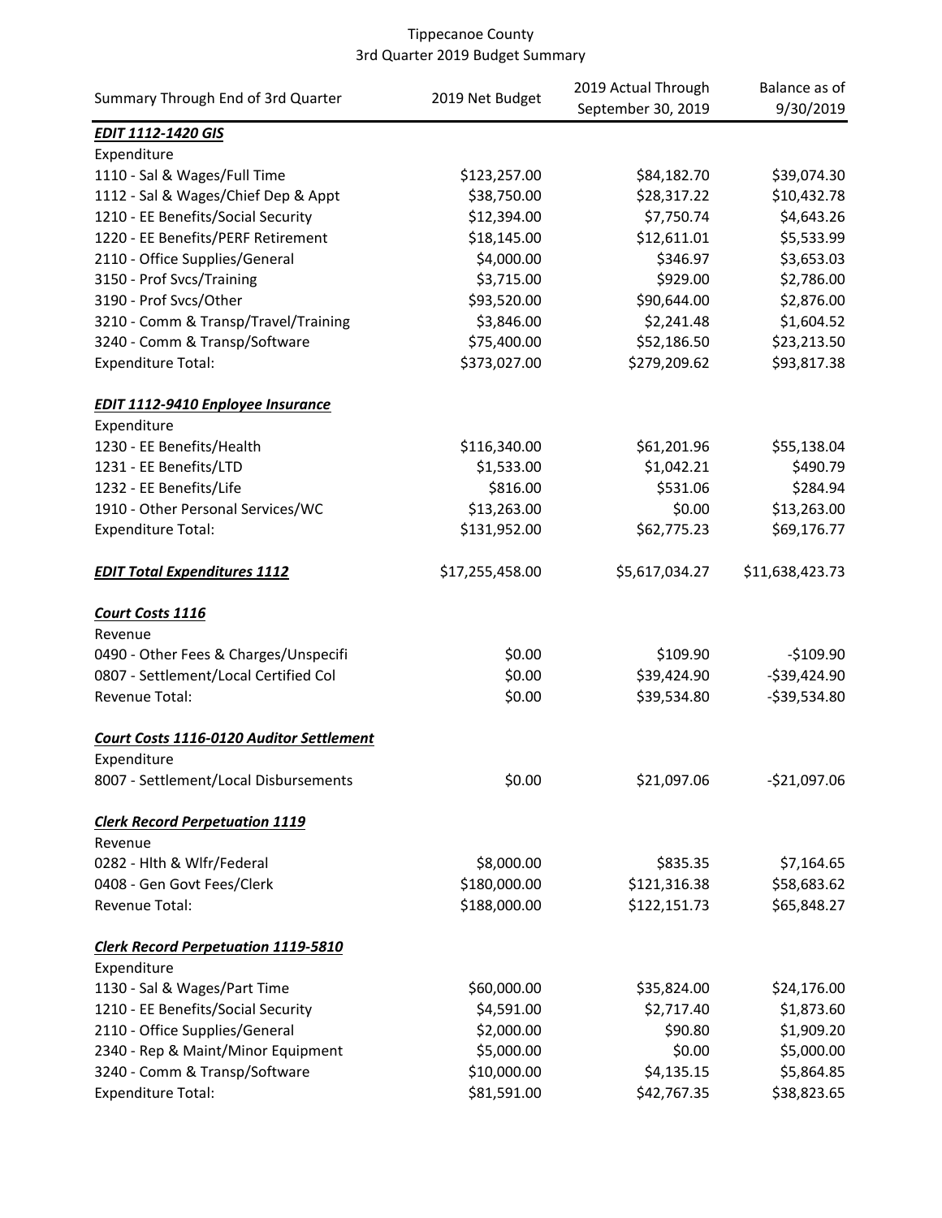Tippecanoe County
3rd Quarter 2019 Budget Summary

| Summary Through End of 3rd Quarter | 2019 Net Budget | 2019 Actual Through September 30, 2019 | Balance as of 9/30/2019 |
|---|---|---|---|
| ***EDIT 1112-1420 GIS*** | | | |
| Expenditure | | | |
| 1110 - Sal & Wages/Full Time | $123,257.00 | $84,182.70 | $39,074.30 |
| 1112 - Sal & Wages/Chief Dep & Appt | $38,750.00 | $28,317.22 | $10,432.78 |
| 1210 - EE Benefits/Social Security | $12,394.00 | $7,750.74 | $4,643.26 |
| 1220 - EE Benefits/PERF Retirement | $18,145.00 | $12,611.01 | $5,533.99 |
| 2110 - Office Supplies/General | $4,000.00 | $346.97 | $3,653.03 |
| 3150 - Prof Svcs/Training | $3,715.00 | $929.00 | $2,786.00 |
| 3190 - Prof Svcs/Other | $93,520.00 | $90,644.00 | $2,876.00 |
| 3210 - Comm & Transp/Travel/Training | $3,846.00 | $2,241.48 | $1,604.52 |
| 3240 - Comm & Transp/Software | $75,400.00 | $52,186.50 | $23,213.50 |
| Expenditure Total: | $373,027.00 | $279,209.62 | $93,817.38 |
| | | | |
| ***EDIT 1112-9410 Enployee Insurance*** | | | |
| Expenditure | | | |
| 1230 - EE Benefits/Health | $116,340.00 | $61,201.96 | $55,138.04 |
| 1231 - EE Benefits/LTD | $1,533.00 | $1,042.21 | $490.79 |
| 1232 - EE Benefits/Life | $816.00 | $531.06 | $284.94 |
| 1910 - Other Personal Services/WC | $13,263.00 | $0.00 | $13,263.00 |
| Expenditure Total: | $131,952.00 | $62,775.23 | $69,176.77 |
| | | | |
| ***EDIT Total Expenditures 1112*** | $17,255,458.00 | $5,617,034.27 | $11,638,423.73 |
| | | | |
| ***Court Costs 1116*** | | | |
| Revenue | | | |
| 0490 - Other Fees & Charges/Unspecifi | $0.00 | $109.90 | -$109.90 |
| 0807 - Settlement/Local Certified Col | $0.00 | $39,424.90 | -$39,424.90 |
| Revenue Total: | $0.00 | $39,534.80 | -$39,534.80 |
| | | | |
| ***Court Costs 1116-0120 Auditor Settlement*** | | | |
| Expenditure | | | |
| 8007 - Settlement/Local Disbursements | $0.00 | $21,097.06 | -$21,097.06 |
| | | | |
| ***Clerk Record Perpetuation 1119*** | | | |
| Revenue | | | |
| 0282 - Hlth & Wlfr/Federal | $8,000.00 | $835.35 | $7,164.65 |
| 0408 - Gen Govt Fees/Clerk | $180,000.00 | $121,316.38 | $58,683.62 |
| Revenue Total: | $188,000.00 | $122,151.73 | $65,848.27 |
| | | | |
| ***Clerk Record Perpetuation 1119-5810*** | | | |
| Expenditure | | | |
| 1130 - Sal & Wages/Part Time | $60,000.00 | $35,824.00 | $24,176.00 |
| 1210 - EE Benefits/Social Security | $4,591.00 | $2,717.40 | $1,873.60 |
| 2110 - Office Supplies/General | $2,000.00 | $90.80 | $1,909.20 |
| 2340 - Rep & Maint/Minor Equipment | $5,000.00 | $0.00 | $5,000.00 |
| 3240 - Comm & Transp/Software | $10,000.00 | $4,135.15 | $5,864.85 |
| Expenditure Total: | $81,591.00 | $42,767.35 | $38,823.65 |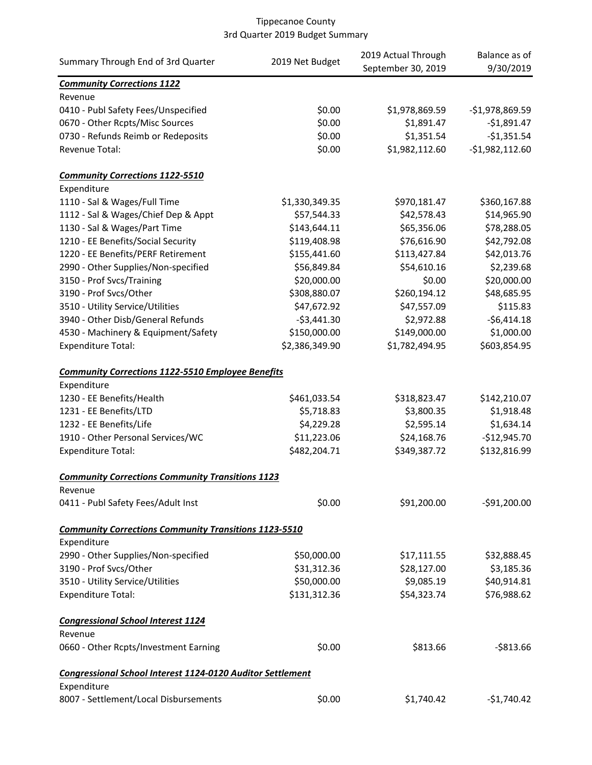Tippecanoe County
3rd Quarter 2019 Budget Summary

| Summary Through End of 3rd Quarter | 2019 Net Budget | 2019 Actual Through September 30, 2019 | Balance as of 9/30/2019 |
|---|---|---|---|
| ***Community Corrections 1122*** | | | |
| Revenue | | | |
| 0410 - Publ Safety Fees/Unspecified | $0.00 | $1,978,869.59 | -$1,978,869.59 |
| 0670 - Other Rcpts/Misc Sources | $0.00 | $1,891.47 | -$1,891.47 |
| 0730 - Refunds Reimb or Redeposits | $0.00 | $1,351.54 | -$1,351.54 |
| Revenue Total: | $0.00 | $1,982,112.60 | -$1,982,112.60 |
| | | | |
| ***Community Corrections 1122-5510*** | | | |
| Expenditure | | | |
| 1110 - Sal & Wages/Full Time | $1,330,349.35 | $970,181.47 | $360,167.88 |
| 1112 - Sal & Wages/Chief Dep & Appt | $57,544.33 | $42,578.43 | $14,965.90 |
| 1130 - Sal & Wages/Part Time | $143,644.11 | $65,356.06 | $78,288.05 |
| 1210 - EE Benefits/Social Security | $119,408.98 | $76,616.90 | $42,792.08 |
| 1220 - EE Benefits/PERF Retirement | $155,441.60 | $113,427.84 | $42,013.76 |
| 2990 - Other Supplies/Non-specified | $56,849.84 | $54,610.16 | $2,239.68 |
| 3150 - Prof Svcs/Training | $20,000.00 | $0.00 | $20,000.00 |
| 3190 - Prof Svcs/Other | $308,880.07 | $260,194.12 | $48,685.95 |
| 3510 - Utility Service/Utilities | $47,672.92 | $47,557.09 | $115.83 |
| 3940 - Other Disb/General Refunds | -$3,441.30 | $2,972.88 | -$6,414.18 |
| 4530 - Machinery & Equipment/Safety | $150,000.00 | $149,000.00 | $1,000.00 |
| Expenditure Total: | $2,386,349.90 | $1,782,494.95 | $603,854.95 |
| | | | |
| ***Community Corrections 1122-5510 Employee Benefits*** | | | |
| Expenditure | | | |
| 1230 - EE Benefits/Health | $461,033.54 | $318,823.47 | $142,210.07 |
| 1231 - EE Benefits/LTD | $5,718.83 | $3,800.35 | $1,918.48 |
| 1232 - EE Benefits/Life | $4,229.28 | $2,595.14 | $1,634.14 |
| 1910 - Other Personal Services/WC | $11,223.06 | $24,168.76 | -$12,945.70 |
| Expenditure Total: | $482,204.71 | $349,387.72 | $132,816.99 |
| | | | |
| ***Community Corrections Community Transitions 1123*** | | | |
| Revenue | | | |
| 0411 - Publ Safety Fees/Adult Inst | $0.00 | $91,200.00 | -$91,200.00 |
| | | | |
| ***Community Corrections Community Transitions 1123-5510*** | | | |
| Expenditure | | | |
| 2990 - Other Supplies/Non-specified | $50,000.00 | $17,111.55 | $32,888.45 |
| 3190 - Prof Svcs/Other | $31,312.36 | $28,127.00 | $3,185.36 |
| 3510 - Utility Service/Utilities | $50,000.00 | $9,085.19 | $40,914.81 |
| Expenditure Total: | $131,312.36 | $54,323.74 | $76,988.62 |
| | | | |
| ***Congressional School Interest 1124*** | | | |
| Revenue | | | |
| 0660 - Other Rcpts/Investment Earning | $0.00 | $813.66 | -$813.66 |
| | | | |
| ***Congressional School Interest 1124-0120 Auditor Settlement*** | | | |
| Expenditure | | | |
| 8007 - Settlement/Local Disbursements | $0.00 | $1,740.42 | -$1,740.42 |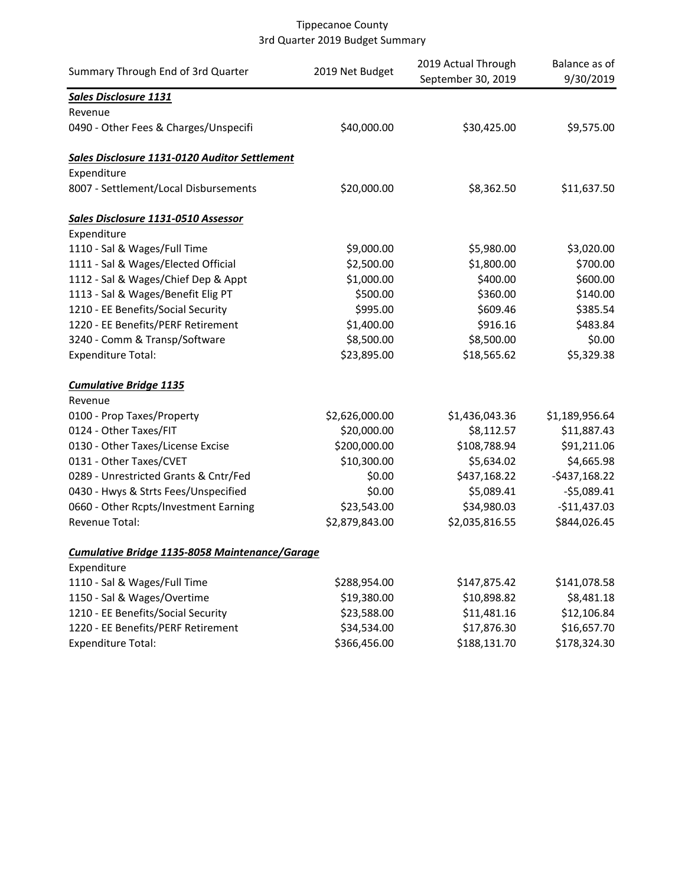Tippecanoe County
3rd Quarter 2019 Budget Summary

| Summary Through End of 3rd Quarter | 2019 Net Budget | 2019 Actual Through September 30, 2019 | Balance as of 9/30/2019 |
|---|---|---|---|
| ***Sales Disclosure 1131*** | | | |
| Revenue | | | |
| 0490 - Other Fees & Charges/Unspecifi | $40,000.00 | $30,425.00 | $9,575.00 |
| | | | |
| ***Sales Disclosure 1131-0120 Auditor Settlement*** | | | |
| Expenditure | | | |
| 8007 - Settlement/Local Disbursements | $20,000.00 | $8,362.50 | $11,637.50 |
| | | | |
| ***Sales Disclosure 1131-0510 Assessor*** | | | |
| Expenditure | | | |
| 1110 - Sal & Wages/Full Time | $9,000.00 | $5,980.00 | $3,020.00 |
| 1111 - Sal & Wages/Elected Official | $2,500.00 | $1,800.00 | $700.00 |
| 1112 - Sal & Wages/Chief Dep & Appt | $1,000.00 | $400.00 | $600.00 |
| 1113 - Sal & Wages/Benefit Elig PT | $500.00 | $360.00 | $140.00 |
| 1210 - EE Benefits/Social Security | $995.00 | $609.46 | $385.54 |
| 1220 - EE Benefits/PERF Retirement | $1,400.00 | $916.16 | $483.84 |
| 3240 - Comm & Transp/Software | $8,500.00 | $8,500.00 | $0.00 |
| Expenditure Total: | $23,895.00 | $18,565.62 | $5,329.38 |
| | | | |
| ***Cumulative Bridge 1135*** | | | |
| Revenue | | | |
| 0100 - Prop Taxes/Property | $2,626,000.00 | $1,436,043.36 | $1,189,956.64 |
| 0124 - Other Taxes/FIT | $20,000.00 | $8,112.57 | $11,887.43 |
| 0130 - Other Taxes/License Excise | $200,000.00 | $108,788.94 | $91,211.06 |
| 0131 - Other Taxes/CVET | $10,300.00 | $5,634.02 | $4,665.98 |
| 0289 - Unrestricted Grants & Cntr/Fed | $0.00 | $437,168.22 | -$437,168.22 |
| 0430 - Hwys & Strts Fees/Unspecified | $0.00 | $5,089.41 | -$5,089.41 |
| 0660 - Other Rcpts/Investment Earning | $23,543.00 | $34,980.03 | -$11,437.03 |
| Revenue Total: | $2,879,843.00 | $2,035,816.55 | $844,026.45 |
| | | | |
| ***Cumulative Bridge 1135-8058 Maintenance/Garage*** | | | |
| Expenditure | | | |
| 1110 - Sal & Wages/Full Time | $288,954.00 | $147,875.42 | $141,078.58 |
| 1150 - Sal & Wages/Overtime | $19,380.00 | $10,898.82 | $8,481.18 |
| 1210 - EE Benefits/Social Security | $23,588.00 | $11,481.16 | $12,106.84 |
| 1220 - EE Benefits/PERF Retirement | $34,534.00 | $17,876.30 | $16,657.70 |
| Expenditure Total: | $366,456.00 | $188,131.70 | $178,324.30 |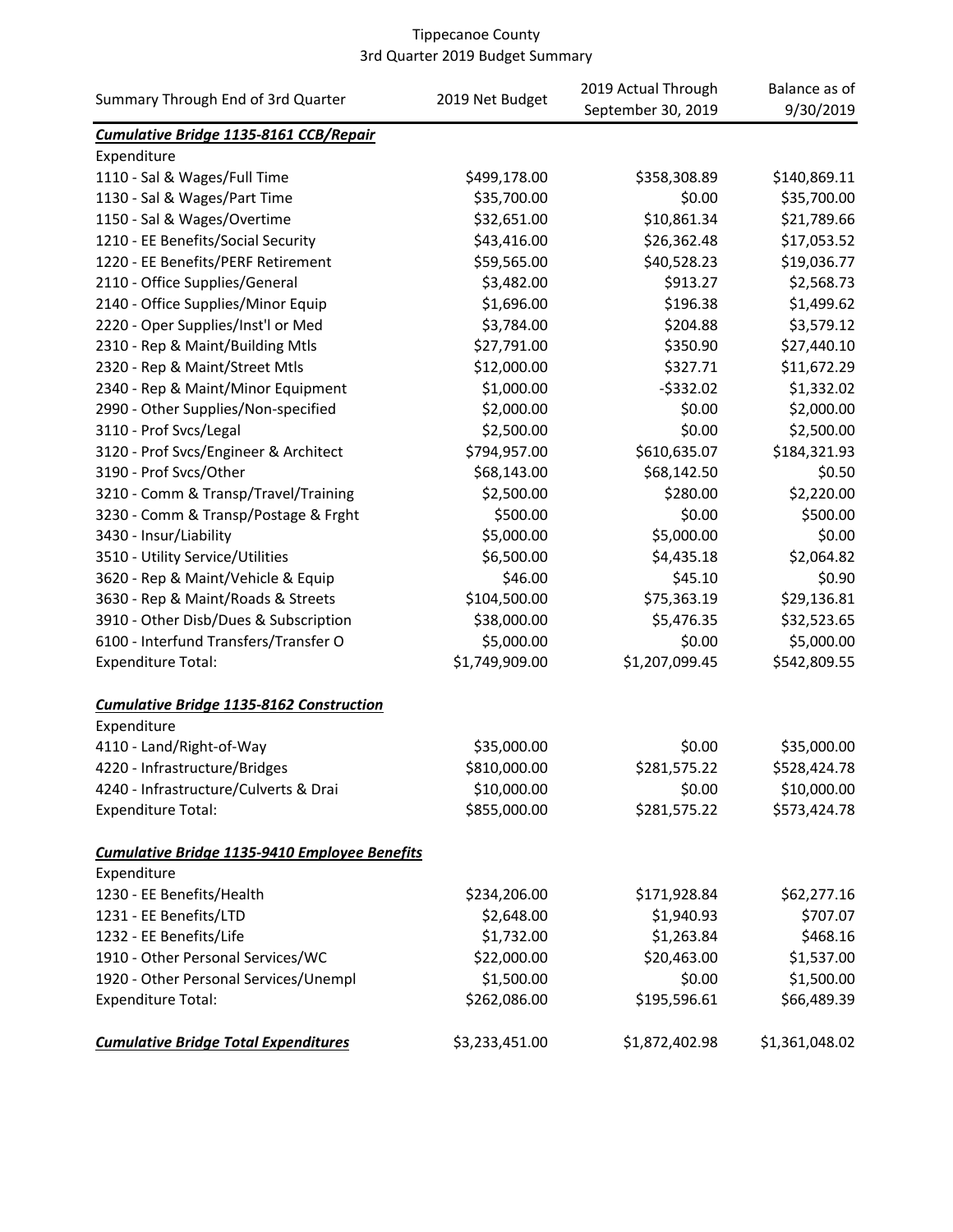# Tippecanoe County
## 3rd Quarter 2019 Budget Summary

| Summary Through End of 3rd Quarter | 2019 Net Budget | 2019 Actual Through September 30, 2019 | Balance as of 9/30/2019 |
|---|---|---|---|
| ***Cumulative Bridge 1135-8161 CCB/Repair*** | | | |
| Expenditure | | | |
| 1110 - Sal & Wages/Full Time | $499,178.00 | $358,308.89 | $140,869.11 |
| 1130 - Sal & Wages/Part Time | $35,700.00 | $0.00 | $35,700.00 |
| 1150 - Sal & Wages/Overtime | $32,651.00 | $10,861.34 | $21,789.66 |
| 1210 - EE Benefits/Social Security | $43,416.00 | $26,362.48 | $17,053.52 |
| 1220 - EE Benefits/PERF Retirement | $59,565.00 | $40,528.23 | $19,036.77 |
| 2110 - Office Supplies/General | $3,482.00 | $913.27 | $2,568.73 |
| 2140 - Office Supplies/Minor Equip | $1,696.00 | $196.38 | $1,499.62 |
| 2220 - Oper Supplies/Inst'l or Med | $3,784.00 | $204.88 | $3,579.12 |
| 2310 - Rep & Maint/Building Mtls | $27,791.00 | $350.90 | $27,440.10 |
| 2320 - Rep & Maint/Street Mtls | $12,000.00 | $327.71 | $11,672.29 |
| 2340 - Rep & Maint/Minor Equipment | $1,000.00 | -$332.02 | $1,332.02 |
| 2990 - Other Supplies/Non-specified | $2,000.00 | $0.00 | $2,000.00 |
| 3110 - Prof Svcs/Legal | $2,500.00 | $0.00 | $2,500.00 |
| 3120 - Prof Svcs/Engineer & Architect | $794,957.00 | $610,635.07 | $184,321.93 |
| 3190 - Prof Svcs/Other | $68,143.00 | $68,142.50 | $0.50 |
| 3210 - Comm & Transp/Travel/Training | $2,500.00 | $280.00 | $2,220.00 |
| 3230 - Comm & Transp/Postage & Frght | $500.00 | $0.00 | $500.00 |
| 3430 - Insur/Liability | $5,000.00 | $5,000.00 | $0.00 |
| 3510 - Utility Service/Utilities | $6,500.00 | $4,435.18 | $2,064.82 |
| 3620 - Rep & Maint/Vehicle & Equip | $46.00 | $45.10 | $0.90 |
| 3630 - Rep & Maint/Roads & Streets | $104,500.00 | $75,363.19 | $29,136.81 |
| 3910 - Other Disb/Dues & Subscription | $38,000.00 | $5,476.35 | $32,523.65 |
| 6100 - Interfund Transfers/Transfer O | $5,000.00 | $0.00 | $5,000.00 |
| Expenditure Total: | $1,749,909.00 | $1,207,099.45 | $542,809.55 |
| | | | |
| ***Cumulative Bridge 1135-8162 Construction*** | | | |
| Expenditure | | | |
| 4110 - Land/Right-of-Way | $35,000.00 | $0.00 | $35,000.00 |
| 4220 - Infrastructure/Bridges | $810,000.00 | $281,575.22 | $528,424.78 |
| 4240 - Infrastructure/Culverts & Drai | $10,000.00 | $0.00 | $10,000.00 |
| Expenditure Total: | $855,000.00 | $281,575.22 | $573,424.78 |
| | | | |
| ***Cumulative Bridge 1135-9410 Employee Benefits*** | | | |
| Expenditure | | | |
| 1230 - EE Benefits/Health | $234,206.00 | $171,928.84 | $62,277.16 |
| 1231 - EE Benefits/LTD | $2,648.00 | $1,940.93 | $707.07 |
| 1232 - EE Benefits/Life | $1,732.00 | $1,263.84 | $468.16 |
| 1910 - Other Personal Services/WC | $22,000.00 | $20,463.00 | $1,537.00 |
| 1920 - Other Personal Services/Unempl | $1,500.00 | $0.00 | $1,500.00 |
| Expenditure Total: | $262,086.00 | $195,596.61 | $66,489.39 |
| | | | |
| ***Cumulative Bridge Total Expenditures*** | $3,233,451.00 | $1,872,402.98 | $1,361,048.02 |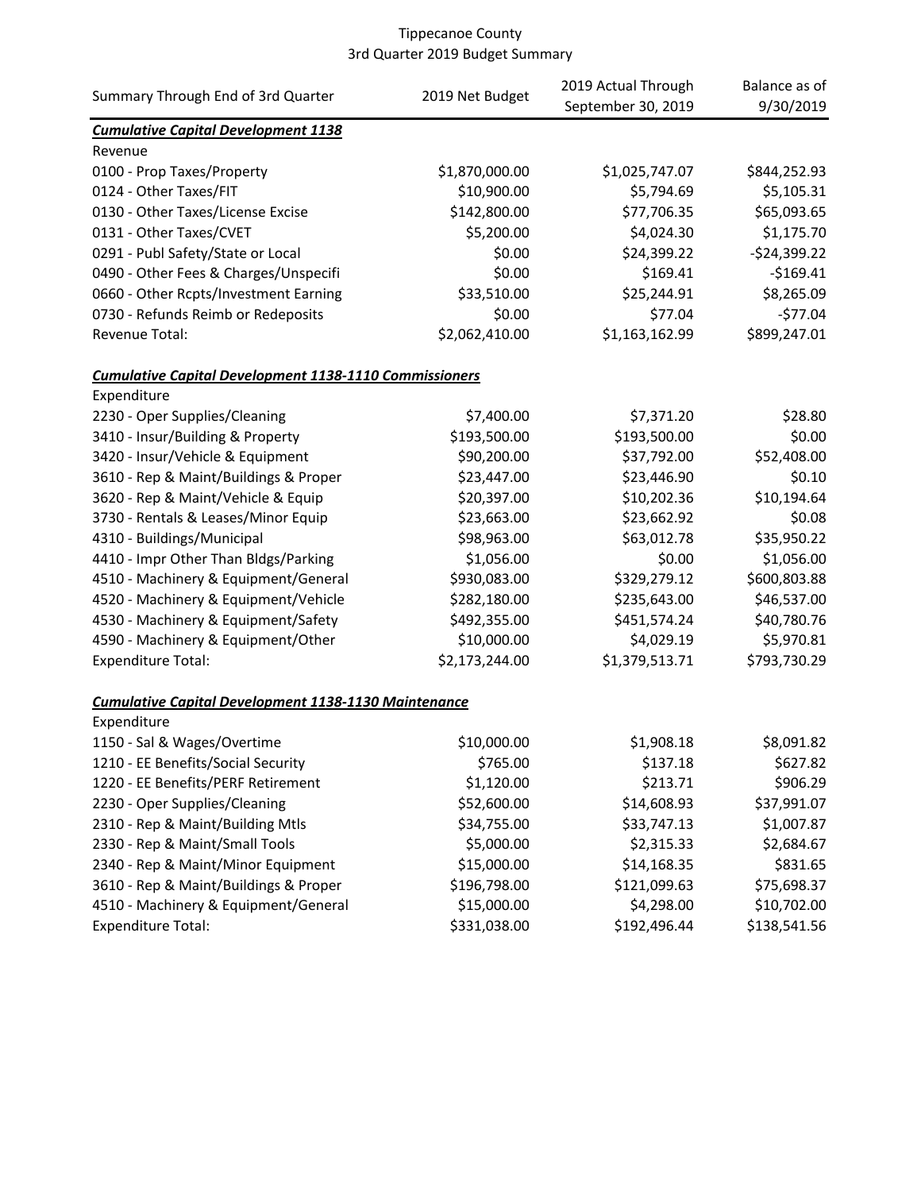Tippecanoe County
3rd Quarter 2019 Budget Summary

| Summary Through End of 3rd Quarter | 2019 Net Budget | 2019 Actual Through September 30, 2019 | Balance as of 9/30/2019 |
|---|---|---|---|
| ***Cumulative Capital Development 1138*** | | | |
| Revenue | | | |
| 0100 - Prop Taxes/Property | $1,870,000.00 | $1,025,747.07 | $844,252.93 |
| 0124 - Other Taxes/FIT | $10,900.00 | $5,794.69 | $5,105.31 |
| 0130 - Other Taxes/License Excise | $142,800.00 | $77,706.35 | $65,093.65 |
| 0131 - Other Taxes/CVET | $5,200.00 | $4,024.30 | $1,175.70 |
| 0291 - Publ Safety/State or Local | $0.00 | $24,399.22 | -$24,399.22 |
| 0490 - Other Fees & Charges/Unspecifi | $0.00 | $169.41 | -$169.41 |
| 0660 - Other Rcpts/Investment Earning | $33,510.00 | $25,244.91 | $8,265.09 |
| 0730 - Refunds Reimb or Redeposits | $0.00 | $77.04 | -$77.04 |
| Revenue Total: | $2,062,410.00 | $1,163,162.99 | $899,247.01 |
| ***Cumulative Capital Development 1138-1110 Commissioners*** | | | |
| Expenditure | | | |
| 2230 - Oper Supplies/Cleaning | $7,400.00 | $7,371.20 | $28.80 |
| 3410 - Insur/Building & Property | $193,500.00 | $193,500.00 | $0.00 |
| 3420 - Insur/Vehicle & Equipment | $90,200.00 | $37,792.00 | $52,408.00 |
| 3610 - Rep & Maint/Buildings & Proper | $23,447.00 | $23,446.90 | $0.10 |
| 3620 - Rep & Maint/Vehicle & Equip | $20,397.00 | $10,202.36 | $10,194.64 |
| 3730 - Rentals & Leases/Minor Equip | $23,663.00 | $23,662.92 | $0.08 |
| 4310 - Buildings/Municipal | $98,963.00 | $63,012.78 | $35,950.22 |
| 4410 - Impr Other Than Bldgs/Parking | $1,056.00 | $0.00 | $1,056.00 |
| 4510 - Machinery & Equipment/General | $930,083.00 | $329,279.12 | $600,803.88 |
| 4520 - Machinery & Equipment/Vehicle | $282,180.00 | $235,643.00 | $46,537.00 |
| 4530 - Machinery & Equipment/Safety | $492,355.00 | $451,574.24 | $40,780.76 |
| 4590 - Machinery & Equipment/Other | $10,000.00 | $4,029.19 | $5,970.81 |
| Expenditure Total: | $2,173,244.00 | $1,379,513.71 | $793,730.29 |
| ***Cumulative Capital Development 1138-1130 Maintenance*** | | | |
| Expenditure | | | |
| 1150 - Sal & Wages/Overtime | $10,000.00 | $1,908.18 | $8,091.82 |
| 1210 - EE Benefits/Social Security | $765.00 | $137.18 | $627.82 |
| 1220 - EE Benefits/PERF Retirement | $1,120.00 | $213.71 | $906.29 |
| 2230 - Oper Supplies/Cleaning | $52,600.00 | $14,608.93 | $37,991.07 |
| 2310 - Rep & Maint/Building Mtls | $34,755.00 | $33,747.13 | $1,007.87 |
| 2330 - Rep & Maint/Small Tools | $5,000.00 | $2,315.33 | $2,684.67 |
| 2340 - Rep & Maint/Minor Equipment | $15,000.00 | $14,168.35 | $831.65 |
| 3610 - Rep & Maint/Buildings & Proper | $196,798.00 | $121,099.63 | $75,698.37 |
| 4510 - Machinery & Equipment/General | $15,000.00 | $4,298.00 | $10,702.00 |
| Expenditure Total: | $331,038.00 | $192,496.44 | $138,541.56 |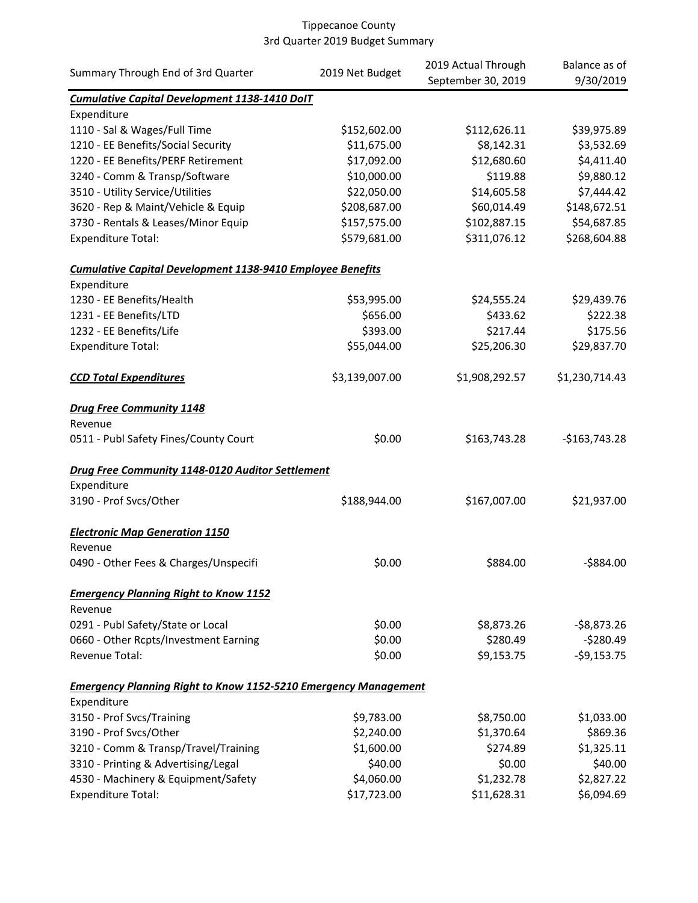Tippecanoe County
3rd Quarter 2019 Budget Summary

| Summary Through End of 3rd Quarter | 2019 Net Budget | 2019 Actual Through September 30, 2019 | Balance as of 9/30/2019 |
|---|---|---|---|
| ***Cumulative Capital Development 1138-1410 DoIT*** | | | |
| Expenditure | | | |
| 1110 - Sal & Wages/Full Time | $152,602.00 | $112,626.11 | $39,975.89 |
| 1210 - EE Benefits/Social Security | $11,675.00 | $8,142.31 | $3,532.69 |
| 1220 - EE Benefits/PERF Retirement | $17,092.00 | $12,680.60 | $4,411.40 |
| 3240 - Comm & Transp/Software | $10,000.00 | $119.88 | $9,880.12 |
| 3510 - Utility Service/Utilities | $22,050.00 | $14,605.58 | $7,444.42 |
| 3620 - Rep & Maint/Vehicle & Equip | $208,687.00 | $60,014.49 | $148,672.51 |
| 3730 - Rentals & Leases/Minor Equip | $157,575.00 | $102,887.15 | $54,687.85 |
| Expenditure Total: | $579,681.00 | $311,076.12 | $268,604.88 |
| ***Cumulative Capital Development 1138-9410 Employee Benefits*** | | | |
| Expenditure | | | |
| 1230 - EE Benefits/Health | $53,995.00 | $24,555.24 | $29,439.76 |
| 1231 - EE Benefits/LTD | $656.00 | $433.62 | $222.38 |
| 1232 - EE Benefits/Life | $393.00 | $217.44 | $175.56 |
| Expenditure Total: | $55,044.00 | $25,206.30 | $29,837.70 |
| ***CCD Total Expenditures*** | $3,139,007.00 | $1,908,292.57 | $1,230,714.43 |
| ***Drug Free Community 1148*** | | | |
| Revenue | | | |
| 0511 - Publ Safety Fines/County Court | $0.00 | $163,743.28 | -$163,743.28 |
| ***Drug Free Community 1148-0120 Auditor Settlement*** | | | |
| Expenditure | | | |
| 3190 - Prof Svcs/Other | $188,944.00 | $167,007.00 | $21,937.00 |
| ***Electronic Map Generation 1150*** | | | |
| Revenue | | | |
| 0490 - Other Fees & Charges/Unspecifi | $0.00 | $884.00 | -$884.00 |
| ***Emergency Planning Right to Know 1152*** | | | |
| Revenue | | | |
| 0291 - Publ Safety/State or Local | $0.00 | $8,873.26 | -$8,873.26 |
| 0660 - Other Rcpts/Investment Earning | $0.00 | $280.49 | -$280.49 |
| Revenue Total: | $0.00 | $9,153.75 | -$9,153.75 |
| ***Emergency Planning Right to Know 1152-5210 Emergency Management*** | | | |
| Expenditure | | | |
| 3150 - Prof Svcs/Training | $9,783.00 | $8,750.00 | $1,033.00 |
| 3190 - Prof Svcs/Other | $2,240.00 | $1,370.64 | $869.36 |
| 3210 - Comm & Transp/Travel/Training | $1,600.00 | $274.89 | $1,325.11 |
| 3310 - Printing & Advertising/Legal | $40.00 | $0.00 | $40.00 |
| 4530 - Machinery & Equipment/Safety | $4,060.00 | $1,232.78 | $2,827.22 |
| Expenditure Total: | $17,723.00 | $11,628.31 | $6,094.69 |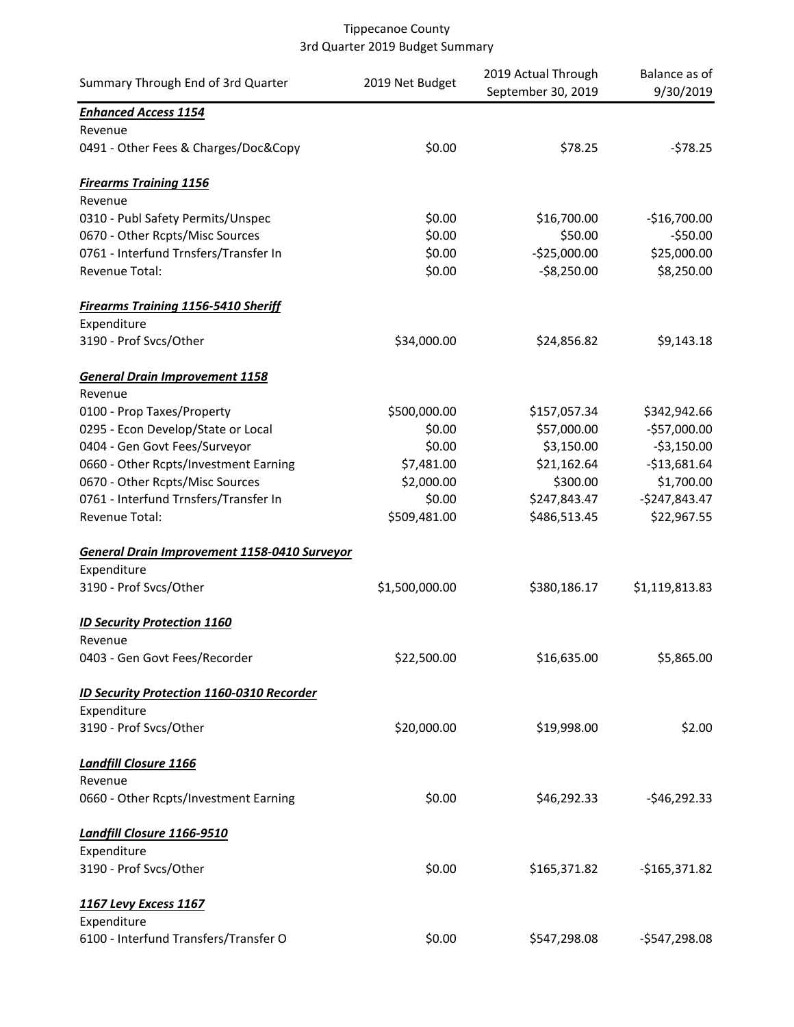Tippecanoe County
3rd Quarter 2019 Budget Summary

| Summary Through End of 3rd Quarter | 2019 Net Budget | 2019 Actual Through September 30, 2019 | Balance as of 9/30/2019 |
|---|---|---|---|
| ***Enhanced Access 1154*** | | | |
| Revenue | | | |
| 0491 - Other Fees & Charges/Doc&Copy | $0.00 | $78.25 | -$78.25 |
| | | | |
| ***Firearms Training 1156*** | | | |
| Revenue | | | |
| 0310 - Publ Safety Permits/Unspec | $0.00 | $16,700.00 | -$16,700.00 |
| 0670 - Other Rcpts/Misc Sources | $0.00 | $50.00 | -$50.00 |
| 0761 - Interfund Trnsfers/Transfer In | $0.00 | -$25,000.00 | $25,000.00 |
| Revenue Total: | $0.00 | -$8,250.00 | $8,250.00 |
| | | | |
| ***Firearms Training 1156-5410 Sheriff*** | | | |
| Expenditure | | | |
| 3190 - Prof Svcs/Other | $34,000.00 | $24,856.82 | $9,143.18 |
| | | | |
| ***General Drain Improvement 1158*** | | | |
| Revenue | | | |
| 0100 - Prop Taxes/Property | $500,000.00 | $157,057.34 | $342,942.66 |
| 0295 - Econ Develop/State or Local | $0.00 | $57,000.00 | -$57,000.00 |
| 0404 - Gen Govt Fees/Surveyor | $0.00 | $3,150.00 | -$3,150.00 |
| 0660 - Other Rcpts/Investment Earning | $7,481.00 | $21,162.64 | -$13,681.64 |
| 0670 - Other Rcpts/Misc Sources | $2,000.00 | $300.00 | $1,700.00 |
| 0761 - Interfund Trnsfers/Transfer In | $0.00 | $247,843.47 | -$247,843.47 |
| Revenue Total: | $509,481.00 | $486,513.45 | $22,967.55 |
| | | | |
| ***General Drain Improvement 1158-0410 Surveyor*** | | | |
| Expenditure | | | |
| 3190 - Prof Svcs/Other | $1,500,000.00 | $380,186.17 | $1,119,813.83 |
| | | | |
| ***ID Security Protection 1160*** | | | |
| Revenue | | | |
| 0403 - Gen Govt Fees/Recorder | $22,500.00 | $16,635.00 | $5,865.00 |
| | | | |
| ***ID Security Protection 1160-0310 Recorder*** | | | |
| Expenditure | | | |
| 3190 - Prof Svcs/Other | $20,000.00 | $19,998.00 | $2.00 |
| | | | |
| ***Landfill Closure 1166*** | | | |
| Revenue | | | |
| 0660 - Other Rcpts/Investment Earning | $0.00 | $46,292.33 | -$46,292.33 |
| | | | |
| ***Landfill Closure 1166-9510*** | | | |
| Expenditure | | | |
| 3190 - Prof Svcs/Other | $0.00 | $165,371.82 | -$165,371.82 |
| | | | |
| ***1167 Levy Excess 1167*** | | | |
| Expenditure | | | |
| 6100 - Interfund Transfers/Transfer O | $0.00 | $547,298.08 | -$547,298.08 |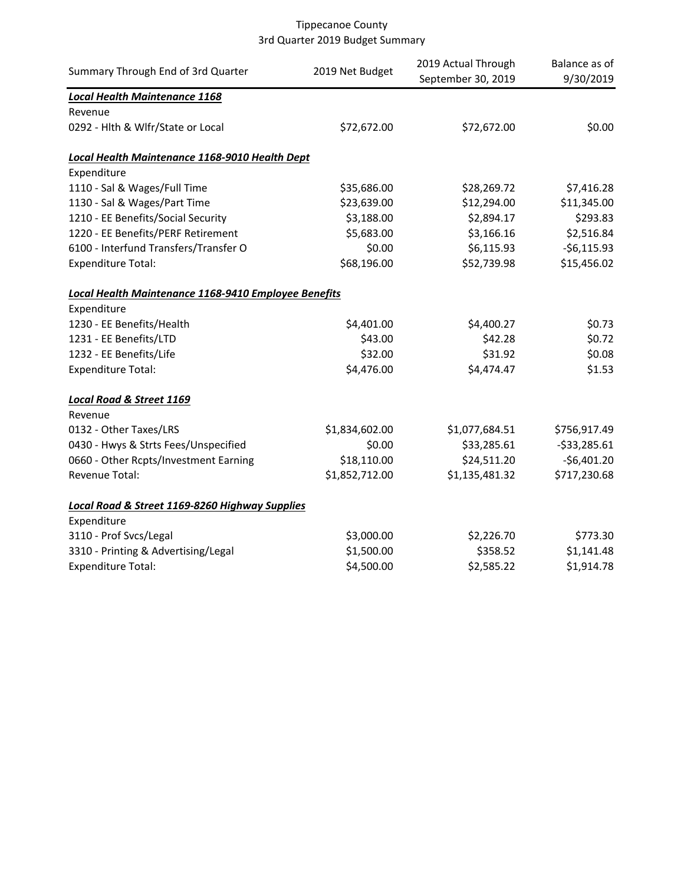Tippecanoe County
3rd Quarter 2019 Budget Summary

| Summary Through End of 3rd Quarter | 2019 Net Budget | 2019 Actual Through September 30, 2019 | Balance as of 9/30/2019 |
|---|---|---|---|
| ***Local Health Maintenance 1168*** | | | |
| Revenue | | | |
| 0292 - Hlth & Wlfr/State or Local | $72,672.00 | $72,672.00 | $0.00 |
| | | | |
| ***Local Health Maintenance 1168-9010 Health Dept*** | | | |
| Expenditure | | | |
| 1110 - Sal & Wages/Full Time | $35,686.00 | $28,269.72 | $7,416.28 |
| 1130 - Sal & Wages/Part Time | $23,639.00 | $12,294.00 | $11,345.00 |
| 1210 - EE Benefits/Social Security | $3,188.00 | $2,894.17 | $293.83 |
| 1220 - EE Benefits/PERF Retirement | $5,683.00 | $3,166.16 | $2,516.84 |
| 6100 - Interfund Transfers/Transfer O | $0.00 | $6,115.93 | -$6,115.93 |
| Expenditure Total: | $68,196.00 | $52,739.98 | $15,456.02 |
| | | | |
| ***Local Health Maintenance 1168-9410 Employee Benefits*** | | | |
| Expenditure | | | |
| 1230 - EE Benefits/Health | $4,401.00 | $4,400.27 | $0.73 |
| 1231 - EE Benefits/LTD | $43.00 | $42.28 | $0.72 |
| 1232 - EE Benefits/Life | $32.00 | $31.92 | $0.08 |
| Expenditure Total: | $4,476.00 | $4,474.47 | $1.53 |
| | | | |
| ***Local Road & Street 1169*** | | | |
| Revenue | | | |
| 0132 - Other Taxes/LRS | $1,834,602.00 | $1,077,684.51 | $756,917.49 |
| 0430 - Hwys & Strts Fees/Unspecified | $0.00 | $33,285.61 | -$33,285.61 |
| 0660 - Other Rcpts/Investment Earning | $18,110.00 | $24,511.20 | -$6,401.20 |
| Revenue Total: | $1,852,712.00 | $1,135,481.32 | $717,230.68 |
| | | | |
| ***Local Road & Street 1169-8260 Highway Supplies*** | | | |
| Expenditure | | | |
| 3110 - Prof Svcs/Legal | $3,000.00 | $2,226.70 | $773.30 |
| 3310 - Printing & Advertising/Legal | $1,500.00 | $358.52 | $1,141.48 |
| Expenditure Total: | $4,500.00 | $2,585.22 | $1,914.78 |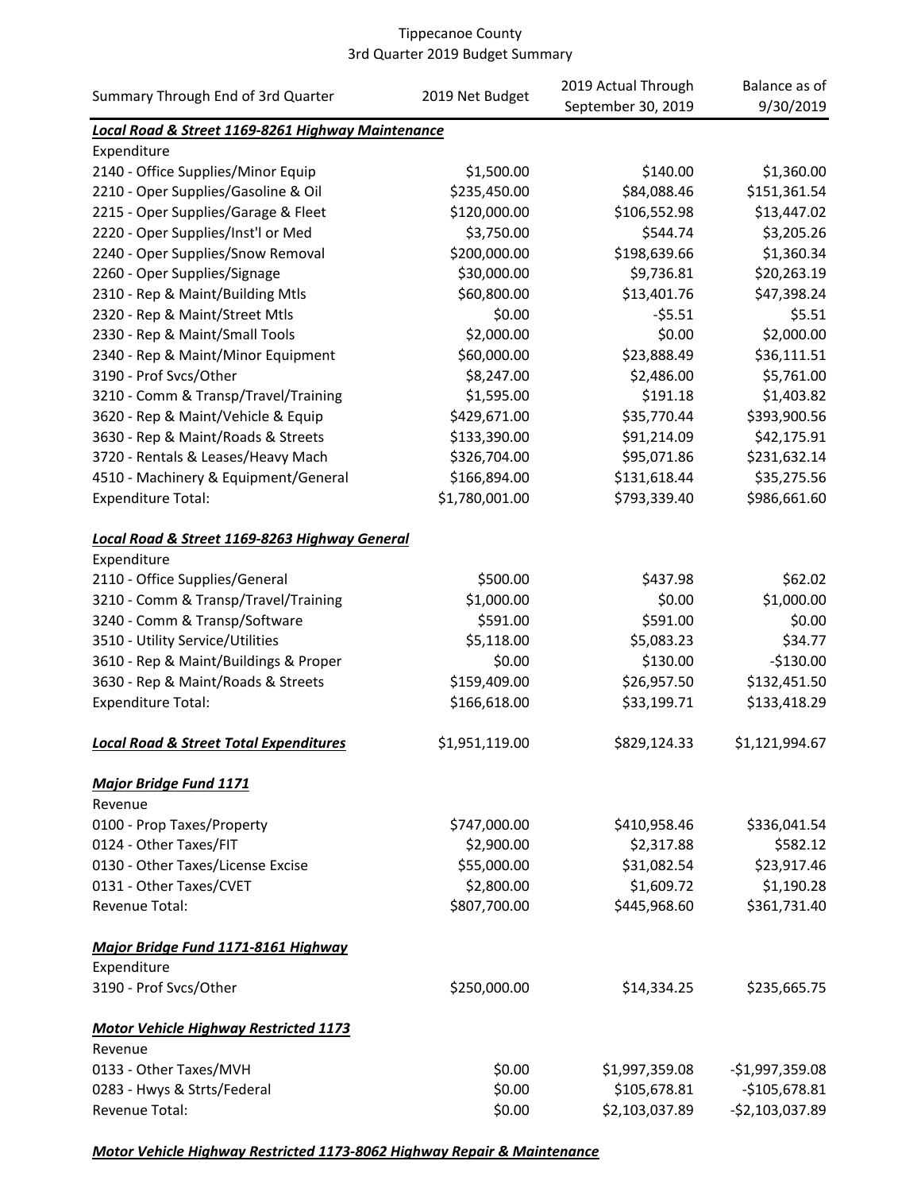Tippecanoe County
3rd Quarter 2019 Budget Summary

| Summary Through End of 3rd Quarter | 2019 Net Budget | 2019 Actual Through September 30, 2019 | Balance as of 9/30/2019 |
|---|---|---|---|
| ***Local Road & Street 1169-8261 Highway Maintenance*** | | | |
| Expenditure | | | |
| 2140 - Office Supplies/Minor Equip | $1,500.00 | $140.00 | $1,360.00 |
| 2210 - Oper Supplies/Gasoline & Oil | $235,450.00 | $84,088.46 | $151,361.54 |
| 2215 - Oper Supplies/Garage & Fleet | $120,000.00 | $106,552.98 | $13,447.02 |
| 2220 - Oper Supplies/Inst'l or Med | $3,750.00 | $544.74 | $3,205.26 |
| 2240 - Oper Supplies/Snow Removal | $200,000.00 | $198,639.66 | $1,360.34 |
| 2260 - Oper Supplies/Signage | $30,000.00 | $9,736.81 | $20,263.19 |
| 2310 - Rep & Maint/Building Mtls | $60,800.00 | $13,401.76 | $47,398.24 |
| 2320 - Rep & Maint/Street Mtls | $0.00 | -$5.51 | $5.51 |
| 2330 - Rep & Maint/Small Tools | $2,000.00 | $0.00 | $2,000.00 |
| 2340 - Rep & Maint/Minor Equipment | $60,000.00 | $23,888.49 | $36,111.51 |
| 3190 - Prof Svcs/Other | $8,247.00 | $2,486.00 | $5,761.00 |
| 3210 - Comm & Transp/Travel/Training | $1,595.00 | $191.18 | $1,403.82 |
| 3620 - Rep & Maint/Vehicle & Equip | $429,671.00 | $35,770.44 | $393,900.56 |
| 3630 - Rep & Maint/Roads & Streets | $133,390.00 | $91,214.09 | $42,175.91 |
| 3720 - Rentals & Leases/Heavy Mach | $326,704.00 | $95,071.86 | $231,632.14 |
| 4510 - Machinery & Equipment/General | $166,894.00 | $131,618.44 | $35,275.56 |
| Expenditure Total: | $1,780,001.00 | $793,339.40 | $986,661.60 |
| | | | |
| ***Local Road & Street 1169-8263 Highway General*** | | | |
| Expenditure | | | |
| 2110 - Office Supplies/General | $500.00 | $437.98 | $62.02 |
| 3210 - Comm & Transp/Travel/Training | $1,000.00 | $0.00 | $1,000.00 |
| 3240 - Comm & Transp/Software | $591.00 | $591.00 | $0.00 |
| 3510 - Utility Service/Utilities | $5,118.00 | $5,083.23 | $34.77 |
| 3610 - Rep & Maint/Buildings & Proper | $0.00 | $130.00 | -$130.00 |
| 3630 - Rep & Maint/Roads & Streets | $159,409.00 | $26,957.50 | $132,451.50 |
| Expenditure Total: | $166,618.00 | $33,199.71 | $133,418.29 |
| | | | |
| ***Local Road & Street Total Expenditures*** | $1,951,119.00 | $829,124.33 | $1,121,994.67 |
| | | | |
| ***Major Bridge Fund 1171*** | | | |
| Revenue | | | |
| 0100 - Prop Taxes/Property | $747,000.00 | $410,958.46 | $336,041.54 |
| 0124 - Other Taxes/FIT | $2,900.00 | $2,317.88 | $582.12 |
| 0130 - Other Taxes/License Excise | $55,000.00 | $31,082.54 | $23,917.46 |
| 0131 - Other Taxes/CVET | $2,800.00 | $1,609.72 | $1,190.28 |
| Revenue Total: | $807,700.00 | $445,968.60 | $361,731.40 |
| | | | |
| ***Major Bridge Fund 1171-8161 Highway*** | | | |
| Expenditure | | | |
| 3190 - Prof Svcs/Other | $250,000.00 | $14,334.25 | $235,665.75 |
| | | | |
| ***Motor Vehicle Highway Restricted 1173*** | | | |
| Revenue | | | |
| 0133 - Other Taxes/MVH | $0.00 | $1,997,359.08 | -$1,997,359.08 |
| 0283 - Hwys & Strts/Federal | $0.00 | $105,678.81 | -$105,678.81 |
| Revenue Total: | $0.00 | $2,103,037.89 | -$2,103,037.89 |
| | | | |
| ***Motor Vehicle Highway Restricted 1173-8062 Highway Repair & Maintenance*** | | | |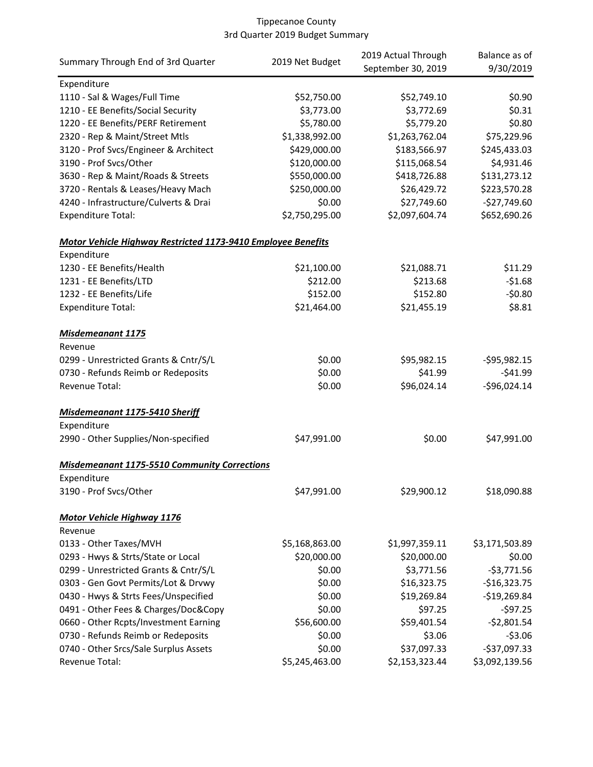Tippecanoe County
3rd Quarter 2019 Budget Summary

| Summary Through End of 3rd Quarter | 2019 Net Budget | 2019 Actual Through September 30, 2019 | Balance as of 9/30/2019 |
|---|---|---|---|
| Expenditure | | | |
| 1110 - Sal & Wages/Full Time | $52,750.00 | $52,749.10 | $0.90 |
| 1210 - EE Benefits/Social Security | $3,773.00 | $3,772.69 | $0.31 |
| 1220 - EE Benefits/PERF Retirement | $5,780.00 | $5,779.20 | $0.80 |
| 2320 - Rep & Maint/Street Mtls | $1,338,992.00 | $1,263,762.04 | $75,229.96 |
| 3120 - Prof Svcs/Engineer & Architect | $429,000.00 | $183,566.97 | $245,433.03 |
| 3190 - Prof Svcs/Other | $120,000.00 | $115,068.54 | $4,931.46 |
| 3630 - Rep & Maint/Roads & Streets | $550,000.00 | $418,726.88 | $131,273.12 |
| 3720 - Rentals & Leases/Heavy Mach | $250,000.00 | $26,429.72 | $223,570.28 |
| 4240 - Infrastructure/Culverts & Drai | $0.00 | $27,749.60 | -$27,749.60 |
| Expenditure Total: | $2,750,295.00 | $2,097,604.74 | $652,690.26 |
| ***Motor Vehicle Highway Restricted 1173-9410 Employee Benefits*** | | | |
| Expenditure | | | |
| 1230 - EE Benefits/Health | $21,100.00 | $21,088.71 | $11.29 |
| 1231 - EE Benefits/LTD | $212.00 | $213.68 | -$1.68 |
| 1232 - EE Benefits/Life | $152.00 | $152.80 | -$0.80 |
| Expenditure Total: | $21,464.00 | $21,455.19 | $8.81 |
| ***Misdemeanant 1175*** | | | |
| Revenue | | | |
| 0299 - Unrestricted Grants & Cntr/S/L | $0.00 | $95,982.15 | -$95,982.15 |
| 0730 - Refunds Reimb or Redeposits | $0.00 | $41.99 | -$41.99 |
| Revenue Total: | $0.00 | $96,024.14 | -$96,024.14 |
| ***Misdemeanant 1175-5410 Sheriff*** | | | |
| Expenditure | | | |
| 2990 - Other Supplies/Non-specified | $47,991.00 | $0.00 | $47,991.00 |
| ***Misdemeanant 1175-5510 Community Corrections*** | | | |
| Expenditure | | | |
| 3190 - Prof Svcs/Other | $47,991.00 | $29,900.12 | $18,090.88 |
| ***Motor Vehicle Highway 1176*** | | | |
| Revenue | | | |
| 0133 - Other Taxes/MVH | $5,168,863.00 | $1,997,359.11 | $3,171,503.89 |
| 0293 - Hwys & Strts/State or Local | $20,000.00 | $20,000.00 | $0.00 |
| 0299 - Unrestricted Grants & Cntr/S/L | $0.00 | $3,771.56 | -$3,771.56 |
| 0303 - Gen Govt Permits/Lot & Drvwy | $0.00 | $16,323.75 | -$16,323.75 |
| 0430 - Hwys & Strts Fees/Unspecified | $0.00 | $19,269.84 | -$19,269.84 |
| 0491 - Other Fees & Charges/Doc&Copy | $0.00 | $97.25 | -$97.25 |
| 0660 - Other Rcpts/Investment Earning | $56,600.00 | $59,401.54 | -$2,801.54 |
| 0730 - Refunds Reimb or Redeposits | $0.00 | $3.06 | -$3.06 |
| 0740 - Other Srcs/Sale Surplus Assets | $0.00 | $37,097.33 | -$37,097.33 |
| Revenue Total: | $5,245,463.00 | $2,153,323.44 | $3,092,139.56 |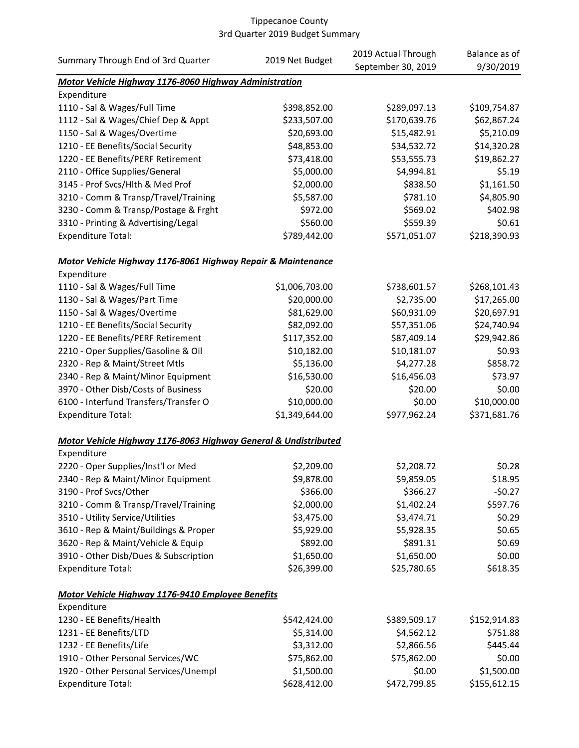Tippecanoe County
3rd Quarter 2019 Budget Summary

| Summary Through End of 3rd Quarter | 2019 Net Budget | 2019 Actual Through September 30, 2019 | Balance as of 9/30/2019 |
|---|---|---|---|
| ***Motor Vehicle Highway 1176-8060 Highway Administration*** | | | |
| Expenditure | | | |
| 1110 - Sal & Wages/Full Time | $398,852.00 | $289,097.13 | $109,754.87 |
| 1112 - Sal & Wages/Chief Dep & Appt | $233,507.00 | $170,639.76 | $62,867.24 |
| 1150 - Sal & Wages/Overtime | $20,693.00 | $15,482.91 | $5,210.09 |
| 1210 - EE Benefits/Social Security | $48,853.00 | $34,532.72 | $14,320.28 |
| 1220 - EE Benefits/PERF Retirement | $73,418.00 | $53,555.73 | $19,862.27 |
| 2110 - Office Supplies/General | $5,000.00 | $4,994.81 | $5.19 |
| 3145 - Prof Svcs/Hlth & Med Prof | $2,000.00 | $838.50 | $1,161.50 |
| 3210 - Comm & Transp/Travel/Training | $5,587.00 | $781.10 | $4,805.90 |
| 3230 - Comm & Transp/Postage & Frght | $972.00 | $569.02 | $402.98 |
| 3310 - Printing & Advertising/Legal | $560.00 | $559.39 | $0.61 |
| Expenditure Total: | $789,442.00 | $571,051.07 | $218,390.93 |
| ***Motor Vehicle Highway 1176-8061 Highway Repair & Maintenance*** | | | |
| Expenditure | | | |
| 1110 - Sal & Wages/Full Time | $1,006,703.00 | $738,601.57 | $268,101.43 |
| 1130 - Sal & Wages/Part Time | $20,000.00 | $2,735.00 | $17,265.00 |
| 1150 - Sal & Wages/Overtime | $81,629.00 | $60,931.09 | $20,697.91 |
| 1210 - EE Benefits/Social Security | $82,092.00 | $57,351.06 | $24,740.94 |
| 1220 - EE Benefits/PERF Retirement | $117,352.00 | $87,409.14 | $29,942.86 |
| 2210 - Oper Supplies/Gasoline & Oil | $10,182.00 | $10,181.07 | $0.93 |
| 2320 - Rep & Maint/Street Mtls | $5,136.00 | $4,277.28 | $858.72 |
| 2340 - Rep & Maint/Minor Equipment | $16,530.00 | $16,456.03 | $73.97 |
| 3970 - Other Disb/Costs of Business | $20.00 | $20.00 | $0.00 |
| 6100 - Interfund Transfers/Transfer O | $10,000.00 | $0.00 | $10,000.00 |
| Expenditure Total: | $1,349,644.00 | $977,962.24 | $371,681.76 |
| ***Motor Vehicle Highway 1176-8063 Highway General & Undistributed*** | | | |
| Expenditure | | | |
| 2220 - Oper Supplies/Inst'l or Med | $2,209.00 | $2,208.72 | $0.28 |
| 2340 - Rep & Maint/Minor Equipment | $9,878.00 | $9,859.05 | $18.95 |
| 3190 - Prof Svcs/Other | $366.00 | $366.27 | -$0.27 |
| 3210 - Comm & Transp/Travel/Training | $2,000.00 | $1,402.24 | $597.76 |
| 3510 - Utility Service/Utilities | $3,475.00 | $3,474.71 | $0.29 |
| 3610 - Rep & Maint/Buildings & Proper | $5,929.00 | $5,928.35 | $0.65 |
| 3620 - Rep & Maint/Vehicle & Equip | $892.00 | $891.31 | $0.69 |
| 3910 - Other Disb/Dues & Subscription | $1,650.00 | $1,650.00 | $0.00 |
| Expenditure Total: | $26,399.00 | $25,780.65 | $618.35 |
| ***Motor Vehicle Highway 1176-9410 Employee Benefits*** | | | |
| Expenditure | | | |
| 1230 - EE Benefits/Health | $542,424.00 | $389,509.17 | $152,914.83 |
| 1231 - EE Benefits/LTD | $5,314.00 | $4,562.12 | $751.88 |
| 1232 - EE Benefits/Life | $3,312.00 | $2,866.56 | $445.44 |
| 1910 - Other Personal Services/WC | $75,862.00 | $75,862.00 | $0.00 |
| 1920 - Other Personal Services/Unempl | $1,500.00 | $0.00 | $1,500.00 |
| Expenditure Total: | $628,412.00 | $472,799.85 | $155,612.15 |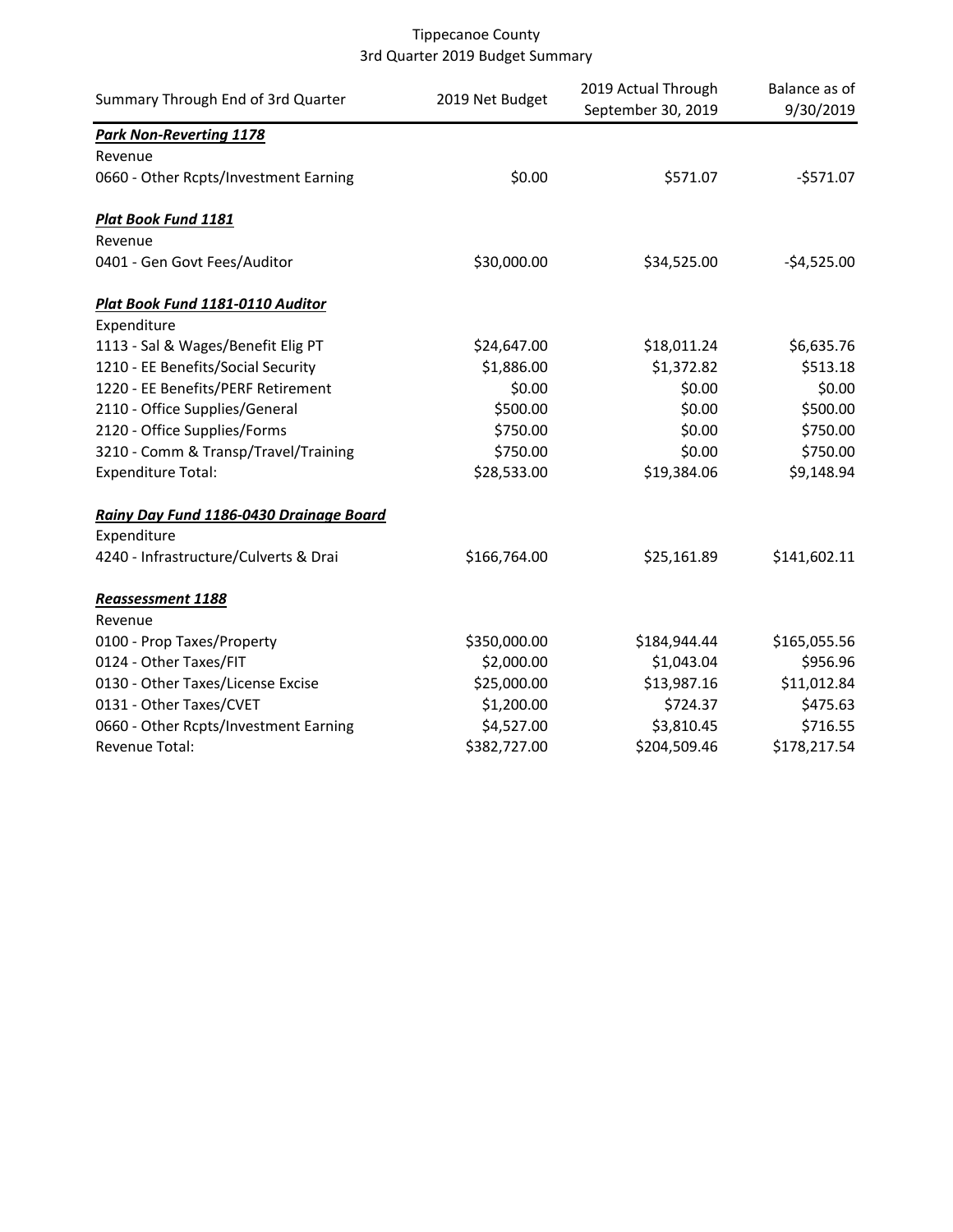Tippecanoe County
3rd Quarter 2019 Budget Summary

| Summary Through End of 3rd Quarter | 2019 Net Budget | 2019 Actual Through September 30, 2019 | Balance as of 9/30/2019 |
|---|---|---|---|
| ***Park Non-Reverting 1178*** | | | |
| Revenue | | | |
| 0660 - Other Rcpts/Investment Earning | $0.00 | $571.07 | -$571.07 |
| | | | |
| ***Plat Book Fund 1181*** | | | |
| Revenue | | | |
| 0401 - Gen Govt Fees/Auditor | $30,000.00 | $34,525.00 | -$4,525.00 |
| | | | |
| ***Plat Book Fund 1181-0110 Auditor*** | | | |
| Expenditure | | | |
| 1113 - Sal & Wages/Benefit Elig PT | $24,647.00 | $18,011.24 | $6,635.76 |
| 1210 - EE Benefits/Social Security | $1,886.00 | $1,372.82 | $513.18 |
| 1220 - EE Benefits/PERF Retirement | $0.00 | $0.00 | $0.00 |
| 2110 - Office Supplies/General | $500.00 | $0.00 | $500.00 |
| 2120 - Office Supplies/Forms | $750.00 | $0.00 | $750.00 |
| 3210 - Comm & Transp/Travel/Training | $750.00 | $0.00 | $750.00 |
| Expenditure Total: | $28,533.00 | $19,384.06 | $9,148.94 |
| | | | |
| ***Rainy Day Fund 1186-0430 Drainage Board*** | | | |
| Expenditure | | | |
| 4240 - Infrastructure/Culverts & Drai | $166,764.00 | $25,161.89 | $141,602.11 |
| | | | |
| ***Reassessment 1188*** | | | |
| Revenue | | | |
| 0100 - Prop Taxes/Property | $350,000.00 | $184,944.44 | $165,055.56 |
| 0124 - Other Taxes/FIT | $2,000.00 | $1,043.04 | $956.96 |
| 0130 - Other Taxes/License Excise | $25,000.00 | $13,987.16 | $11,012.84 |
| 0131 - Other Taxes/CVET | $1,200.00 | $724.37 | $475.63 |
| 0660 - Other Rcpts/Investment Earning | $4,527.00 | $3,810.45 | $716.55 |
| Revenue Total: | $382,727.00 | $204,509.46 | $178,217.54 |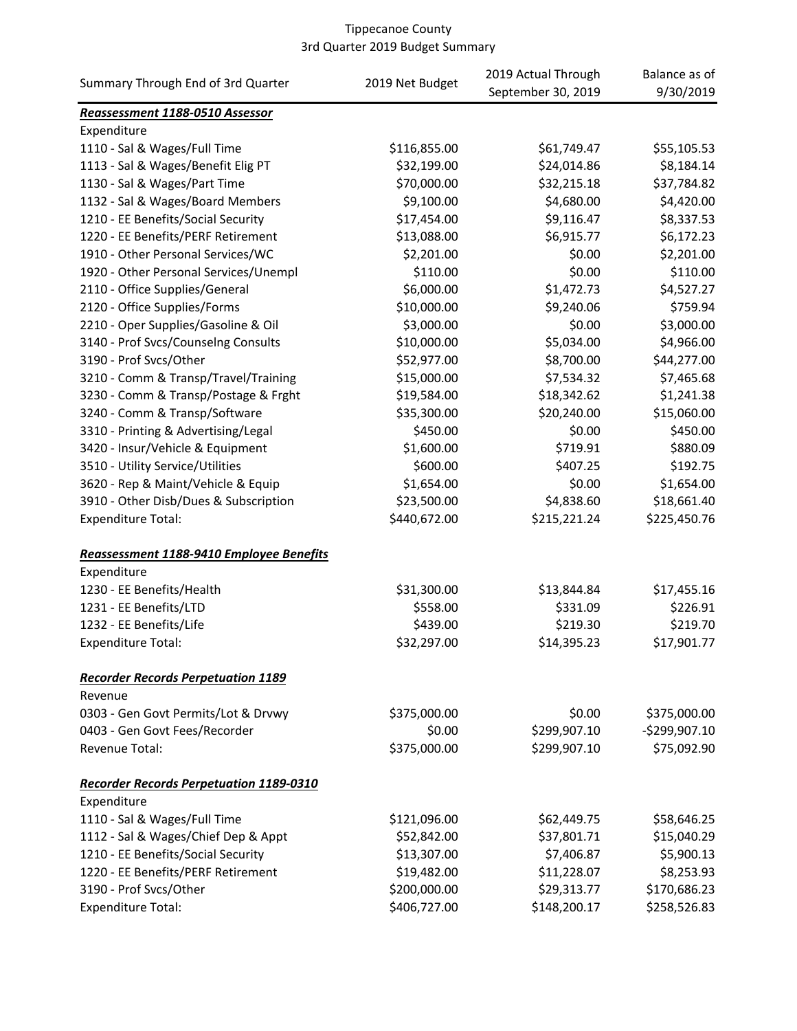Tippecanoe County
3rd Quarter 2019 Budget Summary

| Summary Through End of 3rd Quarter | 2019 Net Budget | 2019 Actual Through September 30, 2019 | Balance as of 9/30/2019 |
|---|---|---|---|
| ***Reassessment 1188-0510 Assessor*** | | | |
| Expenditure | | | |
| 1110 - Sal & Wages/Full Time | $116,855.00 | $61,749.47 | $55,105.53 |
| 1113 - Sal & Wages/Benefit Elig PT | $32,199.00 | $24,014.86 | $8,184.14 |
| 1130 - Sal & Wages/Part Time | $70,000.00 | $32,215.18 | $37,784.82 |
| 1132 - Sal & Wages/Board Members | $9,100.00 | $4,680.00 | $4,420.00 |
| 1210 - EE Benefits/Social Security | $17,454.00 | $9,116.47 | $8,337.53 |
| 1220 - EE Benefits/PERF Retirement | $13,088.00 | $6,915.77 | $6,172.23 |
| 1910 - Other Personal Services/WC | $2,201.00 | $0.00 | $2,201.00 |
| 1920 - Other Personal Services/Unempl | $110.00 | $0.00 | $110.00 |
| 2110 - Office Supplies/General | $6,000.00 | $1,472.73 | $4,527.27 |
| 2120 - Office Supplies/Forms | $10,000.00 | $9,240.06 | $759.94 |
| 2210 - Oper Supplies/Gasoline & Oil | $3,000.00 | $0.00 | $3,000.00 |
| 3140 - Prof Svcs/Counselng Consults | $10,000.00 | $5,034.00 | $4,966.00 |
| 3190 - Prof Svcs/Other | $52,977.00 | $8,700.00 | $44,277.00 |
| 3210 - Comm & Transp/Travel/Training | $15,000.00 | $7,534.32 | $7,465.68 |
| 3230 - Comm & Transp/Postage & Frght | $19,584.00 | $18,342.62 | $1,241.38 |
| 3240 - Comm & Transp/Software | $35,300.00 | $20,240.00 | $15,060.00 |
| 3310 - Printing & Advertising/Legal | $450.00 | $0.00 | $450.00 |
| 3420 - Insur/Vehicle & Equipment | $1,600.00 | $719.91 | $880.09 |
| 3510 - Utility Service/Utilities | $600.00 | $407.25 | $192.75 |
| 3620 - Rep & Maint/Vehicle & Equip | $1,654.00 | $0.00 | $1,654.00 |
| 3910 - Other Disb/Dues & Subscription | $23,500.00 | $4,838.60 | $18,661.40 |
| Expenditure Total: | $440,672.00 | $215,221.24 | $225,450.76 |
| | | | |
| ***Reassessment 1188-9410 Employee Benefits*** | | | |
| Expenditure | | | |
| 1230 - EE Benefits/Health | $31,300.00 | $13,844.84 | $17,455.16 |
| 1231 - EE Benefits/LTD | $558.00 | $331.09 | $226.91 |
| 1232 - EE Benefits/Life | $439.00 | $219.30 | $219.70 |
| Expenditure Total: | $32,297.00 | $14,395.23 | $17,901.77 |
| | | | |
| ***Recorder Records Perpetuation 1189*** | | | |
| Revenue | | | |
| 0303 - Gen Govt Permits/Lot & Drvwy | $375,000.00 | $0.00 | $375,000.00 |
| 0403 - Gen Govt Fees/Recorder | $0.00 | $299,907.10 | -$299,907.10 |
| Revenue Total: | $375,000.00 | $299,907.10 | $75,092.90 |
| | | | |
| ***Recorder Records Perpetuation 1189-0310*** | | | |
| Expenditure | | | |
| 1110 - Sal & Wages/Full Time | $121,096.00 | $62,449.75 | $58,646.25 |
| 1112 - Sal & Wages/Chief Dep & Appt | $52,842.00 | $37,801.71 | $15,040.29 |
| 1210 - EE Benefits/Social Security | $13,307.00 | $7,406.87 | $5,900.13 |
| 1220 - EE Benefits/PERF Retirement | $19,482.00 | $11,228.07 | $8,253.93 |
| 3190 - Prof Svcs/Other | $200,000.00 | $29,313.77 | $170,686.23 |
| Expenditure Total: | $406,727.00 | $148,200.17 | $258,526.83 |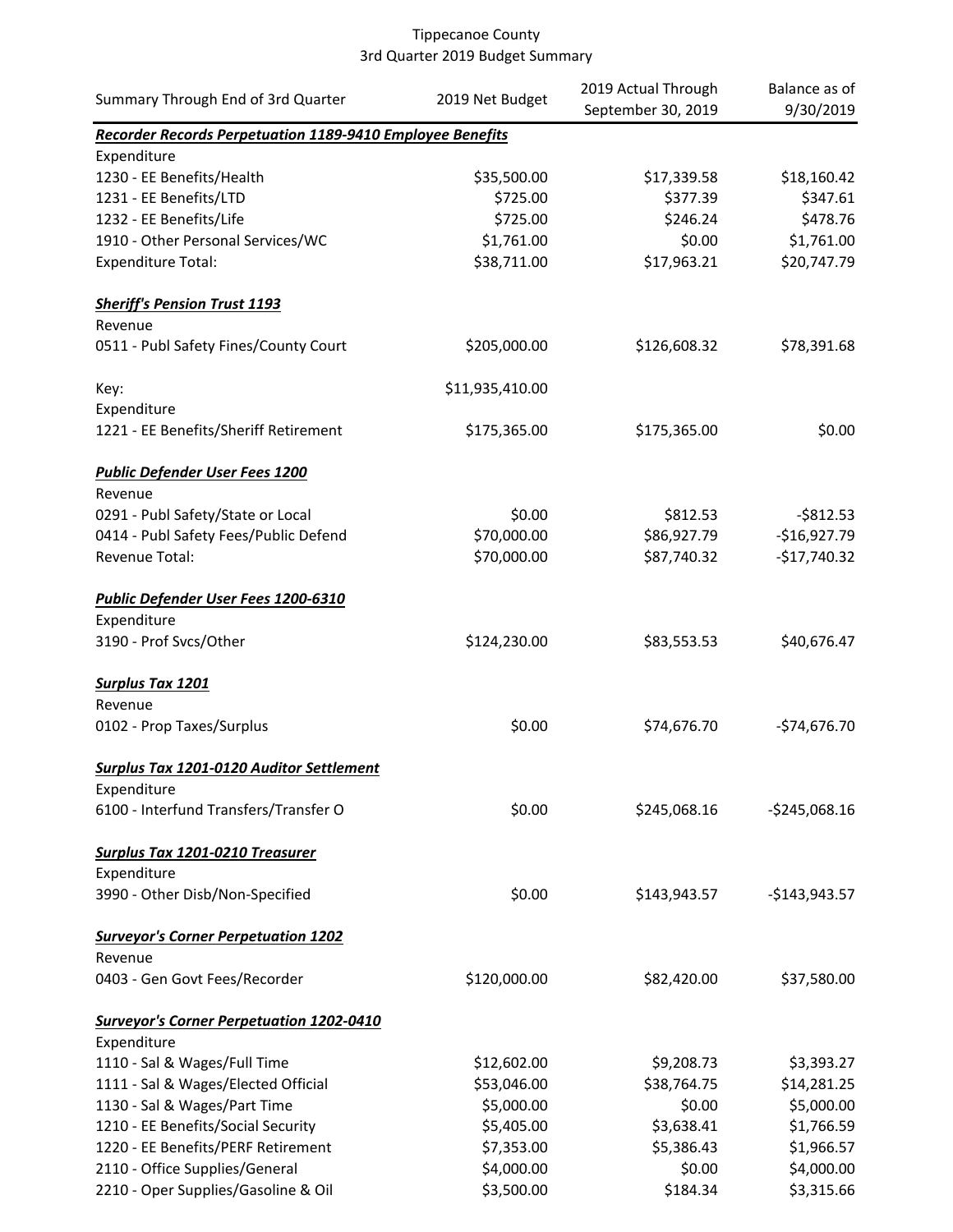Tippecanoe County
3rd Quarter 2019 Budget Summary

| Summary Through End of 3rd Quarter | 2019 Net Budget | 2019 Actual Through September 30, 2019 | Balance as of 9/30/2019 |
|---|---|---|---|
| ***Recorder Records Perpetuation 1189-9410 Employee Benefits*** | | | |
| Expenditure | | | |
| 1230 - EE Benefits/Health | $35,500.00 | $17,339.58 | $18,160.42 |
| 1231 - EE Benefits/LTD | $725.00 | $377.39 | $347.61 |
| 1232 - EE Benefits/Life | $725.00 | $246.24 | $478.76 |
| 1910 - Other Personal Services/WC | $1,761.00 | $0.00 | $1,761.00 |
| Expenditure Total: | $38,711.00 | $17,963.21 | $20,747.79 |
| | | | |
| ***Sheriff's Pension Trust 1193*** | | | |
| Revenue | | | |
| 0511 - Publ Safety Fines/County Court | $205,000.00 | $126,608.32 | $78,391.68 |
| | | | |
| Key: | $11,935,410.00 | | |
| Expenditure | | | |
| 1221 - EE Benefits/Sheriff Retirement | $175,365.00 | $175,365.00 | $0.00 |
| | | | |
| ***Public Defender User Fees 1200*** | | | |
| Revenue | | | |
| 0291 - Publ Safety/State or Local | $0.00 | $812.53 | -$812.53 |
| 0414 - Publ Safety Fees/Public Defend | $70,000.00 | $86,927.79 | -$16,927.79 |
| Revenue Total: | $70,000.00 | $87,740.32 | -$17,740.32 |
| | | | |
| ***Public Defender User Fees 1200-6310*** | | | |
| Expenditure | | | |
| 3190 - Prof Svcs/Other | $124,230.00 | $83,553.53 | $40,676.47 |
| | | | |
| ***Surplus Tax 1201*** | | | |
| Revenue | | | |
| 0102 - Prop Taxes/Surplus | $0.00 | $74,676.70 | -$74,676.70 |
| | | | |
| ***Surplus Tax 1201-0120 Auditor Settlement*** | | | |
| Expenditure | | | |
| 6100 - Interfund Transfers/Transfer O | $0.00 | $245,068.16 | -$245,068.16 |
| | | | |
| ***Surplus Tax 1201-0210 Treasurer*** | | | |
| Expenditure | | | |
| 3990 - Other Disb/Non-Specified | $0.00 | $143,943.57 | -$143,943.57 |
| | | | |
| ***Surveyor's Corner Perpetuation 1202*** | | | |
| Revenue | | | |
| 0403 - Gen Govt Fees/Recorder | $120,000.00 | $82,420.00 | $37,580.00 |
| | | | |
| ***Surveyor's Corner Perpetuation 1202-0410*** | | | |
| Expenditure | | | |
| 1110 - Sal & Wages/Full Time | $12,602.00 | $9,208.73 | $3,393.27 |
| 1111 - Sal & Wages/Elected Official | $53,046.00 | $38,764.75 | $14,281.25 |
| 1130 - Sal & Wages/Part Time | $5,000.00 | $0.00 | $5,000.00 |
| 1210 - EE Benefits/Social Security | $5,405.00 | $3,638.41 | $1,766.59 |
| 1220 - EE Benefits/PERF Retirement | $7,353.00 | $5,386.43 | $1,966.57 |
| 2110 - Office Supplies/General | $4,000.00 | $0.00 | $4,000.00 |
| 2210 - Oper Supplies/Gasoline & Oil | $3,500.00 | $184.34 | $3,315.66 |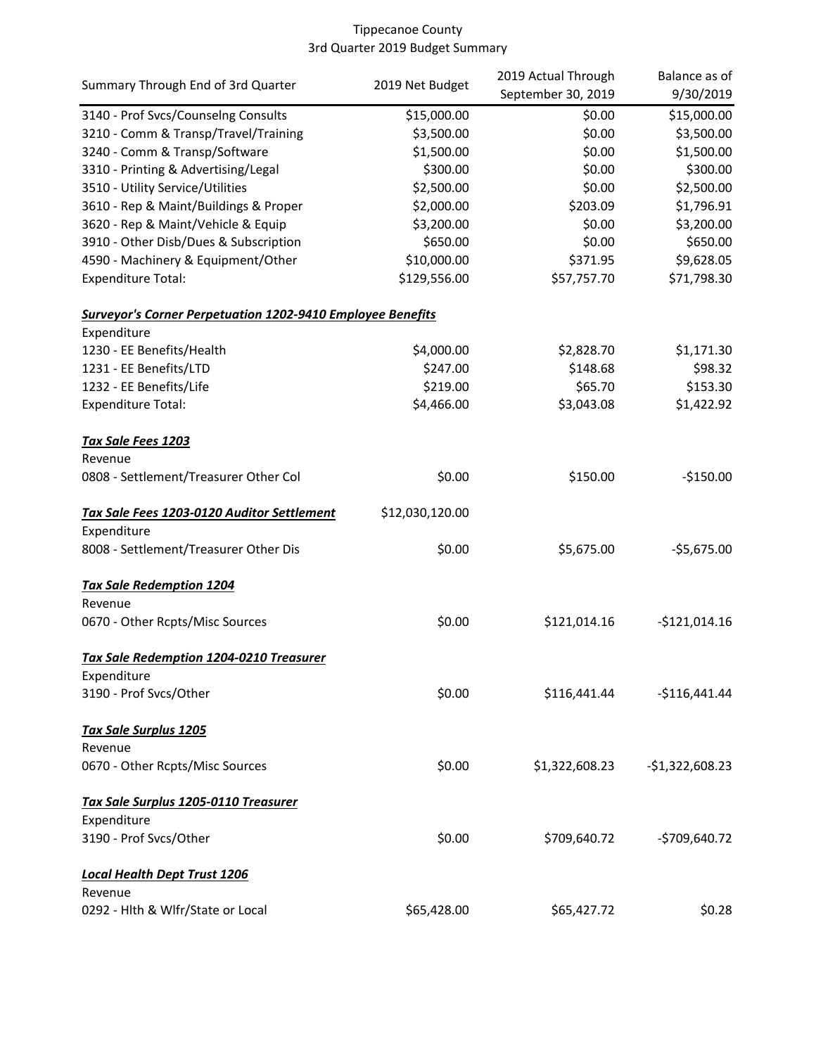Tippecanoe County
3rd Quarter 2019 Budget Summary

| Summary Through End of 3rd Quarter | 2019 Net Budget | 2019 Actual Through September 30, 2019 | Balance as of 9/30/2019 |
|---|---|---|---|
| 3140 - Prof Svcs/Counselng Consults | $15,000.00 | $0.00 | $15,000.00 |
| 3210 - Comm & Transp/Travel/Training | $3,500.00 | $0.00 | $3,500.00 |
| 3240 - Comm & Transp/Software | $1,500.00 | $0.00 | $1,500.00 |
| 3310 - Printing & Advertising/Legal | $300.00 | $0.00 | $300.00 |
| 3510 - Utility Service/Utilities | $2,500.00 | $0.00 | $2,500.00 |
| 3610 - Rep & Maint/Buildings & Proper | $2,000.00 | $203.09 | $1,796.91 |
| 3620 - Rep & Maint/Vehicle & Equip | $3,200.00 | $0.00 | $3,200.00 |
| 3910 - Other Disb/Dues & Subscription | $650.00 | $0.00 | $650.00 |
| 4590 - Machinery & Equipment/Other | $10,000.00 | $371.95 | $9,628.05 |
| Expenditure Total: | $129,556.00 | $57,757.70 | $71,798.30 |
| | | | |
| ***Surveyor's Corner Perpetuation 1202-9410 Employee Benefits*** | | | |
| Expenditure | | | |
| 1230 - EE Benefits/Health | $4,000.00 | $2,828.70 | $1,171.30 |
| 1231 - EE Benefits/LTD | $247.00 | $148.68 | $98.32 |
| 1232 - EE Benefits/Life | $219.00 | $65.70 | $153.30 |
| Expenditure Total: | $4,466.00 | $3,043.08 | $1,422.92 |
| | | | |
| ***Tax Sale Fees 1203*** | | | |
| Revenue | | | |
| 0808 - Settlement/Treasurer Other Col | $0.00 | $150.00 | -$150.00 |
| | | | |
| ***Tax Sale Fees 1203-0120 Auditor Settlement*** | $12,030,120.00 | | |
| Expenditure | | | |
| 8008 - Settlement/Treasurer Other Dis | $0.00 | $5,675.00 | -$5,675.00 |
| | | | |
| ***Tax Sale Redemption 1204*** | | | |
| Revenue | | | |
| 0670 - Other Rcpts/Misc Sources | $0.00 | $121,014.16 | -$121,014.16 |
| | | | |
| ***Tax Sale Redemption 1204-0210 Treasurer*** | | | |
| Expenditure | | | |
| 3190 - Prof Svcs/Other | $0.00 | $116,441.44 | -$116,441.44 |
| | | | |
| ***Tax Sale Surplus 1205*** | | | |
| Revenue | | | |
| 0670 - Other Rcpts/Misc Sources | $0.00 | $1,322,608.23 | -$1,322,608.23 |
| | | | |
| ***Tax Sale Surplus 1205-0110 Treasurer*** | | | |
| Expenditure | | | |
| 3190 - Prof Svcs/Other | $0.00 | $709,640.72 | -$709,640.72 |
| | | | |
| ***Local Health Dept Trust 1206*** | | | |
| Revenue | | | |
| 0292 - Hlth & Wlfr/State or Local | $65,428.00 | $65,427.72 | $0.28 |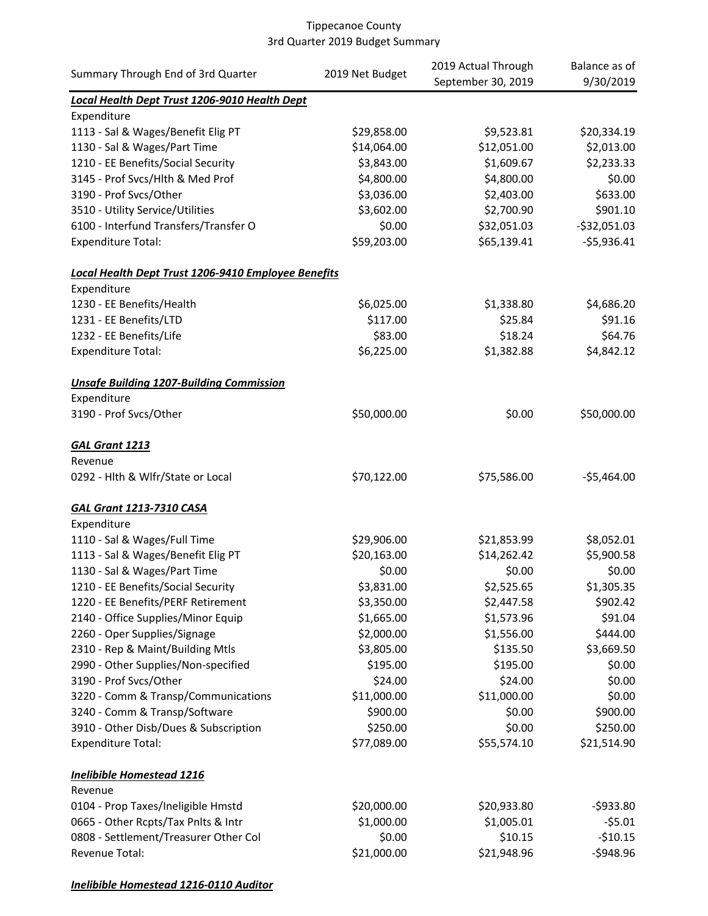Tippecanoe County
3rd Quarter 2019 Budget Summary

| Summary Through End of 3rd Quarter | 2019 Net Budget | 2019 Actual Through September 30, 2019 | Balance as of 9/30/2019 |
|---|---|---|---|
| ***Local Health Dept Trust 1206-9010 Health Dept*** | | | |
| Expenditure | | | |
| 1113 - Sal & Wages/Benefit Elig PT | $29,858.00 | $9,523.81 | $20,334.19 |
| 1130 - Sal & Wages/Part Time | $14,064.00 | $12,051.00 | $2,013.00 |
| 1210 - EE Benefits/Social Security | $3,843.00 | $1,609.67 | $2,233.33 |
| 3145 - Prof Svcs/Hlth & Med Prof | $4,800.00 | $4,800.00 | $0.00 |
| 3190 - Prof Svcs/Other | $3,036.00 | $2,403.00 | $633.00 |
| 3510 - Utility Service/Utilities | $3,602.00 | $2,700.90 | $901.10 |
| 6100 - Interfund Transfers/Transfer O | $0.00 | $32,051.03 | -$32,051.03 |
| Expenditure Total: | $59,203.00 | $65,139.41 | -$5,936.41 |
| | | | |
| ***Local Health Dept Trust 1206-9410 Employee Benefits*** | | | |
| Expenditure | | | |
| 1230 - EE Benefits/Health | $6,025.00 | $1,338.80 | $4,686.20 |
| 1231 - EE Benefits/LTD | $117.00 | $25.84 | $91.16 |
| 1232 - EE Benefits/Life | $83.00 | $18.24 | $64.76 |
| Expenditure Total: | $6,225.00 | $1,382.88 | $4,842.12 |
| | | | |
| ***Unsafe Building 1207-Building Commission*** | | | |
| Expenditure | | | |
| 3190 - Prof Svcs/Other | $50,000.00 | $0.00 | $50,000.00 |
| | | | |
| ***GAL Grant 1213*** | | | |
| Revenue | | | |
| 0292 - Hlth & Wlfr/State or Local | $70,122.00 | $75,586.00 | -$5,464.00 |
| | | | |
| ***GAL Grant 1213-7310 CASA*** | | | |
| Expenditure | | | |
| 1110 - Sal & Wages/Full Time | $29,906.00 | $21,853.99 | $8,052.01 |
| 1113 - Sal & Wages/Benefit Elig PT | $20,163.00 | $14,262.42 | $5,900.58 |
| 1130 - Sal & Wages/Part Time | $0.00 | $0.00 | $0.00 |
| 1210 - EE Benefits/Social Security | $3,831.00 | $2,525.65 | $1,305.35 |
| 1220 - EE Benefits/PERF Retirement | $3,350.00 | $2,447.58 | $902.42 |
| 2140 - Office Supplies/Minor Equip | $1,665.00 | $1,573.96 | $91.04 |
| 2260 - Oper Supplies/Signage | $2,000.00 | $1,556.00 | $444.00 |
| 2310 - Rep & Maint/Building Mtls | $3,805.00 | $135.50 | $3,669.50 |
| 2990 - Other Supplies/Non-specified | $195.00 | $195.00 | $0.00 |
| 3190 - Prof Svcs/Other | $24.00 | $24.00 | $0.00 |
| 3220 - Comm & Transp/Communications | $11,000.00 | $11,000.00 | $0.00 |
| 3240 - Comm & Transp/Software | $900.00 | $0.00 | $900.00 |
| 3910 - Other Disb/Dues & Subscription | $250.00 | $0.00 | $250.00 |
| Expenditure Total: | $77,089.00 | $55,574.10 | $21,514.90 |
| | | | |
| ***Inelibible Homestead 1216*** | | | |
| Revenue | | | |
| 0104 - Prop Taxes/Ineligible Hmstd | $20,000.00 | $20,933.80 | -$933.80 |
| 0665 - Other Rcpts/Tax Pnlts & Intr | $1,000.00 | $1,005.01 | -$5.01 |
| 0808 - Settlement/Treasurer Other Col | $0.00 | $10.15 | -$10.15 |
| Revenue Total: | $21,000.00 | $21,948.96 | -$948.96 |
| | | | |
| ***Inelibible Homestead 1216-0110 Auditor*** | | | |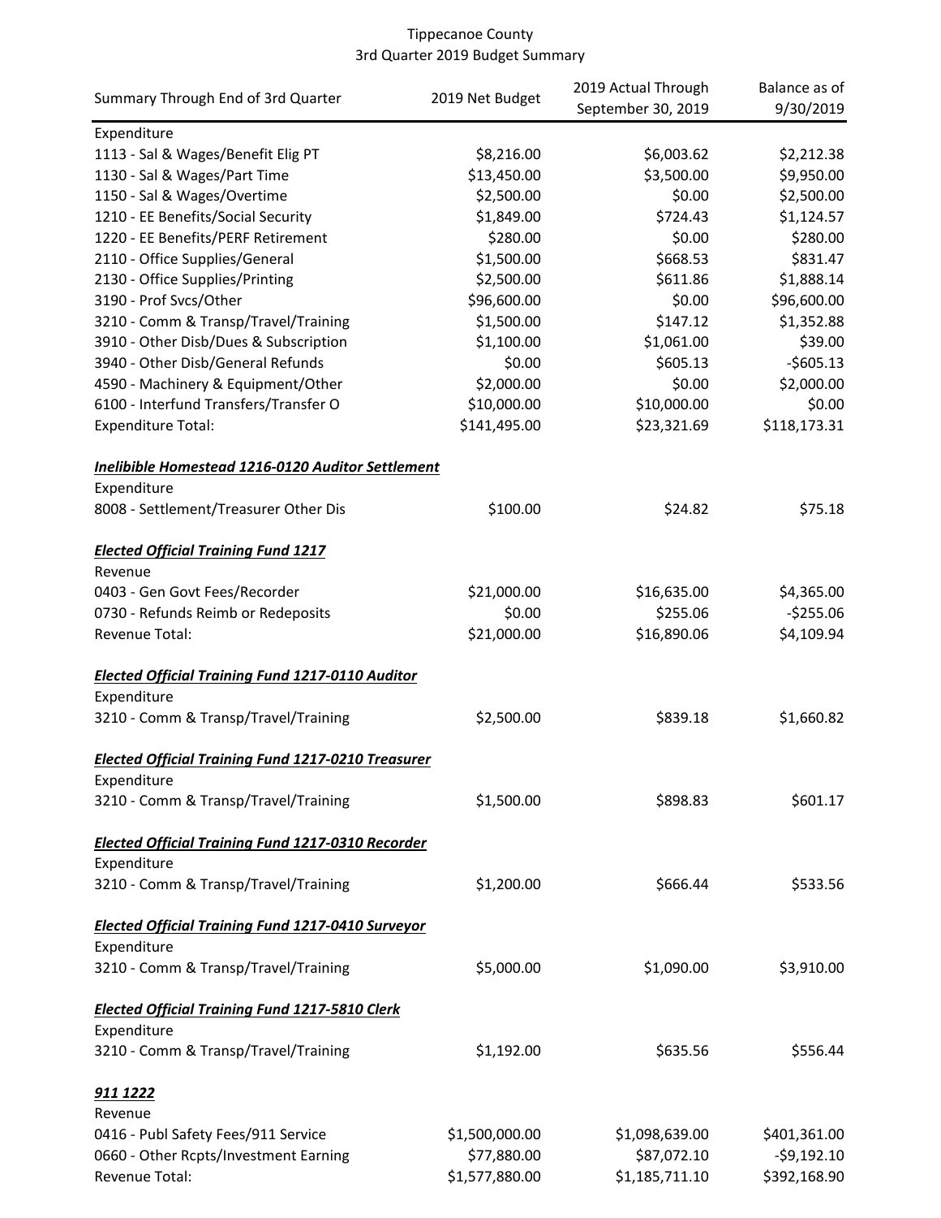# Tippecanoe County
## 3rd Quarter 2019 Budget Summary

| Summary Through End of 3rd Quarter | 2019 Net Budget | 2019 Actual Through September 30, 2019 | Balance as of 9/30/2019 |
|---|---|---|---|
| Expenditure | | | |
| 1113 - Sal & Wages/Benefit Elig PT | $8,216.00 | $6,003.62 | $2,212.38 |
| 1130 - Sal & Wages/Part Time | $13,450.00 | $3,500.00 | $9,950.00 |
| 1150 - Sal & Wages/Overtime | $2,500.00 | $0.00 | $2,500.00 |
| 1210 - EE Benefits/Social Security | $1,849.00 | $724.43 | $1,124.57 |
| 1220 - EE Benefits/PERF Retirement | $280.00 | $0.00 | $280.00 |
| 2110 - Office Supplies/General | $1,500.00 | $668.53 | $831.47 |
| 2130 - Office Supplies/Printing | $2,500.00 | $611.86 | $1,888.14 |
| 3190 - Prof Svcs/Other | $96,600.00 | $0.00 | $96,600.00 |
| 3210 - Comm & Transp/Travel/Training | $1,500.00 | $147.12 | $1,352.88 |
| 3910 - Other Disb/Dues & Subscription | $1,100.00 | $1,061.00 | $39.00 |
| 3940 - Other Disb/General Refunds | $0.00 | $605.13 | -$605.13 |
| 4590 - Machinery & Equipment/Other | $2,000.00 | $0.00 | $2,000.00 |
| 6100 - Interfund Transfers/Transfer O | $10,000.00 | $10,000.00 | $0.00 |
| Expenditure Total: | $141,495.00 | $23,321.69 | $118,173.31 |
| | | | |
| ***Inelibible Homestead 1216-0120 Auditor Settlement*** | | | |
| Expenditure | | | |
| 8008 - Settlement/Treasurer Other Dis | $100.00 | $24.82 | $75.18 |
| | | | |
| ***Elected Official Training Fund 1217*** | | | |
| Revenue | | | |
| 0403 - Gen Govt Fees/Recorder | $21,000.00 | $16,635.00 | $4,365.00 |
| 0730 - Refunds Reimb or Redeposits | $0.00 | $255.06 | -$255.06 |
| Revenue Total: | $21,000.00 | $16,890.06 | $4,109.94 |
| | | | |
| ***Elected Official Training Fund 1217-0110 Auditor*** | | | |
| Expenditure | | | |
| 3210 - Comm & Transp/Travel/Training | $2,500.00 | $839.18 | $1,660.82 |
| | | | |
| ***Elected Official Training Fund 1217-0210 Treasurer*** | | | |
| Expenditure | | | |
| 3210 - Comm & Transp/Travel/Training | $1,500.00 | $898.83 | $601.17 |
| | | | |
| ***Elected Official Training Fund 1217-0310 Recorder*** | | | |
| Expenditure | | | |
| 3210 - Comm & Transp/Travel/Training | $1,200.00 | $666.44 | $533.56 |
| | | | |
| ***Elected Official Training Fund 1217-0410 Surveyor*** | | | |
| Expenditure | | | |
| 3210 - Comm & Transp/Travel/Training | $5,000.00 | $1,090.00 | $3,910.00 |
| | | | |
| ***Elected Official Training Fund 1217-5810 Clerk*** | | | |
| Expenditure | | | |
| 3210 - Comm & Transp/Travel/Training | $1,192.00 | $635.56 | $556.44 |
| | | | |
| ***911 1222*** | | | |
| Revenue | | | |
| 0416 - Publ Safety Fees/911 Service | $1,500,000.00 | $1,098,639.00 | $401,361.00 |
| 0660 - Other Rcpts/Investment Earning | $77,880.00 | $87,072.10 | -$9,192.10 |
| Revenue Total: | $1,577,880.00 | $1,185,711.10 | $392,168.90 |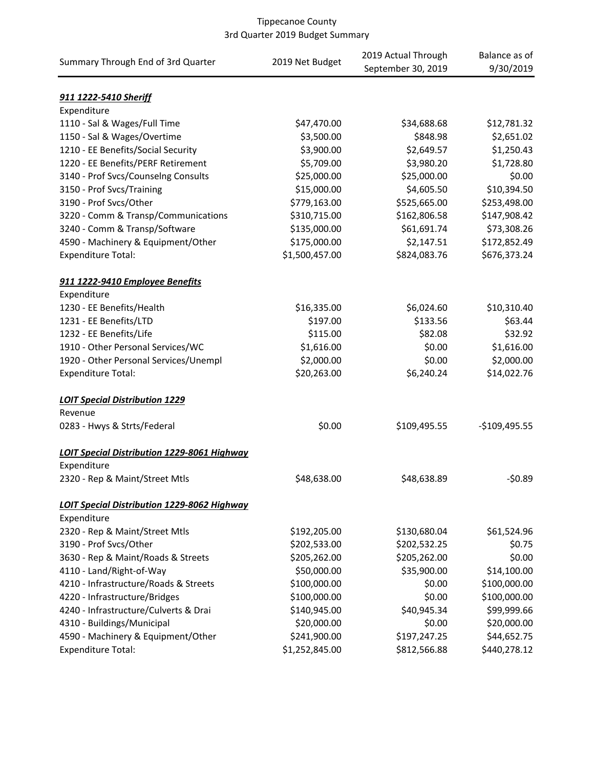Tippecanoe County
3rd Quarter 2019 Budget Summary

| Summary Through End of 3rd Quarter | 2019 Net Budget | 2019 Actual Through September 30, 2019 | Balance as of 9/30/2019 |
|---|---|---|---|
| ***911 1222-5410 Sheriff*** | | | |
| Expenditure | | | |
| 1110 - Sal & Wages/Full Time | $47,470.00 | $34,688.68 | $12,781.32 |
| 1150 - Sal & Wages/Overtime | $3,500.00 | $848.98 | $2,651.02 |
| 1210 - EE Benefits/Social Security | $3,900.00 | $2,649.57 | $1,250.43 |
| 1220 - EE Benefits/PERF Retirement | $5,709.00 | $3,980.20 | $1,728.80 |
| 3140 - Prof Svcs/Counselng Consults | $25,000.00 | $25,000.00 | $0.00 |
| 3150 - Prof Svcs/Training | $15,000.00 | $4,605.50 | $10,394.50 |
| 3190 - Prof Svcs/Other | $779,163.00 | $525,665.00 | $253,498.00 |
| 3220 - Comm & Transp/Communications | $310,715.00 | $162,806.58 | $147,908.42 |
| 3240 - Comm & Transp/Software | $135,000.00 | $61,691.74 | $73,308.26 |
| 4590 - Machinery & Equipment/Other | $175,000.00 | $2,147.51 | $172,852.49 |
| Expenditure Total: | $1,500,457.00 | $824,083.76 | $676,373.24 |
| ***911 1222-9410 Employee Benefits*** | | | |
| Expenditure | | | |
| 1230 - EE Benefits/Health | $16,335.00 | $6,024.60 | $10,310.40 |
| 1231 - EE Benefits/LTD | $197.00 | $133.56 | $63.44 |
| 1232 - EE Benefits/Life | $115.00 | $82.08 | $32.92 |
| 1910 - Other Personal Services/WC | $1,616.00 | $0.00 | $1,616.00 |
| 1920 - Other Personal Services/Unempl | $2,000.00 | $0.00 | $2,000.00 |
| Expenditure Total: | $20,263.00 | $6,240.24 | $14,022.76 |
| ***LOIT Special Distribution 1229*** | | | |
| Revenue | | | |
| 0283 - Hwys & Strts/Federal | $0.00 | $109,495.55 | -$109,495.55 |
| ***LOIT Special Distribution 1229-8061 Highway*** | | | |
| Expenditure | | | |
| 2320 - Rep & Maint/Street Mtls | $48,638.00 | $48,638.89 | -$0.89 |
| ***LOIT Special Distribution 1229-8062 Highway*** | | | |
| Expenditure | | | |
| 2320 - Rep & Maint/Street Mtls | $192,205.00 | $130,680.04 | $61,524.96 |
| 3190 - Prof Svcs/Other | $202,533.00 | $202,532.25 | $0.75 |
| 3630 - Rep & Maint/Roads & Streets | $205,262.00 | $205,262.00 | $0.00 |
| 4110 - Land/Right-of-Way | $50,000.00 | $35,900.00 | $14,100.00 |
| 4210 - Infrastructure/Roads & Streets | $100,000.00 | $0.00 | $100,000.00 |
| 4220 - Infrastructure/Bridges | $100,000.00 | $0.00 | $100,000.00 |
| 4240 - Infrastructure/Culverts & Drai | $140,945.00 | $40,945.34 | $99,999.66 |
| 4310 - Buildings/Municipal | $20,000.00 | $0.00 | $20,000.00 |
| 4590 - Machinery & Equipment/Other | $241,900.00 | $197,247.25 | $44,652.75 |
| Expenditure Total: | $1,252,845.00 | $812,566.88 | $440,278.12 |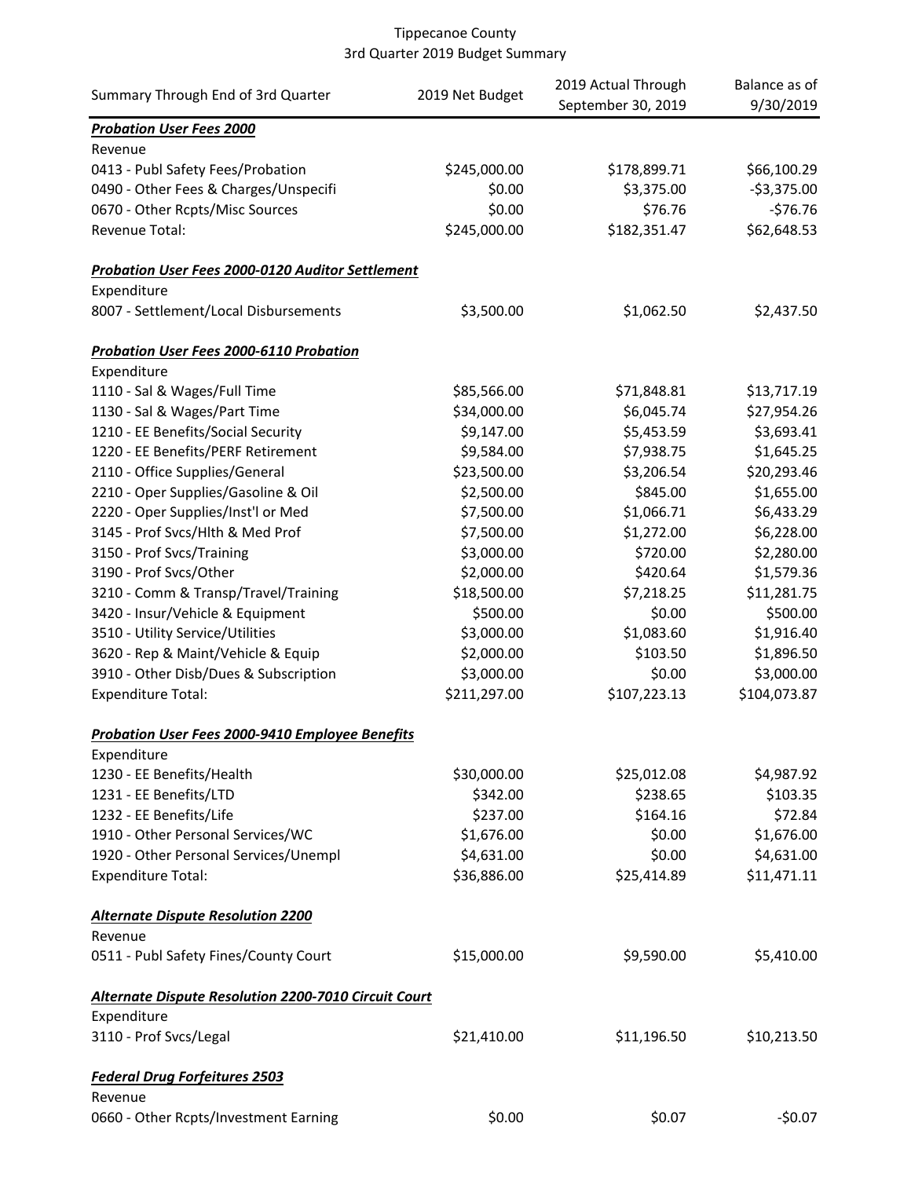Tippecanoe County
3rd Quarter 2019 Budget Summary

| Summary Through End of 3rd Quarter | 2019 Net Budget | 2019 Actual Through September 30, 2019 | Balance as of 9/30/2019 |
|---|---|---|---|
| ***Probation User Fees 2000*** | | | |
| Revenue | | | |
| 0413 - Publ Safety Fees/Probation | $245,000.00 | $178,899.71 | $66,100.29 |
| 0490 - Other Fees & Charges/Unspecifi | $0.00 | $3,375.00 | -$3,375.00 |
| 0670 - Other Rcpts/Misc Sources | $0.00 | $76.76 | -$76.76 |
| Revenue Total: | $245,000.00 | $182,351.47 | $62,648.53 |
| | | | |
| ***Probation User Fees 2000-0120 Auditor Settlement*** | | | |
| Expenditure | | | |
| 8007 - Settlement/Local Disbursements | $3,500.00 | $1,062.50 | $2,437.50 |
| | | | |
| ***Probation User Fees 2000-6110 Probation*** | | | |
| Expenditure | | | |
| 1110 - Sal & Wages/Full Time | $85,566.00 | $71,848.81 | $13,717.19 |
| 1130 - Sal & Wages/Part Time | $34,000.00 | $6,045.74 | $27,954.26 |
| 1210 - EE Benefits/Social Security | $9,147.00 | $5,453.59 | $3,693.41 |
| 1220 - EE Benefits/PERF Retirement | $9,584.00 | $7,938.75 | $1,645.25 |
| 2110 - Office Supplies/General | $23,500.00 | $3,206.54 | $20,293.46 |
| 2210 - Oper Supplies/Gasoline & Oil | $2,500.00 | $845.00 | $1,655.00 |
| 2220 - Oper Supplies/Inst'l or Med | $7,500.00 | $1,066.71 | $6,433.29 |
| 3145 - Prof Svcs/Hlth & Med Prof | $7,500.00 | $1,272.00 | $6,228.00 |
| 3150 - Prof Svcs/Training | $3,000.00 | $720.00 | $2,280.00 |
| 3190 - Prof Svcs/Other | $2,000.00 | $420.64 | $1,579.36 |
| 3210 - Comm & Transp/Travel/Training | $18,500.00 | $7,218.25 | $11,281.75 |
| 3420 - Insur/Vehicle & Equipment | $500.00 | $0.00 | $500.00 |
| 3510 - Utility Service/Utilities | $3,000.00 | $1,083.60 | $1,916.40 |
| 3620 - Rep & Maint/Vehicle & Equip | $2,000.00 | $103.50 | $1,896.50 |
| 3910 - Other Disb/Dues & Subscription | $3,000.00 | $0.00 | $3,000.00 |
| Expenditure Total: | $211,297.00 | $107,223.13 | $104,073.87 |
| | | | |
| ***Probation User Fees 2000-9410 Employee Benefits*** | | | |
| Expenditure | | | |
| 1230 - EE Benefits/Health | $30,000.00 | $25,012.08 | $4,987.92 |
| 1231 - EE Benefits/LTD | $342.00 | $238.65 | $103.35 |
| 1232 - EE Benefits/Life | $237.00 | $164.16 | $72.84 |
| 1910 - Other Personal Services/WC | $1,676.00 | $0.00 | $1,676.00 |
| 1920 - Other Personal Services/Unempl | $4,631.00 | $0.00 | $4,631.00 |
| Expenditure Total: | $36,886.00 | $25,414.89 | $11,471.11 |
| | | | |
| ***Alternate Dispute Resolution 2200*** | | | |
| Revenue | | | |
| 0511 - Publ Safety Fines/County Court | $15,000.00 | $9,590.00 | $5,410.00 |
| | | | |
| ***Alternate Dispute Resolution 2200-7010 Circuit Court*** | | | |
| Expenditure | | | |
| 3110 - Prof Svcs/Legal | $21,410.00 | $11,196.50 | $10,213.50 |
| | | | |
| ***Federal Drug Forfeitures 2503*** | | | |
| Revenue | | | |
| 0660 - Other Rcpts/Investment Earning | $0.00 | $0.07 | -$0.07 |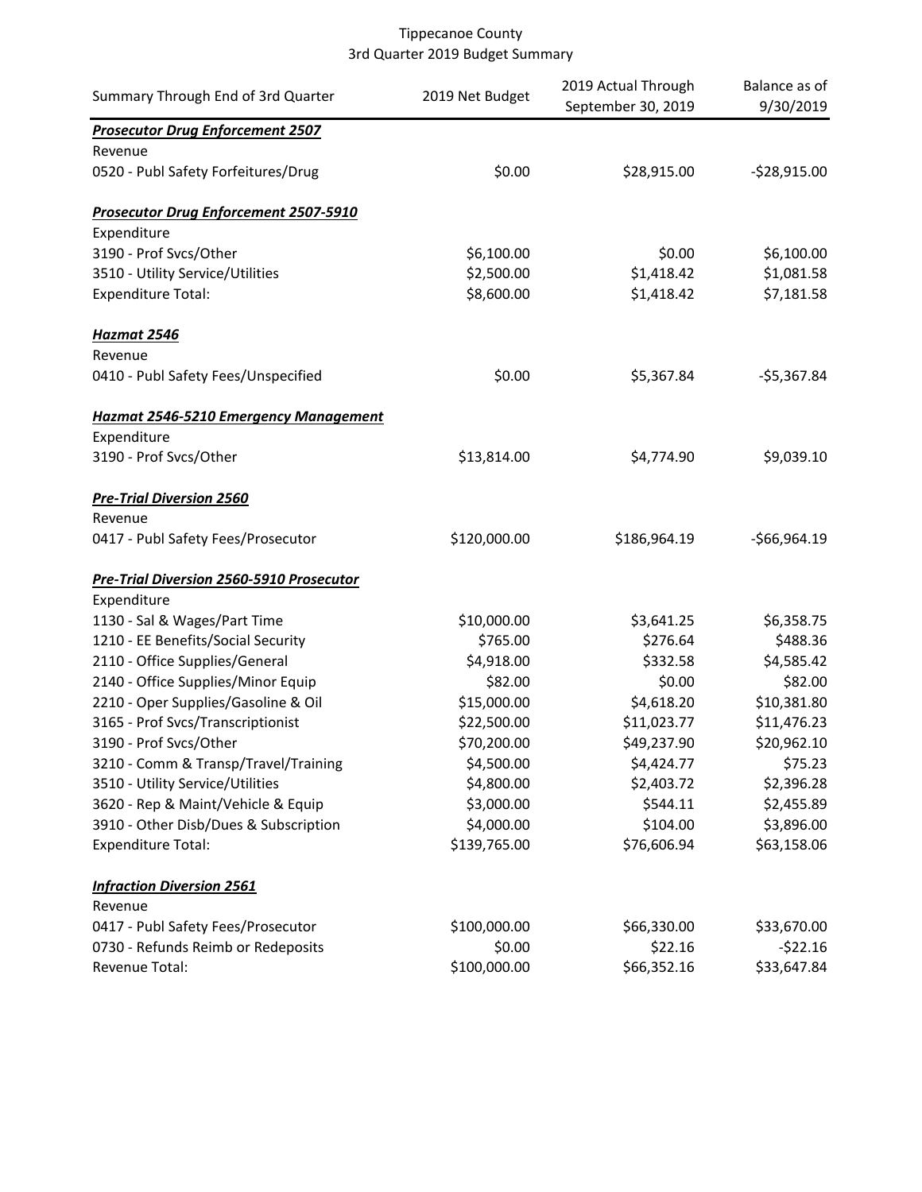Tippecanoe County
3rd Quarter 2019 Budget Summary

| Summary Through End of 3rd Quarter | 2019 Net Budget | 2019 Actual Through September 30, 2019 | Balance as of 9/30/2019 |
|---|---|---|---|
| ***Prosecutor Drug Enforcement 2507*** | | | |
| Revenue | | | |
| 0520 - Publ Safety Forfeitures/Drug | $0.00 | $28,915.00 | -$28,915.00 |
| ***Prosecutor Drug Enforcement 2507-5910*** | | | |
| Expenditure | | | |
| 3190 - Prof Svcs/Other | $6,100.00 | $0.00 | $6,100.00 |
| 3510 - Utility Service/Utilities | $2,500.00 | $1,418.42 | $1,081.58 |
| Expenditure Total: | $8,600.00 | $1,418.42 | $7,181.58 |
| ***Hazmat 2546*** | | | |
| Revenue | | | |
| 0410 - Publ Safety Fees/Unspecified | $0.00 | $5,367.84 | -$5,367.84 |
| ***Hazmat 2546-5210 Emergency Management*** | | | |
| Expenditure | | | |
| 3190 - Prof Svcs/Other | $13,814.00 | $4,774.90 | $9,039.10 |
| ***Pre-Trial Diversion 2560*** | | | |
| Revenue | | | |
| 0417 - Publ Safety Fees/Prosecutor | $120,000.00 | $186,964.19 | -$66,964.19 |
| ***Pre-Trial Diversion 2560-5910 Prosecutor*** | | | |
| Expenditure | | | |
| 1130 - Sal & Wages/Part Time | $10,000.00 | $3,641.25 | $6,358.75 |
| 1210 - EE Benefits/Social Security | $765.00 | $276.64 | $488.36 |
| 2110 - Office Supplies/General | $4,918.00 | $332.58 | $4,585.42 |
| 2140 - Office Supplies/Minor Equip | $82.00 | $0.00 | $82.00 |
| 2210 - Oper Supplies/Gasoline & Oil | $15,000.00 | $4,618.20 | $10,381.80 |
| 3165 - Prof Svcs/Transcriptionist | $22,500.00 | $11,023.77 | $11,476.23 |
| 3190 - Prof Svcs/Other | $70,200.00 | $49,237.90 | $20,962.10 |
| 3210 - Comm & Transp/Travel/Training | $4,500.00 | $4,424.77 | $75.23 |
| 3510 - Utility Service/Utilities | $4,800.00 | $2,403.72 | $2,396.28 |
| 3620 - Rep & Maint/Vehicle & Equip | $3,000.00 | $544.11 | $2,455.89 |
| 3910 - Other Disb/Dues & Subscription | $4,000.00 | $104.00 | $3,896.00 |
| Expenditure Total: | $139,765.00 | $76,606.94 | $63,158.06 |
| ***Infraction Diversion 2561*** | | | |
| Revenue | | | |
| 0417 - Publ Safety Fees/Prosecutor | $100,000.00 | $66,330.00 | $33,670.00 |
| 0730 - Refunds Reimb or Redeposits | $0.00 | $22.16 | -$22.16 |
| Revenue Total: | $100,000.00 | $66,352.16 | $33,647.84 |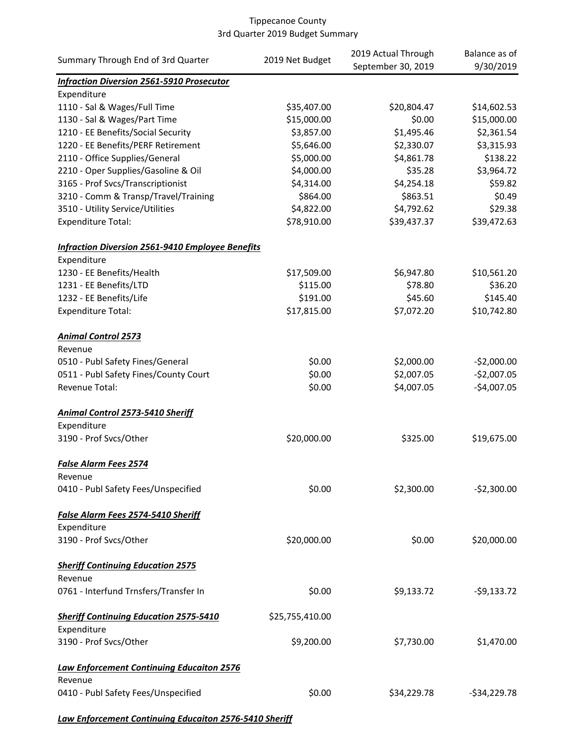Tippecanoe County
3rd Quarter 2019 Budget Summary

| Summary Through End of 3rd Quarter | 2019 Net Budget | 2019 Actual Through September 30, 2019 | Balance as of 9/30/2019 |
|---|---|---|---|
| ***Infraction Diversion 2561-5910 Prosecutor*** | | | |
| Expenditure | | | |
| 1110 - Sal & Wages/Full Time | $35,407.00 | $20,804.47 | $14,602.53 |
| 1130 - Sal & Wages/Part Time | $15,000.00 | $0.00 | $15,000.00 |
| 1210 - EE Benefits/Social Security | $3,857.00 | $1,495.46 | $2,361.54 |
| 1220 - EE Benefits/PERF Retirement | $5,646.00 | $2,330.07 | $3,315.93 |
| 2110 - Office Supplies/General | $5,000.00 | $4,861.78 | $138.22 |
| 2210 - Oper Supplies/Gasoline & Oil | $4,000.00 | $35.28 | $3,964.72 |
| 3165 - Prof Svcs/Transcriptionist | $4,314.00 | $4,254.18 | $59.82 |
| 3210 - Comm & Transp/Travel/Training | $864.00 | $863.51 | $0.49 |
| 3510 - Utility Service/Utilities | $4,822.00 | $4,792.62 | $29.38 |
| Expenditure Total: | $78,910.00 | $39,437.37 | $39,472.63 |
| | | | |
| ***Infraction Diversion 2561-9410 Employee Benefits*** | | | |
| Expenditure | | | |
| 1230 - EE Benefits/Health | $17,509.00 | $6,947.80 | $10,561.20 |
| 1231 - EE Benefits/LTD | $115.00 | $78.80 | $36.20 |
| 1232 - EE Benefits/Life | $191.00 | $45.60 | $145.40 |
| Expenditure Total: | $17,815.00 | $7,072.20 | $10,742.80 |
| | | | |
| ***Animal Control 2573*** | | | |
| Revenue | | | |
| 0510 - Publ Safety Fines/General | $0.00 | $2,000.00 | -$2,000.00 |
| 0511 - Publ Safety Fines/County Court | $0.00 | $2,007.05 | -$2,007.05 |
| Revenue Total: | $0.00 | $4,007.05 | -$4,007.05 |
| | | | |
| ***Animal Control 2573-5410 Sheriff*** | | | |
| Expenditure | | | |
| 3190 - Prof Svcs/Other | $20,000.00 | $325.00 | $19,675.00 |
| | | | |
| ***False Alarm Fees 2574*** | | | |
| Revenue | | | |
| 0410 - Publ Safety Fees/Unspecified | $0.00 | $2,300.00 | -$2,300.00 |
| | | | |
| ***False Alarm Fees 2574-5410 Sheriff*** | | | |
| Expenditure | | | |
| 3190 - Prof Svcs/Other | $20,000.00 | $0.00 | $20,000.00 |
| | | | |
| ***Sheriff Continuing Education 2575*** | | | |
| Revenue | | | |
| 0761 - Interfund Trnsfers/Transfer In | $0.00 | $9,133.72 | -$9,133.72 |
| | | | |
| ***Sheriff Continuing Education 2575-5410*** | $25,755,410.00 | | |
| Expenditure | | | |
| 3190 - Prof Svcs/Other | $9,200.00 | $7,730.00 | $1,470.00 |
| | | | |
| ***Law Enforcement Continuing Educaiton 2576*** | | | |
| Revenue | | | |
| 0410 - Publ Safety Fees/Unspecified | $0.00 | $34,229.78 | -$34,229.78 |
| | | | |
| ***Law Enforcement Continuing Educaiton 2576-5410 Sheriff*** | | | |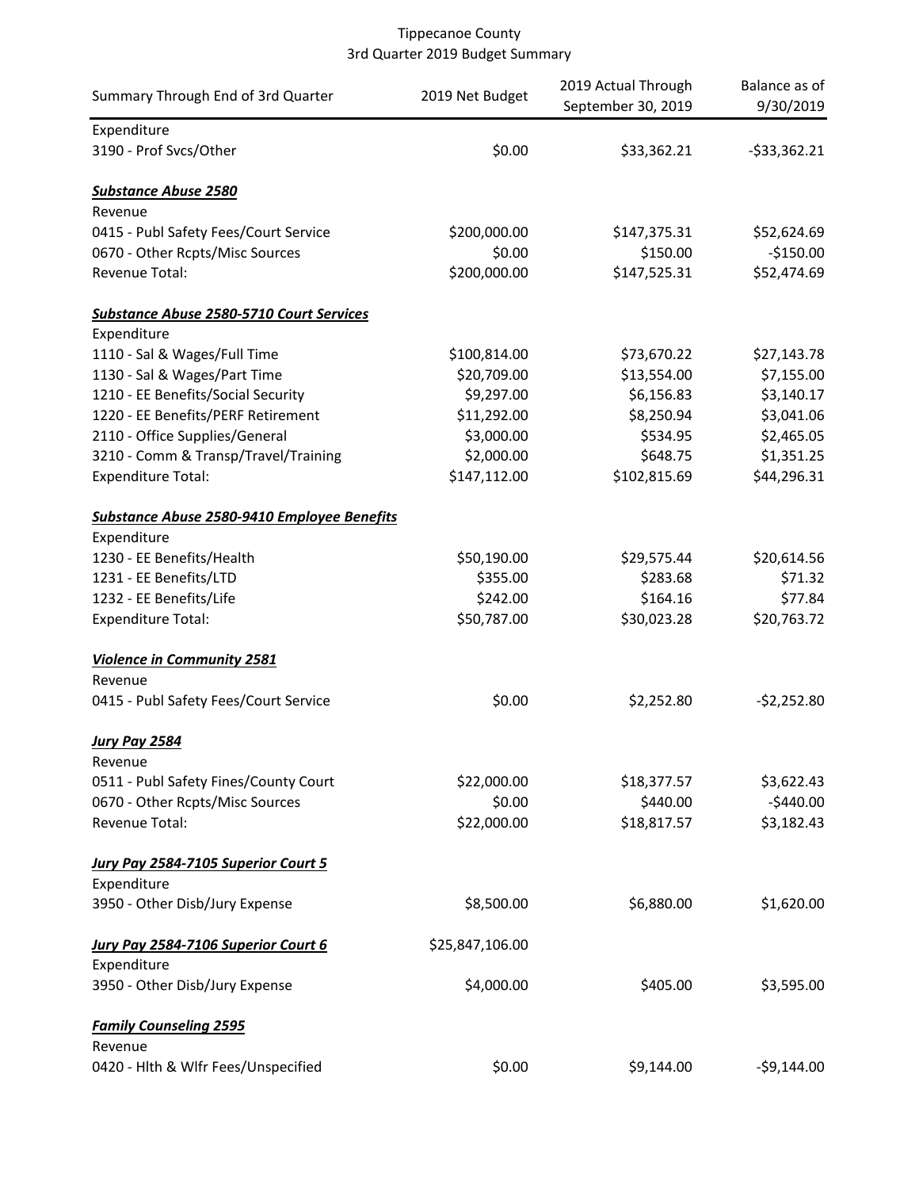Tippecanoe County
3rd Quarter 2019 Budget Summary

| Summary Through End of 3rd Quarter | 2019 Net Budget | 2019 Actual Through September 30, 2019 | Balance as of 9/30/2019 |
|---|---|---|---|
| Expenditure | | | |
| 3190 - Prof Svcs/Other | $0.00 | $33,362.21 | -$33,362.21 |
| | | | |
| ***Substance Abuse 2580*** | | | |
| Revenue | | | |
| 0415 - Publ Safety Fees/Court Service | $200,000.00 | $147,375.31 | $52,624.69 |
| 0670 - Other Rcpts/Misc Sources | $0.00 | $150.00 | -$150.00 |
| Revenue Total: | $200,000.00 | $147,525.31 | $52,474.69 |
| | | | |
| ***Substance Abuse 2580-5710 Court Services*** | | | |
| Expenditure | | | |
| 1110 - Sal & Wages/Full Time | $100,814.00 | $73,670.22 | $27,143.78 |
| 1130 - Sal & Wages/Part Time | $20,709.00 | $13,554.00 | $7,155.00 |
| 1210 - EE Benefits/Social Security | $9,297.00 | $6,156.83 | $3,140.17 |
| 1220 - EE Benefits/PERF Retirement | $11,292.00 | $8,250.94 | $3,041.06 |
| 2110 - Office Supplies/General | $3,000.00 | $534.95 | $2,465.05 |
| 3210 - Comm & Transp/Travel/Training | $2,000.00 | $648.75 | $1,351.25 |
| Expenditure Total: | $147,112.00 | $102,815.69 | $44,296.31 |
| | | | |
| ***Substance Abuse 2580-9410 Employee Benefits*** | | | |
| Expenditure | | | |
| 1230 - EE Benefits/Health | $50,190.00 | $29,575.44 | $20,614.56 |
| 1231 - EE Benefits/LTD | $355.00 | $283.68 | $71.32 |
| 1232 - EE Benefits/Life | $242.00 | $164.16 | $77.84 |
| Expenditure Total: | $50,787.00 | $30,023.28 | $20,763.72 |
| | | | |
| ***Violence in Community 2581*** | | | |
| Revenue | | | |
| 0415 - Publ Safety Fees/Court Service | $0.00 | $2,252.80 | -$2,252.80 |
| | | | |
| ***Jury Pay 2584*** | | | |
| Revenue | | | |
| 0511 - Publ Safety Fines/County Court | $22,000.00 | $18,377.57 | $3,622.43 |
| 0670 - Other Rcpts/Misc Sources | $0.00 | $440.00 | -$440.00 |
| Revenue Total: | $22,000.00 | $18,817.57 | $3,182.43 |
| | | | |
| ***Jury Pay 2584-7105 Superior Court 5*** | | | |
| Expenditure | | | |
| 3950 - Other Disb/Jury Expense | $8,500.00 | $6,880.00 | $1,620.00 |
| | | | |
| ***Jury Pay 2584-7106 Superior Court 6*** | $25,847,106.00 | | |
| Expenditure | | | |
| 3950 - Other Disb/Jury Expense | $4,000.00 | $405.00 | $3,595.00 |
| | | | |
| ***Family Counseling 2595*** | | | |
| Revenue | | | |
| 0420 - Hlth & Wlfr Fees/Unspecified | $0.00 | $9,144.00 | -$9,144.00 |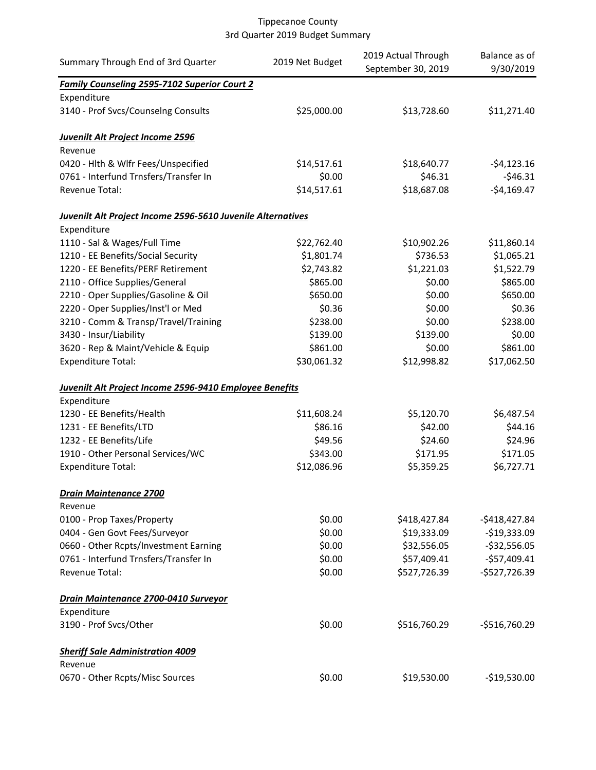Tippecanoe County
3rd Quarter 2019 Budget Summary

| Summary Through End of 3rd Quarter | 2019 Net Budget | 2019 Actual Through September 30, 2019 | Balance as of 9/30/2019 |
|---|---|---|---|
| ***Family Counseling 2595-7102 Superior Court 2*** | | | |
| Expenditure | | | |
| 3140 - Prof Svcs/Counselng Consults | $25,000.00 | $13,728.60 | $11,271.40 |
| | | | |
| ***Juvenilt Alt Project Income 2596*** | | | |
| Revenue | | | |
| 0420 - Hlth & Wlfr Fees/Unspecified | $14,517.61 | $18,640.77 | -$4,123.16 |
| 0761 - Interfund Trnsfers/Transfer In | $0.00 | $46.31 | -$46.31 |
| Revenue Total: | $14,517.61 | $18,687.08 | -$4,169.47 |
| | | | |
| ***Juvenilt Alt Project Income 2596-5610 Juvenile Alternatives*** | | | |
| Expenditure | | | |
| 1110 - Sal & Wages/Full Time | $22,762.40 | $10,902.26 | $11,860.14 |
| 1210 - EE Benefits/Social Security | $1,801.74 | $736.53 | $1,065.21 |
| 1220 - EE Benefits/PERF Retirement | $2,743.82 | $1,221.03 | $1,522.79 |
| 2110 - Office Supplies/General | $865.00 | $0.00 | $865.00 |
| 2210 - Oper Supplies/Gasoline & Oil | $650.00 | $0.00 | $650.00 |
| 2220 - Oper Supplies/Inst'l or Med | $0.36 | $0.00 | $0.36 |
| 3210 - Comm & Transp/Travel/Training | $238.00 | $0.00 | $238.00 |
| 3430 - Insur/Liability | $139.00 | $139.00 | $0.00 |
| 3620 - Rep & Maint/Vehicle & Equip | $861.00 | $0.00 | $861.00 |
| Expenditure Total: | $30,061.32 | $12,998.82 | $17,062.50 |
| | | | |
| ***Juvenilt Alt Project Income 2596-9410 Employee Benefits*** | | | |
| Expenditure | | | |
| 1230 - EE Benefits/Health | $11,608.24 | $5,120.70 | $6,487.54 |
| 1231 - EE Benefits/LTD | $86.16 | $42.00 | $44.16 |
| 1232 - EE Benefits/Life | $49.56 | $24.60 | $24.96 |
| 1910 - Other Personal Services/WC | $343.00 | $171.95 | $171.05 |
| Expenditure Total: | $12,086.96 | $5,359.25 | $6,727.71 |
| | | | |
| ***Drain Maintenance 2700*** | | | |
| Revenue | | | |
| 0100 - Prop Taxes/Property | $0.00 | $418,427.84 | -$418,427.84 |
| 0404 - Gen Govt Fees/Surveyor | $0.00 | $19,333.09 | -$19,333.09 |
| 0660 - Other Rcpts/Investment Earning | $0.00 | $32,556.05 | -$32,556.05 |
| 0761 - Interfund Trnsfers/Transfer In | $0.00 | $57,409.41 | -$57,409.41 |
| Revenue Total: | $0.00 | $527,726.39 | -$527,726.39 |
| | | | |
| ***Drain Maintenance 2700-0410 Surveyor*** | | | |
| Expenditure | | | |
| 3190 - Prof Svcs/Other | $0.00 | $516,760.29 | -$516,760.29 |
| | | | |
| ***Sheriff Sale Administration 4009*** | | | |
| Revenue | | | |
| 0670 - Other Rcpts/Misc Sources | $0.00 | $19,530.00 | -$19,530.00 |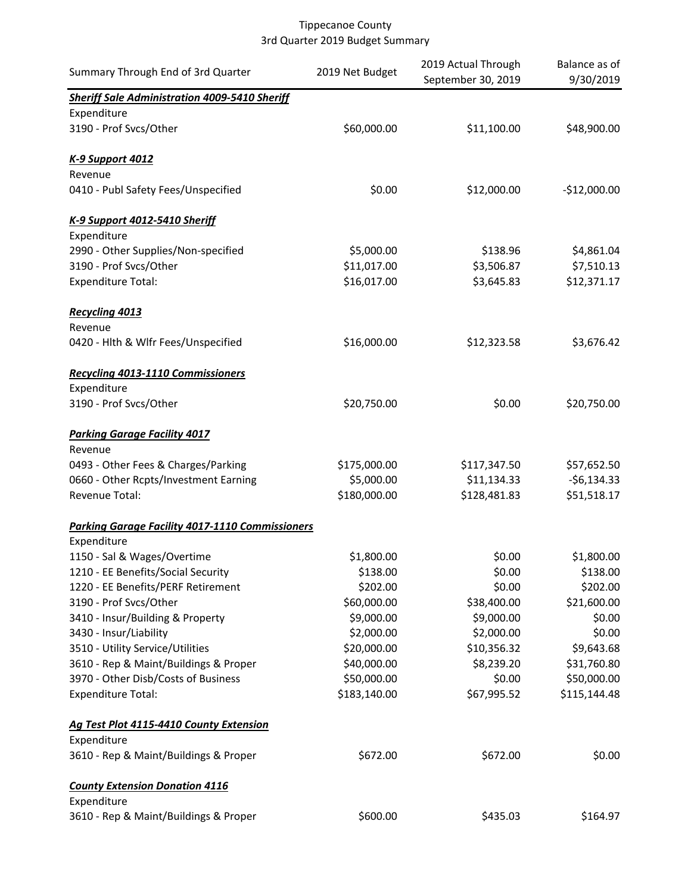Tippecanoe County
3rd Quarter 2019 Budget Summary

| Summary Through End of 3rd Quarter | 2019 Net Budget | 2019 Actual Through September 30, 2019 | Balance as of 9/30/2019 |
|---|---|---|---|
| ***Sheriff Sale Administration 4009-5410 Sheriff*** | | | |
| Expenditure | | | |
| 3190 - Prof Svcs/Other | $60,000.00 | $11,100.00 | $48,900.00 |
| ***K-9 Support 4012*** | | | |
| Revenue | | | |
| 0410 - Publ Safety Fees/Unspecified | $0.00 | $12,000.00 | -$12,000.00 |
| ***K-9 Support 4012-5410 Sheriff*** | | | |
| Expenditure | | | |
| 2990 - Other Supplies/Non-specified | $5,000.00 | $138.96 | $4,861.04 |
| 3190 - Prof Svcs/Other | $11,017.00 | $3,506.87 | $7,510.13 |
| Expenditure Total: | $16,017.00 | $3,645.83 | $12,371.17 |
| ***Recycling 4013*** | | | |
| Revenue | | | |
| 0420 - Hlth & Wlfr Fees/Unspecified | $16,000.00 | $12,323.58 | $3,676.42 |
| ***Recycling 4013-1110 Commissioners*** | | | |
| Expenditure | | | |
| 3190 - Prof Svcs/Other | $20,750.00 | $0.00 | $20,750.00 |
| ***Parking Garage Facility 4017*** | | | |
| Revenue | | | |
| 0493 - Other Fees & Charges/Parking | $175,000.00 | $117,347.50 | $57,652.50 |
| 0660 - Other Rcpts/Investment Earning | $5,000.00 | $11,134.33 | -$6,134.33 |
| Revenue Total: | $180,000.00 | $128,481.83 | $51,518.17 |
| ***Parking Garage Facility 4017-1110 Commissioners*** | | | |
| Expenditure | | | |
| 1150 - Sal & Wages/Overtime | $1,800.00 | $0.00 | $1,800.00 |
| 1210 - EE Benefits/Social Security | $138.00 | $0.00 | $138.00 |
| 1220 - EE Benefits/PERF Retirement | $202.00 | $0.00 | $202.00 |
| 3190 - Prof Svcs/Other | $60,000.00 | $38,400.00 | $21,600.00 |
| 3410 - Insur/Building & Property | $9,000.00 | $9,000.00 | $0.00 |
| 3430 - Insur/Liability | $2,000.00 | $2,000.00 | $0.00 |
| 3510 - Utility Service/Utilities | $20,000.00 | $10,356.32 | $9,643.68 |
| 3610 - Rep & Maint/Buildings & Proper | $40,000.00 | $8,239.20 | $31,760.80 |
| 3970 - Other Disb/Costs of Business | $50,000.00 | $0.00 | $50,000.00 |
| Expenditure Total: | $183,140.00 | $67,995.52 | $115,144.48 |
| ***Ag Test Plot 4115-4410 County Extension*** | | | |
| Expenditure | | | |
| 3610 - Rep & Maint/Buildings & Proper | $672.00 | $672.00 | $0.00 |
| ***County Extension Donation 4116*** | | | |
| Expenditure | | | |
| 3610 - Rep & Maint/Buildings & Proper | $600.00 | $435.03 | $164.97 |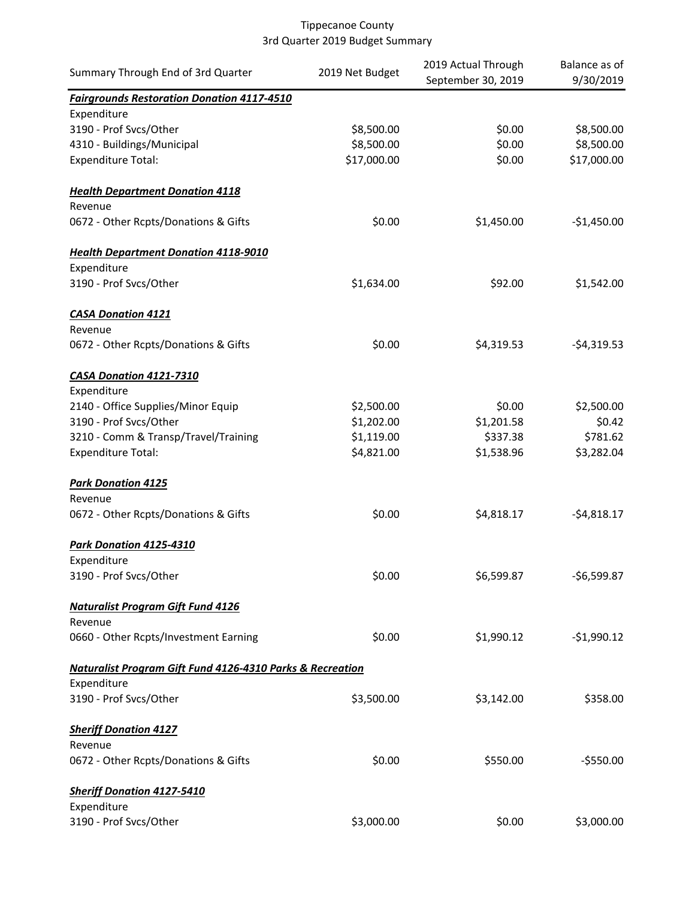Tippecanoe County
3rd Quarter 2019 Budget Summary

| Summary Through End of 3rd Quarter | 2019 Net Budget | 2019 Actual Through September 30, 2019 | Balance as of 9/30/2019 |
|---|---|---|---|
| ***Fairgrounds Restoration Donation 4117-4510*** | | | |
| Expenditure | | | |
| 3190 - Prof Svcs/Other | $8,500.00 | $0.00 | $8,500.00 |
| 4310 - Buildings/Municipal | $8,500.00 | $0.00 | $8,500.00 |
| Expenditure Total: | $17,000.00 | $0.00 | $17,000.00 |
| | | | |
| ***Health Department Donation 4118*** | | | |
| Revenue | | | |
| 0672 - Other Rcpts/Donations & Gifts | $0.00 | $1,450.00 | -$1,450.00 |
| | | | |
| ***Health Department Donation 4118-9010*** | | | |
| Expenditure | | | |
| 3190 - Prof Svcs/Other | $1,634.00 | $92.00 | $1,542.00 |
| | | | |
| ***CASA Donation 4121*** | | | |
| Revenue | | | |
| 0672 - Other Rcpts/Donations & Gifts | $0.00 | $4,319.53 | -$4,319.53 |
| | | | |
| ***CASA Donation 4121-7310*** | | | |
| Expenditure | | | |
| 2140 - Office Supplies/Minor Equip | $2,500.00 | $0.00 | $2,500.00 |
| 3190 - Prof Svcs/Other | $1,202.00 | $1,201.58 | $0.42 |
| 3210 - Comm & Transp/Travel/Training | $1,119.00 | $337.38 | $781.62 |
| Expenditure Total: | $4,821.00 | $1,538.96 | $3,282.04 |
| | | | |
| ***Park Donation 4125*** | | | |
| Revenue | | | |
| 0672 - Other Rcpts/Donations & Gifts | $0.00 | $4,818.17 | -$4,818.17 |
| | | | |
| ***Park Donation 4125-4310*** | | | |
| Expenditure | | | |
| 3190 - Prof Svcs/Other | $0.00 | $6,599.87 | -$6,599.87 |
| | | | |
| ***Naturalist Program Gift Fund 4126*** | | | |
| Revenue | | | |
| 0660 - Other Rcpts/Investment Earning | $0.00 | $1,990.12 | -$1,990.12 |
| | | | |
| ***Naturalist Program Gift Fund 4126-4310 Parks & Recreation*** | | | |
| Expenditure | | | |
| 3190 - Prof Svcs/Other | $3,500.00 | $3,142.00 | $358.00 |
| | | | |
| ***Sheriff Donation 4127*** | | | |
| Revenue | | | |
| 0672 - Other Rcpts/Donations & Gifts | $0.00 | $550.00 | -$550.00 |
| | | | |
| ***Sheriff Donation 4127-5410*** | | | |
| Expenditure | | | |
| 3190 - Prof Svcs/Other | $3,000.00 | $0.00 | $3,000.00 |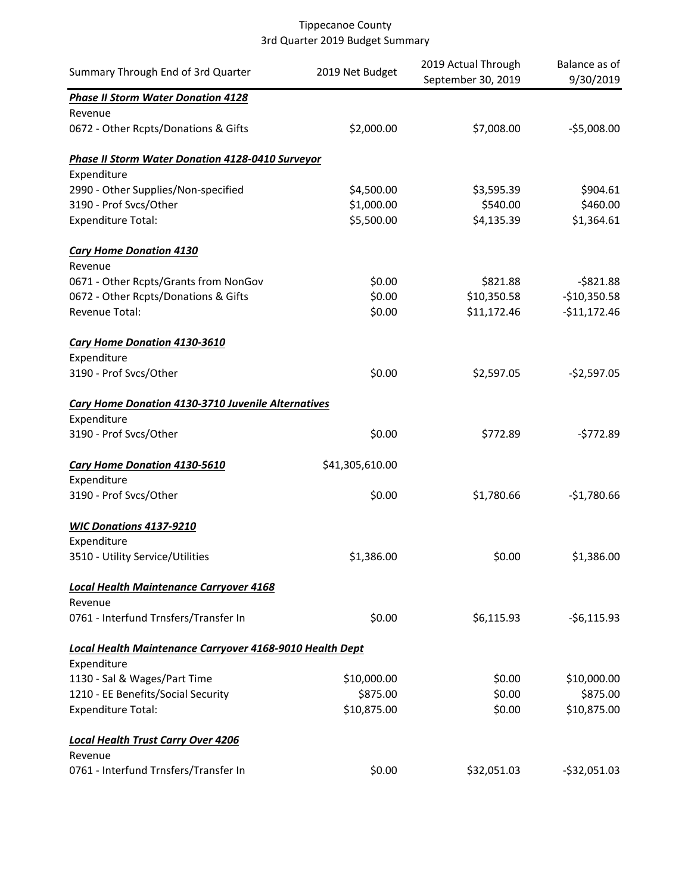Tippecanoe County
3rd Quarter 2019 Budget Summary

| Summary Through End of 3rd Quarter | 2019 Net Budget | 2019 Actual Through September 30, 2019 | Balance as of 9/30/2019 |
|---|---|---|---|
| ***Phase II Storm Water Donation 4128*** | | | |
| Revenue | | | |
| 0672 - Other Rcpts/Donations & Gifts | $2,000.00 | $7,008.00 | -$5,008.00 |
| | | | |
| ***Phase II Storm Water Donation 4128-0410 Surveyor*** | | | |
| Expenditure | | | |
| 2990 - Other Supplies/Non-specified | $4,500.00 | $3,595.39 | $904.61 |
| 3190 - Prof Svcs/Other | $1,000.00 | $540.00 | $460.00 |
| Expenditure Total: | $5,500.00 | $4,135.39 | $1,364.61 |
| | | | |
| ***Cary Home Donation 4130*** | | | |
| Revenue | | | |
| 0671 - Other Rcpts/Grants from NonGov | $0.00 | $821.88 | -$821.88 |
| 0672 - Other Rcpts/Donations & Gifts | $0.00 | $10,350.58 | -$10,350.58 |
| Revenue Total: | $0.00 | $11,172.46 | -$11,172.46 |
| | | | |
| ***Cary Home Donation 4130-3610*** | | | |
| Expenditure | | | |
| 3190 - Prof Svcs/Other | $0.00 | $2,597.05 | -$2,597.05 |
| | | | |
| ***Cary Home Donation 4130-3710 Juvenile Alternatives*** | | | |
| Expenditure | | | |
| 3190 - Prof Svcs/Other | $0.00 | $772.89 | -$772.89 |
| | | | |
| ***Cary Home Donation 4130-5610*** | $41,305,610.00 | | |
| Expenditure | | | |
| 3190 - Prof Svcs/Other | $0.00 | $1,780.66 | -$1,780.66 |
| | | | |
| ***WIC Donations 4137-9210*** | | | |
| Expenditure | | | |
| 3510 - Utility Service/Utilities | $1,386.00 | $0.00 | $1,386.00 |
| | | | |
| ***Local Health Maintenance Carryover 4168*** | | | |
| Revenue | | | |
| 0761 - Interfund Trnsfers/Transfer In | $0.00 | $6,115.93 | -$6,115.93 |
| | | | |
| ***Local Health Maintenance Carryover 4168-9010 Health Dept*** | | | |
| Expenditure | | | |
| 1130 - Sal & Wages/Part Time | $10,000.00 | $0.00 | $10,000.00 |
| 1210 - EE Benefits/Social Security | $875.00 | $0.00 | $875.00 |
| Expenditure Total: | $10,875.00 | $0.00 | $10,875.00 |
| | | | |
| ***Local Health Trust Carry Over 4206*** | | | |
| Revenue | | | |
| 0761 - Interfund Trnsfers/Transfer In | $0.00 | $32,051.03 | -$32,051.03 |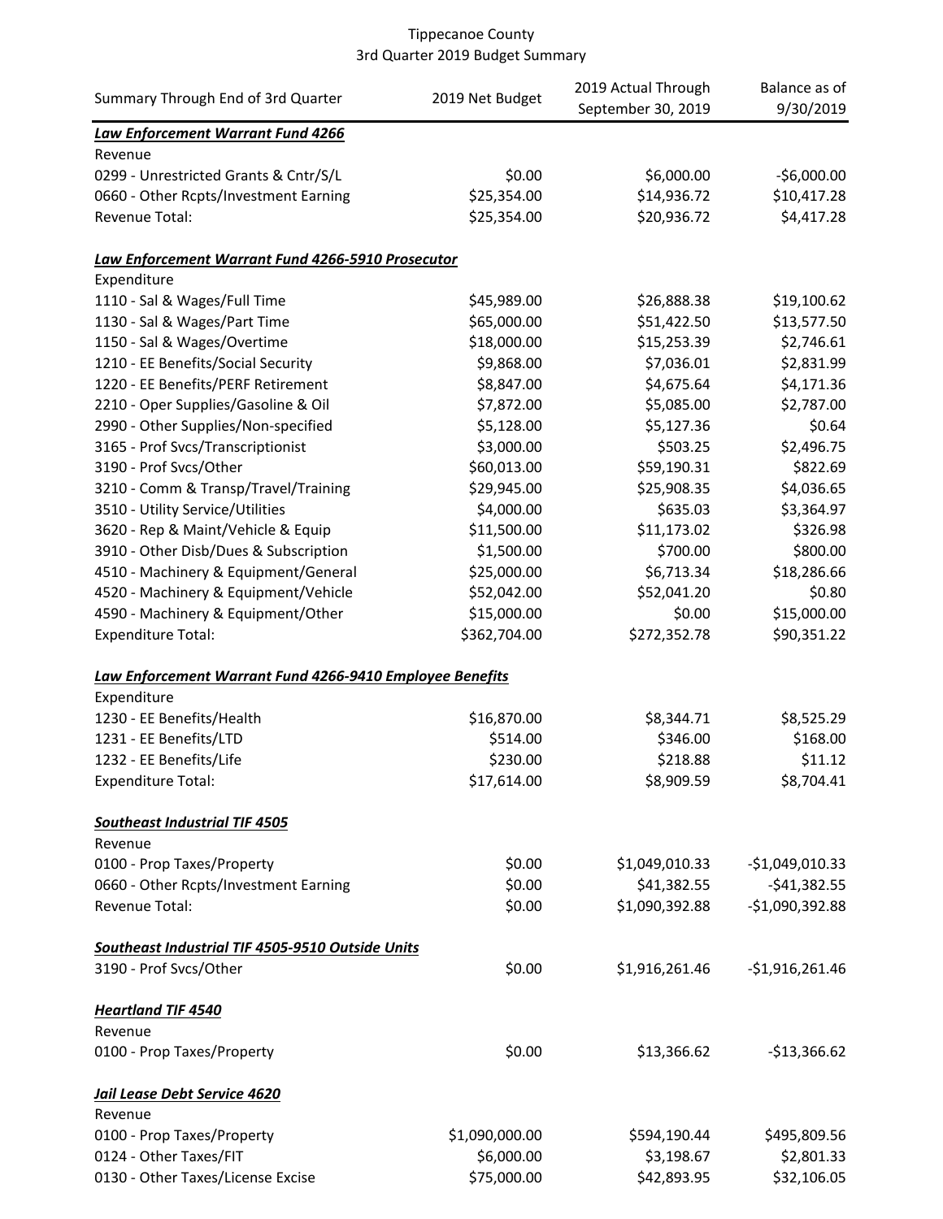Tippecanoe County
3rd Quarter 2019 Budget Summary

| Summary Through End of 3rd Quarter | 2019 Net Budget | 2019 Actual Through September 30, 2019 | Balance as of 9/30/2019 |
|---|---|---|---|
| ***Law Enforcement Warrant Fund 4266*** | | | |
| Revenue | | | |
| 0299 - Unrestricted Grants & Cntr/S/L | $0.00 | $6,000.00 | -$6,000.00 |
| 0660 - Other Rcpts/Investment Earning | $25,354.00 | $14,936.72 | $10,417.28 |
| Revenue Total: | $25,354.00 | $20,936.72 | $4,417.28 |
| | | | |
| ***Law Enforcement Warrant Fund 4266-5910 Prosecutor*** | | | |
| Expenditure | | | |
| 1110 - Sal & Wages/Full Time | $45,989.00 | $26,888.38 | $19,100.62 |
| 1130 - Sal & Wages/Part Time | $65,000.00 | $51,422.50 | $13,577.50 |
| 1150 - Sal & Wages/Overtime | $18,000.00 | $15,253.39 | $2,746.61 |
| 1210 - EE Benefits/Social Security | $9,868.00 | $7,036.01 | $2,831.99 |
| 1220 - EE Benefits/PERF Retirement | $8,847.00 | $4,675.64 | $4,171.36 |
| 2210 - Oper Supplies/Gasoline & Oil | $7,872.00 | $5,085.00 | $2,787.00 |
| 2990 - Other Supplies/Non-specified | $5,128.00 | $5,127.36 | $0.64 |
| 3165 - Prof Svcs/Transcriptionist | $3,000.00 | $503.25 | $2,496.75 |
| 3190 - Prof Svcs/Other | $60,013.00 | $59,190.31 | $822.69 |
| 3210 - Comm & Transp/Travel/Training | $29,945.00 | $25,908.35 | $4,036.65 |
| 3510 - Utility Service/Utilities | $4,000.00 | $635.03 | $3,364.97 |
| 3620 - Rep & Maint/Vehicle & Equip | $11,500.00 | $11,173.02 | $326.98 |
| 3910 - Other Disb/Dues & Subscription | $1,500.00 | $700.00 | $800.00 |
| 4510 - Machinery & Equipment/General | $25,000.00 | $6,713.34 | $18,286.66 |
| 4520 - Machinery & Equipment/Vehicle | $52,042.00 | $52,041.20 | $0.80 |
| 4590 - Machinery & Equipment/Other | $15,000.00 | $0.00 | $15,000.00 |
| Expenditure Total: | $362,704.00 | $272,352.78 | $90,351.22 |
| | | | |
| ***Law Enforcement Warrant Fund 4266-9410 Employee Benefits*** | | | |
| Expenditure | | | |
| 1230 - EE Benefits/Health | $16,870.00 | $8,344.71 | $8,525.29 |
| 1231 - EE Benefits/LTD | $514.00 | $346.00 | $168.00 |
| 1232 - EE Benefits/Life | $230.00 | $218.88 | $11.12 |
| Expenditure Total: | $17,614.00 | $8,909.59 | $8,704.41 |
| | | | |
| ***Southeast Industrial TIF 4505*** | | | |
| Revenue | | | |
| 0100 - Prop Taxes/Property | $0.00 | $1,049,010.33 | -$1,049,010.33 |
| 0660 - Other Rcpts/Investment Earning | $0.00 | $41,382.55 | -$41,382.55 |
| Revenue Total: | $0.00 | $1,090,392.88 | -$1,090,392.88 |
| | | | |
| ***Southeast Industrial TIF 4505-9510 Outside Units*** | | | |
| 3190 - Prof Svcs/Other | $0.00 | $1,916,261.46 | -$1,916,261.46 |
| | | | |
| ***Heartland TIF 4540*** | | | |
| Revenue | | | |
| 0100 - Prop Taxes/Property | $0.00 | $13,366.62 | -$13,366.62 |
| | | | |
| ***Jail Lease Debt Service 4620*** | | | |
| Revenue | | | |
| 0100 - Prop Taxes/Property | $1,090,000.00 | $594,190.44 | $495,809.56 |
| 0124 - Other Taxes/FIT | $6,000.00 | $3,198.67 | $2,801.33 |
| 0130 - Other Taxes/License Excise | $75,000.00 | $42,893.95 | $32,106.05 |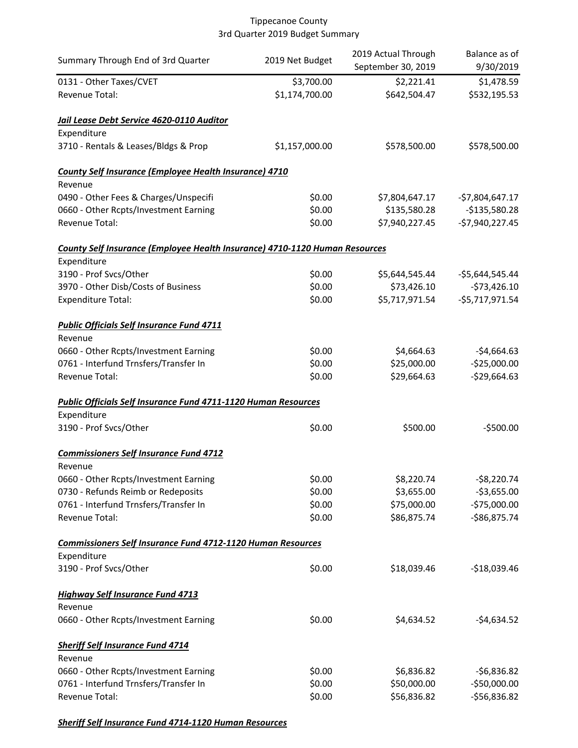Tippecanoe County
3rd Quarter 2019 Budget Summary

| Summary Through End of 3rd Quarter | 2019 Net Budget | 2019 Actual Through September 30, 2019 | Balance as of 9/30/2019 |
|---|---|---|---|
| 0131 - Other Taxes/CVET | $3,700.00 | $2,221.41 | $1,478.59 |
| Revenue Total: | $1,174,700.00 | $642,504.47 | $532,195.53 |
| ***Jail Lease Debt Service 4620-0110 Auditor*** | | | |
| Expenditure | | | |
| 3710 - Rentals & Leases/Bldgs & Prop | $1,157,000.00 | $578,500.00 | $578,500.00 |
| ***County Self Insurance (Employee Health Insurance) 4710*** | | | |
| Revenue | | | |
| 0490 - Other Fees & Charges/Unspecifi | $0.00 | $7,804,647.17 | -$7,804,647.17 |
| 0660 - Other Rcpts/Investment Earning | $0.00 | $135,580.28 | -$135,580.28 |
| Revenue Total: | $0.00 | $7,940,227.45 | -$7,940,227.45 |
| ***County Self Insurance (Employee Health Insurance) 4710-1120 Human Resources*** | | | |
| Expenditure | | | |
| 3190 - Prof Svcs/Other | $0.00 | $5,644,545.44 | -$5,644,545.44 |
| 3970 - Other Disb/Costs of Business | $0.00 | $73,426.10 | -$73,426.10 |
| Expenditure Total: | $0.00 | $5,717,971.54 | -$5,717,971.54 |
| ***Public Officials Self Insurance Fund 4711*** | | | |
| Revenue | | | |
| 0660 - Other Rcpts/Investment Earning | $0.00 | $4,664.63 | -$4,664.63 |
| 0761 - Interfund Trnsfers/Transfer In | $0.00 | $25,000.00 | -$25,000.00 |
| Revenue Total: | $0.00 | $29,664.63 | -$29,664.63 |
| ***Public Officials Self Insurance Fund 4711-1120 Human Resources*** | | | |
| Expenditure | | | |
| 3190 - Prof Svcs/Other | $0.00 | $500.00 | -$500.00 |
| ***Commissioners Self Insurance Fund 4712*** | | | |
| Revenue | | | |
| 0660 - Other Rcpts/Investment Earning | $0.00 | $8,220.74 | -$8,220.74 |
| 0730 - Refunds Reimb or Redeposits | $0.00 | $3,655.00 | -$3,655.00 |
| 0761 - Interfund Trnsfers/Transfer In | $0.00 | $75,000.00 | -$75,000.00 |
| Revenue Total: | $0.00 | $86,875.74 | -$86,875.74 |
| ***Commissioners Self Insurance Fund 4712-1120 Human Resources*** | | | |
| Expenditure | | | |
| 3190 - Prof Svcs/Other | $0.00 | $18,039.46 | -$18,039.46 |
| ***Highway Self Insurance Fund 4713*** | | | |
| Revenue | | | |
| 0660 - Other Rcpts/Investment Earning | $0.00 | $4,634.52 | -$4,634.52 |
| ***Sheriff Self Insurance Fund 4714*** | | | |
| Revenue | | | |
| 0660 - Other Rcpts/Investment Earning | $0.00 | $6,836.82 | -$6,836.82 |
| 0761 - Interfund Trnsfers/Transfer In | $0.00 | $50,000.00 | -$50,000.00 |
| Revenue Total: | $0.00 | $56,836.82 | -$56,836.82 |
| ***Sheriff Self Insurance Fund 4714-1120 Human Resources*** | | | |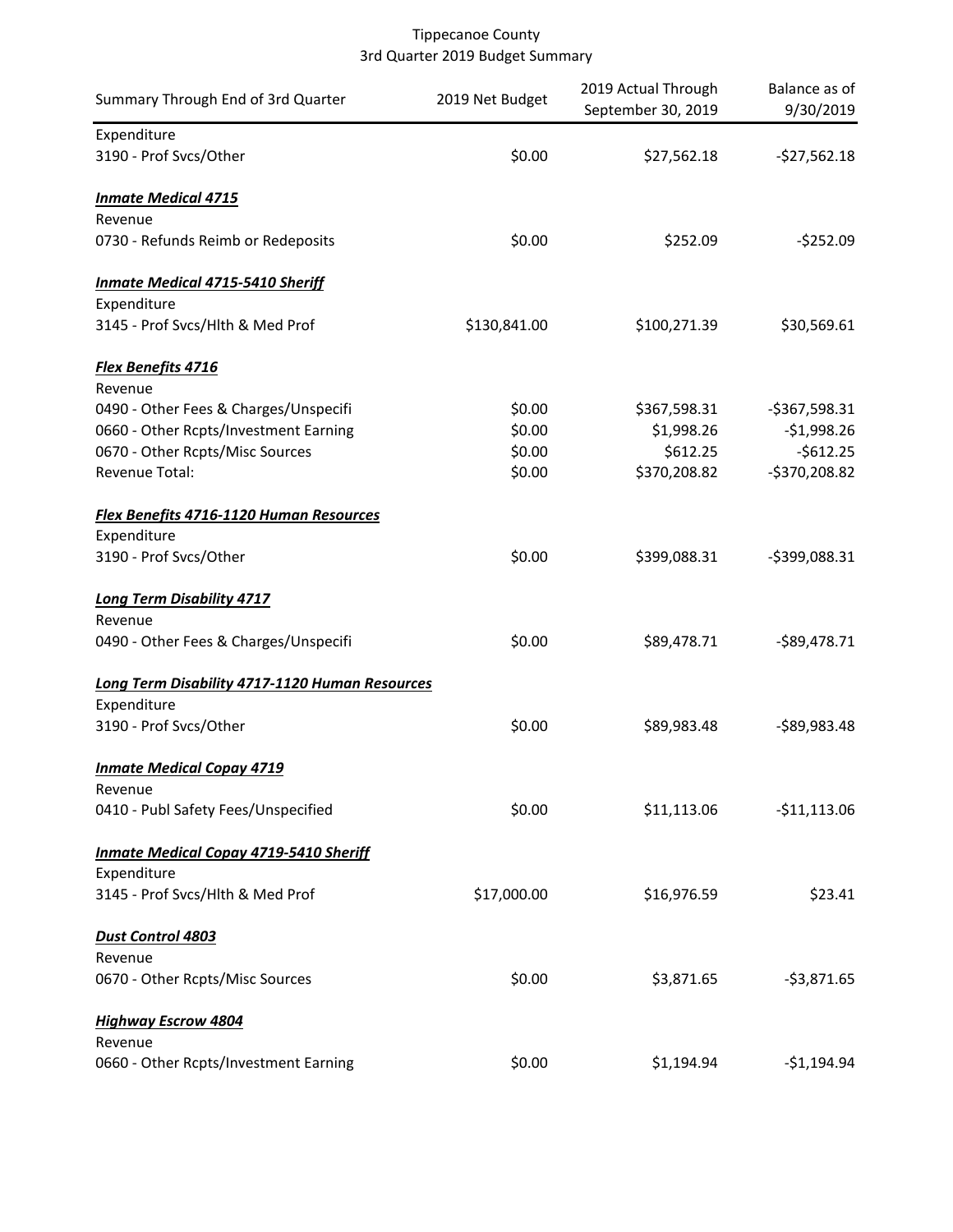Tippecanoe County
3rd Quarter 2019 Budget Summary

| Summary Through End of 3rd Quarter | 2019 Net Budget | 2019 Actual Through September 30, 2019 | Balance as of 9/30/2019 |
|---|---|---|---|
| Expenditure | | | |
| 3190 - Prof Svcs/Other | $0.00 | $27,562.18 | -$27,562.18 |
| ***Inmate Medical 4715*** | | | |
| Revenue | | | |
| 0730 - Refunds Reimb or Redeposits | $0.00 | $252.09 | -$252.09 |
| ***Inmate Medical 4715-5410 Sheriff*** | | | |
| Expenditure | | | |
| 3145 - Prof Svcs/Hlth & Med Prof | $130,841.00 | $100,271.39 | $30,569.61 |
| ***Flex Benefits 4716*** | | | |
| Revenue | | | |
| 0490 - Other Fees & Charges/Unspecifi | $0.00 | $367,598.31 | -$367,598.31 |
| 0660 - Other Rcpts/Investment Earning | $0.00 | $1,998.26 | -$1,998.26 |
| 0670 - Other Rcpts/Misc Sources | $0.00 | $612.25 | -$612.25 |
| Revenue Total: | $0.00 | $370,208.82 | -$370,208.82 |
| ***Flex Benefits 4716-1120 Human Resources*** | | | |
| Expenditure | | | |
| 3190 - Prof Svcs/Other | $0.00 | $399,088.31 | -$399,088.31 |
| ***Long Term Disability 4717*** | | | |
| Revenue | | | |
| 0490 - Other Fees & Charges/Unspecifi | $0.00 | $89,478.71 | -$89,478.71 |
| ***Long Term Disability 4717-1120 Human Resources*** | | | |
| Expenditure | | | |
| 3190 - Prof Svcs/Other | $0.00 | $89,983.48 | -$89,983.48 |
| ***Inmate Medical Copay 4719*** | | | |
| Revenue | | | |
| 0410 - Publ Safety Fees/Unspecified | $0.00 | $11,113.06 | -$11,113.06 |
| ***Inmate Medical Copay 4719-5410 Sheriff*** | | | |
| Expenditure | | | |
| 3145 - Prof Svcs/Hlth & Med Prof | $17,000.00 | $16,976.59 | $23.41 |
| ***Dust Control 4803*** | | | |
| Revenue | | | |
| 0670 - Other Rcpts/Misc Sources | $0.00 | $3,871.65 | -$3,871.65 |
| ***Highway Escrow 4804*** | | | |
| Revenue | | | |
| 0660 - Other Rcpts/Investment Earning | $0.00 | $1,194.94 | -$1,194.94 |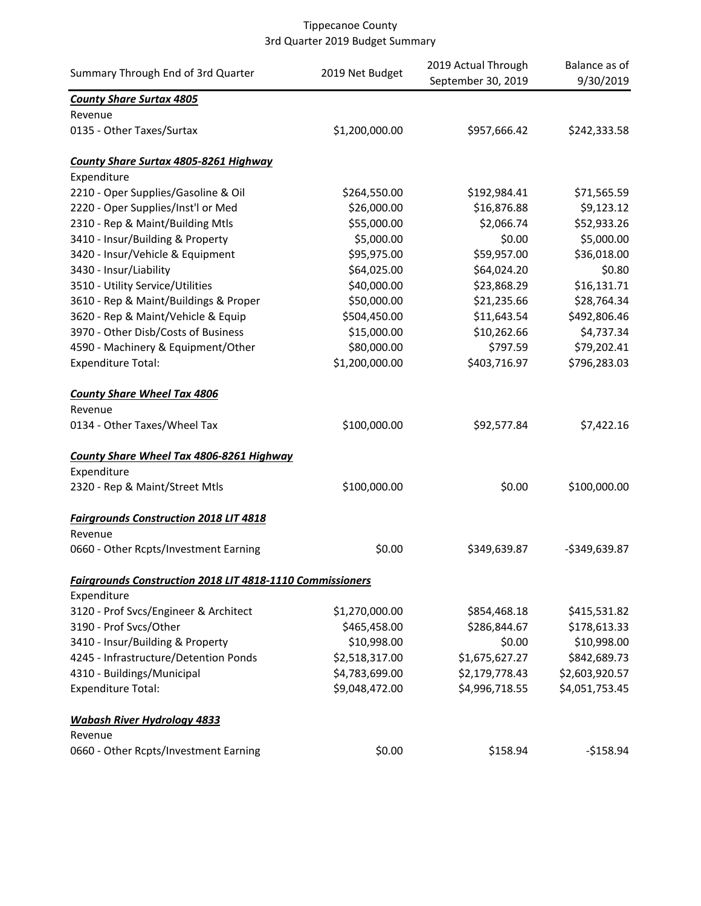Tippecanoe County
3rd Quarter 2019 Budget Summary

| Summary Through End of 3rd Quarter | 2019 Net Budget | 2019 Actual Through September 30, 2019 | Balance as of 9/30/2019 |
|---|---|---|---|
| ***County Share Surtax 4805*** | | | |
| Revenue | | | |
| 0135 - Other Taxes/Surtax | $1,200,000.00 | $957,666.42 | $242,333.58 |
| | | | |
| ***County Share Surtax 4805-8261 Highway*** | | | |
| Expenditure | | | |
| 2210 - Oper Supplies/Gasoline & Oil | $264,550.00 | $192,984.41 | $71,565.59 |
| 2220 - Oper Supplies/Inst'l or Med | $26,000.00 | $16,876.88 | $9,123.12 |
| 2310 - Rep & Maint/Building Mtls | $55,000.00 | $2,066.74 | $52,933.26 |
| 3410 - Insur/Building & Property | $5,000.00 | $0.00 | $5,000.00 |
| 3420 - Insur/Vehicle & Equipment | $95,975.00 | $59,957.00 | $36,018.00 |
| 3430 - Insur/Liability | $64,025.00 | $64,024.20 | $0.80 |
| 3510 - Utility Service/Utilities | $40,000.00 | $23,868.29 | $16,131.71 |
| 3610 - Rep & Maint/Buildings & Proper | $50,000.00 | $21,235.66 | $28,764.34 |
| 3620 - Rep & Maint/Vehicle & Equip | $504,450.00 | $11,643.54 | $492,806.46 |
| 3970 - Other Disb/Costs of Business | $15,000.00 | $10,262.66 | $4,737.34 |
| 4590 - Machinery & Equipment/Other | $80,000.00 | $797.59 | $79,202.41 |
| Expenditure Total: | $1,200,000.00 | $403,716.97 | $796,283.03 |
| | | | |
| ***County Share Wheel Tax 4806*** | | | |
| Revenue | | | |
| 0134 - Other Taxes/Wheel Tax | $100,000.00 | $92,577.84 | $7,422.16 |
| | | | |
| ***County Share Wheel Tax 4806-8261 Highway*** | | | |
| Expenditure | | | |
| 2320 - Rep & Maint/Street Mtls | $100,000.00 | $0.00 | $100,000.00 |
| | | | |
| ***Fairgrounds Construction 2018 LIT 4818*** | | | |
| Revenue | | | |
| 0660 - Other Rcpts/Investment Earning | $0.00 | $349,639.87 | -$349,639.87 |
| | | | |
| ***Fairgrounds Construction 2018 LIT 4818-1110 Commissioners*** | | | |
| Expenditure | | | |
| 3120 - Prof Svcs/Engineer & Architect | $1,270,000.00 | $854,468.18 | $415,531.82 |
| 3190 - Prof Svcs/Other | $465,458.00 | $286,844.67 | $178,613.33 |
| 3410 - Insur/Building & Property | $10,998.00 | $0.00 | $10,998.00 |
| 4245 - Infrastructure/Detention Ponds | $2,518,317.00 | $1,675,627.27 | $842,689.73 |
| 4310 - Buildings/Municipal | $4,783,699.00 | $2,179,778.43 | $2,603,920.57 |
| Expenditure Total: | $9,048,472.00 | $4,996,718.55 | $4,051,753.45 |
| | | | |
| ***Wabash River Hydrology 4833*** | | | |
| Revenue | | | |
| 0660 - Other Rcpts/Investment Earning | $0.00 | $158.94 | -$158.94 |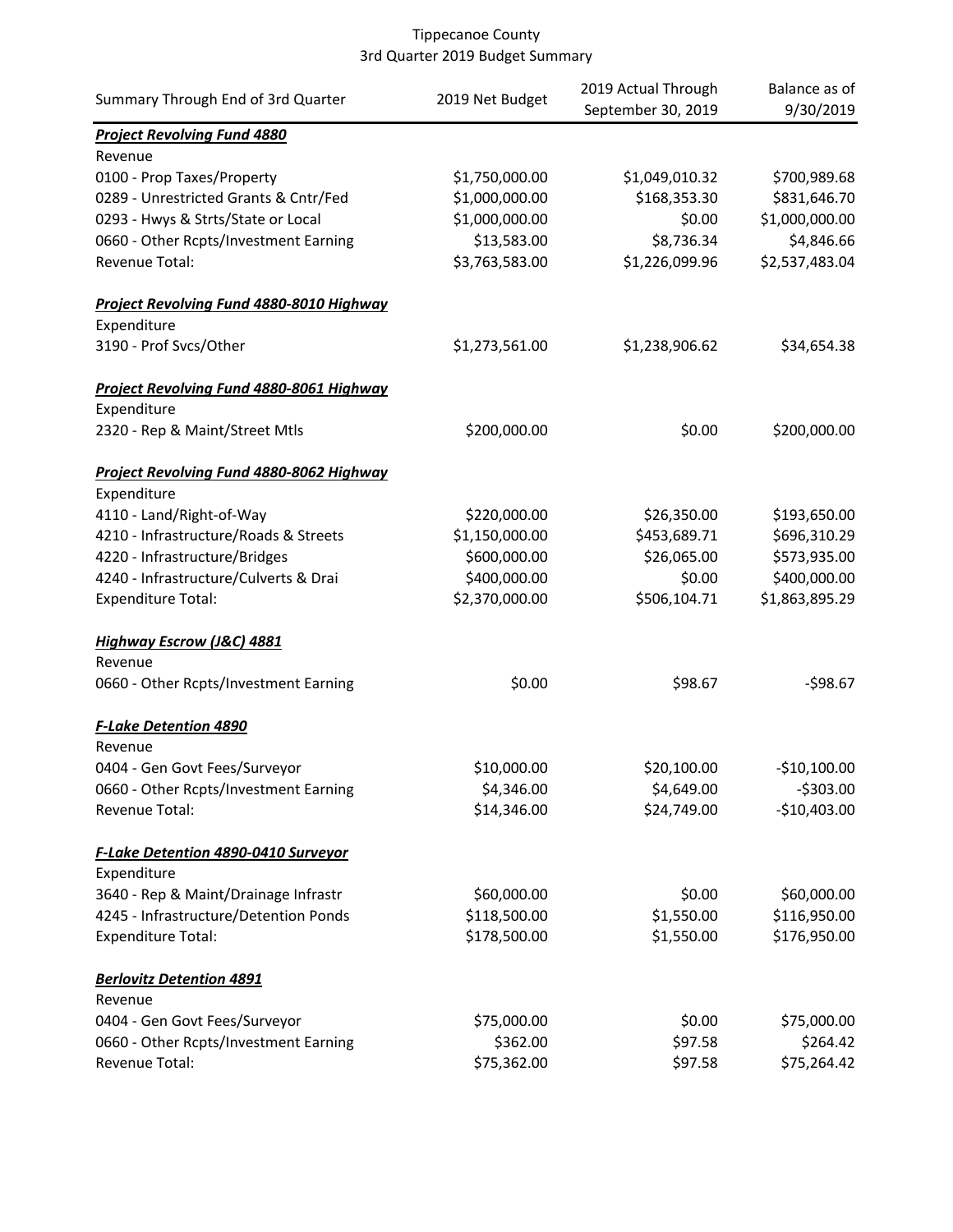Tippecanoe County
3rd Quarter 2019 Budget Summary

| Summary Through End of 3rd Quarter | 2019 Net Budget | 2019 Actual Through September 30, 2019 | Balance as of 9/30/2019 |
|---|---|---|---|
| ***Project Revolving Fund 4880*** | | | |
| Revenue | | | |
| 0100 - Prop Taxes/Property | $1,750,000.00 | $1,049,010.32 | $700,989.68 |
| 0289 - Unrestricted Grants & Cntr/Fed | $1,000,000.00 | $168,353.30 | $831,646.70 |
| 0293 - Hwys & Strts/State or Local | $1,000,000.00 | $0.00 | $1,000,000.00 |
| 0660 - Other Rcpts/Investment Earning | $13,583.00 | $8,736.34 | $4,846.66 |
| Revenue Total: | $3,763,583.00 | $1,226,099.96 | $2,537,483.04 |
| ***Project Revolving Fund 4880-8010 Highway*** | | | |
| Expenditure | | | |
| 3190 - Prof Svcs/Other | $1,273,561.00 | $1,238,906.62 | $34,654.38 |
| ***Project Revolving Fund 4880-8061 Highway*** | | | |
| Expenditure | | | |
| 2320 - Rep & Maint/Street Mtls | $200,000.00 | $0.00 | $200,000.00 |
| ***Project Revolving Fund 4880-8062 Highway*** | | | |
| Expenditure | | | |
| 4110 - Land/Right-of-Way | $220,000.00 | $26,350.00 | $193,650.00 |
| 4210 - Infrastructure/Roads & Streets | $1,150,000.00 | $453,689.71 | $696,310.29 |
| 4220 - Infrastructure/Bridges | $600,000.00 | $26,065.00 | $573,935.00 |
| 4240 - Infrastructure/Culverts & Drai | $400,000.00 | $0.00 | $400,000.00 |
| Expenditure Total: | $2,370,000.00 | $506,104.71 | $1,863,895.29 |
| ***Highway Escrow (J&C) 4881*** | | | |
| Revenue | | | |
| 0660 - Other Rcpts/Investment Earning | $0.00 | $98.67 | -$98.67 |
| ***F-Lake Detention 4890*** | | | |
| Revenue | | | |
| 0404 - Gen Govt Fees/Surveyor | $10,000.00 | $20,100.00 | -$10,100.00 |
| 0660 - Other Rcpts/Investment Earning | $4,346.00 | $4,649.00 | -$303.00 |
| Revenue Total: | $14,346.00 | $24,749.00 | -$10,403.00 |
| ***F-Lake Detention 4890-0410 Surveyor*** | | | |
| Expenditure | | | |
| 3640 - Rep & Maint/Drainage Infrastr | $60,000.00 | $0.00 | $60,000.00 |
| 4245 - Infrastructure/Detention Ponds | $118,500.00 | $1,550.00 | $116,950.00 |
| Expenditure Total: | $178,500.00 | $1,550.00 | $176,950.00 |
| ***Berlovitz Detention 4891*** | | | |
| Revenue | | | |
| 0404 - Gen Govt Fees/Surveyor | $75,000.00 | $0.00 | $75,000.00 |
| 0660 - Other Rcpts/Investment Earning | $362.00 | $97.58 | $264.42 |
| Revenue Total: | $75,362.00 | $97.58 | $75,264.42 |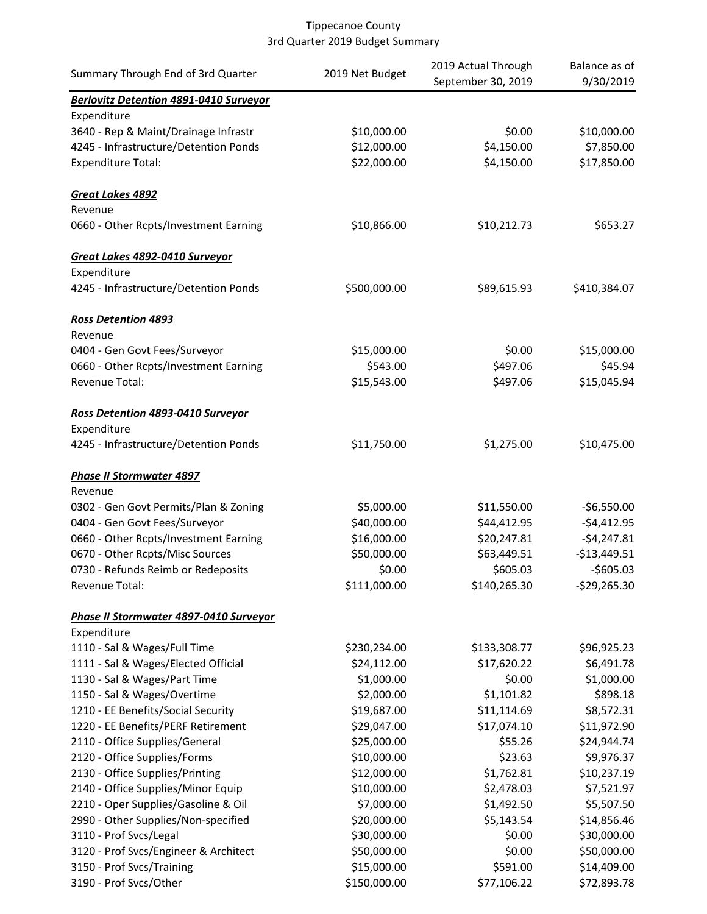Tippecanoe County
3rd Quarter 2019 Budget Summary

| Summary Through End of 3rd Quarter | 2019 Net Budget | 2019 Actual Through September 30, 2019 | Balance as of 9/30/2019 |
|---|---|---|---|
| ***Berlovitz Detention 4891-0410 Surveyor*** | | | |
| Expenditure | | | |
| 3640 - Rep & Maint/Drainage Infrastr | $10,000.00 | $0.00 | $10,000.00 |
| 4245 - Infrastructure/Detention Ponds | $12,000.00 | $4,150.00 | $7,850.00 |
| Expenditure Total: | $22,000.00 | $4,150.00 | $17,850.00 |
| | | | |
| ***Great Lakes 4892*** | | | |
| Revenue | | | |
| 0660 - Other Rcpts/Investment Earning | $10,866.00 | $10,212.73 | $653.27 |
| | | | |
| ***Great Lakes 4892-0410 Surveyor*** | | | |
| Expenditure | | | |
| 4245 - Infrastructure/Detention Ponds | $500,000.00 | $89,615.93 | $410,384.07 |
| | | | |
| ***Ross Detention 4893*** | | | |
| Revenue | | | |
| 0404 - Gen Govt Fees/Surveyor | $15,000.00 | $0.00 | $15,000.00 |
| 0660 - Other Rcpts/Investment Earning | $543.00 | $497.06 | $45.94 |
| Revenue Total: | $15,543.00 | $497.06 | $15,045.94 |
| | | | |
| ***Ross Detention 4893-0410 Surveyor*** | | | |
| Expenditure | | | |
| 4245 - Infrastructure/Detention Ponds | $11,750.00 | $1,275.00 | $10,475.00 |
| | | | |
| ***Phase II Stormwater 4897*** | | | |
| Revenue | | | |
| 0302 - Gen Govt Permits/Plan & Zoning | $5,000.00 | $11,550.00 | -$6,550.00 |
| 0404 - Gen Govt Fees/Surveyor | $40,000.00 | $44,412.95 | -$4,412.95 |
| 0660 - Other Rcpts/Investment Earning | $16,000.00 | $20,247.81 | -$4,247.81 |
| 0670 - Other Rcpts/Misc Sources | $50,000.00 | $63,449.51 | -$13,449.51 |
| 0730 - Refunds Reimb or Redeposits | $0.00 | $605.03 | -$605.03 |
| Revenue Total: | $111,000.00 | $140,265.30 | -$29,265.30 |
| | | | |
| ***Phase II Stormwater 4897-0410 Surveyor*** | | | |
| Expenditure | | | |
| 1110 - Sal & Wages/Full Time | $230,234.00 | $133,308.77 | $96,925.23 |
| 1111 - Sal & Wages/Elected Official | $24,112.00 | $17,620.22 | $6,491.78 |
| 1130 - Sal & Wages/Part Time | $1,000.00 | $0.00 | $1,000.00 |
| 1150 - Sal & Wages/Overtime | $2,000.00 | $1,101.82 | $898.18 |
| 1210 - EE Benefits/Social Security | $19,687.00 | $11,114.69 | $8,572.31 |
| 1220 - EE Benefits/PERF Retirement | $29,047.00 | $17,074.10 | $11,972.90 |
| 2110 - Office Supplies/General | $25,000.00 | $55.26 | $24,944.74 |
| 2120 - Office Supplies/Forms | $10,000.00 | $23.63 | $9,976.37 |
| 2130 - Office Supplies/Printing | $12,000.00 | $1,762.81 | $10,237.19 |
| 2140 - Office Supplies/Minor Equip | $10,000.00 | $2,478.03 | $7,521.97 |
| 2210 - Oper Supplies/Gasoline & Oil | $7,000.00 | $1,492.50 | $5,507.50 |
| 2990 - Other Supplies/Non-specified | $20,000.00 | $5,143.54 | $14,856.46 |
| 3110 - Prof Svcs/Legal | $30,000.00 | $0.00 | $30,000.00 |
| 3120 - Prof Svcs/Engineer & Architect | $50,000.00 | $0.00 | $50,000.00 |
| 3150 - Prof Svcs/Training | $15,000.00 | $591.00 | $14,409.00 |
| 3190 - Prof Svcs/Other | $150,000.00 | $77,106.22 | $72,893.78 |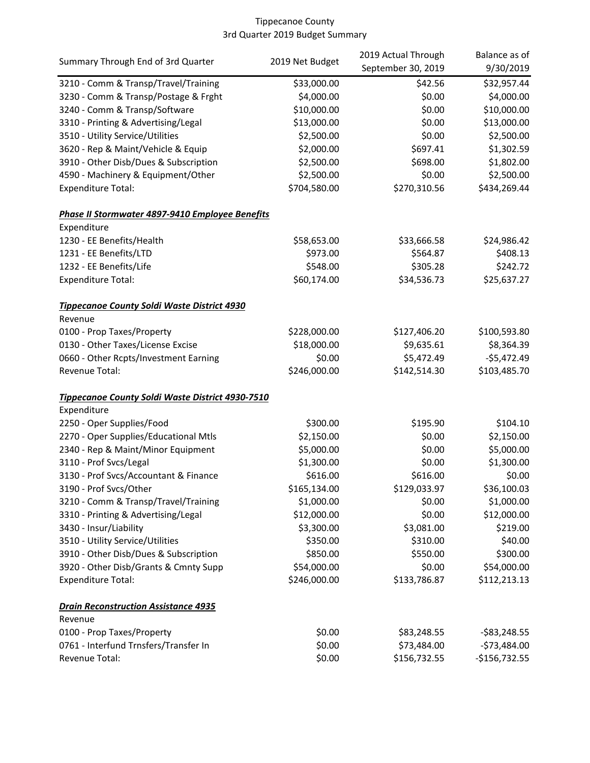# Tippecanoe County
## 3rd Quarter 2019 Budget Summary

| Summary Through End of 3rd Quarter | 2019 Net Budget | 2019 Actual Through September 30, 2019 | Balance as of 9/30/2019 |
|---|---|---|---|
| 3210 - Comm & Transp/Travel/Training | $33,000.00 | $42.56 | $32,957.44 |
| 3230 - Comm & Transp/Postage & Frght | $4,000.00 | $0.00 | $4,000.00 |
| 3240 - Comm & Transp/Software | $10,000.00 | $0.00 | $10,000.00 |
| 3310 - Printing & Advertising/Legal | $13,000.00 | $0.00 | $13,000.00 |
| 3510 - Utility Service/Utilities | $2,500.00 | $0.00 | $2,500.00 |
| 3620 - Rep & Maint/Vehicle & Equip | $2,000.00 | $697.41 | $1,302.59 |
| 3910 - Other Disb/Dues & Subscription | $2,500.00 | $698.00 | $1,802.00 |
| 4590 - Machinery & Equipment/Other | $2,500.00 | $0.00 | $2,500.00 |
| Expenditure Total: | $704,580.00 | $270,310.56 | $434,269.44 |
| | | | |
| ***Phase II Stormwater 4897-9410 Employee Benefits*** | | | |
| Expenditure | | | |
| 1230 - EE Benefits/Health | $58,653.00 | $33,666.58 | $24,986.42 |
| 1231 - EE Benefits/LTD | $973.00 | $564.87 | $408.13 |
| 1232 - EE Benefits/Life | $548.00 | $305.28 | $242.72 |
| Expenditure Total: | $60,174.00 | $34,536.73 | $25,637.27 |
| | | | |
| ***Tippecanoe County Soldi Waste District 4930*** | | | |
| Revenue | | | |
| 0100 - Prop Taxes/Property | $228,000.00 | $127,406.20 | $100,593.80 |
| 0130 - Other Taxes/License Excise | $18,000.00 | $9,635.61 | $8,364.39 |
| 0660 - Other Rcpts/Investment Earning | $0.00 | $5,472.49 | -$5,472.49 |
| Revenue Total: | $246,000.00 | $142,514.30 | $103,485.70 |
| | | | |
| ***Tippecanoe County Soldi Waste District 4930-7510*** | | | |
| Expenditure | | | |
| 2250 - Oper Supplies/Food | $300.00 | $195.90 | $104.10 |
| 2270 - Oper Supplies/Educational Mtls | $2,150.00 | $0.00 | $2,150.00 |
| 2340 - Rep & Maint/Minor Equipment | $5,000.00 | $0.00 | $5,000.00 |
| 3110 - Prof Svcs/Legal | $1,300.00 | $0.00 | $1,300.00 |
| 3130 - Prof Svcs/Accountant & Finance | $616.00 | $616.00 | $0.00 |
| 3190 - Prof Svcs/Other | $165,134.00 | $129,033.97 | $36,100.03 |
| 3210 - Comm & Transp/Travel/Training | $1,000.00 | $0.00 | $1,000.00 |
| 3310 - Printing & Advertising/Legal | $12,000.00 | $0.00 | $12,000.00 |
| 3430 - Insur/Liability | $3,300.00 | $3,081.00 | $219.00 |
| 3510 - Utility Service/Utilities | $350.00 | $310.00 | $40.00 |
| 3910 - Other Disb/Dues & Subscription | $850.00 | $550.00 | $300.00 |
| 3920 - Other Disb/Grants & Cmnty Supp | $54,000.00 | $0.00 | $54,000.00 |
| Expenditure Total: | $246,000.00 | $133,786.87 | $112,213.13 |
| | | | |
| ***Drain Reconstruction Assistance 4935*** | | | |
| Revenue | | | |
| 0100 - Prop Taxes/Property | $0.00 | $83,248.55 | -$83,248.55 |
| 0761 - Interfund Trnsfers/Transfer In | $0.00 | $73,484.00 | -$73,484.00 |
| Revenue Total: | $0.00 | $156,732.55 | -$156,732.55 |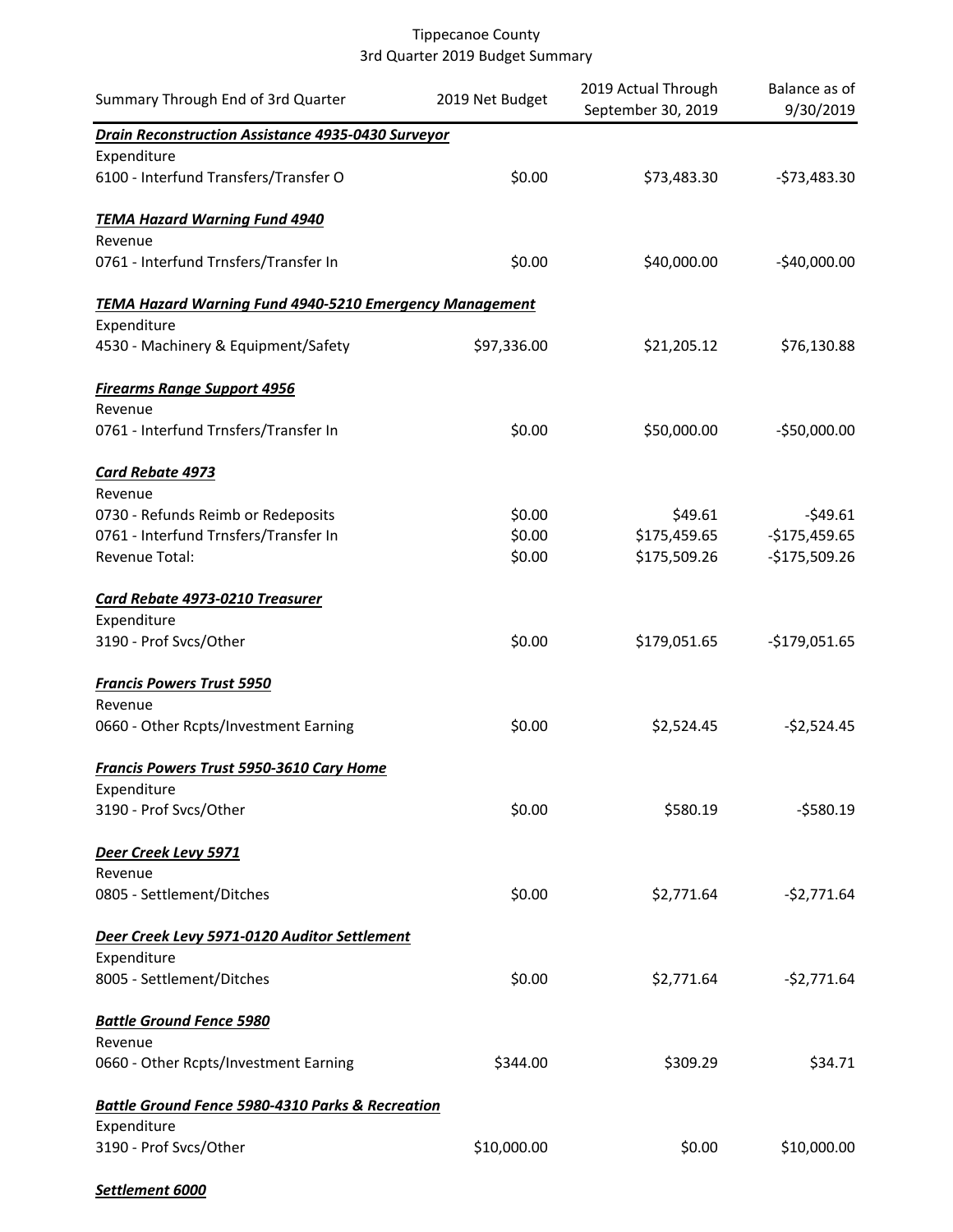Tippecanoe County
3rd Quarter 2019 Budget Summary

| Summary Through End of 3rd Quarter | 2019 Net Budget | 2019 Actual Through September 30, 2019 | Balance as of 9/30/2019 |
|---|---|---|---|
| ***Drain Reconstruction Assistance 4935-0430 Surveyor*** | | | |
| Expenditure | | | |
| 6100 - Interfund Transfers/Transfer O | $0.00 | $73,483.30 | -$73,483.30 |
| ***TEMA Hazard Warning Fund 4940*** | | | |
| Revenue | | | |
| 0761 - Interfund Trnsfers/Transfer In | $0.00 | $40,000.00 | -$40,000.00 |
| ***TEMA Hazard Warning Fund 4940-5210 Emergency Management*** | | | |
| Expenditure | | | |
| 4530 - Machinery & Equipment/Safety | $97,336.00 | $21,205.12 | $76,130.88 |
| ***Firearms Range Support 4956*** | | | |
| Revenue | | | |
| 0761 - Interfund Trnsfers/Transfer In | $0.00 | $50,000.00 | -$50,000.00 |
| ***Card Rebate 4973*** | | | |
| Revenue | | | |
| 0730 - Refunds Reimb or Redeposits | $0.00 | $49.61 | -$49.61 |
| 0761 - Interfund Trnsfers/Transfer In | $0.00 | $175,459.65 | -$175,459.65 |
| Revenue Total: | $0.00 | $175,509.26 | -$175,509.26 |
| ***Card Rebate 4973-0210 Treasurer*** | | | |
| Expenditure | | | |
| 3190 - Prof Svcs/Other | $0.00 | $179,051.65 | -$179,051.65 |
| ***Francis Powers Trust 5950*** | | | |
| Revenue | | | |
| 0660 - Other Rcpts/Investment Earning | $0.00 | $2,524.45 | -$2,524.45 |
| ***Francis Powers Trust 5950-3610 Cary Home*** | | | |
| Expenditure | | | |
| 3190 - Prof Svcs/Other | $0.00 | $580.19 | -$580.19 |
| ***Deer Creek Levy 5971*** | | | |
| Revenue | | | |
| 0805 - Settlement/Ditches | $0.00 | $2,771.64 | -$2,771.64 |
| ***Deer Creek Levy 5971-0120 Auditor Settlement*** | | | |
| Expenditure | | | |
| 8005 - Settlement/Ditches | $0.00 | $2,771.64 | -$2,771.64 |
| ***Battle Ground Fence 5980*** | | | |
| Revenue | | | |
| 0660 - Other Rcpts/Investment Earning | $344.00 | $309.29 | $34.71 |
| ***Battle Ground Fence 5980-4310 Parks & Recreation*** | | | |
| Expenditure | | | |
| 3190 - Prof Svcs/Other | $10,000.00 | $0.00 | $10,000.00 |
| ***Settlement 6000*** | | | |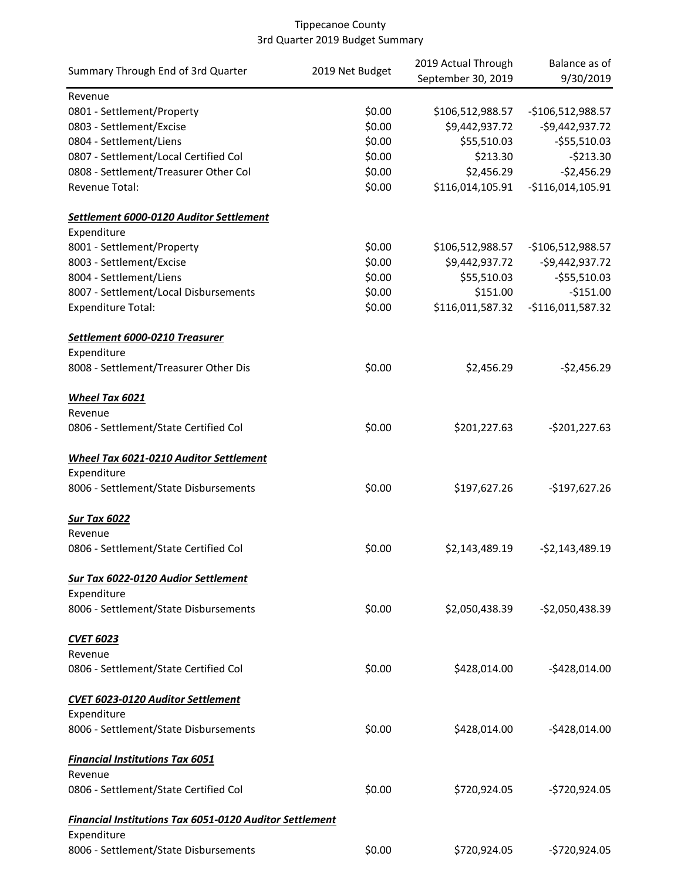Tippecanoe County
3rd Quarter 2019 Budget Summary

| Summary Through End of 3rd Quarter | 2019 Net Budget | 2019 Actual Through September 30, 2019 | Balance as of 9/30/2019 |
|---|---|---|---|
| Revenue | | | |
| 0801 - Settlement/Property | $0.00 | $106,512,988.57 | -$106,512,988.57 |
| 0803 - Settlement/Excise | $0.00 | $9,442,937.72 | -$9,442,937.72 |
| 0804 - Settlement/Liens | $0.00 | $55,510.03 | -$55,510.03 |
| 0807 - Settlement/Local Certified Col | $0.00 | $213.30 | -$213.30 |
| 0808 - Settlement/Treasurer Other Col | $0.00 | $2,456.29 | -$2,456.29 |
| Revenue Total: | $0.00 | $116,014,105.91 | -$116,014,105.91 |
| ***Settlement 6000-0120 Auditor Settlement*** | | | |
| Expenditure | | | |
| 8001 - Settlement/Property | $0.00 | $106,512,988.57 | -$106,512,988.57 |
| 8003 - Settlement/Excise | $0.00 | $9,442,937.72 | -$9,442,937.72 |
| 8004 - Settlement/Liens | $0.00 | $55,510.03 | -$55,510.03 |
| 8007 - Settlement/Local Disbursements | $0.00 | $151.00 | -$151.00 |
| Expenditure Total: | $0.00 | $116,011,587.32 | -$116,011,587.32 |
| ***Settlement 6000-0210 Treasurer*** | | | |
| Expenditure | | | |
| 8008 - Settlement/Treasurer Other Dis | $0.00 | $2,456.29 | -$2,456.29 |
| ***Wheel Tax 6021*** | | | |
| Revenue | | | |
| 0806 - Settlement/State Certified Col | $0.00 | $201,227.63 | -$201,227.63 |
| ***Wheel Tax 6021-0210 Auditor Settlement*** | | | |
| Expenditure | | | |
| 8006 - Settlement/State Disbursements | $0.00 | $197,627.26 | -$197,627.26 |
| ***Sur Tax 6022*** | | | |
| Revenue | | | |
| 0806 - Settlement/State Certified Col | $0.00 | $2,143,489.19 | -$2,143,489.19 |
| ***Sur Tax 6022-0120 Audior Settlement*** | | | |
| Expenditure | | | |
| 8006 - Settlement/State Disbursements | $0.00 | $2,050,438.39 | -$2,050,438.39 |
| ***CVET 6023*** | | | |
| Revenue | | | |
| 0806 - Settlement/State Certified Col | $0.00 | $428,014.00 | -$428,014.00 |
| ***CVET 6023-0120 Auditor Settlement*** | | | |
| Expenditure | | | |
| 8006 - Settlement/State Disbursements | $0.00 | $428,014.00 | -$428,014.00 |
| ***Financial Institutions Tax 6051*** | | | |
| Revenue | | | |
| 0806 - Settlement/State Certified Col | $0.00 | $720,924.05 | -$720,924.05 |
| ***Financial Institutions Tax 6051-0120 Auditor Settlement*** | | | |
| Expenditure | | | |
| 8006 - Settlement/State Disbursements | $0.00 | $720,924.05 | -$720,924.05 |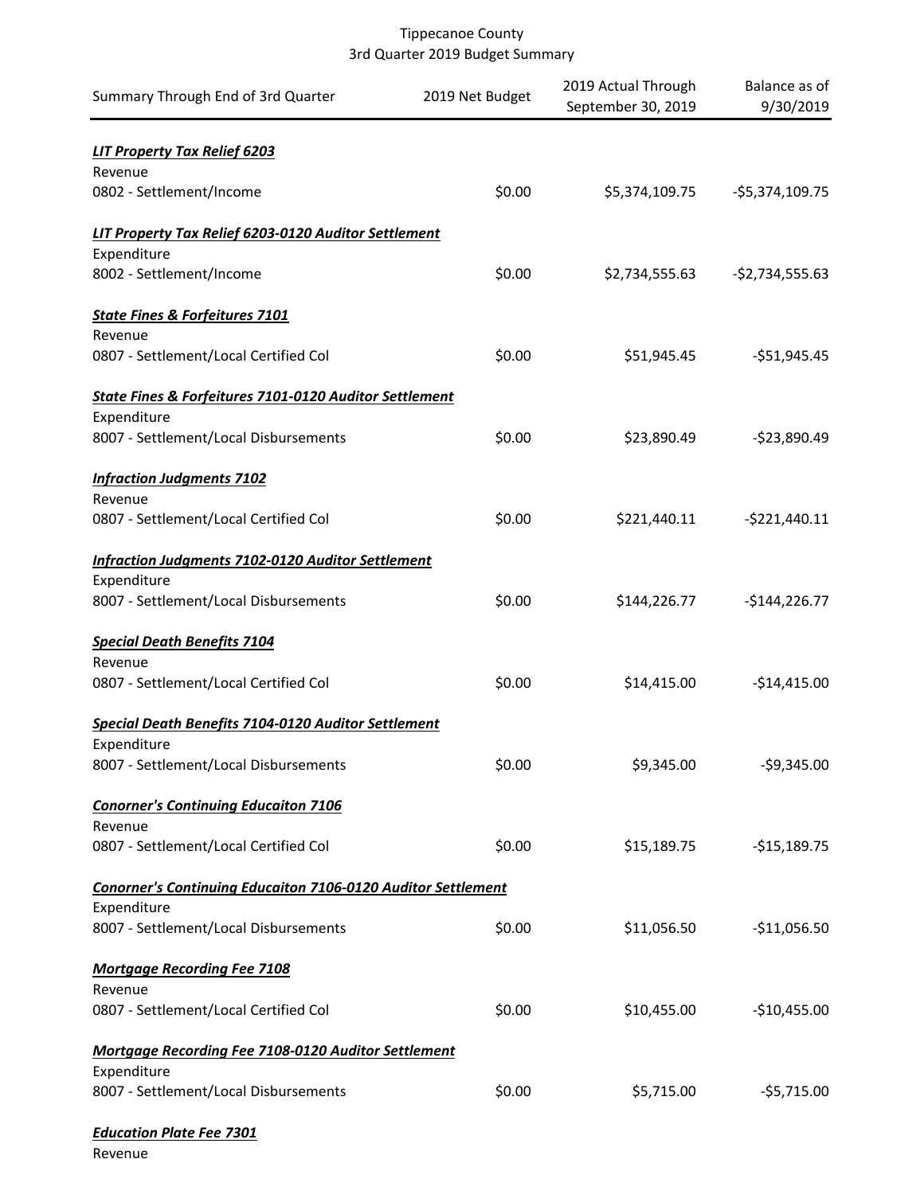Tippecanoe County
3rd Quarter 2019 Budget Summary

| Summary Through End of 3rd Quarter | 2019 Net Budget | 2019 Actual Through September 30, 2019 | Balance as of 9/30/2019 |
|---|---|---|---|
| ***LIT Property Tax Relief 6203*** | | | |
| Revenue | | | |
| 0802 - Settlement/Income | $0.00 | $5,374,109.75 | -$5,374,109.75 |
| ***LIT Property Tax Relief 6203-0120 Auditor Settlement*** | | | |
| Expenditure | | | |
| 8002 - Settlement/Income | $0.00 | $2,734,555.63 | -$2,734,555.63 |
| ***State Fines & Forfeitures 7101*** | | | |
| Revenue | | | |
| 0807 - Settlement/Local Certified Col | $0.00 | $51,945.45 | -$51,945.45 |
| ***State Fines & Forfeitures 7101-0120 Auditor Settlement*** | | | |
| Expenditure | | | |
| 8007 - Settlement/Local Disbursements | $0.00 | $23,890.49 | -$23,890.49 |
| ***Infraction Judgments 7102*** | | | |
| Revenue | | | |
| 0807 - Settlement/Local Certified Col | $0.00 | $221,440.11 | -$221,440.11 |
| ***Infraction Judgments 7102-0120 Auditor Settlement*** | | | |
| Expenditure | | | |
| 8007 - Settlement/Local Disbursements | $0.00 | $144,226.77 | -$144,226.77 |
| ***Special Death Benefits 7104*** | | | |
| Revenue | | | |
| 0807 - Settlement/Local Certified Col | $0.00 | $14,415.00 | -$14,415.00 |
| ***Special Death Benefits 7104-0120 Auditor Settlement*** | | | |
| Expenditure | | | |
| 8007 - Settlement/Local Disbursements | $0.00 | $9,345.00 | -$9,345.00 |
| ***Conorner's Continuing Educaiton 7106*** | | | |
| Revenue | | | |
| 0807 - Settlement/Local Certified Col | $0.00 | $15,189.75 | -$15,189.75 |
| ***Conorner's Continuing Educaiton 7106-0120 Auditor Settlement*** | | | |
| Expenditure | | | |
| 8007 - Settlement/Local Disbursements | $0.00 | $11,056.50 | -$11,056.50 |
| ***Mortgage Recording Fee 7108*** | | | |
| Revenue | | | |
| 0807 - Settlement/Local Certified Col | $0.00 | $10,455.00 | -$10,455.00 |
| ***Mortgage Recording Fee 7108-0120 Auditor Settlement*** | | | |
| Expenditure | | | |
| 8007 - Settlement/Local Disbursements | $0.00 | $5,715.00 | -$5,715.00 |
| ***Education Plate Fee 7301*** | | | |
| Revenue | | | |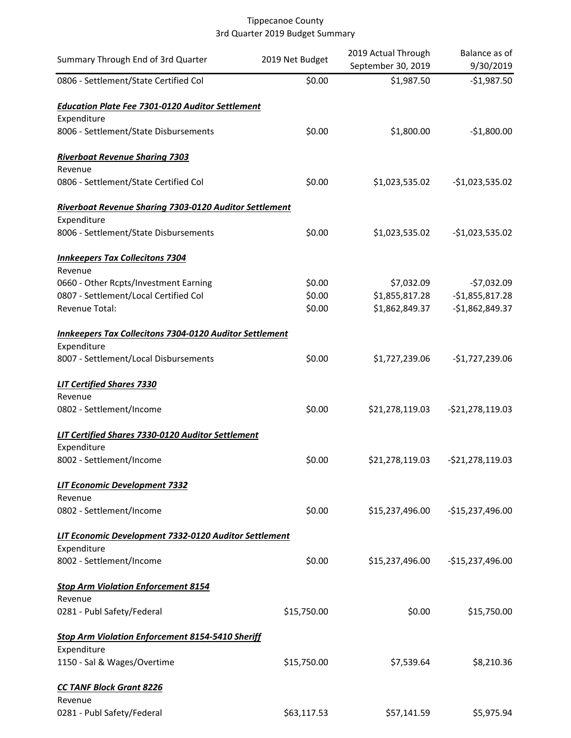Tippecanoe County
3rd Quarter 2019 Budget Summary

| Summary Through End of 3rd Quarter | 2019 Net Budget | 2019 Actual Through September 30, 2019 | Balance as of 9/30/2019 |
|---|---|---|---|
| 0806 - Settlement/State Certified Col | $0.00 | $1,987.50 | -$1,987.50 |
| | | | |
| ***Education Plate Fee 7301-0120 Auditor Settlement*** | | | |
| Expenditure | | | |
| 8006 - Settlement/State Disbursements | $0.00 | $1,800.00 | -$1,800.00 |
| | | | |
| ***Riverboat Revenue Sharing 7303*** | | | |
| Revenue | | | |
| 0806 - Settlement/State Certified Col | $0.00 | $1,023,535.02 | -$1,023,535.02 |
| | | | |
| ***Riverboat Revenue Sharing 7303-0120 Auditor Settlement*** | | | |
| Expenditure | | | |
| 8006 - Settlement/State Disbursements | $0.00 | $1,023,535.02 | -$1,023,535.02 |
| | | | |
| ***Innkeepers Tax Collecitons 7304*** | | | |
| Revenue | | | |
| 0660 - Other Rcpts/Investment Earning | $0.00 | $7,032.09 | -$7,032.09 |
| 0807 - Settlement/Local Certified Col | $0.00 | $1,855,817.28 | -$1,855,817.28 |
| Revenue Total: | $0.00 | $1,862,849.37 | -$1,862,849.37 |
| | | | |
| ***Innkeepers Tax Collecitons 7304-0120 Auditor Settlement*** | | | |
| Expenditure | | | |
| 8007 - Settlement/Local Disbursements | $0.00 | $1,727,239.06 | -$1,727,239.06 |
| | | | |
| ***LIT Certified Shares 7330*** | | | |
| Revenue | | | |
| 0802 - Settlement/Income | $0.00 | $21,278,119.03 | -$21,278,119.03 |
| | | | |
| ***LIT Certified Shares 7330-0120 Auditor Settlement*** | | | |
| Expenditure | | | |
| 8002 - Settlement/Income | $0.00 | $21,278,119.03 | -$21,278,119.03 |
| | | | |
| ***LIT Economic Development 7332*** | | | |
| Revenue | | | |
| 0802 - Settlement/Income | $0.00 | $15,237,496.00 | -$15,237,496.00 |
| | | | |
| ***LIT Economic Development 7332-0120 Auditor Settlement*** | | | |
| Expenditure | | | |
| 8002 - Settlement/Income | $0.00 | $15,237,496.00 | -$15,237,496.00 |
| | | | |
| ***Stop Arm Violation Enforcement 8154*** | | | |
| Revenue | | | |
| 0281 - Publ Safety/Federal | $15,750.00 | $0.00 | $15,750.00 |
| | | | |
| ***Stop Arm Violation Enforcement 8154-5410 Sheriff*** | | | |
| Expenditure | | | |
| 1150 - Sal & Wages/Overtime | $15,750.00 | $7,539.64 | $8,210.36 |
| | | | |
| ***CC TANF Block Grant 8226*** | | | |
| Revenue | | | |
| 0281 - Publ Safety/Federal | $63,117.53 | $57,141.59 | $5,975.94 |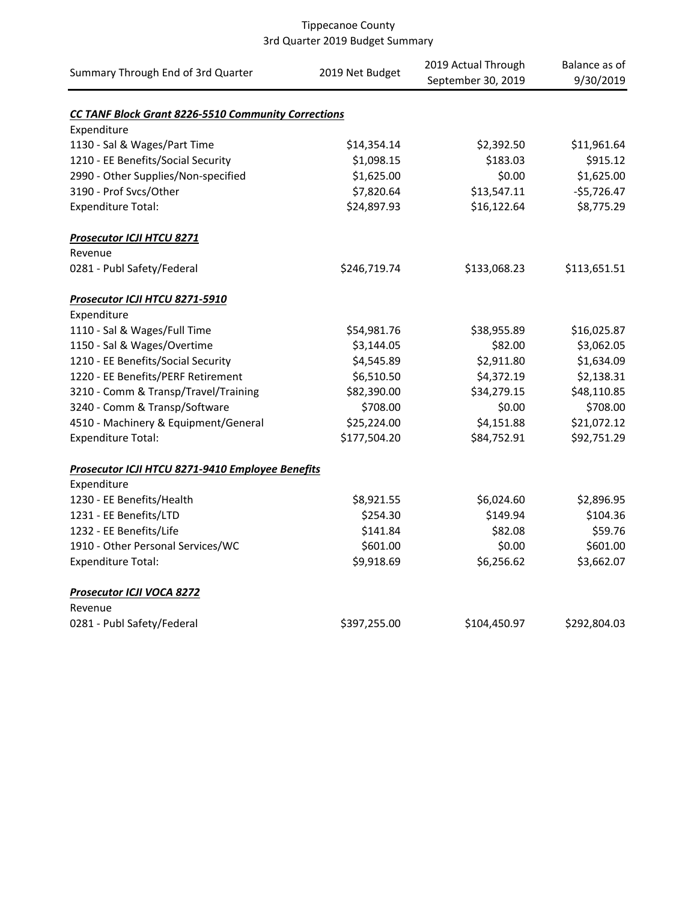Tippecanoe County
3rd Quarter 2019 Budget Summary

| Summary Through End of 3rd Quarter | 2019 Net Budget | 2019 Actual Through September 30, 2019 | Balance as of 9/30/2019 |
|---|---|---|---|
| ***CC TANF Block Grant 8226-5510 Community Corrections*** | | | |
| Expenditure | | | |
| 1130 - Sal & Wages/Part Time | $14,354.14 | $2,392.50 | $11,961.64 |
| 1210 - EE Benefits/Social Security | $1,098.15 | $183.03 | $915.12 |
| 2990 - Other Supplies/Non-specified | $1,625.00 | $0.00 | $1,625.00 |
| 3190 - Prof Svcs/Other | $7,820.64 | $13,547.11 | -$5,726.47 |
| Expenditure Total: | $24,897.93 | $16,122.64 | $8,775.29 |
| ***Prosecutor ICJI HTCU 8271*** | | | |
| Revenue | | | |
| 0281 - Publ Safety/Federal | $246,719.74 | $133,068.23 | $113,651.51 |
| ***Prosecutor ICJI HTCU 8271-5910*** | | | |
| Expenditure | | | |
| 1110 - Sal & Wages/Full Time | $54,981.76 | $38,955.89 | $16,025.87 |
| 1150 - Sal & Wages/Overtime | $3,144.05 | $82.00 | $3,062.05 |
| 1210 - EE Benefits/Social Security | $4,545.89 | $2,911.80 | $1,634.09 |
| 1220 - EE Benefits/PERF Retirement | $6,510.50 | $4,372.19 | $2,138.31 |
| 3210 - Comm & Transp/Travel/Training | $82,390.00 | $34,279.15 | $48,110.85 |
| 3240 - Comm & Transp/Software | $708.00 | $0.00 | $708.00 |
| 4510 - Machinery & Equipment/General | $25,224.00 | $4,151.88 | $21,072.12 |
| Expenditure Total: | $177,504.20 | $84,752.91 | $92,751.29 |
| ***Prosecutor ICJI HTCU 8271-9410 Employee Benefits*** | | | |
| Expenditure | | | |
| 1230 - EE Benefits/Health | $8,921.55 | $6,024.60 | $2,896.95 |
| 1231 - EE Benefits/LTD | $254.30 | $149.94 | $104.36 |
| 1232 - EE Benefits/Life | $141.84 | $82.08 | $59.76 |
| 1910 - Other Personal Services/WC | $601.00 | $0.00 | $601.00 |
| Expenditure Total: | $9,918.69 | $6,256.62 | $3,662.07 |
| ***Prosecutor ICJI VOCA 8272*** | | | |
| Revenue | | | |
| 0281 - Publ Safety/Federal | $397,255.00 | $104,450.97 | $292,804.03 |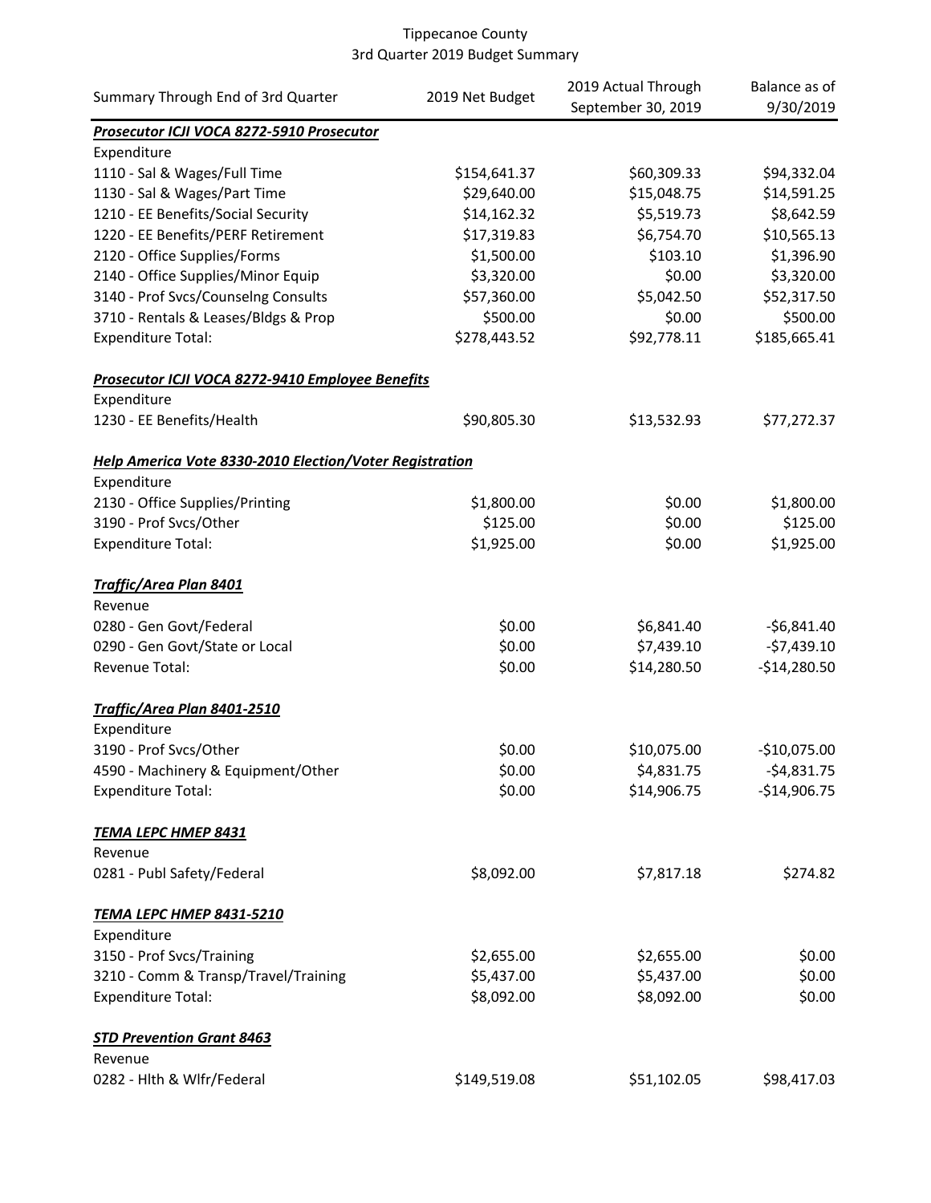Tippecanoe County
3rd Quarter 2019 Budget Summary

| Summary Through End of 3rd Quarter | 2019 Net Budget | 2019 Actual Through September 30, 2019 | Balance as of 9/30/2019 |
|---|---|---|---|
| ***Prosecutor ICJI VOCA 8272-5910 Prosecutor*** | | | |
| Expenditure | | | |
| 1110 - Sal & Wages/Full Time | $154,641.37 | $60,309.33 | $94,332.04 |
| 1130 - Sal & Wages/Part Time | $29,640.00 | $15,048.75 | $14,591.25 |
| 1210 - EE Benefits/Social Security | $14,162.32 | $5,519.73 | $8,642.59 |
| 1220 - EE Benefits/PERF Retirement | $17,319.83 | $6,754.70 | $10,565.13 |
| 2120 - Office Supplies/Forms | $1,500.00 | $103.10 | $1,396.90 |
| 2140 - Office Supplies/Minor Equip | $3,320.00 | $0.00 | $3,320.00 |
| 3140 - Prof Svcs/Counselng Consults | $57,360.00 | $5,042.50 | $52,317.50 |
| 3710 - Rentals & Leases/Bldgs & Prop | $500.00 | $0.00 | $500.00 |
| Expenditure Total: | $278,443.52 | $92,778.11 | $185,665.41 |
| ***Prosecutor ICJI VOCA 8272-9410 Employee Benefits*** | | | |
| Expenditure | | | |
| 1230 - EE Benefits/Health | $90,805.30 | $13,532.93 | $77,272.37 |
| ***Help America Vote 8330-2010 Election/Voter Registration*** | | | |
| Expenditure | | | |
| 2130 - Office Supplies/Printing | $1,800.00 | $0.00 | $1,800.00 |
| 3190 - Prof Svcs/Other | $125.00 | $0.00 | $125.00 |
| Expenditure Total: | $1,925.00 | $0.00 | $1,925.00 |
| ***Traffic/Area Plan 8401*** | | | |
| Revenue | | | |
| 0280 - Gen Govt/Federal | $0.00 | $6,841.40 | -$6,841.40 |
| 0290 - Gen Govt/State or Local | $0.00 | $7,439.10 | -$7,439.10 |
| Revenue Total: | $0.00 | $14,280.50 | -$14,280.50 |
| ***Traffic/Area Plan 8401-2510*** | | | |
| Expenditure | | | |
| 3190 - Prof Svcs/Other | $0.00 | $10,075.00 | -$10,075.00 |
| 4590 - Machinery & Equipment/Other | $0.00 | $4,831.75 | -$4,831.75 |
| Expenditure Total: | $0.00 | $14,906.75 | -$14,906.75 |
| ***TEMA LEPC HMEP 8431*** | | | |
| Revenue | | | |
| 0281 - Publ Safety/Federal | $8,092.00 | $7,817.18 | $274.82 |
| ***TEMA LEPC HMEP 8431-5210*** | | | |
| Expenditure | | | |
| 3150 - Prof Svcs/Training | $2,655.00 | $2,655.00 | $0.00 |
| 3210 - Comm & Transp/Travel/Training | $5,437.00 | $5,437.00 | $0.00 |
| Expenditure Total: | $8,092.00 | $8,092.00 | $0.00 |
| ***STD Prevention Grant 8463*** | | | |
| Revenue | | | |
| 0282 - Hlth & Wlfr/Federal | $149,519.08 | $51,102.05 | $98,417.03 |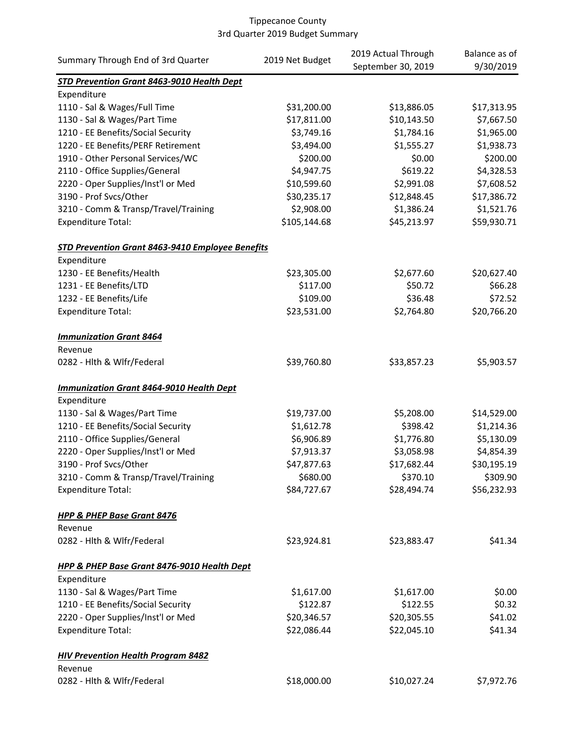Tippecanoe County
3rd Quarter 2019 Budget Summary

| Summary Through End of 3rd Quarter | 2019 Net Budget | 2019 Actual Through September 30, 2019 | Balance as of 9/30/2019 |
|---|---|---|---|
| ***STD Prevention Grant 8463-9010 Health Dept*** | | | |
| Expenditure | | | |
| 1110 - Sal & Wages/Full Time | $31,200.00 | $13,886.05 | $17,313.95 |
| 1130 - Sal & Wages/Part Time | $17,811.00 | $10,143.50 | $7,667.50 |
| 1210 - EE Benefits/Social Security | $3,749.16 | $1,784.16 | $1,965.00 |
| 1220 - EE Benefits/PERF Retirement | $3,494.00 | $1,555.27 | $1,938.73 |
| 1910 - Other Personal Services/WC | $200.00 | $0.00 | $200.00 |
| 2110 - Office Supplies/General | $4,947.75 | $619.22 | $4,328.53 |
| 2220 - Oper Supplies/Inst'l or Med | $10,599.60 | $2,991.08 | $7,608.52 |
| 3190 - Prof Svcs/Other | $30,235.17 | $12,848.45 | $17,386.72 |
| 3210 - Comm & Transp/Travel/Training | $2,908.00 | $1,386.24 | $1,521.76 |
| Expenditure Total: | $105,144.68 | $45,213.97 | $59,930.71 |
| | | | |
| ***STD Prevention Grant 8463-9410 Employee Benefits*** | | | |
| Expenditure | | | |
| 1230 - EE Benefits/Health | $23,305.00 | $2,677.60 | $20,627.40 |
| 1231 - EE Benefits/LTD | $117.00 | $50.72 | $66.28 |
| 1232 - EE Benefits/Life | $109.00 | $36.48 | $72.52 |
| Expenditure Total: | $23,531.00 | $2,764.80 | $20,766.20 |
| | | | |
| ***Immunization Grant 8464*** | | | |
| Revenue | | | |
| 0282 - Hlth & Wlfr/Federal | $39,760.80 | $33,857.23 | $5,903.57 |
| | | | |
| ***Immunization Grant 8464-9010 Health Dept*** | | | |
| Expenditure | | | |
| 1130 - Sal & Wages/Part Time | $19,737.00 | $5,208.00 | $14,529.00 |
| 1210 - EE Benefits/Social Security | $1,612.78 | $398.42 | $1,214.36 |
| 2110 - Office Supplies/General | $6,906.89 | $1,776.80 | $5,130.09 |
| 2220 - Oper Supplies/Inst'l or Med | $7,913.37 | $3,058.98 | $4,854.39 |
| 3190 - Prof Svcs/Other | $47,877.63 | $17,682.44 | $30,195.19 |
| 3210 - Comm & Transp/Travel/Training | $680.00 | $370.10 | $309.90 |
| Expenditure Total: | $84,727.67 | $28,494.74 | $56,232.93 |
| | | | |
| ***HPP & PHEP Base Grant 8476*** | | | |
| Revenue | | | |
| 0282 - Hlth & Wlfr/Federal | $23,924.81 | $23,883.47 | $41.34 |
| | | | |
| ***HPP & PHEP Base Grant 8476-9010 Health Dept*** | | | |
| Expenditure | | | |
| 1130 - Sal & Wages/Part Time | $1,617.00 | $1,617.00 | $0.00 |
| 1210 - EE Benefits/Social Security | $122.87 | $122.55 | $0.32 |
| 2220 - Oper Supplies/Inst'l or Med | $20,346.57 | $20,305.55 | $41.02 |
| Expenditure Total: | $22,086.44 | $22,045.10 | $41.34 |
| | | | |
| ***HIV Prevention Health Program 8482*** | | | |
| Revenue | | | |
| 0282 - Hlth & Wlfr/Federal | $18,000.00 | $10,027.24 | $7,972.76 |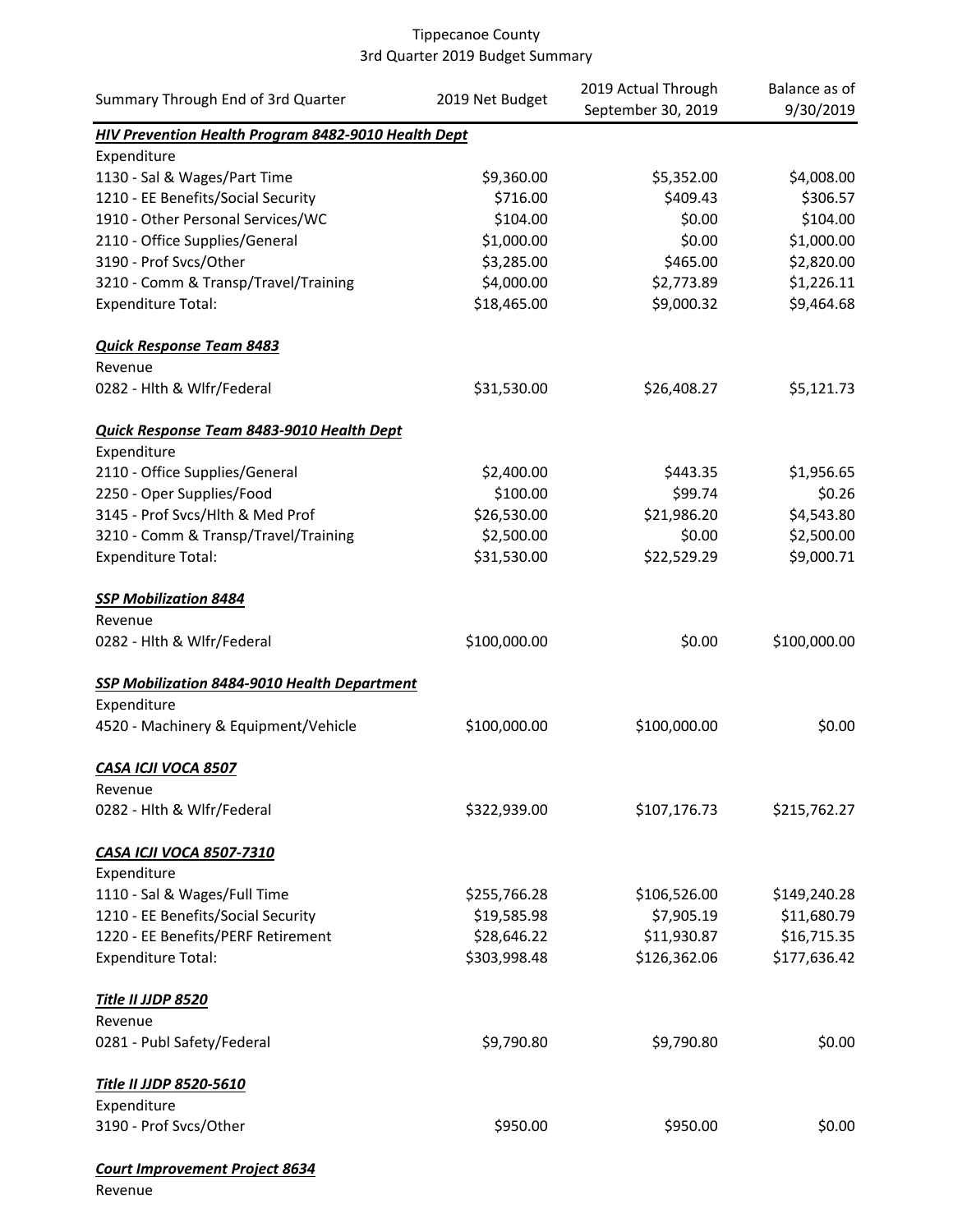Tippecanoe County
3rd Quarter 2019 Budget Summary

| Summary Through End of 3rd Quarter | 2019 Net Budget | 2019 Actual Through September 30, 2019 | Balance as of 9/30/2019 |
|---|---|---|---|
| ***HIV Prevention Health Program 8482-9010 Health Dept*** | | | |
| Expenditure | | | |
| 1130 - Sal & Wages/Part Time | $9,360.00 | $5,352.00 | $4,008.00 |
| 1210 - EE Benefits/Social Security | $716.00 | $409.43 | $306.57 |
| 1910 - Other Personal Services/WC | $104.00 | $0.00 | $104.00 |
| 2110 - Office Supplies/General | $1,000.00 | $0.00 | $1,000.00 |
| 3190 - Prof Svcs/Other | $3,285.00 | $465.00 | $2,820.00 |
| 3210 - Comm & Transp/Travel/Training | $4,000.00 | $2,773.89 | $1,226.11 |
| Expenditure Total: | $18,465.00 | $9,000.32 | $9,464.68 |
| | | | |
| ***Quick Response Team 8483*** | | | |
| Revenue | | | |
| 0282 - Hlth & Wlfr/Federal | $31,530.00 | $26,408.27 | $5,121.73 |
| | | | |
| ***Quick Response Team 8483-9010 Health Dept*** | | | |
| Expenditure | | | |
| 2110 - Office Supplies/General | $2,400.00 | $443.35 | $1,956.65 |
| 2250 - Oper Supplies/Food | $100.00 | $99.74 | $0.26 |
| 3145 - Prof Svcs/Hlth & Med Prof | $26,530.00 | $21,986.20 | $4,543.80 |
| 3210 - Comm & Transp/Travel/Training | $2,500.00 | $0.00 | $2,500.00 |
| Expenditure Total: | $31,530.00 | $22,529.29 | $9,000.71 |
| | | | |
| ***SSP Mobilization 8484*** | | | |
| Revenue | | | |
| 0282 - Hlth & Wlfr/Federal | $100,000.00 | $0.00 | $100,000.00 |
| | | | |
| ***SSP Mobilization 8484-9010 Health Department*** | | | |
| Expenditure | | | |
| 4520 - Machinery & Equipment/Vehicle | $100,000.00 | $100,000.00 | $0.00 |
| | | | |
| ***CASA ICJI VOCA 8507*** | | | |
| Revenue | | | |
| 0282 - Hlth & Wlfr/Federal | $322,939.00 | $107,176.73 | $215,762.27 |
| | | | |
| ***CASA ICJI VOCA 8507-7310*** | | | |
| Expenditure | | | |
| 1110 - Sal & Wages/Full Time | $255,766.28 | $106,526.00 | $149,240.28 |
| 1210 - EE Benefits/Social Security | $19,585.98 | $7,905.19 | $11,680.79 |
| 1220 - EE Benefits/PERF Retirement | $28,646.22 | $11,930.87 | $16,715.35 |
| Expenditure Total: | $303,998.48 | $126,362.06 | $177,636.42 |
| | | | |
| ***Title II JJDP 8520*** | | | |
| Revenue | | | |
| 0281 - Publ Safety/Federal | $9,790.80 | $9,790.80 | $0.00 |
| | | | |
| ***Title II JJDP 8520-5610*** | | | |
| Expenditure | | | |
| 3190 - Prof Svcs/Other | $950.00 | $950.00 | $0.00 |
| | | | |
| ***Court Improvement Project 8634*** | | | |
| Revenue | | | |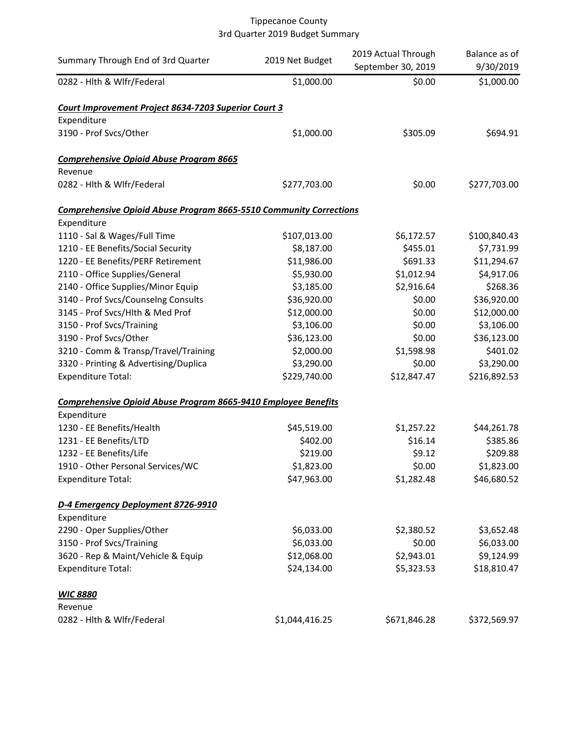Tippecanoe County
3rd Quarter 2019 Budget Summary

| Summary Through End of 3rd Quarter | 2019 Net Budget | 2019 Actual Through September 30, 2019 | Balance as of 9/30/2019 |
|---|---|---|---|
| 0282 - Hlth & Wlfr/Federal | $1,000.00 | $0.00 | $1,000.00 |
| ***Court Improvement Project 8634-7203 Superior Court 3*** | | | |
| Expenditure | | | |
| 3190 - Prof Svcs/Other | $1,000.00 | $305.09 | $694.91 |
| ***Comprehensive Opioid Abuse Program 8665*** | | | |
| Revenue | | | |
| 0282 - Hlth & Wlfr/Federal | $277,703.00 | $0.00 | $277,703.00 |
| ***Comprehensive Opioid Abuse Program 8665-5510 Community Corrections*** | | | |
| Expenditure | | | |
| 1110 - Sal & Wages/Full Time | $107,013.00 | $6,172.57 | $100,840.43 |
| 1210 - EE Benefits/Social Security | $8,187.00 | $455.01 | $7,731.99 |
| 1220 - EE Benefits/PERF Retirement | $11,986.00 | $691.33 | $11,294.67 |
| 2110 - Office Supplies/General | $5,930.00 | $1,012.94 | $4,917.06 |
| 2140 - Office Supplies/Minor Equip | $3,185.00 | $2,916.64 | $268.36 |
| 3140 - Prof Svcs/Counselng Consults | $36,920.00 | $0.00 | $36,920.00 |
| 3145 - Prof Svcs/Hlth & Med Prof | $12,000.00 | $0.00 | $12,000.00 |
| 3150 - Prof Svcs/Training | $3,106.00 | $0.00 | $3,106.00 |
| 3190 - Prof Svcs/Other | $36,123.00 | $0.00 | $36,123.00 |
| 3210 - Comm & Transp/Travel/Training | $2,000.00 | $1,598.98 | $401.02 |
| 3320 - Printing & Advertising/Duplica | $3,290.00 | $0.00 | $3,290.00 |
| Expenditure Total: | $229,740.00 | $12,847.47 | $216,892.53 |
| ***Comprehensive Opioid Abuse Program 8665-9410 Employee Benefits*** | | | |
| Expenditure | | | |
| 1230 - EE Benefits/Health | $45,519.00 | $1,257.22 | $44,261.78 |
| 1231 - EE Benefits/LTD | $402.00 | $16.14 | $385.86 |
| 1232 - EE Benefits/Life | $219.00 | $9.12 | $209.88 |
| 1910 - Other Personal Services/WC | $1,823.00 | $0.00 | $1,823.00 |
| Expenditure Total: | $47,963.00 | $1,282.48 | $46,680.52 |
| ***D-4 Emergency Deployment 8726-9910*** | | | |
| Expenditure | | | |
| 2290 - Oper Supplies/Other | $6,033.00 | $2,380.52 | $3,652.48 |
| 3150 - Prof Svcs/Training | $6,033.00 | $0.00 | $6,033.00 |
| 3620 - Rep & Maint/Vehicle & Equip | $12,068.00 | $2,943.01 | $9,124.99 |
| Expenditure Total: | $24,134.00 | $5,323.53 | $18,810.47 |
| ***WIC 8880*** | | | |
| Revenue | | | |
| 0282 - Hlth & Wlfr/Federal | $1,044,416.25 | $671,846.28 | $372,569.97 |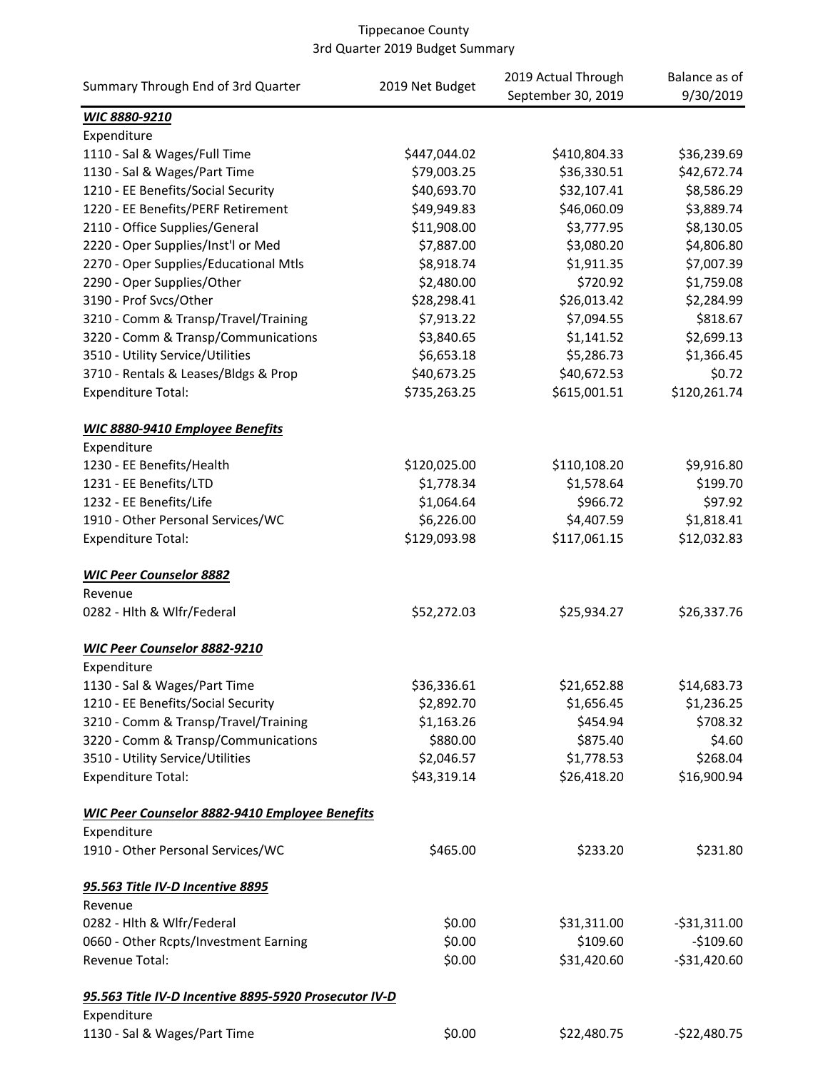Tippecanoe County
3rd Quarter 2019 Budget Summary

| Summary Through End of 3rd Quarter | 2019 Net Budget | 2019 Actual Through September 30, 2019 | Balance as of 9/30/2019 |
|---|---|---|---|
| ***WIC 8880-9210*** | | | |
| Expenditure | | | |
| 1110 - Sal & Wages/Full Time | $447,044.02 | $410,804.33 | $36,239.69 |
| 1130 - Sal & Wages/Part Time | $79,003.25 | $36,330.51 | $42,672.74 |
| 1210 - EE Benefits/Social Security | $40,693.70 | $32,107.41 | $8,586.29 |
| 1220 - EE Benefits/PERF Retirement | $49,949.83 | $46,060.09 | $3,889.74 |
| 2110 - Office Supplies/General | $11,908.00 | $3,777.95 | $8,130.05 |
| 2220 - Oper Supplies/Inst'l or Med | $7,887.00 | $3,080.20 | $4,806.80 |
| 2270 - Oper Supplies/Educational Mtls | $8,918.74 | $1,911.35 | $7,007.39 |
| 2290 - Oper Supplies/Other | $2,480.00 | $720.92 | $1,759.08 |
| 3190 - Prof Svcs/Other | $28,298.41 | $26,013.42 | $2,284.99 |
| 3210 - Comm & Transp/Travel/Training | $7,913.22 | $7,094.55 | $818.67 |
| 3220 - Comm & Transp/Communications | $3,840.65 | $1,141.52 | $2,699.13 |
| 3510 - Utility Service/Utilities | $6,653.18 | $5,286.73 | $1,366.45 |
| 3710 - Rentals & Leases/Bldgs & Prop | $40,673.25 | $40,672.53 | $0.72 |
| Expenditure Total: | $735,263.25 | $615,001.51 | $120,261.74 |
| | | | |
| ***WIC 8880-9410 Employee Benefits*** | | | |
| Expenditure | | | |
| 1230 - EE Benefits/Health | $120,025.00 | $110,108.20 | $9,916.80 |
| 1231 - EE Benefits/LTD | $1,778.34 | $1,578.64 | $199.70 |
| 1232 - EE Benefits/Life | $1,064.64 | $966.72 | $97.92 |
| 1910 - Other Personal Services/WC | $6,226.00 | $4,407.59 | $1,818.41 |
| Expenditure Total: | $129,093.98 | $117,061.15 | $12,032.83 |
| | | | |
| ***WIC Peer Counselor 8882*** | | | |
| Revenue | | | |
| 0282 - Hlth & Wlfr/Federal | $52,272.03 | $25,934.27 | $26,337.76 |
| | | | |
| ***WIC Peer Counselor 8882-9210*** | | | |
| Expenditure | | | |
| 1130 - Sal & Wages/Part Time | $36,336.61 | $21,652.88 | $14,683.73 |
| 1210 - EE Benefits/Social Security | $2,892.70 | $1,656.45 | $1,236.25 |
| 3210 - Comm & Transp/Travel/Training | $1,163.26 | $454.94 | $708.32 |
| 3220 - Comm & Transp/Communications | $880.00 | $875.40 | $4.60 |
| 3510 - Utility Service/Utilities | $2,046.57 | $1,778.53 | $268.04 |
| Expenditure Total: | $43,319.14 | $26,418.20 | $16,900.94 |
| | | | |
| ***WIC Peer Counselor 8882-9410 Employee Benefits*** | | | |
| Expenditure | | | |
| 1910 - Other Personal Services/WC | $465.00 | $233.20 | $231.80 |
| | | | |
| ***95.563 Title IV-D Incentive 8895*** | | | |
| Revenue | | | |
| 0282 - Hlth & Wlfr/Federal | $0.00 | $31,311.00 | -$31,311.00 |
| 0660 - Other Rcpts/Investment Earning | $0.00 | $109.60 | -$109.60 |
| Revenue Total: | $0.00 | $31,420.60 | -$31,420.60 |
| | | | |
| ***95.563 Title IV-D Incentive 8895-5920 Prosecutor IV-D*** | | | |
| Expenditure | | | |
| 1130 - Sal & Wages/Part Time | $0.00 | $22,480.75 | -$22,480.75 |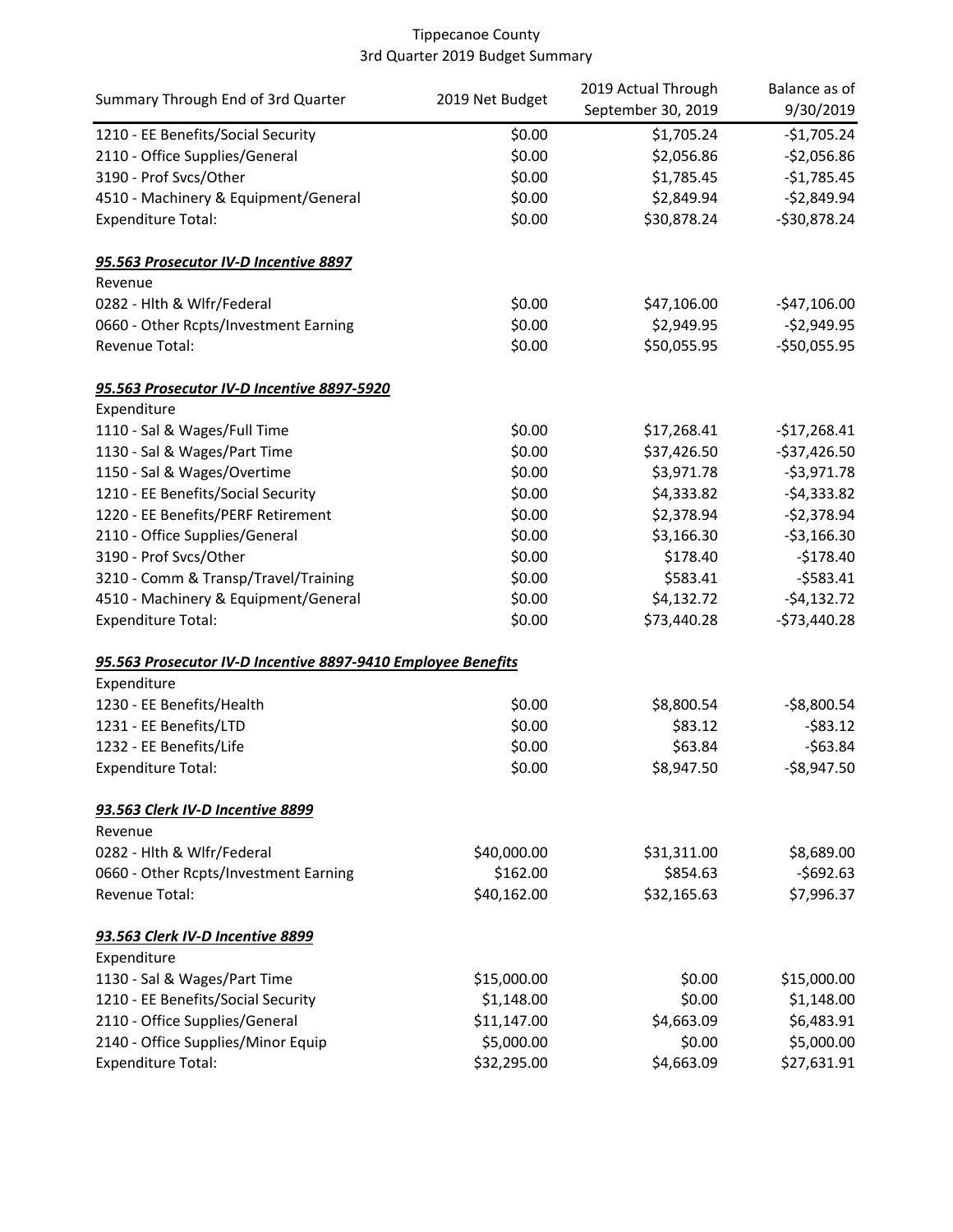Tippecanoe County
3rd Quarter 2019 Budget Summary

| Summary Through End of 3rd Quarter | 2019 Net Budget | 2019 Actual Through September 30, 2019 | Balance as of 9/30/2019 |
|---|---|---|---|
| 1210 - EE Benefits/Social Security | $0.00 | $1,705.24 | -$1,705.24 |
| 2110 - Office Supplies/General | $0.00 | $2,056.86 | -$2,056.86 |
| 3190 - Prof Svcs/Other | $0.00 | $1,785.45 | -$1,785.45 |
| 4510 - Machinery & Equipment/General | $0.00 | $2,849.94 | -$2,849.94 |
| Expenditure Total: | $0.00 | $30,878.24 | -$30,878.24 |
| | | | |
| ***95.563 Prosecutor IV-D Incentive 8897*** | | | |
| Revenue | | | |
| 0282 - Hlth & Wlfr/Federal | $0.00 | $47,106.00 | -$47,106.00 |
| 0660 - Other Rcpts/Investment Earning | $0.00 | $2,949.95 | -$2,949.95 |
| Revenue Total: | $0.00 | $50,055.95 | -$50,055.95 |
| | | | |
| ***95.563 Prosecutor IV-D Incentive 8897-5920*** | | | |
| Expenditure | | | |
| 1110 - Sal & Wages/Full Time | $0.00 | $17,268.41 | -$17,268.41 |
| 1130 - Sal & Wages/Part Time | $0.00 | $37,426.50 | -$37,426.50 |
| 1150 - Sal & Wages/Overtime | $0.00 | $3,971.78 | -$3,971.78 |
| 1210 - EE Benefits/Social Security | $0.00 | $4,333.82 | -$4,333.82 |
| 1220 - EE Benefits/PERF Retirement | $0.00 | $2,378.94 | -$2,378.94 |
| 2110 - Office Supplies/General | $0.00 | $3,166.30 | -$3,166.30 |
| 3190 - Prof Svcs/Other | $0.00 | $178.40 | -$178.40 |
| 3210 - Comm & Transp/Travel/Training | $0.00 | $583.41 | -$583.41 |
| 4510 - Machinery & Equipment/General | $0.00 | $4,132.72 | -$4,132.72 |
| Expenditure Total: | $0.00 | $73,440.28 | -$73,440.28 |
| | | | |
| ***95.563 Prosecutor IV-D Incentive 8897-9410 Employee Benefits*** | | | |
| Expenditure | | | |
| 1230 - EE Benefits/Health | $0.00 | $8,800.54 | -$8,800.54 |
| 1231 - EE Benefits/LTD | $0.00 | $83.12 | -$83.12 |
| 1232 - EE Benefits/Life | $0.00 | $63.84 | -$63.84 |
| Expenditure Total: | $0.00 | $8,947.50 | -$8,947.50 |
| | | | |
| ***93.563 Clerk IV-D Incentive 8899*** | | | |
| Revenue | | | |
| 0282 - Hlth & Wlfr/Federal | $40,000.00 | $31,311.00 | $8,689.00 |
| 0660 - Other Rcpts/Investment Earning | $162.00 | $854.63 | -$692.63 |
| Revenue Total: | $40,162.00 | $32,165.63 | $7,996.37 |
| | | | |
| ***93.563 Clerk IV-D Incentive 8899*** | | | |
| Expenditure | | | |
| 1130 - Sal & Wages/Part Time | $15,000.00 | $0.00 | $15,000.00 |
| 1210 - EE Benefits/Social Security | $1,148.00 | $0.00 | $1,148.00 |
| 2110 - Office Supplies/General | $11,147.00 | $4,663.09 | $6,483.91 |
| 2140 - Office Supplies/Minor Equip | $5,000.00 | $0.00 | $5,000.00 |
| Expenditure Total: | $32,295.00 | $4,663.09 | $27,631.91 |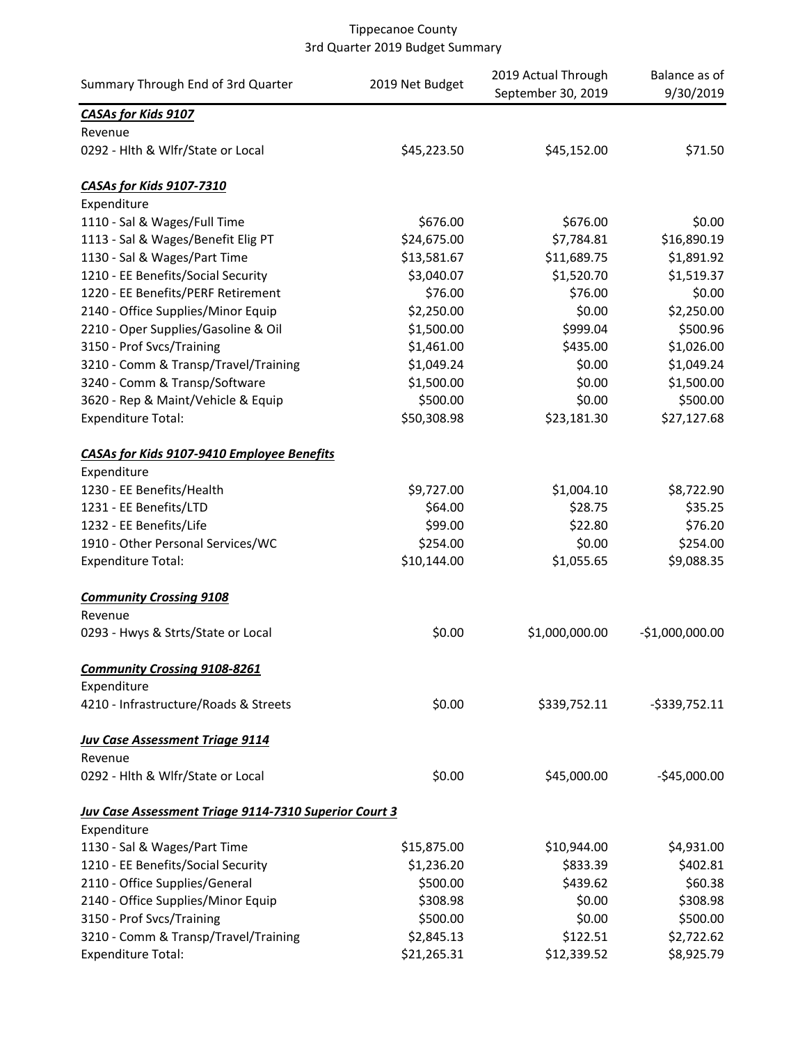# Tippecanoe County
## 3rd Quarter 2019 Budget Summary

| Summary Through End of 3rd Quarter | 2019 Net Budget | 2019 Actual Through September 30, 2019 | Balance as of 9/30/2019 |
|---|---|---|---|
| ***CASAs for Kids 9107*** | | | |
| Revenue | | | |
| 0292 - Hlth & Wlfr/State or Local | $45,223.50 | $45,152.00 | $71.50 |
| | | | |
| ***CASAs for Kids 9107-7310*** | | | |
| Expenditure | | | |
| 1110 - Sal & Wages/Full Time | $676.00 | $676.00 | $0.00 |
| 1113 - Sal & Wages/Benefit Elig PT | $24,675.00 | $7,784.81 | $16,890.19 |
| 1130 - Sal & Wages/Part Time | $13,581.67 | $11,689.75 | $1,891.92 |
| 1210 - EE Benefits/Social Security | $3,040.07 | $1,520.70 | $1,519.37 |
| 1220 - EE Benefits/PERF Retirement | $76.00 | $76.00 | $0.00 |
| 2140 - Office Supplies/Minor Equip | $2,250.00 | $0.00 | $2,250.00 |
| 2210 - Oper Supplies/Gasoline & Oil | $1,500.00 | $999.04 | $500.96 |
| 3150 - Prof Svcs/Training | $1,461.00 | $435.00 | $1,026.00 |
| 3210 - Comm & Transp/Travel/Training | $1,049.24 | $0.00 | $1,049.24 |
| 3240 - Comm & Transp/Software | $1,500.00 | $0.00 | $1,500.00 |
| 3620 - Rep & Maint/Vehicle & Equip | $500.00 | $0.00 | $500.00 |
| Expenditure Total: | $50,308.98 | $23,181.30 | $27,127.68 |
| | | | |
| ***CASAs for Kids 9107-9410 Employee Benefits*** | | | |
| Expenditure | | | |
| 1230 - EE Benefits/Health | $9,727.00 | $1,004.10 | $8,722.90 |
| 1231 - EE Benefits/LTD | $64.00 | $28.75 | $35.25 |
| 1232 - EE Benefits/Life | $99.00 | $22.80 | $76.20 |
| 1910 - Other Personal Services/WC | $254.00 | $0.00 | $254.00 |
| Expenditure Total: | $10,144.00 | $1,055.65 | $9,088.35 |
| | | | |
| ***Community Crossing 9108*** | | | |
| Revenue | | | |
| 0293 - Hwys & Strts/State or Local | $0.00 | $1,000,000.00 | -$1,000,000.00 |
| | | | |
| ***Community Crossing 9108-8261*** | | | |
| Expenditure | | | |
| 4210 - Infrastructure/Roads & Streets | $0.00 | $339,752.11 | -$339,752.11 |
| | | | |
| ***Juv Case Assessment Triage 9114*** | | | |
| Revenue | | | |
| 0292 - Hlth & Wlfr/State or Local | $0.00 | $45,000.00 | -$45,000.00 |
| | | | |
| ***Juv Case Assessment Triage 9114-7310 Superior Court 3*** | | | |
| Expenditure | | | |
| 1130 - Sal & Wages/Part Time | $15,875.00 | $10,944.00 | $4,931.00 |
| 1210 - EE Benefits/Social Security | $1,236.20 | $833.39 | $402.81 |
| 2110 - Office Supplies/General | $500.00 | $439.62 | $60.38 |
| 2140 - Office Supplies/Minor Equip | $308.98 | $0.00 | $308.98 |
| 3150 - Prof Svcs/Training | $500.00 | $0.00 | $500.00 |
| 3210 - Comm & Transp/Travel/Training | $2,845.13 | $122.51 | $2,722.62 |
| Expenditure Total: | $21,265.31 | $12,339.52 | $8,925.79 |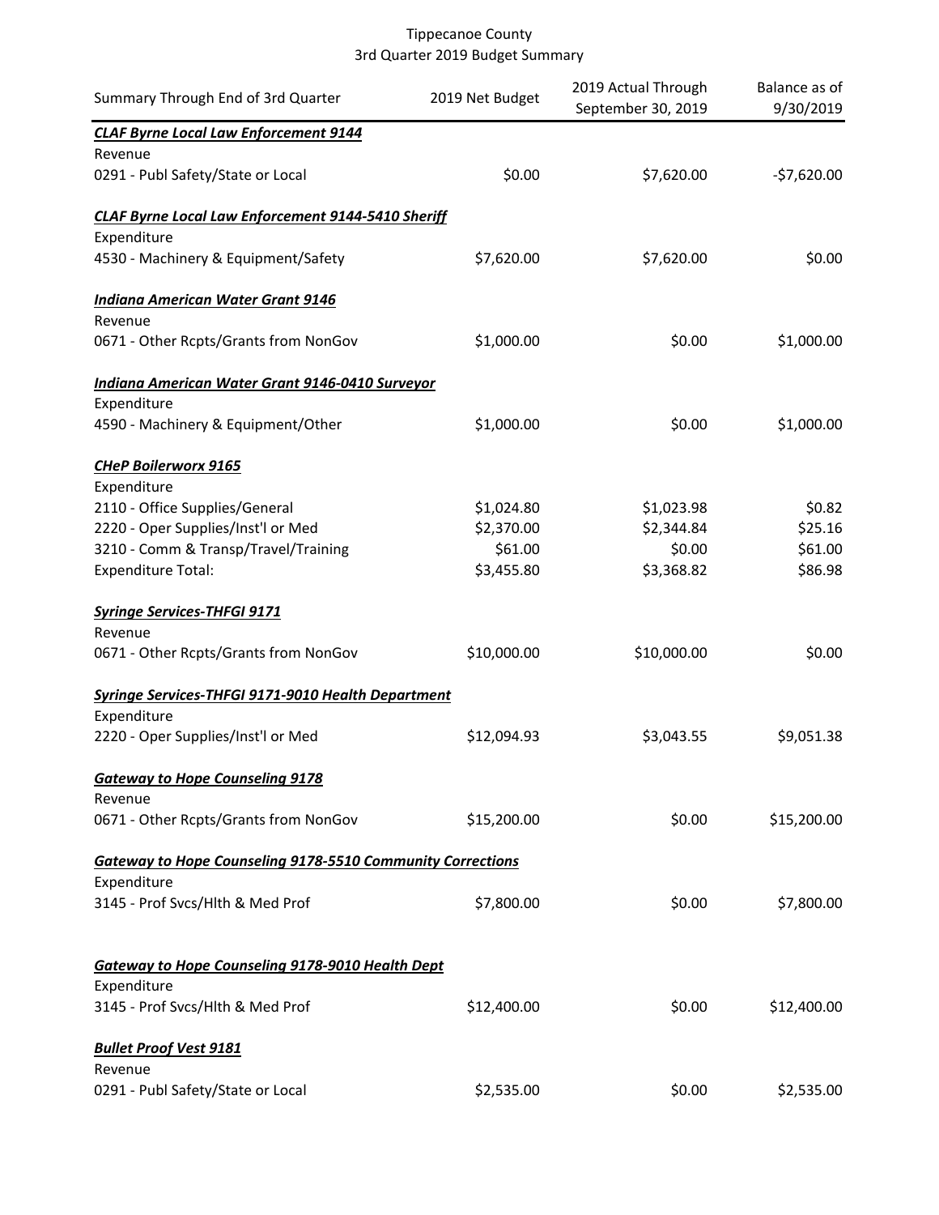Tippecanoe County
3rd Quarter 2019 Budget Summary

| Summary Through End of 3rd Quarter | 2019 Net Budget | 2019 Actual Through September 30, 2019 | Balance as of 9/30/2019 |
|---|---|---|---|
| ***CLAF Byrne Local Law Enforcement 9144*** | | | |
| Revenue | | | |
| 0291 - Publ Safety/State or Local | $0.00 | $7,620.00 | -$7,620.00 |
| ***CLAF Byrne Local Law Enforcement 9144-5410 Sheriff*** | | | |
| Expenditure | | | |
| 4530 - Machinery & Equipment/Safety | $7,620.00 | $7,620.00 | $0.00 |
| ***Indiana American Water Grant 9146*** | | | |
| Revenue | | | |
| 0671 - Other Rcpts/Grants from NonGov | $1,000.00 | $0.00 | $1,000.00 |
| ***Indiana American Water Grant 9146-0410 Surveyor*** | | | |
| Expenditure | | | |
| 4590 - Machinery & Equipment/Other | $1,000.00 | $0.00 | $1,000.00 |
| ***CHeP Boilerworx 9165*** | | | |
| Expenditure | | | |
| 2110 - Office Supplies/General | $1,024.80 | $1,023.98 | $0.82 |
| 2220 - Oper Supplies/Inst'l or Med | $2,370.00 | $2,344.84 | $25.16 |
| 3210 - Comm & Transp/Travel/Training | $61.00 | $0.00 | $61.00 |
| Expenditure Total: | $3,455.80 | $3,368.82 | $86.98 |
| ***Syringe Services-THFGI 9171*** | | | |
| Revenue | | | |
| 0671 - Other Rcpts/Grants from NonGov | $10,000.00 | $10,000.00 | $0.00 |
| ***Syringe Services-THFGI 9171-9010 Health Department*** | | | |
| Expenditure | | | |
| 2220 - Oper Supplies/Inst'l or Med | $12,094.93 | $3,043.55 | $9,051.38 |
| ***Gateway to Hope Counseling 9178*** | | | |
| Revenue | | | |
| 0671 - Other Rcpts/Grants from NonGov | $15,200.00 | $0.00 | $15,200.00 |
| ***Gateway to Hope Counseling 9178-5510 Community Corrections*** | | | |
| Expenditure | | | |
| 3145 - Prof Svcs/Hlth & Med Prof | $7,800.00 | $0.00 | $7,800.00 |
| ***Gateway to Hope Counseling 9178-9010 Health Dept*** | | | |
| Expenditure | | | |
| 3145 - Prof Svcs/Hlth & Med Prof | $12,400.00 | $0.00 | $12,400.00 |
| ***Bullet Proof Vest 9181*** | | | |
| Revenue | | | |
| 0291 - Publ Safety/State or Local | $2,535.00 | $0.00 | $2,535.00 |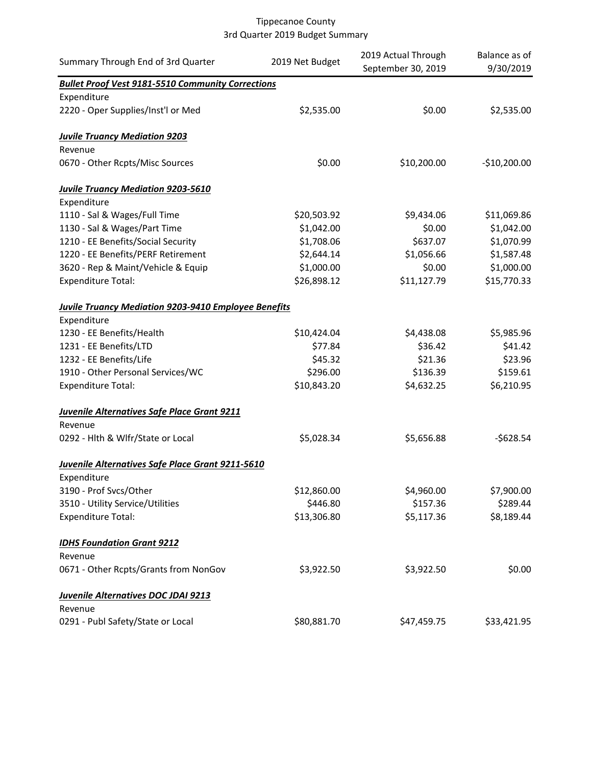Tippecanoe County
3rd Quarter 2019 Budget Summary

| Summary Through End of 3rd Quarter | 2019 Net Budget | 2019 Actual Through September 30, 2019 | Balance as of 9/30/2019 |
|---|---|---|---|
| ***Bullet Proof Vest 9181-5510 Community Corrections*** | | | |
| Expenditure | | | |
| 2220 - Oper Supplies/Inst'l or Med | $2,535.00 | $0.00 | $2,535.00 |
| | | | |
| ***Juvile Truancy Mediation 9203*** | | | |
| Revenue | | | |
| 0670 - Other Rcpts/Misc Sources | $0.00 | $10,200.00 | -$10,200.00 |
| | | | |
| ***Juvile Truancy Mediation 9203-5610*** | | | |
| Expenditure | | | |
| 1110 - Sal & Wages/Full Time | $20,503.92 | $9,434.06 | $11,069.86 |
| 1130 - Sal & Wages/Part Time | $1,042.00 | $0.00 | $1,042.00 |
| 1210 - EE Benefits/Social Security | $1,708.06 | $637.07 | $1,070.99 |
| 1220 - EE Benefits/PERF Retirement | $2,644.14 | $1,056.66 | $1,587.48 |
| 3620 - Rep & Maint/Vehicle & Equip | $1,000.00 | $0.00 | $1,000.00 |
| Expenditure Total: | $26,898.12 | $11,127.79 | $15,770.33 |
| | | | |
| ***Juvile Truancy Mediation 9203-9410 Employee Benefits*** | | | |
| Expenditure | | | |
| 1230 - EE Benefits/Health | $10,424.04 | $4,438.08 | $5,985.96 |
| 1231 - EE Benefits/LTD | $77.84 | $36.42 | $41.42 |
| 1232 - EE Benefits/Life | $45.32 | $21.36 | $23.96 |
| 1910 - Other Personal Services/WC | $296.00 | $136.39 | $159.61 |
| Expenditure Total: | $10,843.20 | $4,632.25 | $6,210.95 |
| | | | |
| ***Juvenile Alternatives Safe Place Grant 9211*** | | | |
| Revenue | | | |
| 0292 - Hlth & Wlfr/State or Local | $5,028.34 | $5,656.88 | -$628.54 |
| | | | |
| ***Juvenile Alternatives Safe Place Grant 9211-5610*** | | | |
| Expenditure | | | |
| 3190 - Prof Svcs/Other | $12,860.00 | $4,960.00 | $7,900.00 |
| 3510 - Utility Service/Utilities | $446.80 | $157.36 | $289.44 |
| Expenditure Total: | $13,306.80 | $5,117.36 | $8,189.44 |
| | | | |
| ***IDHS Foundation Grant 9212*** | | | |
| Revenue | | | |
| 0671 - Other Rcpts/Grants from NonGov | $3,922.50 | $3,922.50 | $0.00 |
| | | | |
| ***Juvenile Alternatives DOC JDAI 9213*** | | | |
| Revenue | | | |
| 0291 - Publ Safety/State or Local | $80,881.70 | $47,459.75 | $33,421.95 |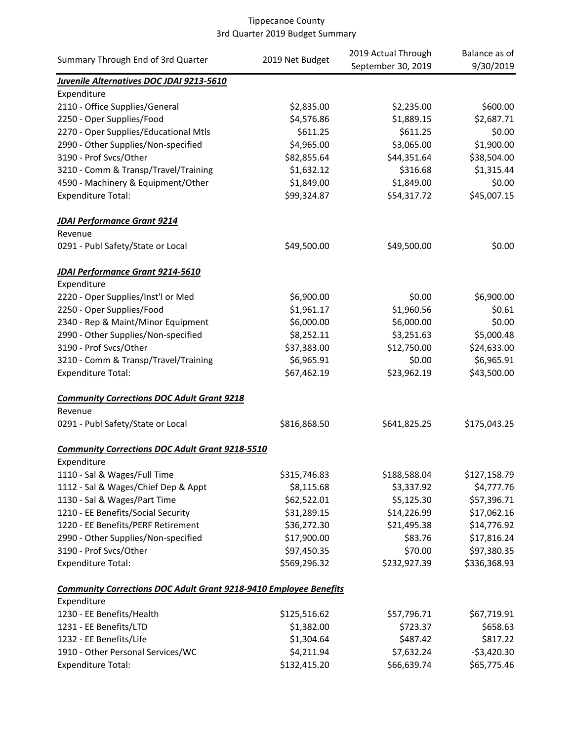Tippecanoe County
3rd Quarter 2019 Budget Summary

| Summary Through End of 3rd Quarter | 2019 Net Budget | 2019 Actual Through September 30, 2019 | Balance as of 9/30/2019 |
|---|---|---|---|
| ***Juvenile Alternatives DOC JDAI 9213-5610*** | | | |
| Expenditure | | | |
| 2110 - Office Supplies/General | $2,835.00 | $2,235.00 | $600.00 |
| 2250 - Oper Supplies/Food | $4,576.86 | $1,889.15 | $2,687.71 |
| 2270 - Oper Supplies/Educational Mtls | $611.25 | $611.25 | $0.00 |
| 2990 - Other Supplies/Non-specified | $4,965.00 | $3,065.00 | $1,900.00 |
| 3190 - Prof Svcs/Other | $82,855.64 | $44,351.64 | $38,504.00 |
| 3210 - Comm & Transp/Travel/Training | $1,632.12 | $316.68 | $1,315.44 |
| 4590 - Machinery & Equipment/Other | $1,849.00 | $1,849.00 | $0.00 |
| Expenditure Total: | $99,324.87 | $54,317.72 | $45,007.15 |
| | | | |
| ***JDAI Performance Grant 9214*** | | | |
| Revenue | | | |
| 0291 - Publ Safety/State or Local | $49,500.00 | $49,500.00 | $0.00 |
| | | | |
| ***JDAI Performance Grant 9214-5610*** | | | |
| Expenditure | | | |
| 2220 - Oper Supplies/Inst'l or Med | $6,900.00 | $0.00 | $6,900.00 |
| 2250 - Oper Supplies/Food | $1,961.17 | $1,960.56 | $0.61 |
| 2340 - Rep & Maint/Minor Equipment | $6,000.00 | $6,000.00 | $0.00 |
| 2990 - Other Supplies/Non-specified | $8,252.11 | $3,251.63 | $5,000.48 |
| 3190 - Prof Svcs/Other | $37,383.00 | $12,750.00 | $24,633.00 |
| 3210 - Comm & Transp/Travel/Training | $6,965.91 | $0.00 | $6,965.91 |
| Expenditure Total: | $67,462.19 | $23,962.19 | $43,500.00 |
| | | | |
| ***Community Corrections DOC Adult Grant 9218*** | | | |
| Revenue | | | |
| 0291 - Publ Safety/State or Local | $816,868.50 | $641,825.25 | $175,043.25 |
| | | | |
| ***Community Corrections DOC Adult Grant 9218-5510*** | | | |
| Expenditure | | | |
| 1110 - Sal & Wages/Full Time | $315,746.83 | $188,588.04 | $127,158.79 |
| 1112 - Sal & Wages/Chief Dep & Appt | $8,115.68 | $3,337.92 | $4,777.76 |
| 1130 - Sal & Wages/Part Time | $62,522.01 | $5,125.30 | $57,396.71 |
| 1210 - EE Benefits/Social Security | $31,289.15 | $14,226.99 | $17,062.16 |
| 1220 - EE Benefits/PERF Retirement | $36,272.30 | $21,495.38 | $14,776.92 |
| 2990 - Other Supplies/Non-specified | $17,900.00 | $83.76 | $17,816.24 |
| 3190 - Prof Svcs/Other | $97,450.35 | $70.00 | $97,380.35 |
| Expenditure Total: | $569,296.32 | $232,927.39 | $336,368.93 |
| | | | |
| ***Community Corrections DOC Adult Grant 9218-9410 Employee Benefits*** | | | |
| Expenditure | | | |
| 1230 - EE Benefits/Health | $125,516.62 | $57,796.71 | $67,719.91 |
| 1231 - EE Benefits/LTD | $1,382.00 | $723.37 | $658.63 |
| 1232 - EE Benefits/Life | $1,304.64 | $487.42 | $817.22 |
| 1910 - Other Personal Services/WC | $4,211.94 | $7,632.24 | -$3,420.30 |
| Expenditure Total: | $132,415.20 | $66,639.74 | $65,775.46 |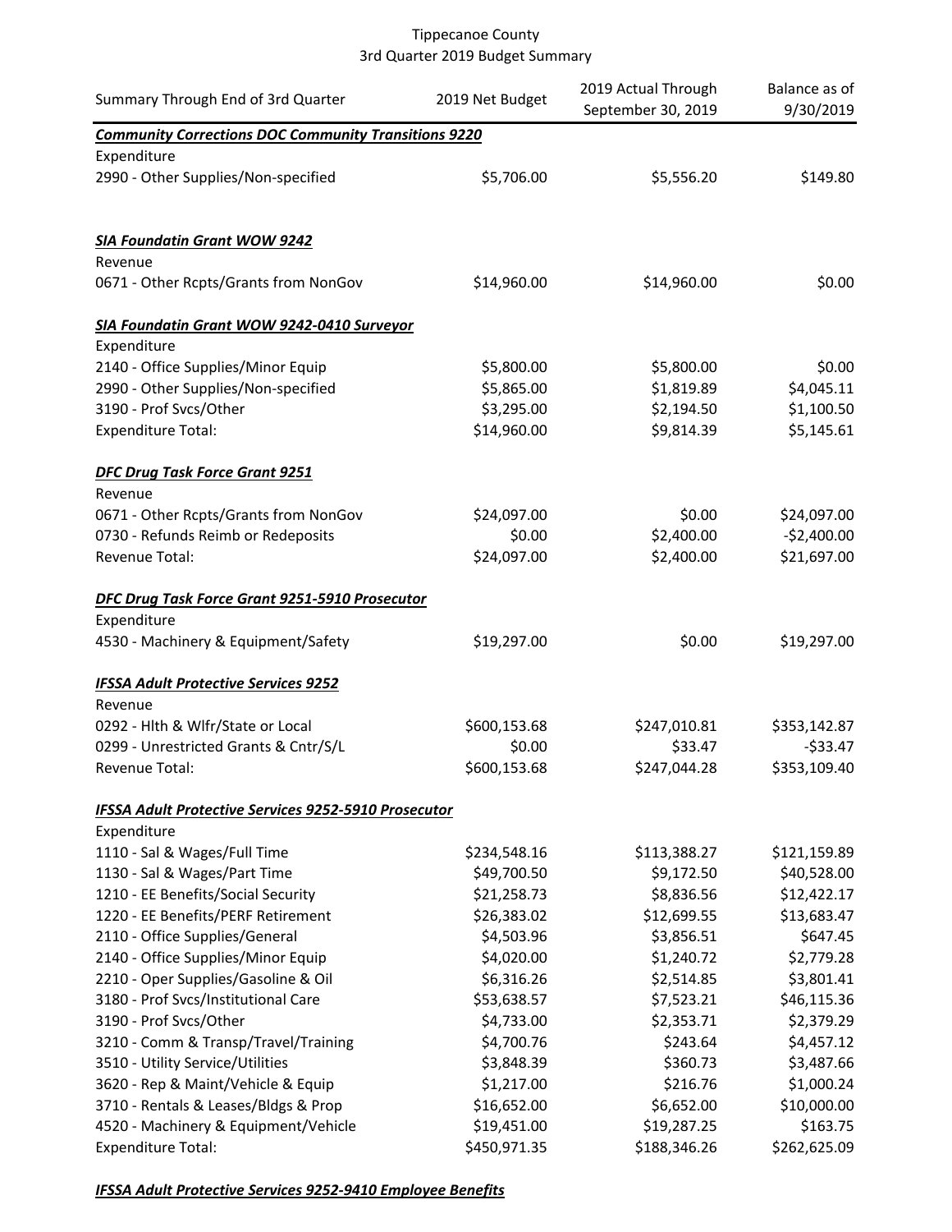Tippecanoe County
3rd Quarter 2019 Budget Summary

| Summary Through End of 3rd Quarter | 2019 Net Budget | 2019 Actual Through September 30, 2019 | Balance as of 9/30/2019 |
|---|---|---|---|
| ***Community Corrections DOC Community Transitions 9220*** | | | |
| Expenditure | | | |
| 2990 - Other Supplies/Non-specified | $5,706.00 | $5,556.20 | $149.80 |
| ***SIA Foundatin Grant WOW 9242*** | | | |
| Revenue | | | |
| 0671 - Other Rcpts/Grants from NonGov | $14,960.00 | $14,960.00 | $0.00 |
| ***SIA Foundatin Grant WOW 9242-0410 Surveyor*** | | | |
| Expenditure | | | |
| 2140 - Office Supplies/Minor Equip | $5,800.00 | $5,800.00 | $0.00 |
| 2990 - Other Supplies/Non-specified | $5,865.00 | $1,819.89 | $4,045.11 |
| 3190 - Prof Svcs/Other | $3,295.00 | $2,194.50 | $1,100.50 |
| Expenditure Total: | $14,960.00 | $9,814.39 | $5,145.61 |
| ***DFC Drug Task Force Grant 9251*** | | | |
| Revenue | | | |
| 0671 - Other Rcpts/Grants from NonGov | $24,097.00 | $0.00 | $24,097.00 |
| 0730 - Refunds Reimb or Redeposits | $0.00 | $2,400.00 | -$2,400.00 |
| Revenue Total: | $24,097.00 | $2,400.00 | $21,697.00 |
| ***DFC Drug Task Force Grant 9251-5910 Prosecutor*** | | | |
| Expenditure | | | |
| 4530 - Machinery & Equipment/Safety | $19,297.00 | $0.00 | $19,297.00 |
| ***IFSSA Adult Protective Services 9252*** | | | |
| Revenue | | | |
| 0292 - Hlth & Wlfr/State or Local | $600,153.68 | $247,010.81 | $353,142.87 |
| 0299 - Unrestricted Grants & Cntr/S/L | $0.00 | $33.47 | -$33.47 |
| Revenue Total: | $600,153.68 | $247,044.28 | $353,109.40 |
| ***IFSSA Adult Protective Services 9252-5910 Prosecutor*** | | | |
| Expenditure | | | |
| 1110 - Sal & Wages/Full Time | $234,548.16 | $113,388.27 | $121,159.89 |
| 1130 - Sal & Wages/Part Time | $49,700.50 | $9,172.50 | $40,528.00 |
| 1210 - EE Benefits/Social Security | $21,258.73 | $8,836.56 | $12,422.17 |
| 1220 - EE Benefits/PERF Retirement | $26,383.02 | $12,699.55 | $13,683.47 |
| 2110 - Office Supplies/General | $4,503.96 | $3,856.51 | $647.45 |
| 2140 - Office Supplies/Minor Equip | $4,020.00 | $1,240.72 | $2,779.28 |
| 2210 - Oper Supplies/Gasoline & Oil | $6,316.26 | $2,514.85 | $3,801.41 |
| 3180 - Prof Svcs/Institutional Care | $53,638.57 | $7,523.21 | $46,115.36 |
| 3190 - Prof Svcs/Other | $4,733.00 | $2,353.71 | $2,379.29 |
| 3210 - Comm & Transp/Travel/Training | $4,700.76 | $243.64 | $4,457.12 |
| 3510 - Utility Service/Utilities | $3,848.39 | $360.73 | $3,487.66 |
| 3620 - Rep & Maint/Vehicle & Equip | $1,217.00 | $216.76 | $1,000.24 |
| 3710 - Rentals & Leases/Bldgs & Prop | $16,652.00 | $6,652.00 | $10,000.00 |
| 4520 - Machinery & Equipment/Vehicle | $19,451.00 | $19,287.25 | $163.75 |
| Expenditure Total: | $450,971.35 | $188,346.26 | $262,625.09 |
| ***IFSSA Adult Protective Services 9252-9410 Employee Benefits*** | | | |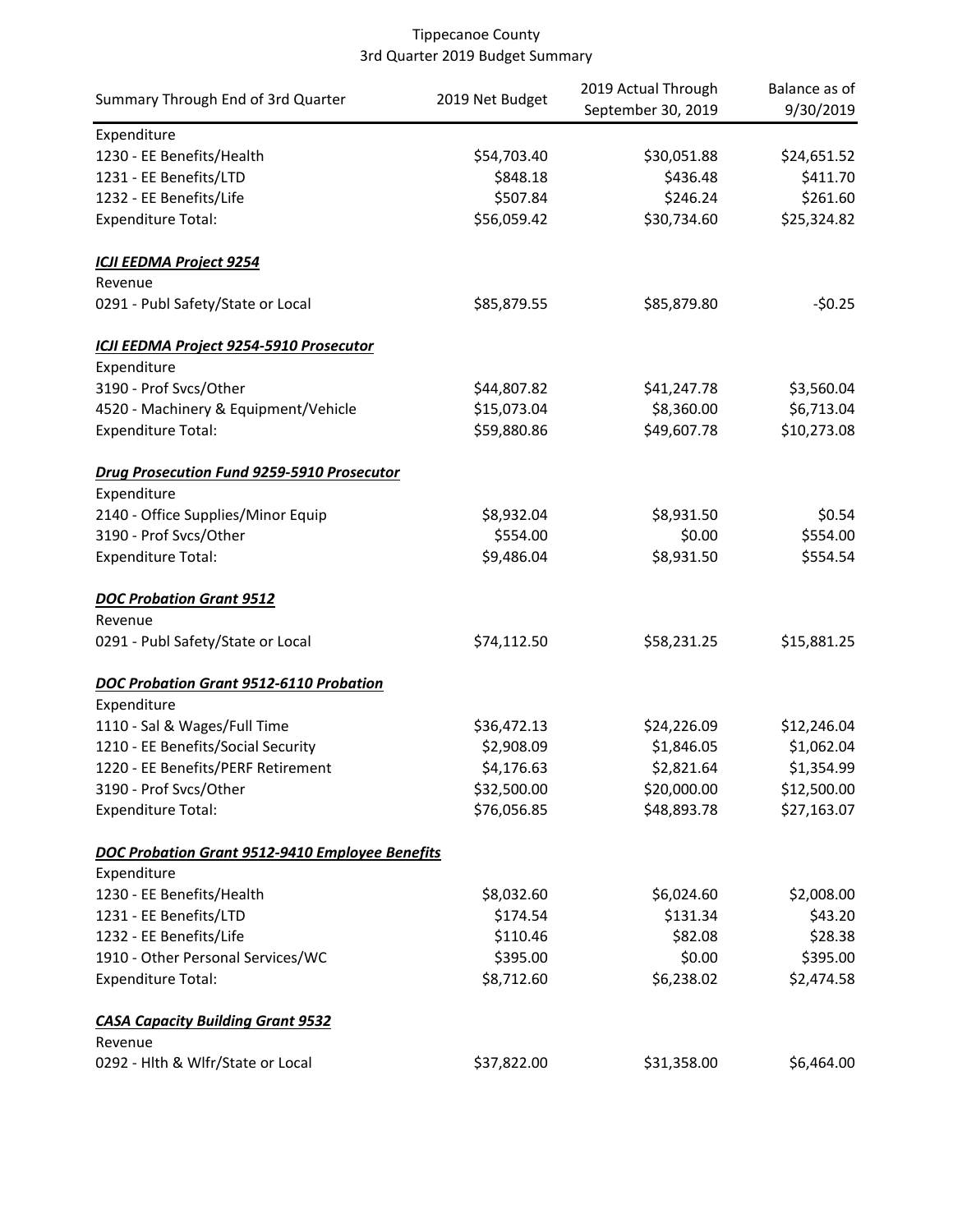Tippecanoe County
3rd Quarter 2019 Budget Summary

| Summary Through End of 3rd Quarter | 2019 Net Budget | 2019 Actual Through September 30, 2019 | Balance as of 9/30/2019 |
|---|---|---|---|
| Expenditure | | | |
| 1230 - EE Benefits/Health | $54,703.40 | $30,051.88 | $24,651.52 |
| 1231 - EE Benefits/LTD | $848.18 | $436.48 | $411.70 |
| 1232 - EE Benefits/Life | $507.84 | $246.24 | $261.60 |
| Expenditure Total: | $56,059.42 | $30,734.60 | $25,324.82 |
| | | | |
| ***ICJI EEDMA Project 9254*** | | | |
| Revenue | | | |
| 0291 - Publ Safety/State or Local | $85,879.55 | $85,879.80 | -$0.25 |
| | | | |
| ***ICJI EEDMA Project 9254-5910 Prosecutor*** | | | |
| Expenditure | | | |
| 3190 - Prof Svcs/Other | $44,807.82 | $41,247.78 | $3,560.04 |
| 4520 - Machinery & Equipment/Vehicle | $15,073.04 | $8,360.00 | $6,713.04 |
| Expenditure Total: | $59,880.86 | $49,607.78 | $10,273.08 |
| | | | |
| ***Drug Prosecution Fund 9259-5910 Prosecutor*** | | | |
| Expenditure | | | |
| 2140 - Office Supplies/Minor Equip | $8,932.04 | $8,931.50 | $0.54 |
| 3190 - Prof Svcs/Other | $554.00 | $0.00 | $554.00 |
| Expenditure Total: | $9,486.04 | $8,931.50 | $554.54 |
| | | | |
| ***DOC Probation Grant 9512*** | | | |
| Revenue | | | |
| 0291 - Publ Safety/State or Local | $74,112.50 | $58,231.25 | $15,881.25 |
| | | | |
| ***DOC Probation Grant 9512-6110 Probation*** | | | |
| Expenditure | | | |
| 1110 - Sal & Wages/Full Time | $36,472.13 | $24,226.09 | $12,246.04 |
| 1210 - EE Benefits/Social Security | $2,908.09 | $1,846.05 | $1,062.04 |
| 1220 - EE Benefits/PERF Retirement | $4,176.63 | $2,821.64 | $1,354.99 |
| 3190 - Prof Svcs/Other | $32,500.00 | $20,000.00 | $12,500.00 |
| Expenditure Total: | $76,056.85 | $48,893.78 | $27,163.07 |
| | | | |
| ***DOC Probation Grant 9512-9410 Employee Benefits*** | | | |
| Expenditure | | | |
| 1230 - EE Benefits/Health | $8,032.60 | $6,024.60 | $2,008.00 |
| 1231 - EE Benefits/LTD | $174.54 | $131.34 | $43.20 |
| 1232 - EE Benefits/Life | $110.46 | $82.08 | $28.38 |
| 1910 - Other Personal Services/WC | $395.00 | $0.00 | $395.00 |
| Expenditure Total: | $8,712.60 | $6,238.02 | $2,474.58 |
| | | | |
| ***CASA Capacity Building Grant 9532*** | | | |
| Revenue | | | |
| 0292 - Hlth & Wlfr/State or Local | $37,822.00 | $31,358.00 | $6,464.00 |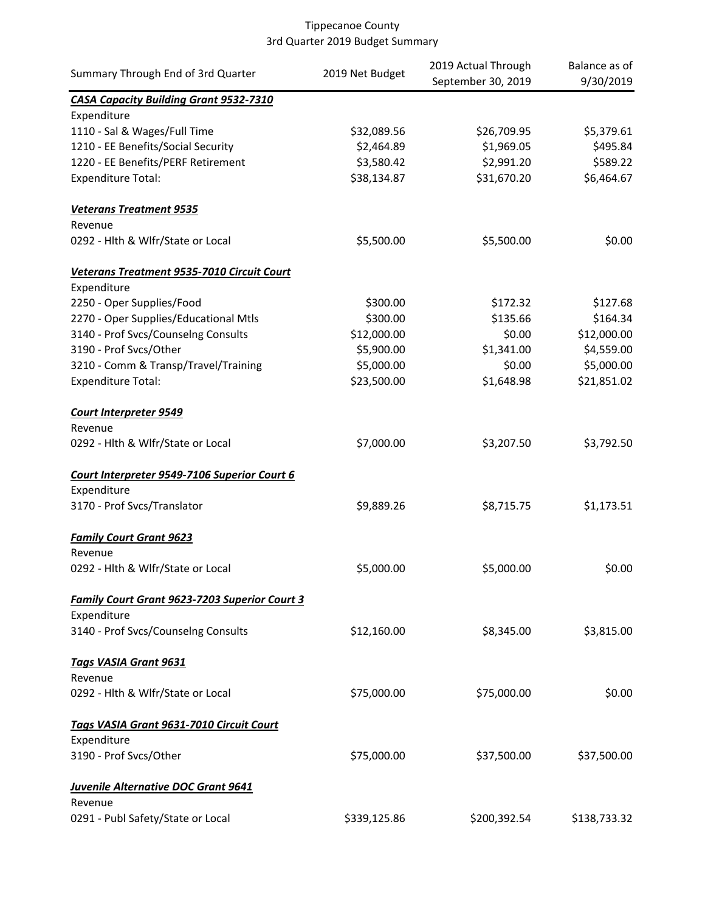Tippecanoe County
3rd Quarter 2019 Budget Summary

| Summary Through End of 3rd Quarter | 2019 Net Budget | 2019 Actual Through September 30, 2019 | Balance as of 9/30/2019 |
|---|---|---|---|
| ***CASA Capacity Building Grant 9532-7310*** | | | |
| Expenditure | | | |
| 1110 - Sal & Wages/Full Time | $32,089.56 | $26,709.95 | $5,379.61 |
| 1210 - EE Benefits/Social Security | $2,464.89 | $1,969.05 | $495.84 |
| 1220 - EE Benefits/PERF Retirement | $3,580.42 | $2,991.20 | $589.22 |
| Expenditure Total: | $38,134.87 | $31,670.20 | $6,464.67 |
| ***Veterans Treatment 9535*** | | | |
| Revenue | | | |
| 0292 - Hlth & Wlfr/State or Local | $5,500.00 | $5,500.00 | $0.00 |
| ***Veterans Treatment 9535-7010 Circuit Court*** | | | |
| Expenditure | | | |
| 2250 - Oper Supplies/Food | $300.00 | $172.32 | $127.68 |
| 2270 - Oper Supplies/Educational Mtls | $300.00 | $135.66 | $164.34 |
| 3140 - Prof Svcs/Counselng Consults | $12,000.00 | $0.00 | $12,000.00 |
| 3190 - Prof Svcs/Other | $5,900.00 | $1,341.00 | $4,559.00 |
| 3210 - Comm & Transp/Travel/Training | $5,000.00 | $0.00 | $5,000.00 |
| Expenditure Total: | $23,500.00 | $1,648.98 | $21,851.02 |
| ***Court Interpreter 9549*** | | | |
| Revenue | | | |
| 0292 - Hlth & Wlfr/State or Local | $7,000.00 | $3,207.50 | $3,792.50 |
| ***Court Interpreter 9549-7106 Superior Court 6*** | | | |
| Expenditure | | | |
| 3170 - Prof Svcs/Translator | $9,889.26 | $8,715.75 | $1,173.51 |
| ***Family Court Grant 9623*** | | | |
| Revenue | | | |
| 0292 - Hlth & Wlfr/State or Local | $5,000.00 | $5,000.00 | $0.00 |
| ***Family Court Grant 9623-7203 Superior Court 3*** | | | |
| Expenditure | | | |
| 3140 - Prof Svcs/Counselng Consults | $12,160.00 | $8,345.00 | $3,815.00 |
| ***Tags VASIA Grant 9631*** | | | |
| Revenue | | | |
| 0292 - Hlth & Wlfr/State or Local | $75,000.00 | $75,000.00 | $0.00 |
| ***Tags VASIA Grant 9631-7010 Circuit Court*** | | | |
| Expenditure | | | |
| 3190 - Prof Svcs/Other | $75,000.00 | $37,500.00 | $37,500.00 |
| ***Juvenile Alternative DOC Grant 9641*** | | | |
| Revenue | | | |
| 0291 - Publ Safety/State or Local | $339,125.86 | $200,392.54 | $138,733.32 |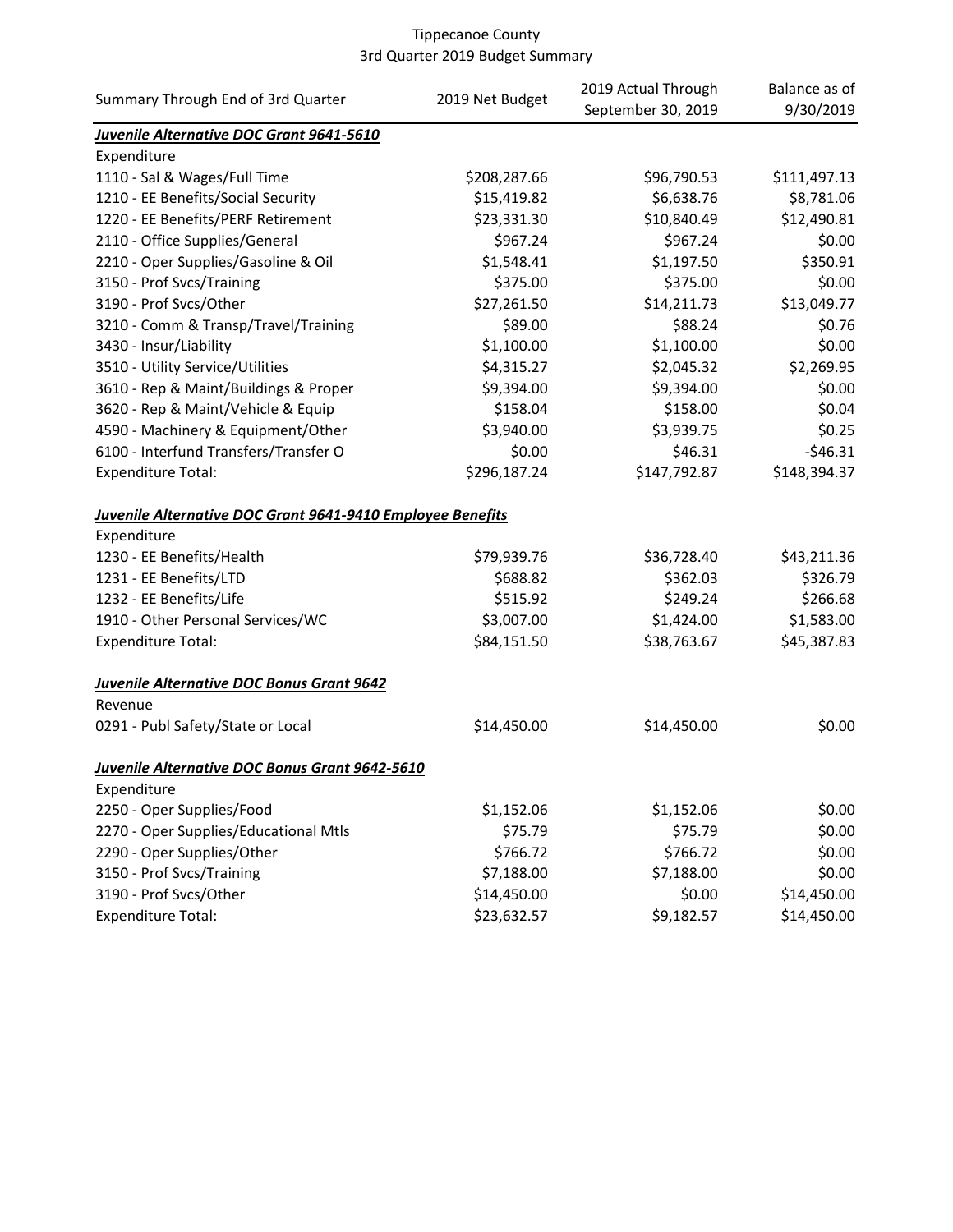Tippecanoe County
3rd Quarter 2019 Budget Summary

| Summary Through End of 3rd Quarter | 2019 Net Budget | 2019 Actual Through September 30, 2019 | Balance as of 9/30/2019 |
|---|---|---|---|
| ***Juvenile Alternative DOC Grant 9641-5610*** | | | |
| Expenditure | | | |
| 1110 - Sal & Wages/Full Time | $208,287.66 | $96,790.53 | $111,497.13 |
| 1210 - EE Benefits/Social Security | $15,419.82 | $6,638.76 | $8,781.06 |
| 1220 - EE Benefits/PERF Retirement | $23,331.30 | $10,840.49 | $12,490.81 |
| 2110 - Office Supplies/General | $967.24 | $967.24 | $0.00 |
| 2210 - Oper Supplies/Gasoline & Oil | $1,548.41 | $1,197.50 | $350.91 |
| 3150 - Prof Svcs/Training | $375.00 | $375.00 | $0.00 |
| 3190 - Prof Svcs/Other | $27,261.50 | $14,211.73 | $13,049.77 |
| 3210 - Comm & Transp/Travel/Training | $89.00 | $88.24 | $0.76 |
| 3430 - Insur/Liability | $1,100.00 | $1,100.00 | $0.00 |
| 3510 - Utility Service/Utilities | $4,315.27 | $2,045.32 | $2,269.95 |
| 3610 - Rep & Maint/Buildings & Proper | $9,394.00 | $9,394.00 | $0.00 |
| 3620 - Rep & Maint/Vehicle & Equip | $158.04 | $158.00 | $0.04 |
| 4590 - Machinery & Equipment/Other | $3,940.00 | $3,939.75 | $0.25 |
| 6100 - Interfund Transfers/Transfer O | $0.00 | $46.31 | -$46.31 |
| Expenditure Total: | $296,187.24 | $147,792.87 | $148,394.37 |
| | | | |
| ***Juvenile Alternative DOC Grant 9641-9410 Employee Benefits*** | | | |
| Expenditure | | | |
| 1230 - EE Benefits/Health | $79,939.76 | $36,728.40 | $43,211.36 |
| 1231 - EE Benefits/LTD | $688.82 | $362.03 | $326.79 |
| 1232 - EE Benefits/Life | $515.92 | $249.24 | $266.68 |
| 1910 - Other Personal Services/WC | $3,007.00 | $1,424.00 | $1,583.00 |
| Expenditure Total: | $84,151.50 | $38,763.67 | $45,387.83 |
| | | | |
| ***Juvenile Alternative DOC Bonus Grant 9642*** | | | |
| Revenue | | | |
| 0291 - Publ Safety/State or Local | $14,450.00 | $14,450.00 | $0.00 |
| | | | |
| ***Juvenile Alternative DOC Bonus Grant 9642-5610*** | | | |
| Expenditure | | | |
| 2250 - Oper Supplies/Food | $1,152.06 | $1,152.06 | $0.00 |
| 2270 - Oper Supplies/Educational Mtls | $75.79 | $75.79 | $0.00 |
| 2290 - Oper Supplies/Other | $766.72 | $766.72 | $0.00 |
| 3150 - Prof Svcs/Training | $7,188.00 | $7,188.00 | $0.00 |
| 3190 - Prof Svcs/Other | $14,450.00 | $0.00 | $14,450.00 |
| Expenditure Total: | $23,632.57 | $9,182.57 | $14,450.00 |